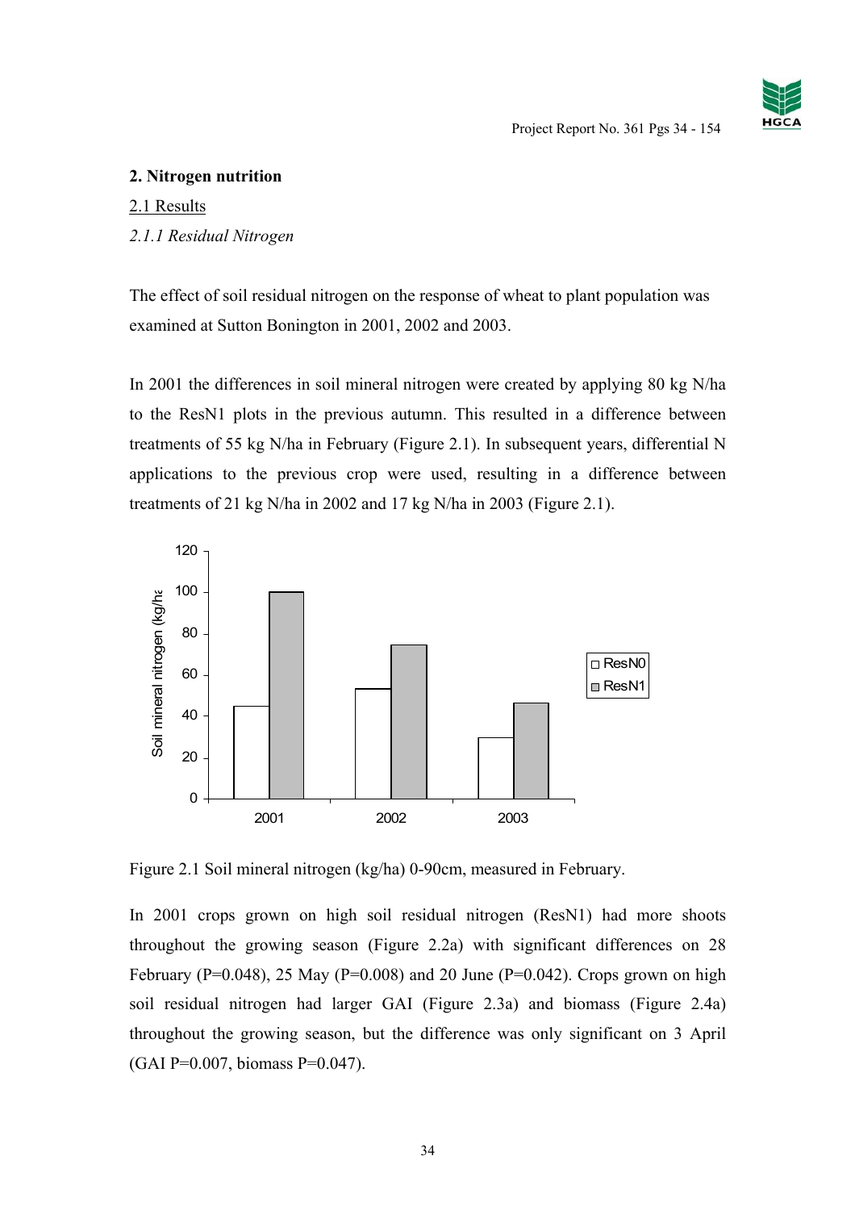## 2. Nitrogen nutrition

### 2.1 Results

#### *2.1.1 Residual Nitrogen*

The effect of soil residual nitrogen on the response of wheat to plant population was examined at Sutton Bonington in 2001, 2002 and 2003.

In 2001 the differences in soil mineral nitrogen were created by applying 80 kg N/ha to the ResN1 plots in the previous autumn. This resulted in a difference between treatments of 55 kg N/ha in February (Figure 2.1). In subsequent years, differential N applications to the previous crop were used, resulting in a difference between treatments of 21 kg N/ha in 2002 and 17 kg N/ha in 2003 (Figure 2.1).

Figure 2.1 Soil mineral nitrogen (kg/ha) 0-90cm, measured in February.

In 2001 crops grown on high soil residual nitrogen (ResN1) had more shoots throughout the growing season (Figure 2.2a) with significant differences on 28 February ($P=0.048$), 25 May ($P=0.008$) and 20 June ($P=0.042$). Crops grown on high soil residual nitrogen had larger GAI (Figure 2.3a) and biomass (Figure 2.4a) throughout the growing season, but the difference was only significant on 3 April (GAI $P=0.007$, biomass $P=0.047$).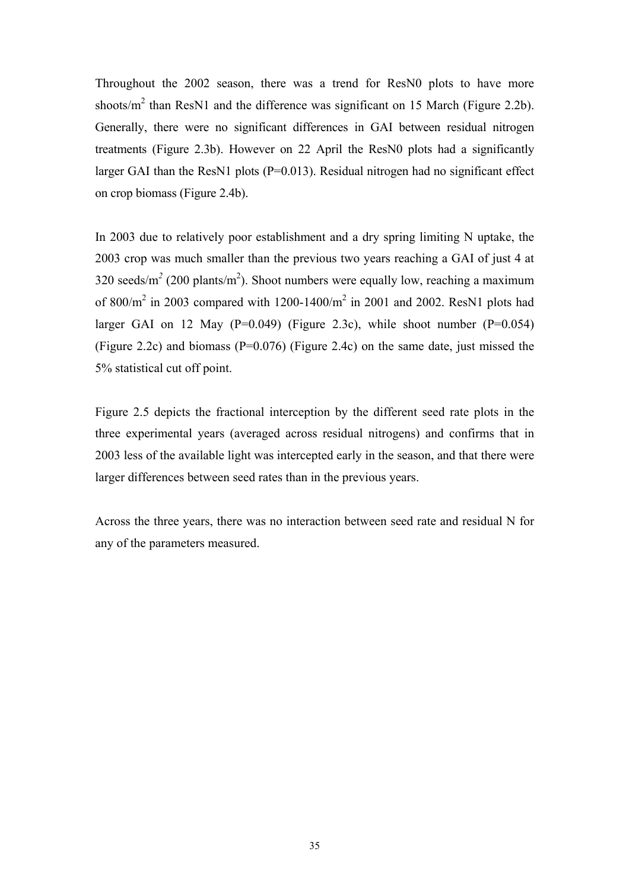Throughout the 2002 season, there was a trend for ResN0 plots to have more shoots/m$^2$ than ResN1 and the difference was significant on 15 March (Figure 2.2b). Generally, there were no significant differences in GAI between residual nitrogen treatments (Figure 2.3b). However on 22 April the ResN0 plots had a significantly larger GAI than the ResN1 plots (P=0.013). Residual nitrogen had no significant effect on crop biomass (Figure 2.4b).

In 2003 due to relatively poor establishment and a dry spring limiting N uptake, the 2003 crop was much smaller than the previous two years reaching a GAI of just 4 at 320 seeds/m$^2$ (200 plants/m$^2$). Shoot numbers were equally low, reaching a maximum of 800/m$^2$ in 2003 compared with 1200-1400/m$^2$ in 2001 and 2002. ResN1 plots had larger GAI on 12 May (P=0.049) (Figure 2.3c), while shoot number (P=0.054) (Figure 2.2c) and biomass (P=0.076) (Figure 2.4c) on the same date, just missed the 5% statistical cut off point.

Figure 2.5 depicts the fractional interception by the different seed rate plots in the three experimental years (averaged across residual nitrogens) and confirms that in 2003 less of the available light was intercepted early in the season, and that there were larger differences between seed rates than in the previous years.

Across the three years, there was no interaction between seed rate and residual N for any of the parameters measured.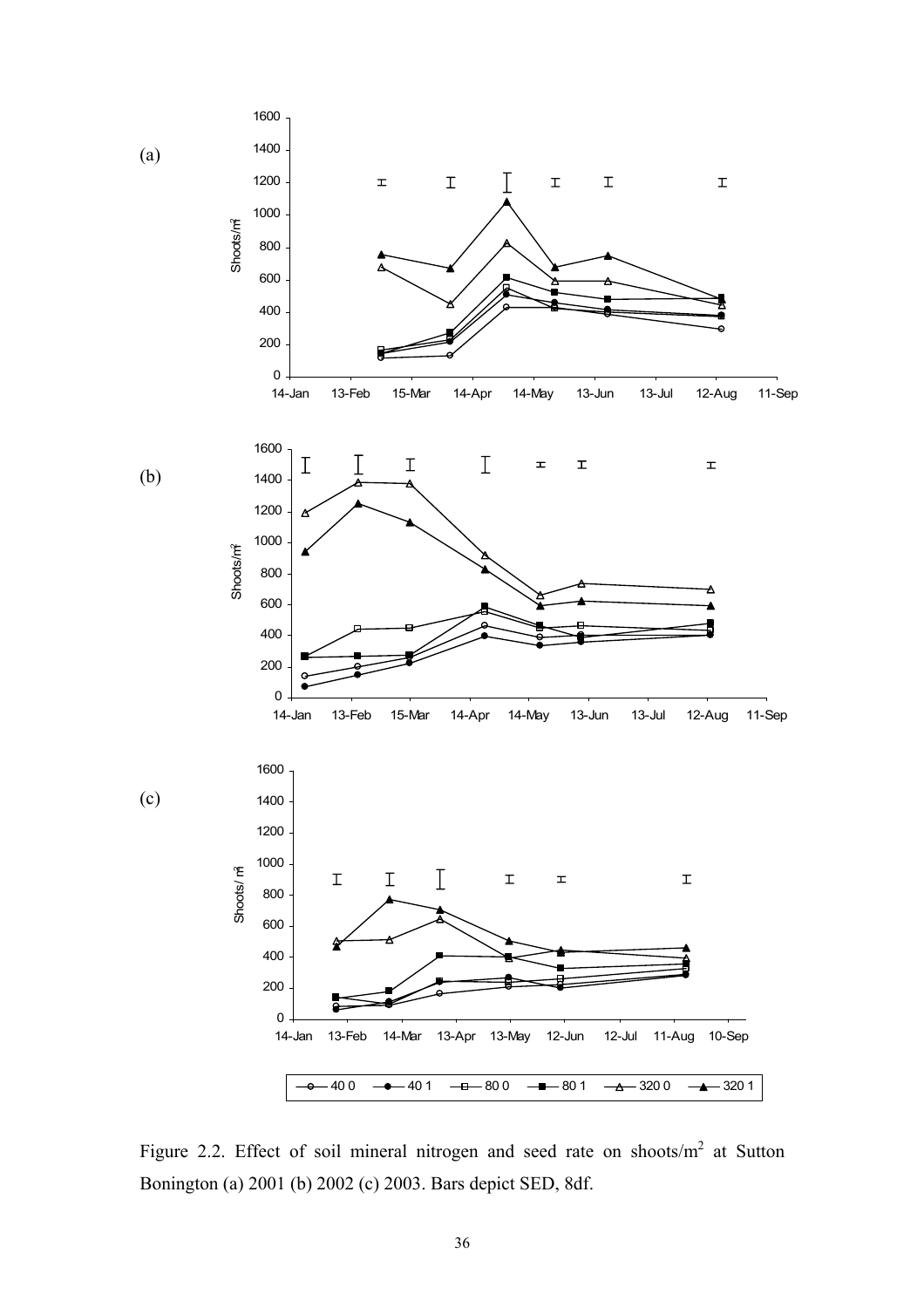Figure 2.2. Effect of soil mineral nitrogen and seed rate on shoots/m$^2$ at Sutton Bonington (a) 2001 (b) 2002 (c) 2003. Bars depict SED, 8df.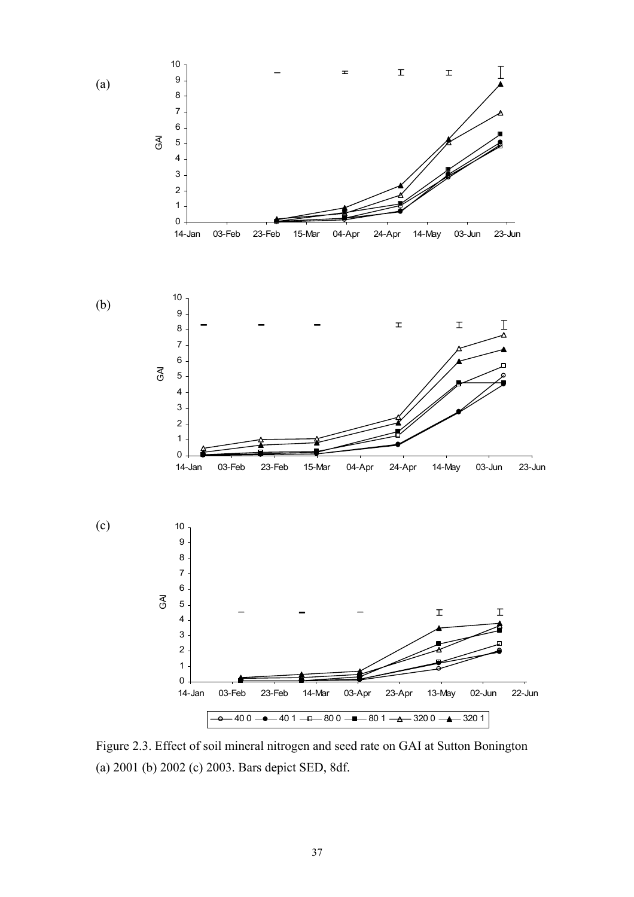Figure 2.3. Effect of soil mineral nitrogen and seed rate on GAI at Sutton Bonington (a) 2001 (b) 2002 (c) 2003. Bars depict SED, 8df.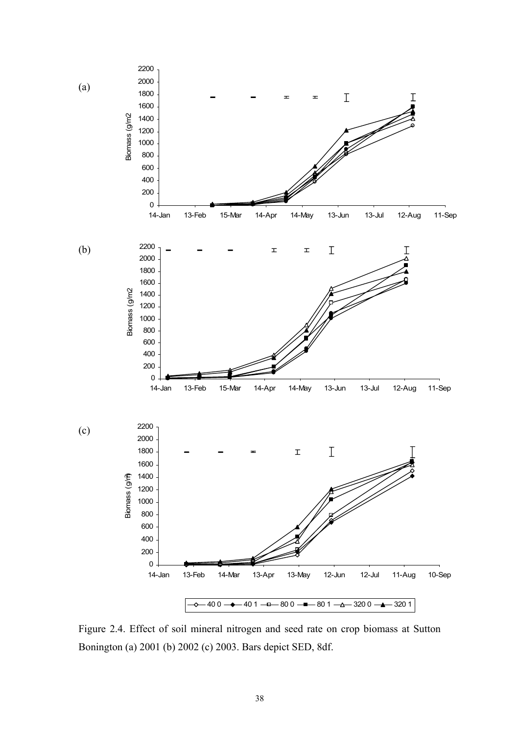Figure 2.4. Effect of soil mineral nitrogen and seed rate on crop biomass at Sutton Bonington (a) 2001 (b) 2002 (c) 2003. Bars depict SED, 8df.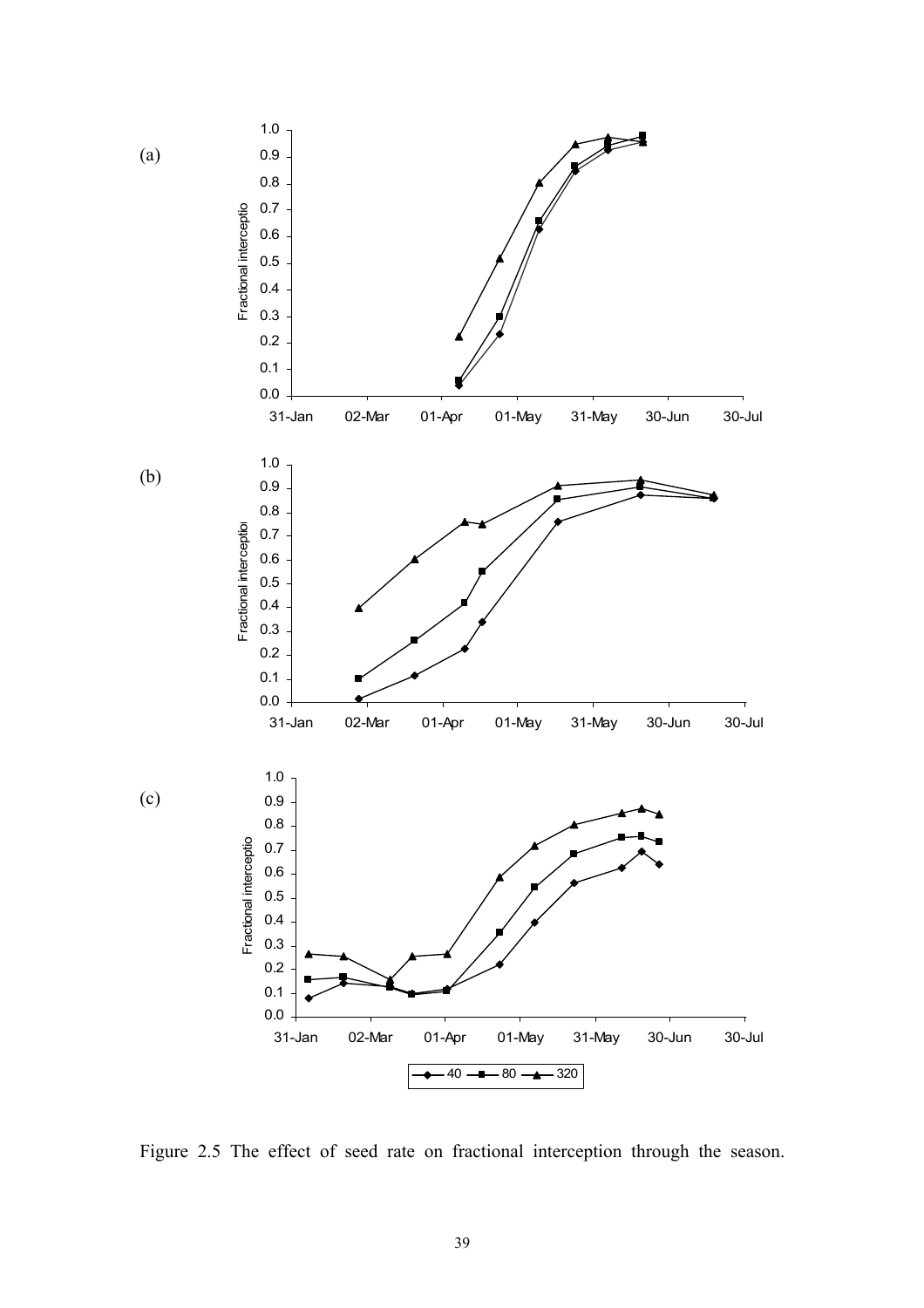Figure 2.5 The effect of seed rate on fractional interception through the season.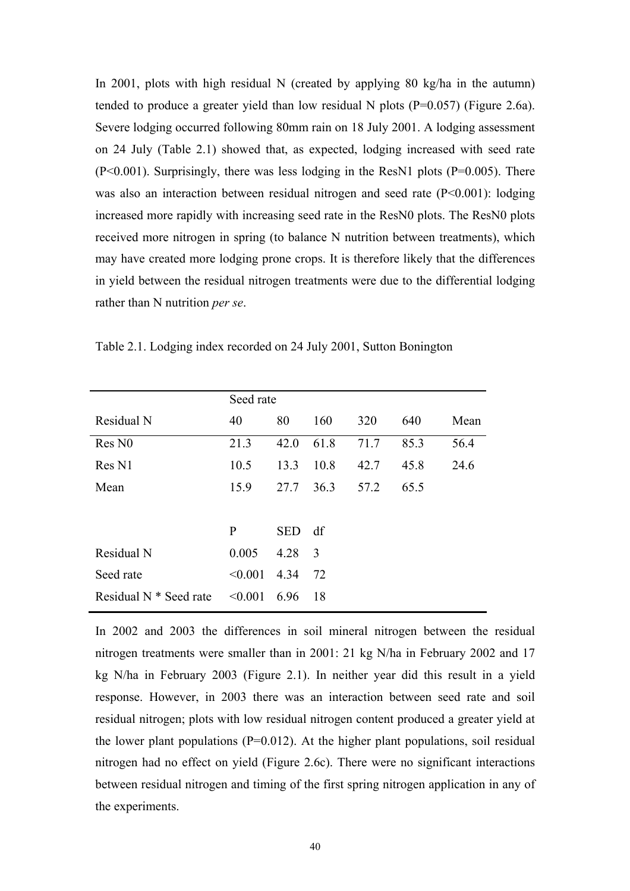In 2001, plots with high residual N (created by applying 80 kg/ha in the autumn) tended to produce a greater yield than low residual N plots (P=0.057) (Figure 2.6a). Severe lodging occurred following 80mm rain on 18 July 2001. A lodging assessment on 24 July (Table 2.1) showed that, as expected, lodging increased with seed rate (P<0.001). Surprisingly, there was less lodging in the ResN1 plots (P=0.005). There was also an interaction between residual nitrogen and seed rate (P<0.001): lodging increased more rapidly with increasing seed rate in the ResN0 plots. The ResN0 plots received more nitrogen in spring (to balance N nutrition between treatments), which may have created more lodging prone crops. It is therefore likely that the differences in yield between the residual nitrogen treatments were due to the differential lodging rather than N nutrition *per se*.

Table 2.1. Lodging index recorded on 24 July 2001, Sutton Bonington

| | Seed rate | | | | | |
|---|---|---|---|---|---|---|
| Residual N | 40 | 80 | 160 | 320 | 640 | Mean |
| Res N0 | 21.3 | 42.0 | 61.8 | 71.7 | 85.3 | 56.4 |
| Res N1 | 10.5 | 13.3 | 10.8 | 42.7 | 45.8 | 24.6 |
| Mean | 15.9 | 27.7 | 36.3 | 57.2 | 65.5 | |
| | | | | | | |
| | P | SED | df | | | |
| Residual N | 0.005 | 4.28 | 3 | | | |
| Seed rate | <0.001 | 4.34 | 72 | | | |
| Residual N * Seed rate | <0.001 | 6.96 | 18 | | | |

In 2002 and 2003 the differences in soil mineral nitrogen between the residual nitrogen treatments were smaller than in 2001: 21 kg N/ha in February 2002 and 17 kg N/ha in February 2003 (Figure 2.1). In neither year did this result in a yield response. However, in 2003 there was an interaction between seed rate and soil residual nitrogen; plots with low residual nitrogen content produced a greater yield at the lower plant populations (P=0.012). At the higher plant populations, soil residual nitrogen had no effect on yield (Figure 2.6c). There were no significant interactions between residual nitrogen and timing of the first spring nitrogen application in any of the experiments.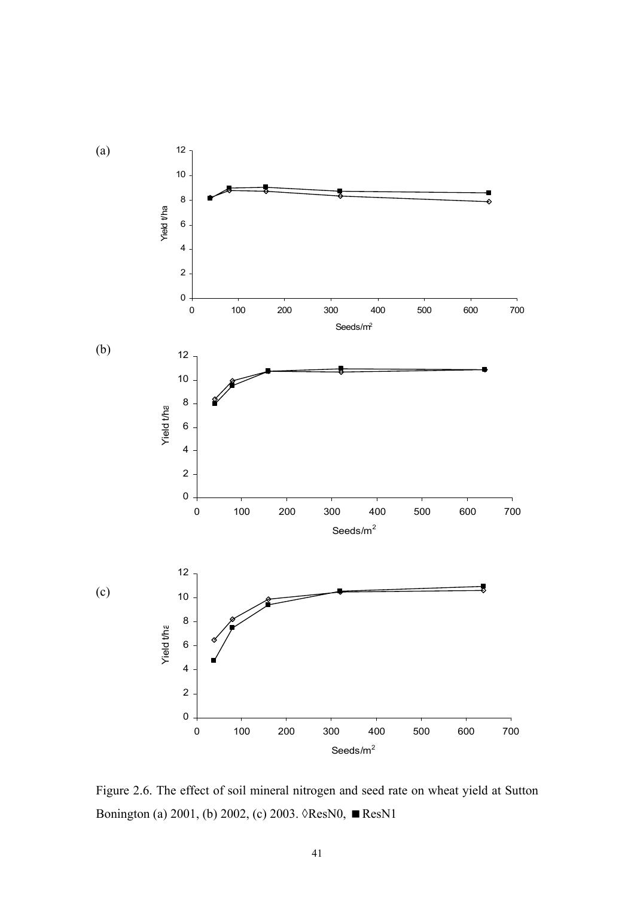(a)

(b)

(c)

Figure 2.6. The effect of soil mineral nitrogen and seed rate on wheat yield at Sutton Bonington (a) 2001, (b) 2002, (c) 2003. ◊ResN0, ■ResN1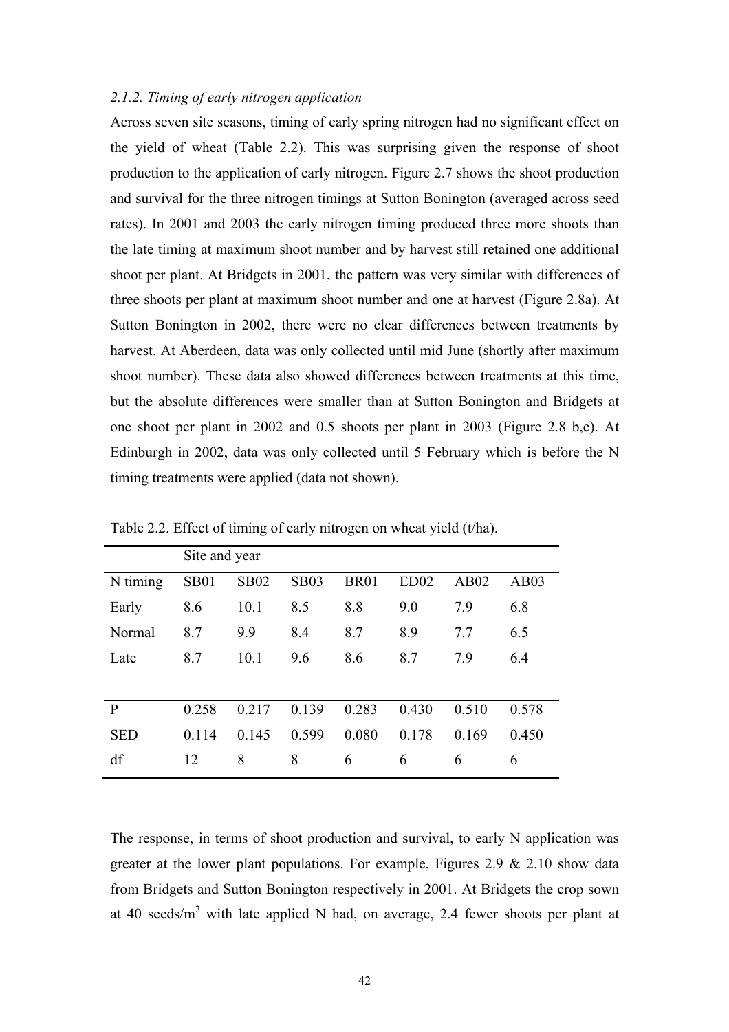### *2.1.2. Timing of early nitrogen application*

Across seven site seasons, timing of early spring nitrogen had no significant effect on the yield of wheat (Table 2.2). This was surprising given the response of shoot production to the application of early nitrogen. Figure 2.7 shows the shoot production and survival for the three nitrogen timings at Sutton Bonington (averaged across seed rates). In 2001 and 2003 the early nitrogen timing produced three more shoots than the late timing at maximum shoot number and by harvest still retained one additional shoot per plant. At Bridgets in 2001, the pattern was very similar with differences of three shoots per plant at maximum shoot number and one at harvest (Figure 2.8a). At Sutton Bonington in 2002, there were no clear differences between treatments by harvest. At Aberdeen, data was only collected until mid June (shortly after maximum shoot number). These data also showed differences between treatments at this time, but the absolute differences were smaller than at Sutton Bonington and Bridgets at one shoot per plant in 2002 and 0.5 shoots per plant in 2003 (Figure 2.8 b,c). At Edinburgh in 2002, data was only collected until 5 February which is before the N timing treatments were applied (data not shown).

Table 2.2. Effect of timing of early nitrogen on wheat yield (t/ha).

| | Site and year | | | | | | |
|---|---|---|---|---|---|---|---|
| N timing | SB01 | SB02 | SB03 | BR01 | ED02 | AB02 | AB03 |
| Early | 8.6 | 10.1 | 8.5 | 8.8 | 9.0 | 7.9 | 6.8 |
| Normal | 8.7 | 9.9 | 8.4 | 8.7 | 8.9 | 7.7 | 6.5 |
| Late | 8.7 | 10.1 | 9.6 | 8.6 | 8.7 | 7.9 | 6.4 |
| | | | | | | | |
| P | 0.258 | 0.217 | 0.139 | 0.283 | 0.430 | 0.510 | 0.578 |
| SED | 0.114 | 0.145 | 0.599 | 0.080 | 0.178 | 0.169 | 0.450 |
| df | 12 | 8 | 8 | 6 | 6 | 6 | 6 |

The response, in terms of shoot production and survival, to early N application was greater at the lower plant populations. For example, Figures 2.9 & 2.10 show data from Bridgets and Sutton Bonington respectively in 2001. At Bridgets the crop sown at 40 seeds/m$^2$ with late applied N had, on average, 2.4 fewer shoots per plant at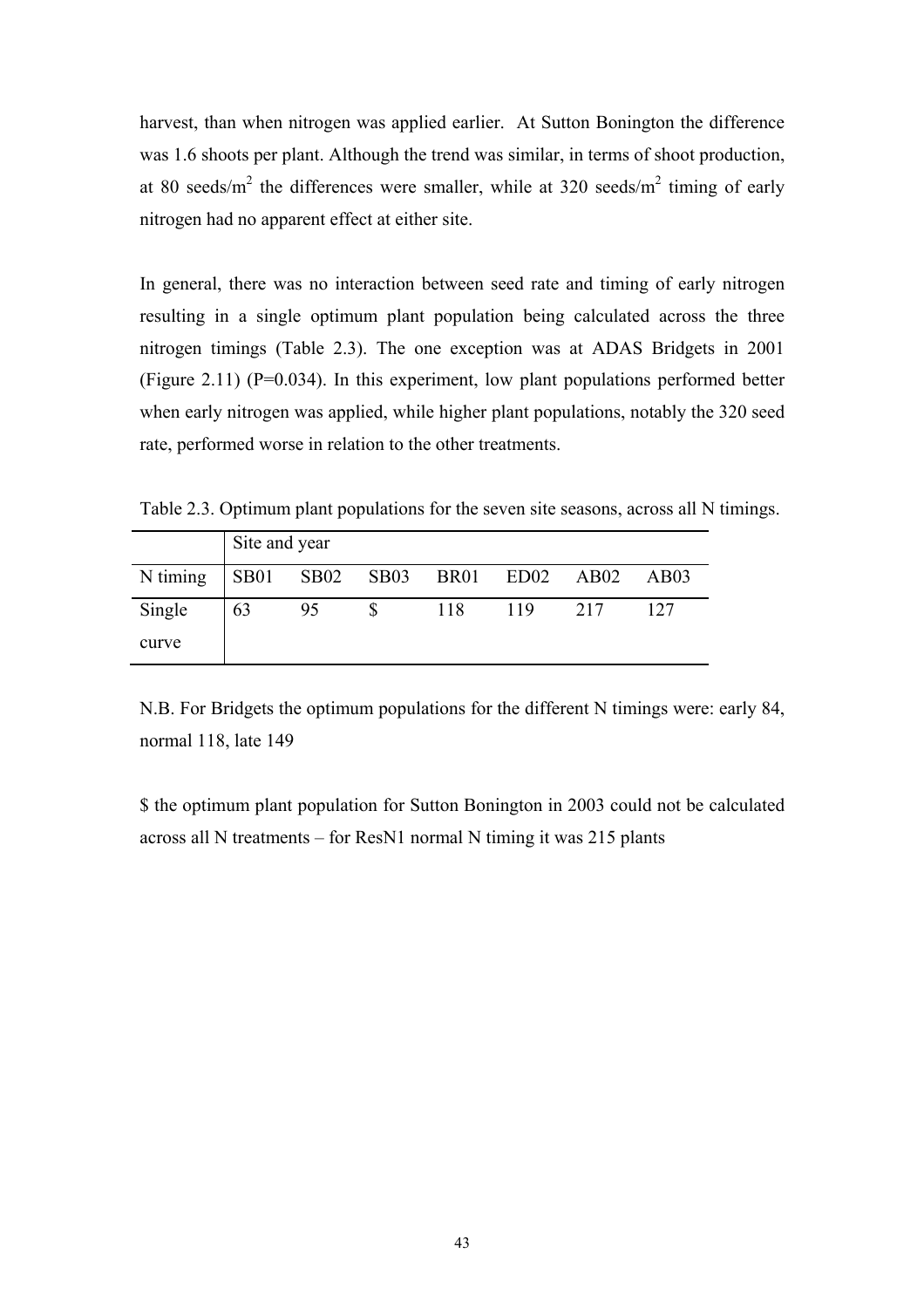harvest, than when nitrogen was applied earlier. At Sutton Bonington the difference was 1.6 shoots per plant. Although the trend was similar, in terms of shoot production, at 80 seeds/m$^2$ the differences were smaller, while at 320 seeds/m$^2$ timing of early nitrogen had no apparent effect at either site.

In general, there was no interaction between seed rate and timing of early nitrogen resulting in a single optimum plant population being calculated across the three nitrogen timings (Table 2.3). The one exception was at ADAS Bridgets in 2001 (Figure 2.11) (P=0.034). In this experiment, low plant populations performed better when early nitrogen was applied, while higher plant populations, notably the 320 seed rate, performed worse in relation to the other treatments.

Table 2.3. Optimum plant populations for the seven site seasons, across all N timings.

| | Site and year | | | | | | |
|---|---|---|---|---|---|---|---|
| N timing | SB01 | SB02 | SB03 | BR01 | ED02 | AB02 | AB03 |
| Single curve | 63 | 95 | $ | 118 | 119 | 217 | 127 |

N.B. For Bridgets the optimum populations for the different N timings were: early 84, normal 118, late 149

$ the optimum plant population for Sutton Bonington in 2003 could not be calculated across all N treatments – for ResN1 normal N timing it was 215 plants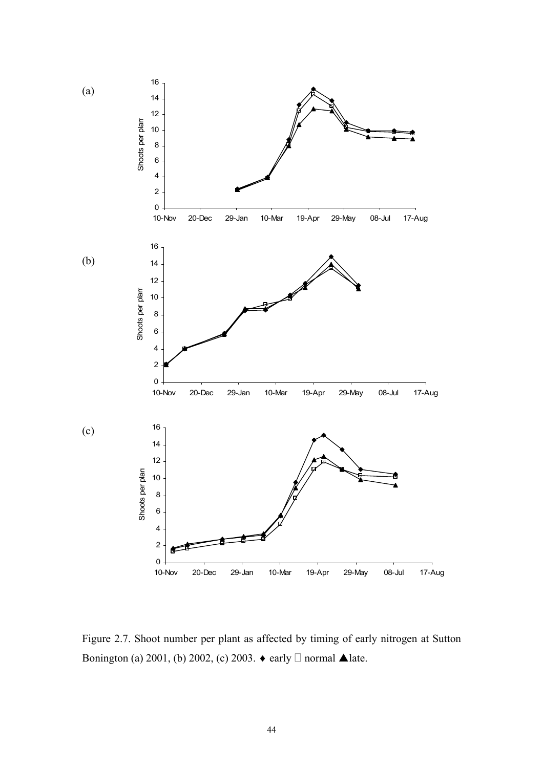Figure 2.7. Shoot number per plant as affected by timing of early nitrogen at Sutton Bonington (a) 2001, (b) 2002, (c) 2003. ♦ early □ normal ▲late.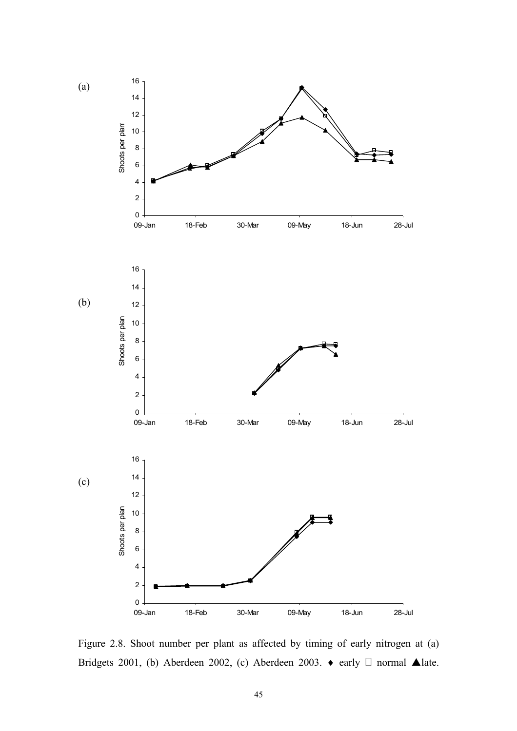Figure 2.8. Shoot number per plant as affected by timing of early nitrogen at (a) Bridgets 2001, (b) Aberdeen 2002, (c) Aberdeen 2003. ♦ early □ normal ▲late.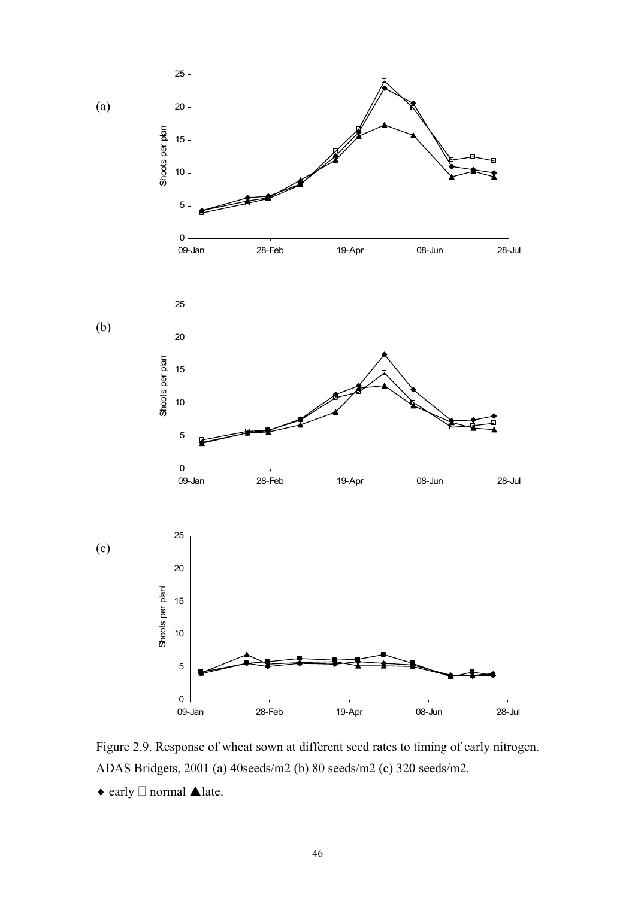Figure 2.9. Response of wheat sown at different seed rates to timing of early nitrogen. ADAS Bridgets, 2001 (a) 40seeds/m2 (b) 80 seeds/m2 (c) 320 seeds/m2.

♦ early □ normal ▲late.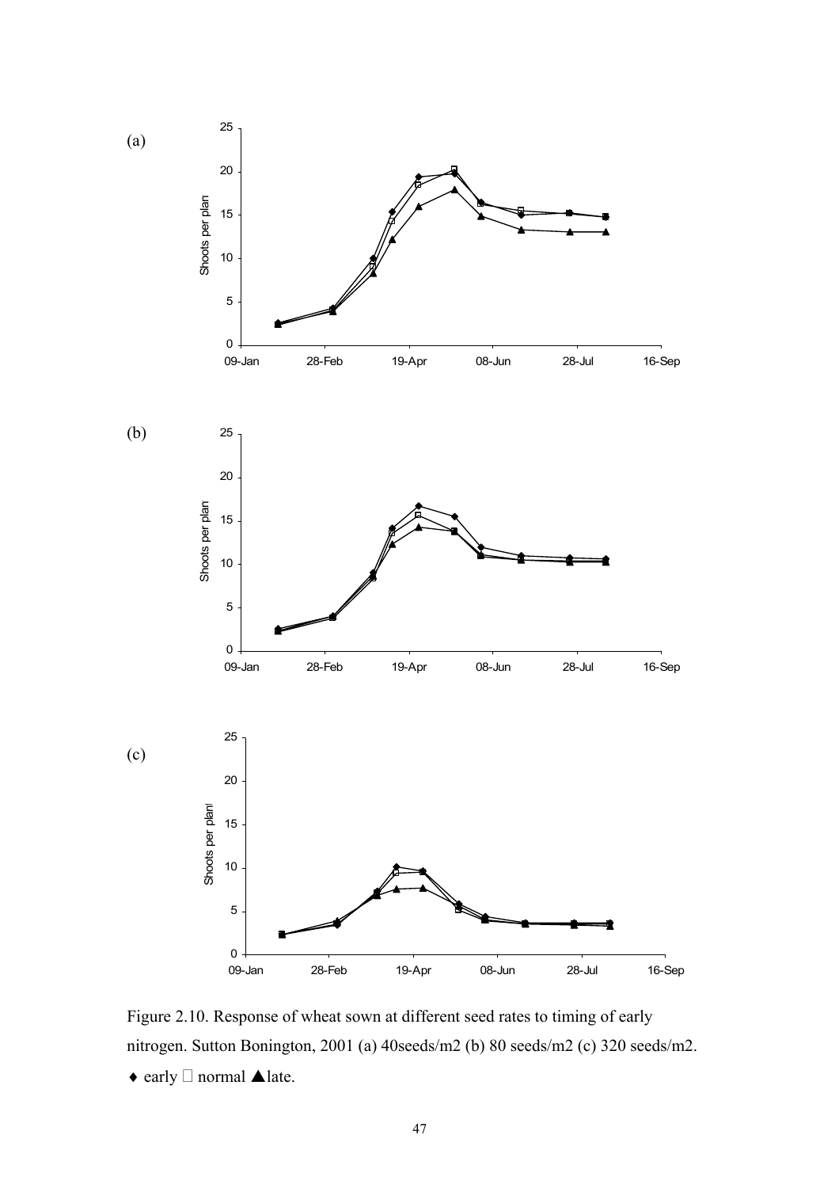(a)

(b)

(c)

Figure 2.10. Response of wheat sown at different seed rates to timing of early nitrogen. Sutton Bonington, 2001 (a) 40seeds/m2 (b) 80 seeds/m2 (c) 320 seeds/m2. ♦ early □ normal ▲late.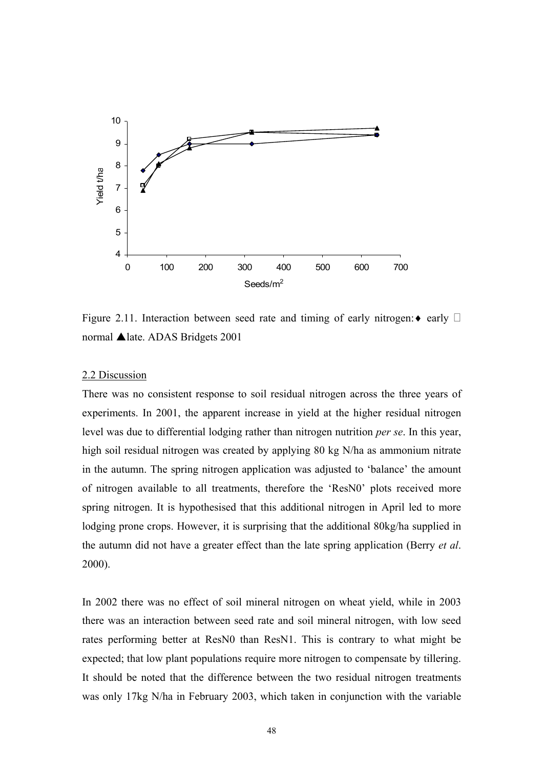Figure 2.11. Interaction between seed rate and timing of early nitrogen: ♦ early □ normal ▲late. ADAS Bridgets 2001

## 2.2 Discussion

There was no consistent response to soil residual nitrogen across the three years of experiments. In 2001, the apparent increase in yield at the higher residual nitrogen level was due to differential lodging rather than nitrogen nutrition *per se*. In this year, high soil residual nitrogen was created by applying 80 kg N/ha as ammonium nitrate in the autumn. The spring nitrogen application was adjusted to 'balance' the amount of nitrogen available to all treatments, therefore the 'ResN0' plots received more spring nitrogen. It is hypothesised that this additional nitrogen in April led to more lodging prone crops. However, it is surprising that the additional 80kg/ha supplied in the autumn did not have a greater effect than the late spring application (Berry *et al*. 2000).

In 2002 there was no effect of soil mineral nitrogen on wheat yield, while in 2003 there was an interaction between seed rate and soil mineral nitrogen, with low seed rates performing better at ResN0 than ResN1. This is contrary to what might be expected; that low plant populations require more nitrogen to compensate by tillering. It should be noted that the difference between the two residual nitrogen treatments was only 17kg N/ha in February 2003, which taken in conjunction with the variable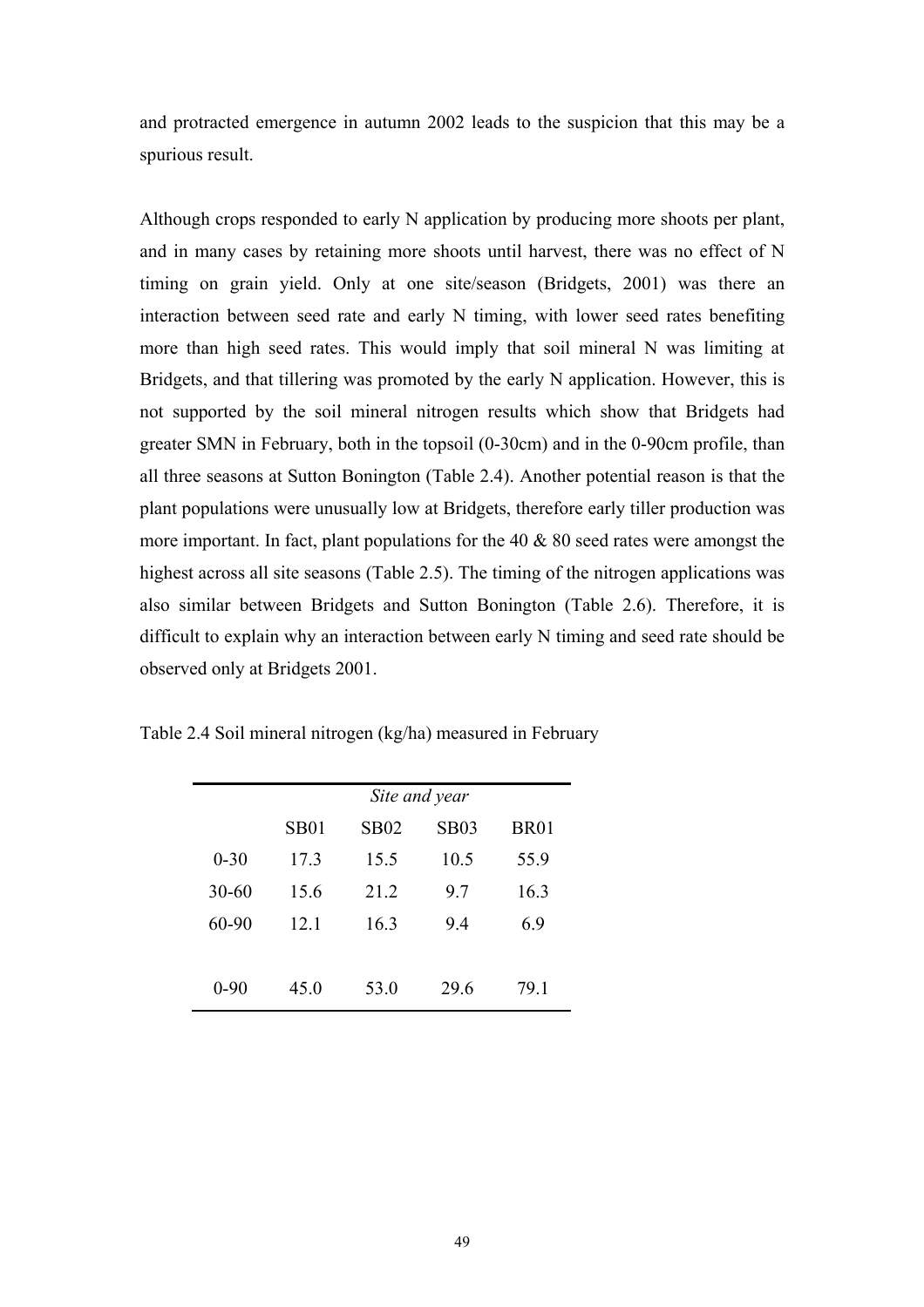and protracted emergence in autumn 2002 leads to the suspicion that this may be a spurious result.

Although crops responded to early N application by producing more shoots per plant, and in many cases by retaining more shoots until harvest, there was no effect of N timing on grain yield. Only at one site/season (Bridgets, 2001) was there an interaction between seed rate and early N timing, with lower seed rates benefiting more than high seed rates. This would imply that soil mineral N was limiting at Bridgets, and that tillering was promoted by the early N application. However, this is not supported by the soil mineral nitrogen results which show that Bridgets had greater SMN in February, both in the topsoil (0-30cm) and in the 0-90cm profile, than all three seasons at Sutton Bonington (Table 2.4). Another potential reason is that the plant populations were unusually low at Bridgets, therefore early tiller production was more important. In fact, plant populations for the 40 & 80 seed rates were amongst the highest across all site seasons (Table 2.5). The timing of the nitrogen applications was also similar between Bridgets and Sutton Bonington (Table 2.6). Therefore, it is difficult to explain why an interaction between early N timing and seed rate should be observed only at Bridgets 2001.

Table 2.4 Soil mineral nitrogen (kg/ha) measured in February

| | *Site and year* | | | |
|---|---|---|---|---|
| | SB01 | SB02 | SB03 | BR01 |
| 0-30 | 17.3 | 15.5 | 10.5 | 55.9 |
| 30-60 | 15.6 | 21.2 | 9.7 | 16.3 |
| 60-90 | 12.1 | 16.3 | 9.4 | 6.9 |
| 0-90 | 45.0 | 53.0 | 29.6 | 79.1 |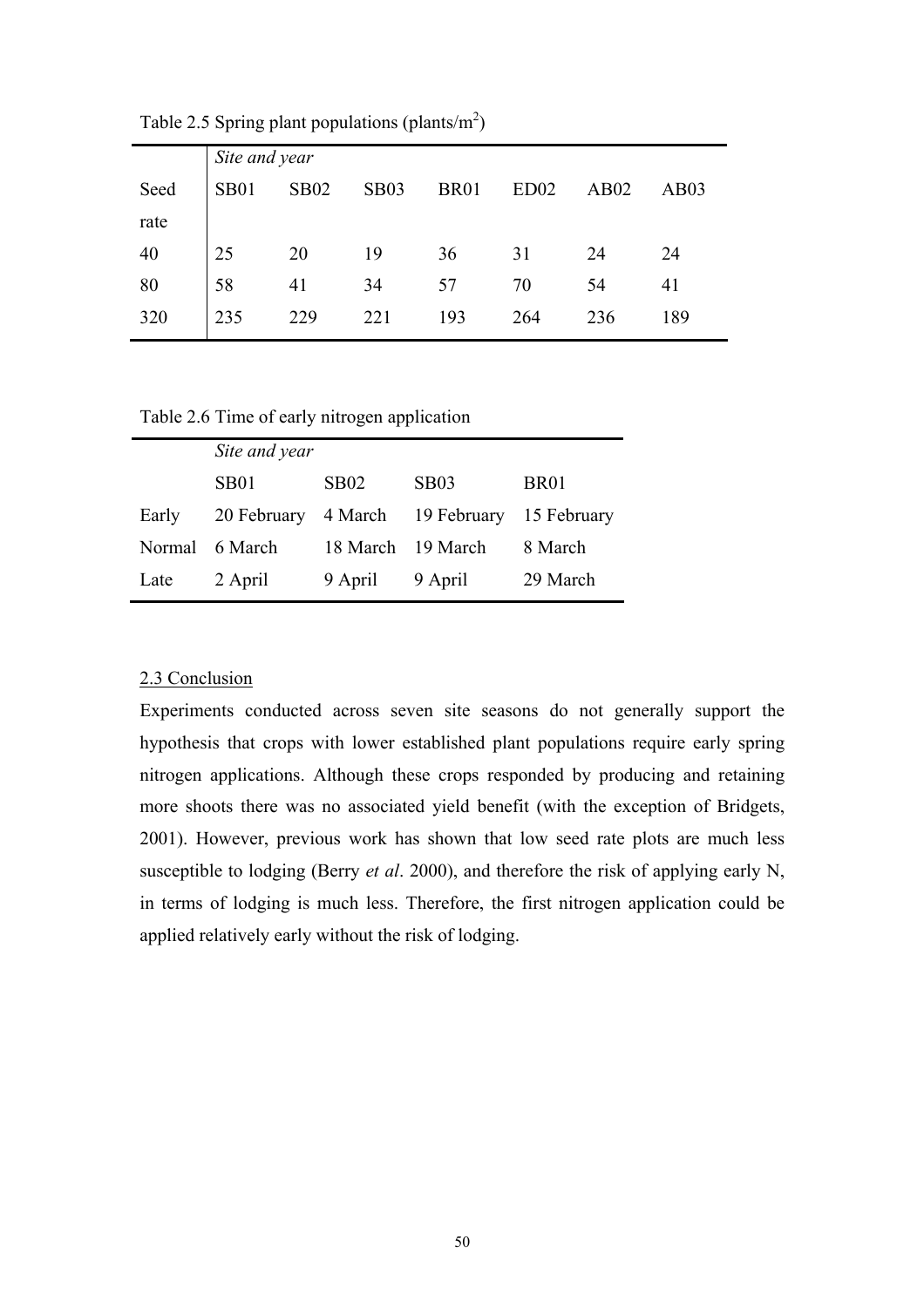Table 2.5 Spring plant populations (plants/m$^2$)

| | *Site and year* | | | | | | |
|---|---|---|---|---|---|---|---|
| Seed rate | SB01 | SB02 | SB03 | BR01 | ED02 | AB02 | AB03 |
| 40 | 25 | 20 | 19 | 36 | 31 | 24 | 24 |
| 80 | 58 | 41 | 34 | 57 | 70 | 54 | 41 |
| 320 | 235 | 229 | 221 | 193 | 264 | 236 | 189 |

Table 2.6 Time of early nitrogen application

| | *Site and year* | | | |
|---|---|---|---|---|
| | SB01 | SB02 | SB03 | BR01 |
| Early | 20 February | 4 March | 19 February | 15 February |
| Normal | 6 March | 18 March | 19 March | 8 March |
| Late | 2 April | 9 April | 9 April | 29 March |

## 2.3 Conclusion

Experiments conducted across seven site seasons do not generally support the hypothesis that crops with lower established plant populations require early spring nitrogen applications. Although these crops responded by producing and retaining more shoots there was no associated yield benefit (with the exception of Bridgets, 2001). However, previous work has shown that low seed rate plots are much less susceptible to lodging (Berry *et al*. 2000), and therefore the risk of applying early N, in terms of lodging is much less. Therefore, the first nitrogen application could be applied relatively early without the risk of lodging.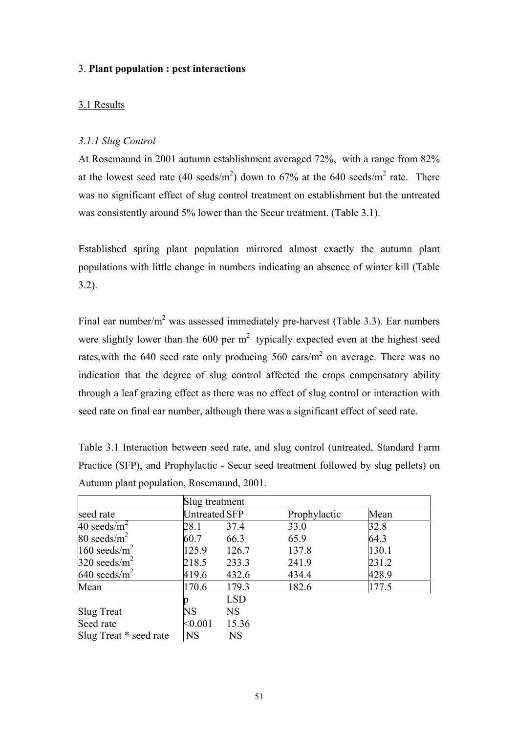3. **Plant population : pest interactions**

3.1 Results

*3.1.1 Slug Control*

At Rosemaund in 2001 autumn establishment averaged 72%, with a range from 82% at the lowest seed rate (40 seeds/$m^2$) down to 67% at the 640 seeds/$m^2$ rate. There was no significant effect of slug control treatment on establishment but the untreated was consistently around 5% lower than the Secur treatment. (Table 3.1).

Established spring plant population mirrored almost exactly the autumn plant populations with little change in numbers indicating an absence of winter kill (Table 3.2).

Final ear number/$m^2$ was assessed immediately pre-harvest (Table 3.3). Ear numbers were slightly lower than the 600 per $m^2$ typically expected even at the highest seed rates,with the 640 seed rate only producing 560 ears/$m^2$ on average. There was no indication that the degree of slug control affected the crops compensatory ability through a leaf grazing effect as there was no effect of slug control or interaction with seed rate on final ear number, although there was a significant effect of seed rate.

Table 3.1 Interaction between seed rate, and slug control (untreated, Standard Farm Practice (SFP), and Prophylactic - Secur seed treatment followed by slug pellets) on Autumn plant population, Rosemaund, 2001.

| | Slug treatment | | | |
|---|---|---|---|---|
| seed rate | Untreated | SFP | Prophylactic | Mean |
| 40 seeds/$m^2$ | 28.1 | 37.4 | 33.0 | 32.8 |
| 80 seeds/$m^2$ | 60.7 | 66.3 | 65.9 | 64.3 |
| 160 seeds/$m^2$ | 125.9 | 126.7 | 137.8 | 130.1 |
| 320 seeds/$m^2$ | 218.5 | 233.3 | 241.9 | 231.2 |
| 640 seeds/$m^2$ | 419.6 | 432.6 | 434.4 | 428.9 |
| Mean | 170.6 | 179.3 | 182.6 | 177.5 |
| | p | LSD | | |
| Slug Treat | NS | NS | | |
| Seed rate | <0.001 | 15.36 | | |
| Slug Treat * seed rate | NS | NS | | |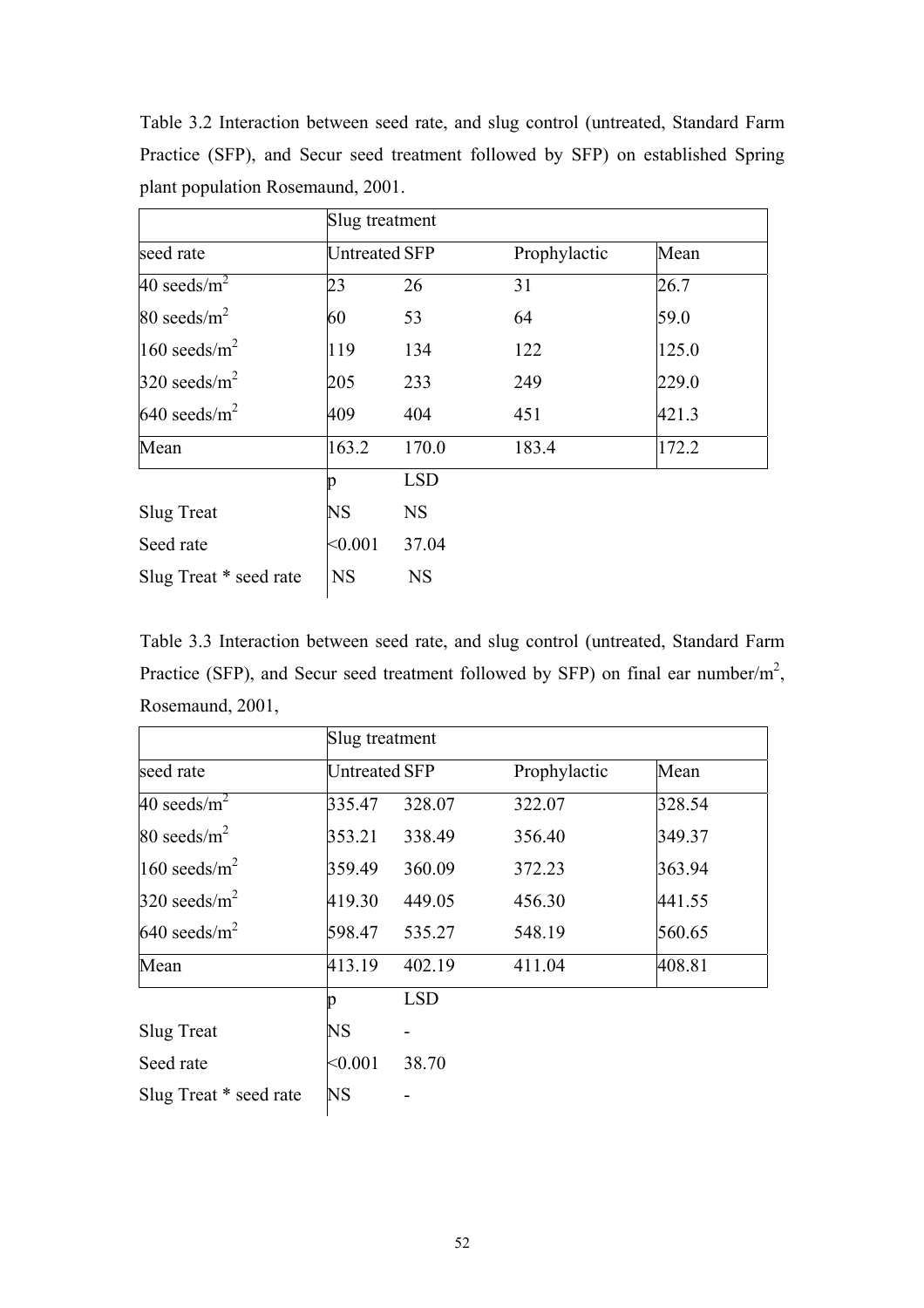Table 3.2 Interaction between seed rate, and slug control (untreated, Standard Farm Practice (SFP), and Secur seed treatment followed by SFP) on established Spring plant population Rosemaund, 2001.

| | Slug treatment | | | |
|---|---|---|---|---|
| seed rate | Untreated | SFP | Prophylactic | Mean |
| 40 seeds/m$^2$ | 23 | 26 | 31 | 26.7 |
| 80 seeds/m$^2$ | 60 | 53 | 64 | 59.0 |
| 160 seeds/m$^2$ | 119 | 134 | 122 | 125.0 |
| 320 seeds/m$^2$ | 205 | 233 | 249 | 229.0 |
| 640 seeds/m$^2$ | 409 | 404 | 451 | 421.3 |
| Mean | 163.2 | 170.0 | 183.4 | 172.2 |
| | p | LSD | | |
| Slug Treat | NS | NS | | |
| Seed rate | <0.001 | 37.04 | | |
| Slug Treat * seed rate | NS | NS | | |

Table 3.3 Interaction between seed rate, and slug control (untreated, Standard Farm Practice (SFP), and Secur seed treatment followed by SFP) on final ear number/m$^2$, Rosemaund, 2001,

| | Slug treatment | | | |
|---|---|---|---|---|
| seed rate | Untreated | SFP | Prophylactic | Mean |
| 40 seeds/m$^2$ | 335.47 | 328.07 | 322.07 | 328.54 |
| 80 seeds/m$^2$ | 353.21 | 338.49 | 356.40 | 349.37 |
| 160 seeds/m$^2$ | 359.49 | 360.09 | 372.23 | 363.94 |
| 320 seeds/m$^2$ | 419.30 | 449.05 | 456.30 | 441.55 |
| 640 seeds/m$^2$ | 598.47 | 535.27 | 548.19 | 560.65 |
| Mean | 413.19 | 402.19 | 411.04 | 408.81 |
| | p | LSD | | |
| Slug Treat | NS | - | | |
| Seed rate | <0.001 | 38.70 | | |
| Slug Treat * seed rate | NS | - | | |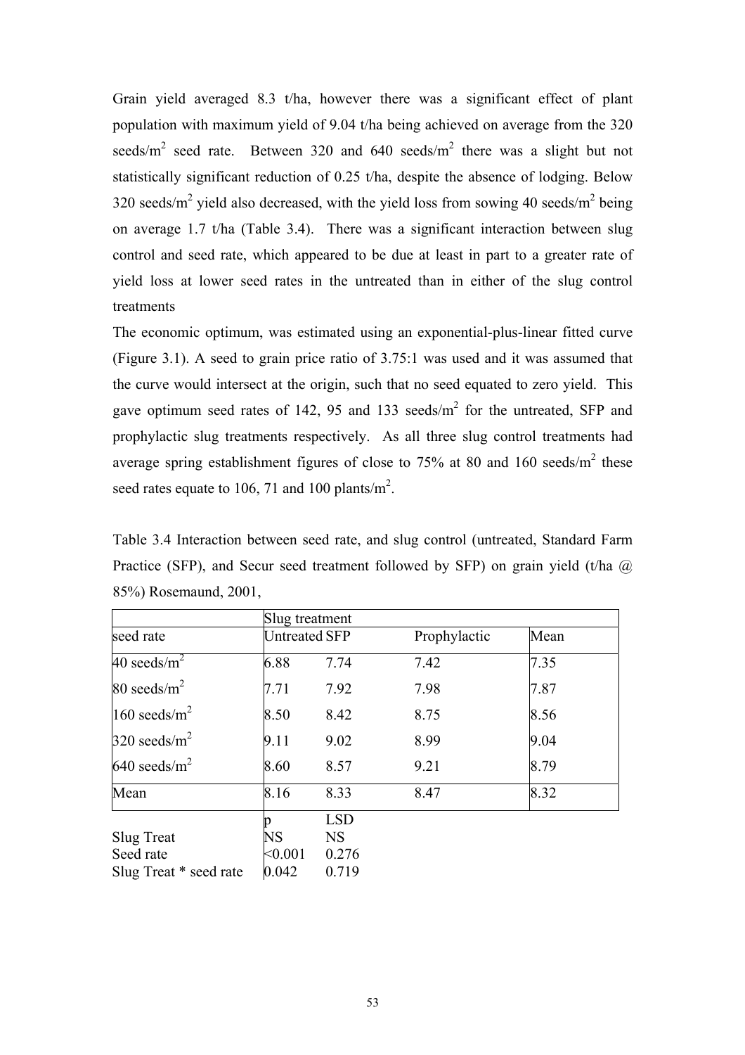Grain yield averaged 8.3 t/ha, however there was a significant effect of plant population with maximum yield of 9.04 t/ha being achieved on average from the 320 seeds/m$^2$ seed rate. Between 320 and 640 seeds/m$^2$ there was a slight but not statistically significant reduction of 0.25 t/ha, despite the absence of lodging. Below 320 seeds/m$^2$ yield also decreased, with the yield loss from sowing 40 seeds/m$^2$ being on average 1.7 t/ha (Table 3.4). There was a significant interaction between slug control and seed rate, which appeared to be due at least in part to a greater rate of yield loss at lower seed rates in the untreated than in either of the slug control treatments

The economic optimum, was estimated using an exponential-plus-linear fitted curve (Figure 3.1). A seed to grain price ratio of 3.75:1 was used and it was assumed that the curve would intersect at the origin, such that no seed equated to zero yield. This gave optimum seed rates of 142, 95 and 133 seeds/m$^2$ for the untreated, SFP and prophylactic slug treatments respectively. As all three slug control treatments had average spring establishment figures of close to 75% at 80 and 160 seeds/m$^2$ these seed rates equate to 106, 71 and 100 plants/m$^2$.

Table 3.4 Interaction between seed rate, and slug control (untreated, Standard Farm Practice (SFP), and Secur seed treatment followed by SFP) on grain yield (t/ha @ 85%) Rosemaund, 2001,

| | Slug treatment | | | |
|---|---|---|---|---|
| seed rate | Untreated | SFP | Prophylactic | Mean |
| 40 seeds/m$^2$ | 6.88 | 7.74 | 7.42 | 7.35 |
| 80 seeds/m$^2$ | 7.71 | 7.92 | 7.98 | 7.87 |
| 160 seeds/m$^2$ | 8.50 | 8.42 | 8.75 | 8.56 |
| 320 seeds/m$^2$ | 9.11 | 9.02 | 8.99 | 9.04 |
| 640 seeds/m$^2$ | 8.60 | 8.57 | 9.21 | 8.79 |
| Mean | 8.16 | 8.33 | 8.47 | 8.32 |

| | p | LSD |
|---|---|---|
| Slug Treat | NS | NS |
| Seed rate | <0.001 | 0.276 |
| Slug Treat * seed rate | 0.042 | 0.719 |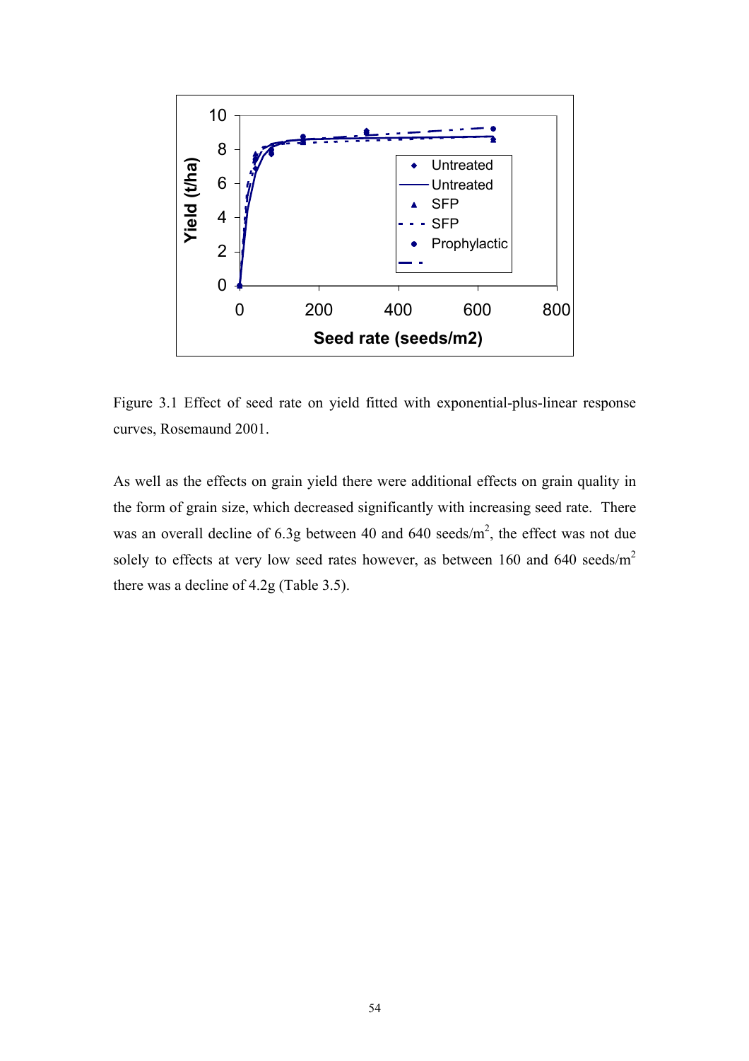Figure 3.1 Effect of seed rate on yield fitted with exponential-plus-linear response curves, Rosemaund 2001.

As well as the effects on grain yield there were additional effects on grain quality in the form of grain size, which decreased significantly with increasing seed rate. There was an overall decline of 6.3g between 40 and 640 seeds/m$^2$, the effect was not due solely to effects at very low seed rates however, as between 160 and 640 seeds/m$^2$ there was a decline of 4.2g (Table 3.5).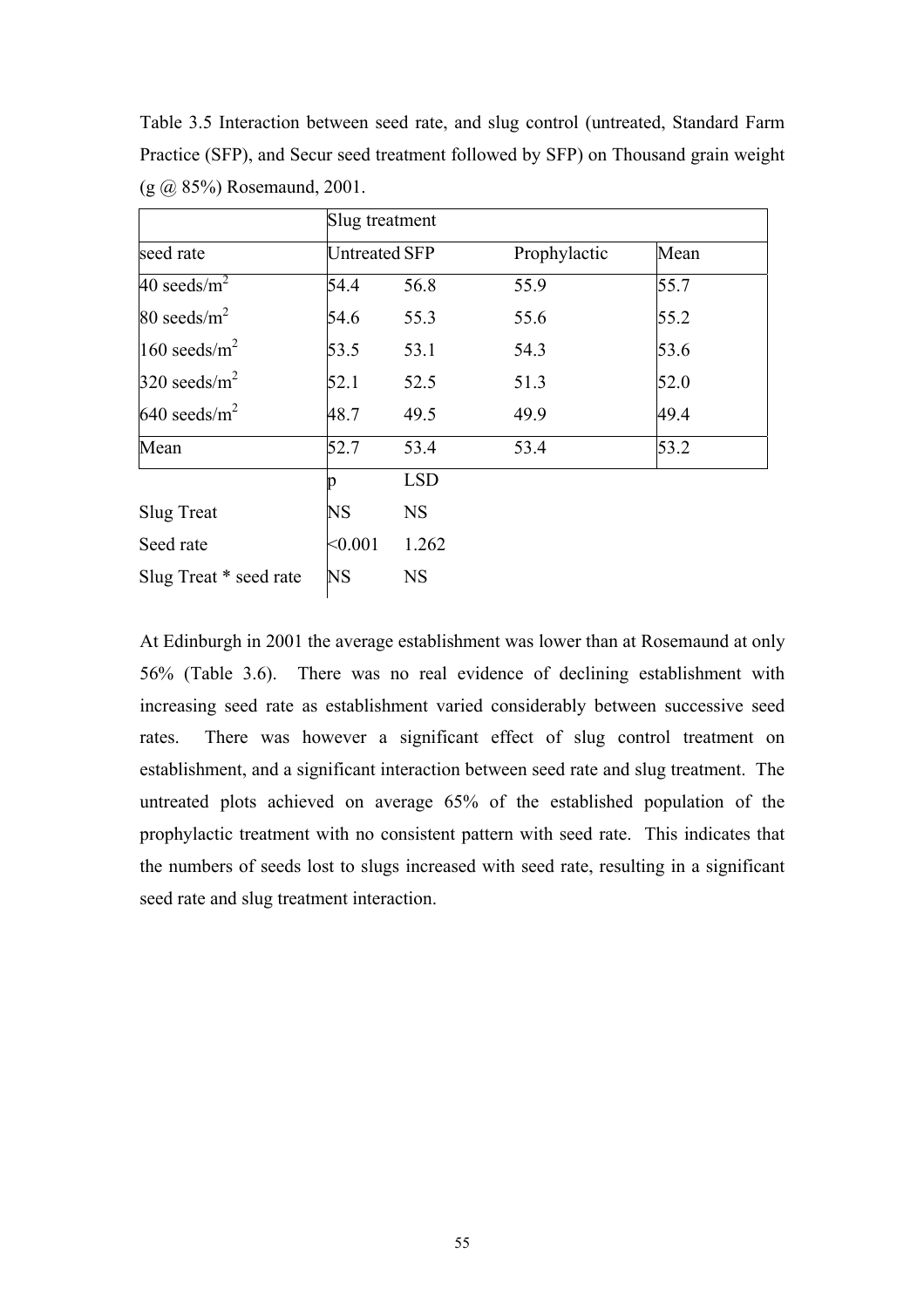Table 3.5 Interaction between seed rate, and slug control (untreated, Standard Farm Practice (SFP), and Secur seed treatment followed by SFP) on Thousand grain weight (g @ 85%) Rosemaund, 2001.

| | Slug treatment | | | |
|---|---|---|---|---|
| seed rate | Untreated | SFP | Prophylactic | Mean |
| 40 seeds/m$^2$ | 54.4 | 56.8 | 55.9 | 55.7 |
| 80 seeds/m$^2$ | 54.6 | 55.3 | 55.6 | 55.2 |
| 160 seeds/m$^2$ | 53.5 | 53.1 | 54.3 | 53.6 |
| 320 seeds/m$^2$ | 52.1 | 52.5 | 51.3 | 52.0 |
| 640 seeds/m$^2$ | 48.7 | 49.5 | 49.9 | 49.4 |
| Mean | 52.7 | 53.4 | 53.4 | 53.2 |
| | p | LSD | | |
| Slug Treat | NS | NS | | |
| Seed rate | <0.001 | 1.262 | | |
| Slug Treat * seed rate | NS | NS | | |

At Edinburgh in 2001 the average establishment was lower than at Rosemaund at only 56% (Table 3.6). There was no real evidence of declining establishment with increasing seed rate as establishment varied considerably between successive seed rates. There was however a significant effect of slug control treatment on establishment, and a significant interaction between seed rate and slug treatment. The untreated plots achieved on average 65% of the established population of the prophylactic treatment with no consistent pattern with seed rate. This indicates that the numbers of seeds lost to slugs increased with seed rate, resulting in a significant seed rate and slug treatment interaction.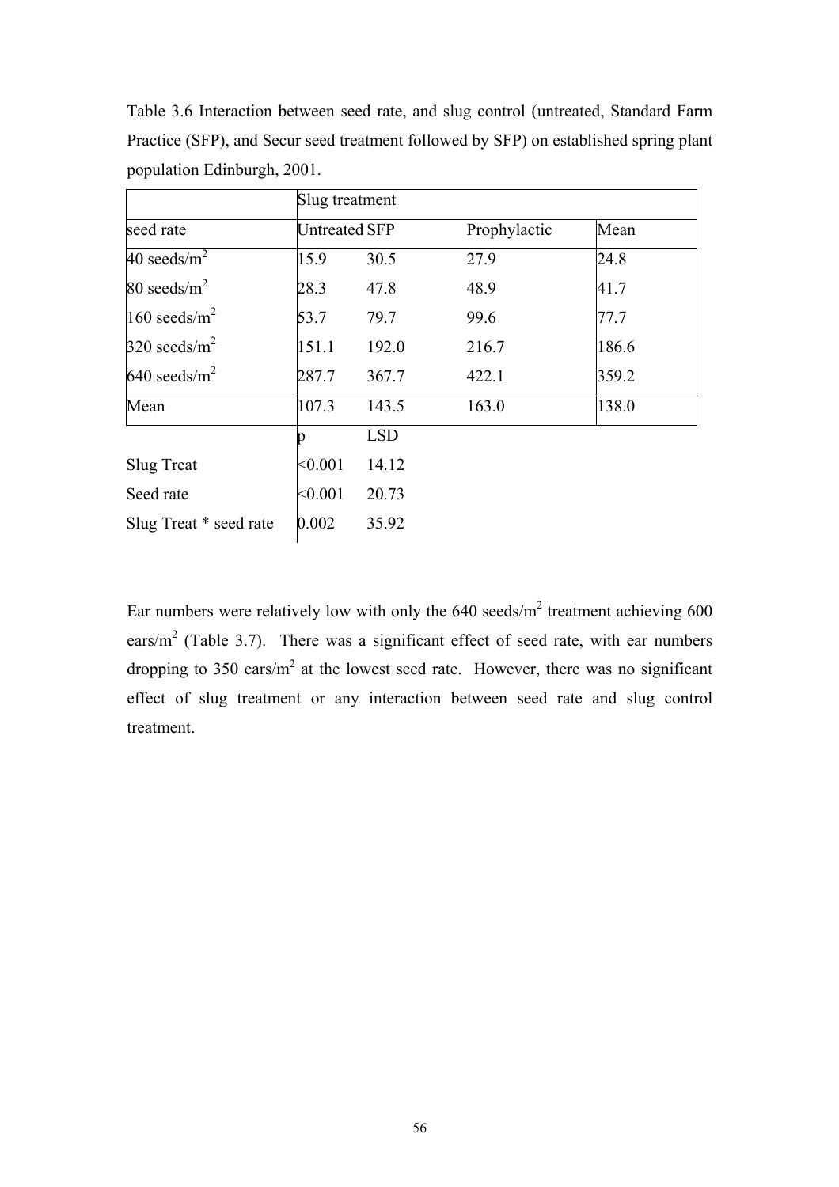Table 3.6 Interaction between seed rate, and slug control (untreated, Standard Farm Practice (SFP), and Secur seed treatment followed by SFP) on established spring plant population Edinburgh, 2001.

| | Slug treatment | | | |
|---|---|---|---|---|
| seed rate | Untreated | SFP | Prophylactic | Mean |
| 40 seeds/m$^2$ | 15.9 | 30.5 | 27.9 | 24.8 |
| 80 seeds/m$^2$ | 28.3 | 47.8 | 48.9 | 41.7 |
| 160 seeds/m$^2$ | 53.7 | 79.7 | 99.6 | 77.7 |
| 320 seeds/m$^2$ | 151.1 | 192.0 | 216.7 | 186.6 |
| 640 seeds/m$^2$ | 287.7 | 367.7 | 422.1 | 359.2 |
| Mean | 107.3 | 143.5 | 163.0 | 138.0 |
| | p | LSD | | |
| Slug Treat | <0.001 | 14.12 | | |
| Seed rate | <0.001 | 20.73 | | |
| Slug Treat * seed rate | 0.002 | 35.92 | | |

Ear numbers were relatively low with only the 640 seeds/m$^2$ treatment achieving 600 ears/m$^2$ (Table 3.7). There was a significant effect of seed rate, with ear numbers dropping to 350 ears/m$^2$ at the lowest seed rate. However, there was no significant effect of slug treatment or any interaction between seed rate and slug control treatment.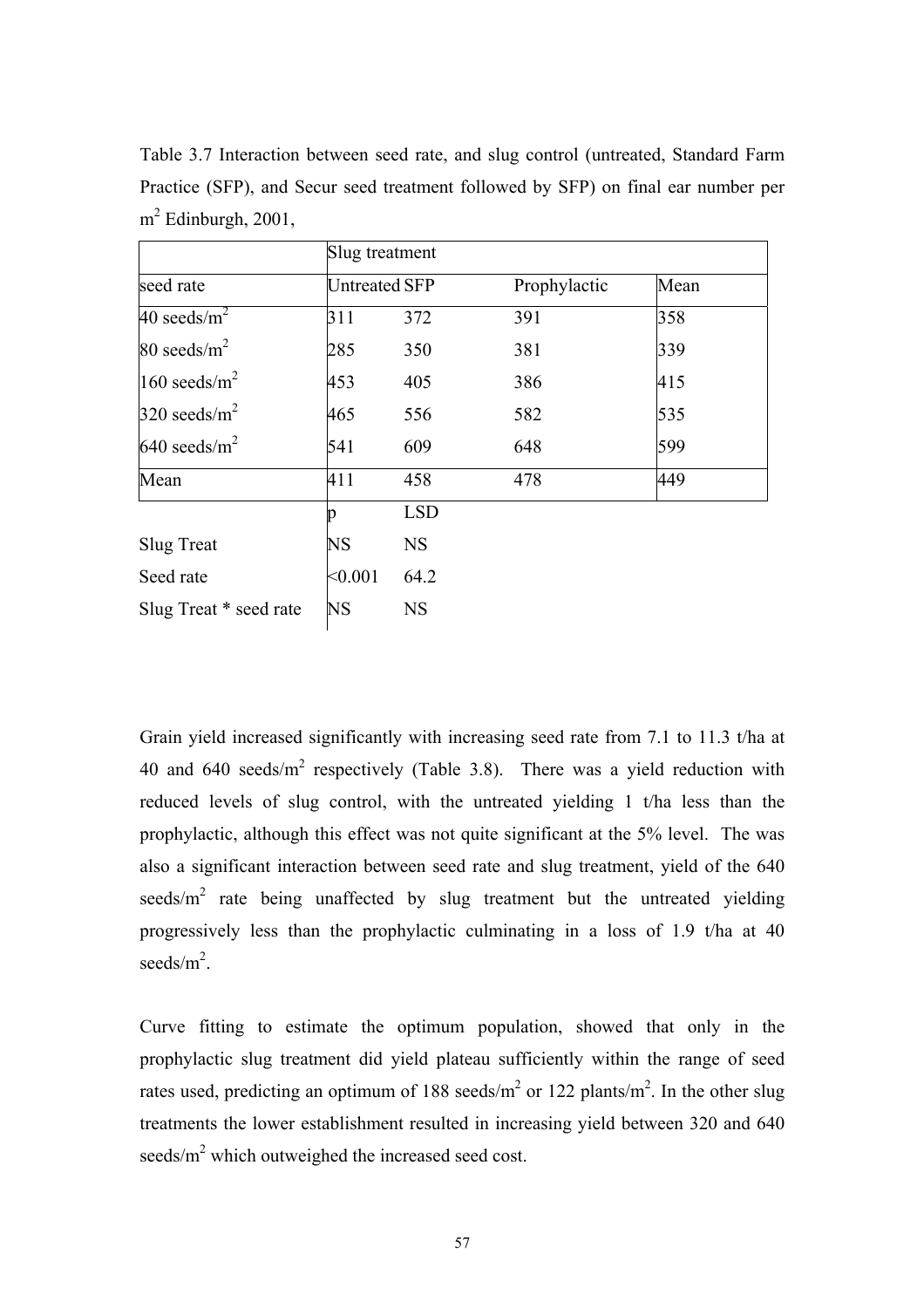Table 3.7 Interaction between seed rate, and slug control (untreated, Standard Farm Practice (SFP), and Secur seed treatment followed by SFP) on final ear number per $m^2$ Edinburgh, 2001,

| | Slug treatment | | | |
|---|---|---|---|---|
| seed rate | Untreated | SFP | Prophylactic | Mean |
| 40 seeds/$m^2$ | 311 | 372 | 391 | 358 |
| 80 seeds/$m^2$ | 285 | 350 | 381 | 339 |
| 160 seeds/$m^2$ | 453 | 405 | 386 | 415 |
| 320 seeds/$m^2$ | 465 | 556 | 582 | 535 |
| 640 seeds/$m^2$ | 541 | 609 | 648 | 599 |
| Mean | 411 | 458 | 478 | 449 |
| | p | LSD | | |
| Slug Treat | NS | NS | | |
| Seed rate | <0.001 | 64.2 | | |
| Slug Treat * seed rate | NS | NS | | |

Grain yield increased significantly with increasing seed rate from 7.1 to 11.3 t/ha at 40 and 640 seeds/$m^2$ respectively (Table 3.8). There was a yield reduction with reduced levels of slug control, with the untreated yielding 1 t/ha less than the prophylactic, although this effect was not quite significant at the 5% level. The was also a significant interaction between seed rate and slug treatment, yield of the 640 seeds/$m^2$ rate being unaffected by slug treatment but the untreated yielding progressively less than the prophylactic culminating in a loss of 1.9 t/ha at 40 seeds/$m^2$.

Curve fitting to estimate the optimum population, showed that only in the prophylactic slug treatment did yield plateau sufficiently within the range of seed rates used, predicting an optimum of 188 seeds/$m^2$ or 122 plants/$m^2$. In the other slug treatments the lower establishment resulted in increasing yield between 320 and 640 seeds/$m^2$ which outweighed the increased seed cost.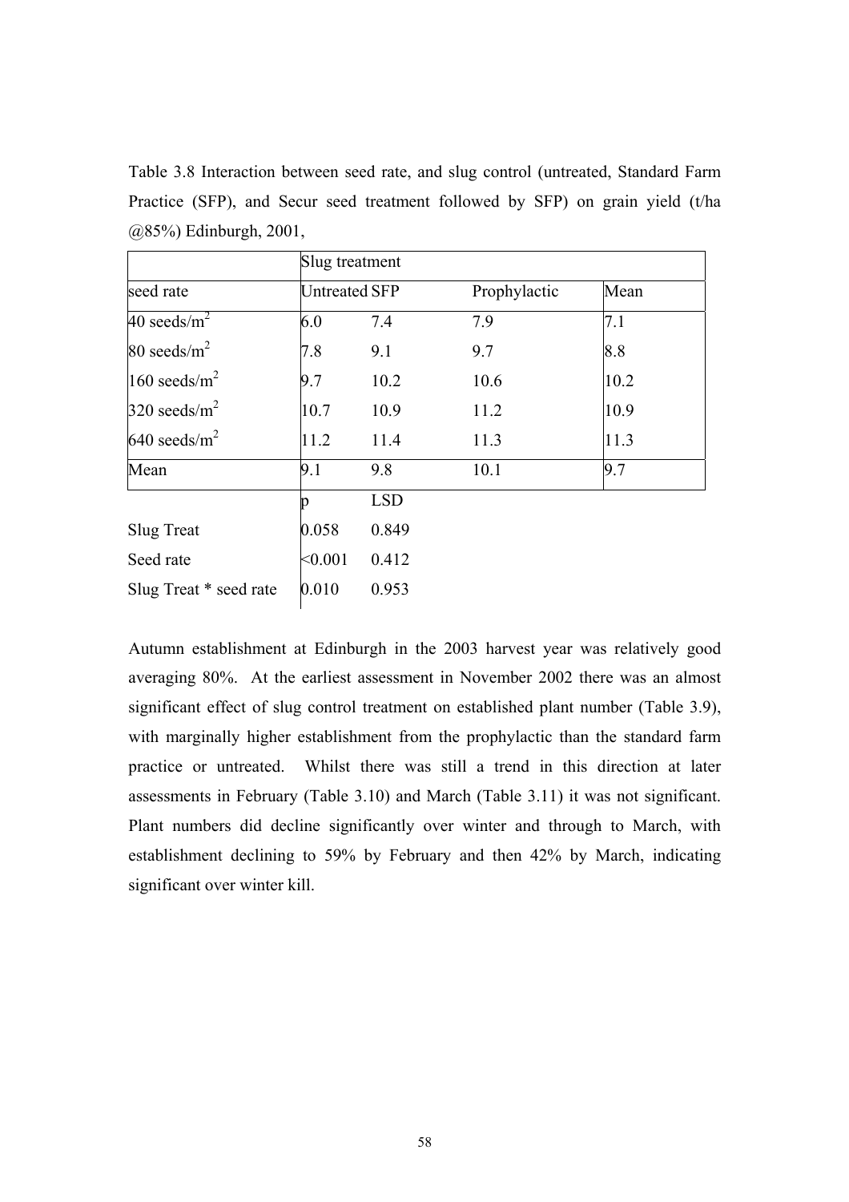Table 3.8 Interaction between seed rate, and slug control (untreated, Standard Farm Practice (SFP), and Secur seed treatment followed by SFP) on grain yield (t/ha @85%) Edinburgh, 2001,

| | Slug treatment | | | |
|---|---|---|---|---|
| seed rate | Untreated | SFP | Prophylactic | Mean |
| 40 seeds/m$^2$ | 6.0 | 7.4 | 7.9 | 7.1 |
| 80 seeds/m$^2$ | 7.8 | 9.1 | 9.7 | 8.8 |
| 160 seeds/m$^2$ | 9.7 | 10.2 | 10.6 | 10.2 |
| 320 seeds/m$^2$ | 10.7 | 10.9 | 11.2 | 10.9 |
| 640 seeds/m$^2$ | 11.2 | 11.4 | 11.3 | 11.3 |
| Mean | 9.1 | 9.8 | 10.1 | 9.7 |
| | p | LSD | | |
| Slug Treat | 0.058 | 0.849 | | |
| Seed rate | <0.001 | 0.412 | | |
| Slug Treat * seed rate | 0.010 | 0.953 | | |

Autumn establishment at Edinburgh in the 2003 harvest year was relatively good averaging 80%. At the earliest assessment in November 2002 there was an almost significant effect of slug control treatment on established plant number (Table 3.9), with marginally higher establishment from the prophylactic than the standard farm practice or untreated. Whilst there was still a trend in this direction at later assessments in February (Table 3.10) and March (Table 3.11) it was not significant. Plant numbers did decline significantly over winter and through to March, with establishment declining to 59% by February and then 42% by March, indicating significant over winter kill.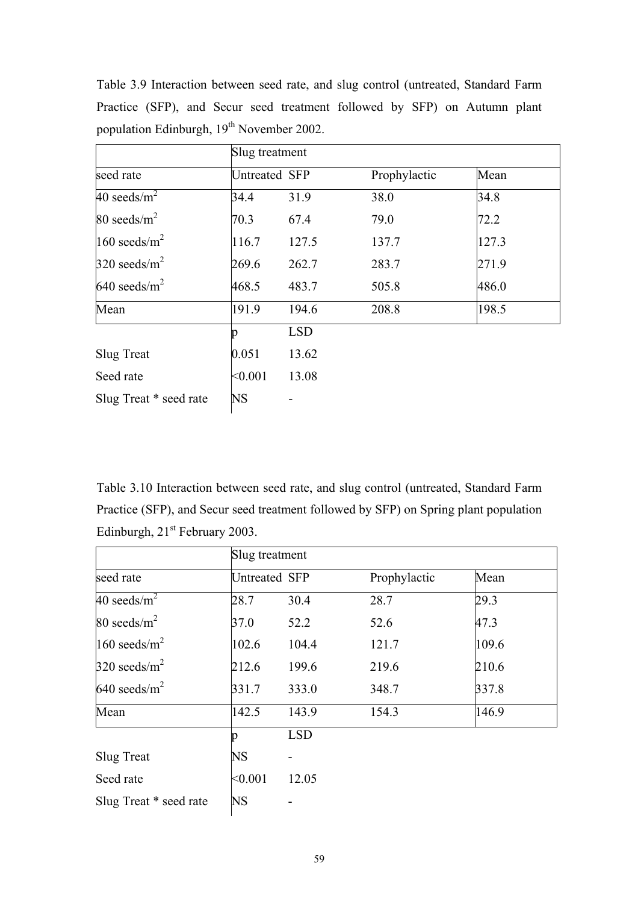Table 3.9 Interaction between seed rate, and slug control (untreated, Standard Farm Practice (SFP), and Secur seed treatment followed by SFP) on Autumn plant population Edinburgh, 19th November 2002.

| | Slug treatment | | | |
|---|---|---|---|---|
| seed rate | Untreated | SFP | Prophylactic | Mean |
| 40 seeds/$m^2$ | 34.4 | 31.9 | 38.0 | 34.8 |
| 80 seeds/$m^2$ | 70.3 | 67.4 | 79.0 | 72.2 |
| 160 seeds/$m^2$ | 116.7 | 127.5 | 137.7 | 127.3 |
| 320 seeds/$m^2$ | 269.6 | 262.7 | 283.7 | 271.9 |
| 640 seeds/$m^2$ | 468.5 | 483.7 | 505.8 | 486.0 |
| Mean | 191.9 | 194.6 | 208.8 | 198.5 |
| | p | LSD | | |
| Slug Treat | 0.051 | 13.62 | | |
| Seed rate | <0.001 | 13.08 | | |
| Slug Treat * seed rate | NS | - | | |

Table 3.10 Interaction between seed rate, and slug control (untreated, Standard Farm Practice (SFP), and Secur seed treatment followed by SFP) on Spring plant population Edinburgh, 21st February 2003.

| | Slug treatment | | | |
|---|---|---|---|---|
| seed rate | Untreated | SFP | Prophylactic | Mean |
| 40 seeds/$m^2$ | 28.7 | 30.4 | 28.7 | 29.3 |
| 80 seeds/$m^2$ | 37.0 | 52.2 | 52.6 | 47.3 |
| 160 seeds/$m^2$ | 102.6 | 104.4 | 121.7 | 109.6 |
| 320 seeds/$m^2$ | 212.6 | 199.6 | 219.6 | 210.6 |
| 640 seeds/$m^2$ | 331.7 | 333.0 | 348.7 | 337.8 |
| Mean | 142.5 | 143.9 | 154.3 | 146.9 |
| | p | LSD | | |
| Slug Treat | NS | - | | |
| Seed rate | <0.001 | 12.05 | | |
| Slug Treat * seed rate | NS | - | | |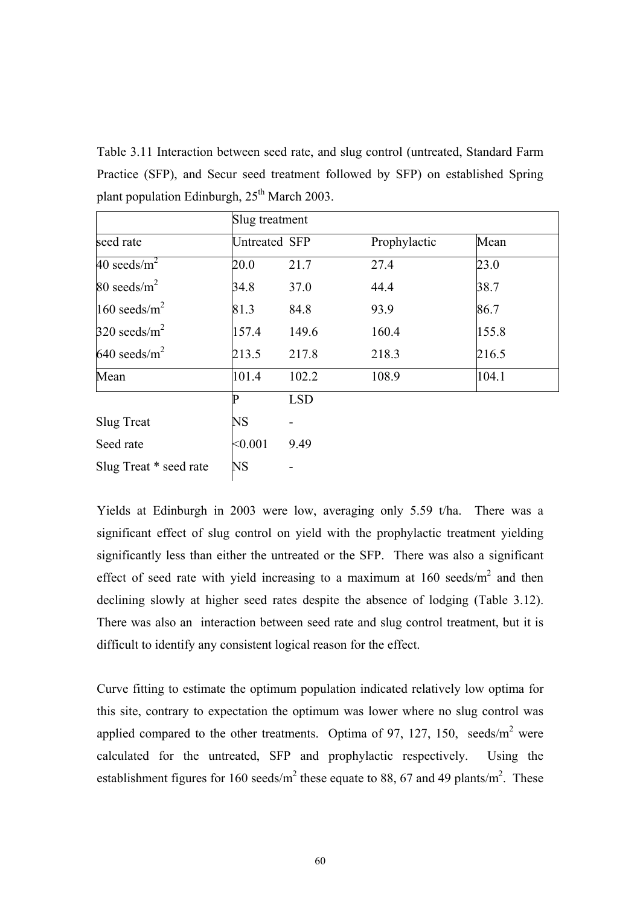Table 3.11 Interaction between seed rate, and slug control (untreated, Standard Farm Practice (SFP), and Secur seed treatment followed by SFP) on established Spring plant population Edinburgh, 25th March 2003.

| | Slug treatment | | | |
|---|---|---|---|---|
| seed rate | Untreated | SFP | Prophylactic | Mean |
| 40 seeds/m$^2$ | 20.0 | 21.7 | 27.4 | 23.0 |
| 80 seeds/m$^2$ | 34.8 | 37.0 | 44.4 | 38.7 |
| 160 seeds/m$^2$ | 81.3 | 84.8 | 93.9 | 86.7 |
| 320 seeds/m$^2$ | 157.4 | 149.6 | 160.4 | 155.8 |
| 640 seeds/m$^2$ | 213.5 | 217.8 | 218.3 | 216.5 |
| Mean | 101.4 | 102.2 | 108.9 | 104.1 |
| | P | LSD | | |
| Slug Treat | NS | - | | |
| Seed rate | <0.001 | 9.49 | | |
| Slug Treat * seed rate | NS | - | | |

Yields at Edinburgh in 2003 were low, averaging only 5.59 t/ha. There was a significant effect of slug control on yield with the prophylactic treatment yielding significantly less than either the untreated or the SFP. There was also a significant effect of seed rate with yield increasing to a maximum at 160 seeds/m$^2$ and then declining slowly at higher seed rates despite the absence of lodging (Table 3.12). There was also an interaction between seed rate and slug control treatment, but it is difficult to identify any consistent logical reason for the effect.

Curve fitting to estimate the optimum population indicated relatively low optima for this site, contrary to expectation the optimum was lower where no slug control was applied compared to the other treatments. Optima of 97, 127, 150, seeds/m$^2$ were calculated for the untreated, SFP and prophylactic respectively. Using the establishment figures for 160 seeds/m$^2$ these equate to 88, 67 and 49 plants/m$^2$. These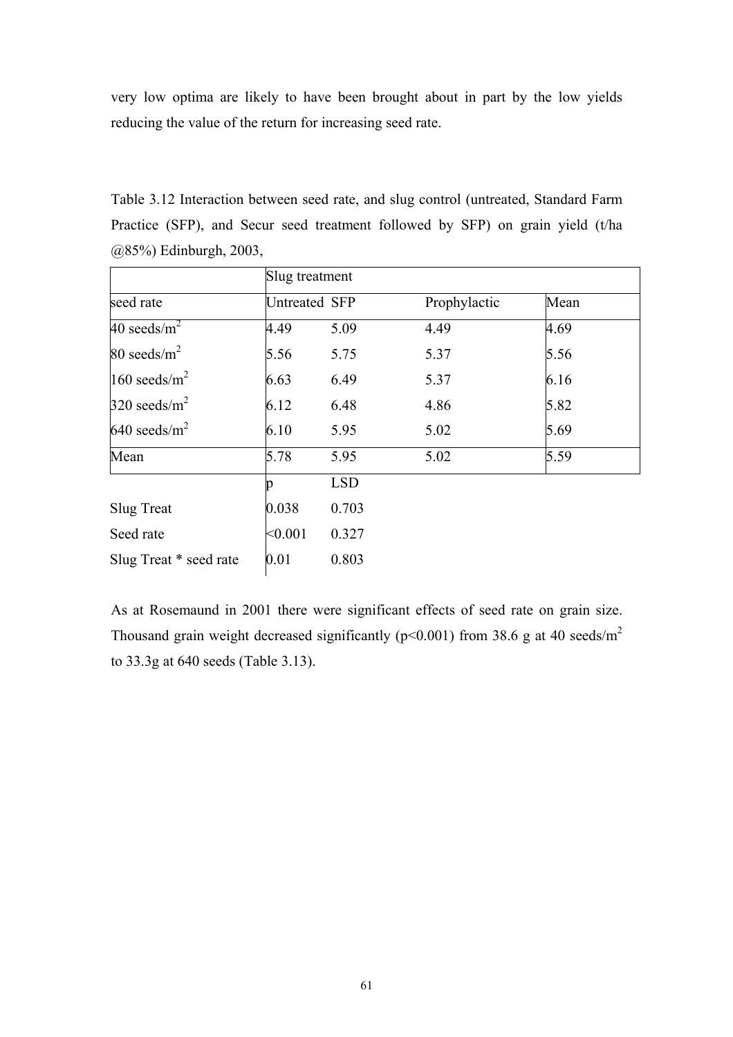very low optima are likely to have been brought about in part by the low yields reducing the value of the return for increasing seed rate.

Table 3.12 Interaction between seed rate, and slug control (untreated, Standard Farm Practice (SFP), and Secur seed treatment followed by SFP) on grain yield (t/ha @85%) Edinburgh, 2003,

| | Slug treatment | | | |
|---|---|---|---|---|
| seed rate | Untreated | SFP | Prophylactic | Mean |
| 40 seeds/m$^2$ | 4.49 | 5.09 | 4.49 | 4.69 |
| 80 seeds/m$^2$ | 5.56 | 5.75 | 5.37 | 5.56 |
| 160 seeds/m$^2$ | 6.63 | 6.49 | 5.37 | 6.16 |
| 320 seeds/m$^2$ | 6.12 | 6.48 | 4.86 | 5.82 |
| 640 seeds/m$^2$ | 6.10 | 5.95 | 5.02 | 5.69 |
| Mean | 5.78 | 5.95 | 5.02 | 5.59 |

| | p | LSD |
|---|---|---|
| Slug Treat | 0.038 | 0.703 |
| Seed rate | <0.001 | 0.327 |
| Slug Treat * seed rate | 0.01 | 0.803 |

As at Rosemaund in 2001 there were significant effects of seed rate on grain size. Thousand grain weight decreased significantly ($p<0.001$) from 38.6 g at 40 seeds/m$^2$ to 33.3g at 640 seeds (Table 3.13).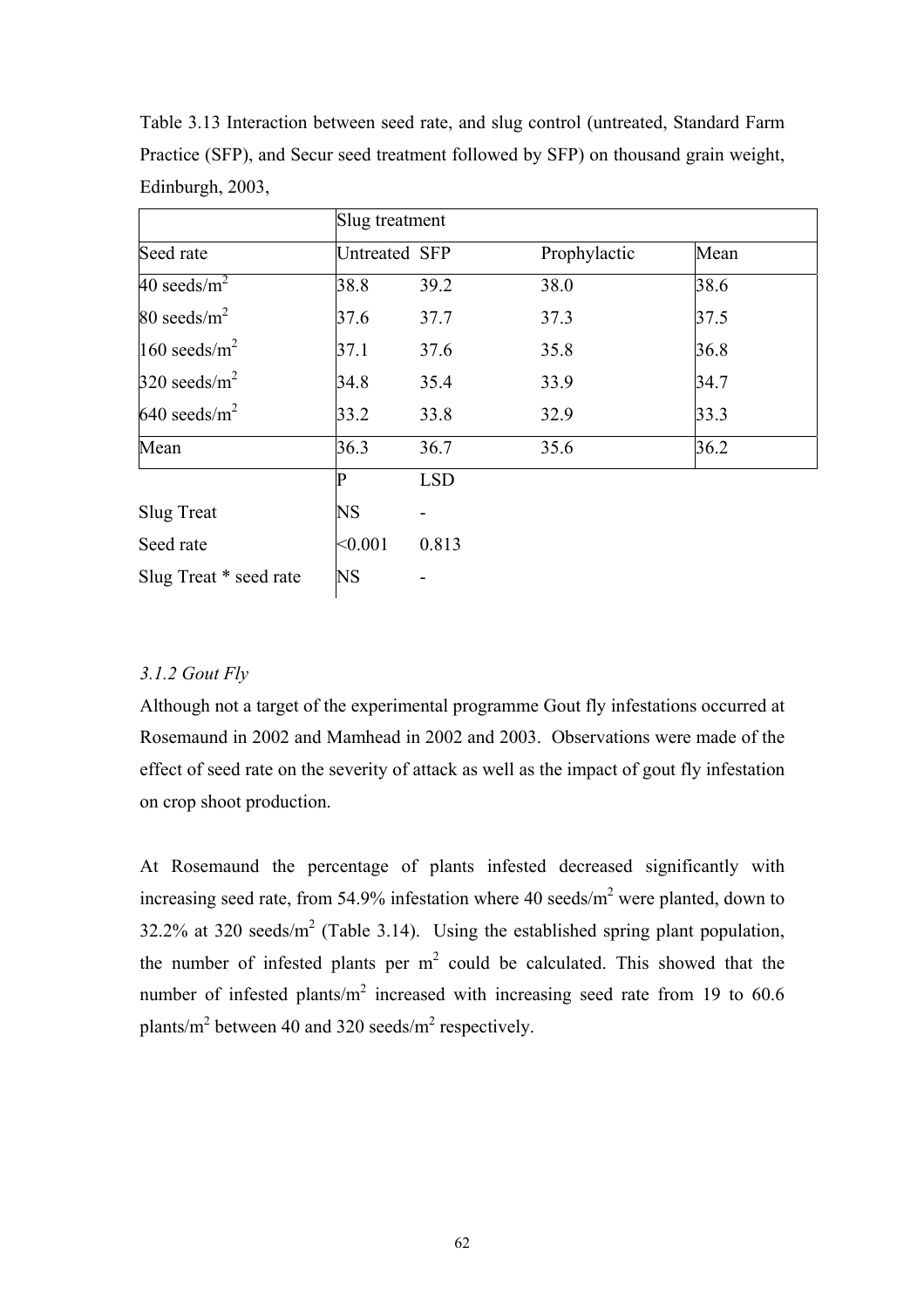Table 3.13 Interaction between seed rate, and slug control (untreated, Standard Farm Practice (SFP), and Secur seed treatment followed by SFP) on thousand grain weight, Edinburgh, 2003,

| | Slug treatment | | | |
|---|---|---|---|---|
| Seed rate | Untreated | SFP | Prophylactic | Mean |
| 40 seeds/m$^2$ | 38.8 | 39.2 | 38.0 | 38.6 |
| 80 seeds/m$^2$ | 37.6 | 37.7 | 37.3 | 37.5 |
| 160 seeds/m$^2$ | 37.1 | 37.6 | 35.8 | 36.8 |
| 320 seeds/m$^2$ | 34.8 | 35.4 | 33.9 | 34.7 |
| 640 seeds/m$^2$ | 33.2 | 33.8 | 32.9 | 33.3 |
| Mean | 36.3 | 36.7 | 35.6 | 36.2 |
| | P | LSD | | |
| Slug Treat | NS | - | | |
| Seed rate | <0.001 | 0.813 | | |
| Slug Treat * seed rate | NS | - | | |

### *3.1.2 Gout Fly*

Although not a target of the experimental programme Gout fly infestations occurred at Rosemaund in 2002 and Mamhead in 2002 and 2003. Observations were made of the effect of seed rate on the severity of attack as well as the impact of gout fly infestation on crop shoot production.

At Rosemaund the percentage of plants infested decreased significantly with increasing seed rate, from 54.9% infestation where 40 seeds/m$^2$ were planted, down to 32.2% at 320 seeds/m$^2$ (Table 3.14). Using the established spring plant population, the number of infested plants per m$^2$ could be calculated. This showed that the number of infested plants/m$^2$ increased with increasing seed rate from 19 to 60.6 plants/m$^2$ between 40 and 320 seeds/m$^2$ respectively.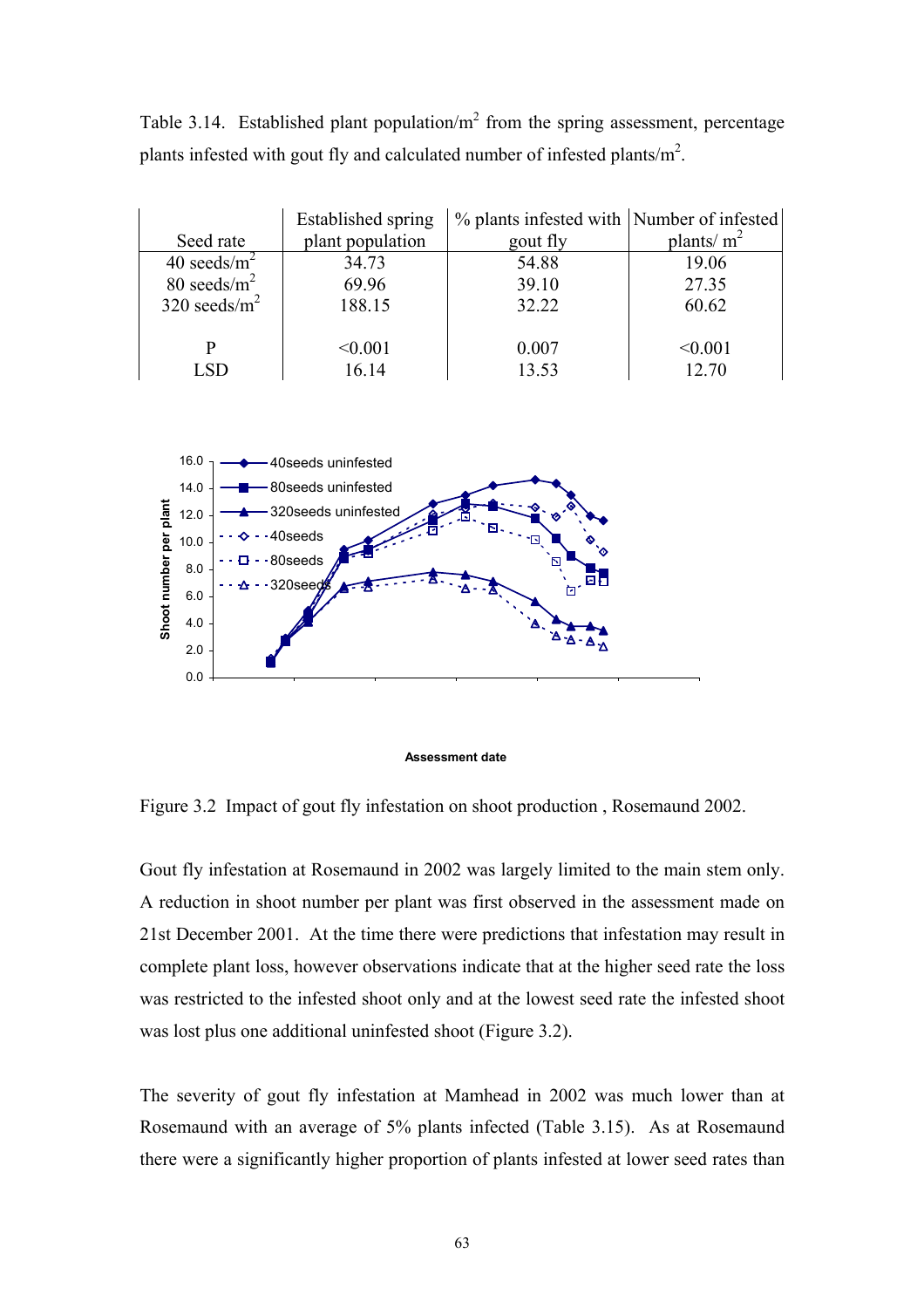Table 3.14. Established plant population/m$^2$ from the spring assessment, percentage plants infested with gout fly and calculated number of infested plants/m$^2$.

| Seed rate | Established spring plant population | % plants infested with gout fly | Number of infested plants/ m$^2$ |
|---|---|---|---|
| 40 seeds/m$^2$ | 34.73 | 54.88 | 19.06 |
| 80 seeds/m$^2$ | 69.96 | 39.10 | 27.35 |
| 320 seeds/m$^2$ | 188.15 | 32.22 | 60.62 |
| | | | |
| P | <0.001 | 0.007 | <0.001 |
| LSD | 16.14 | 13.53 | 12.70 |

Figure 3.2 Impact of gout fly infestation on shoot production , Rosemaund 2002.

Gout fly infestation at Rosemaund in 2002 was largely limited to the main stem only. A reduction in shoot number per plant was first observed in the assessment made on 21st December 2001. At the time there were predictions that infestation may result in complete plant loss, however observations indicate that at the higher seed rate the loss was restricted to the infested shoot only and at the lowest seed rate the infested shoot was lost plus one additional uninfested shoot (Figure 3.2).

The severity of gout fly infestation at Mamhead in 2002 was much lower than at Rosemaund with an average of 5% plants infected (Table 3.15). As at Rosemaund there were a significantly higher proportion of plants infested at lower seed rates than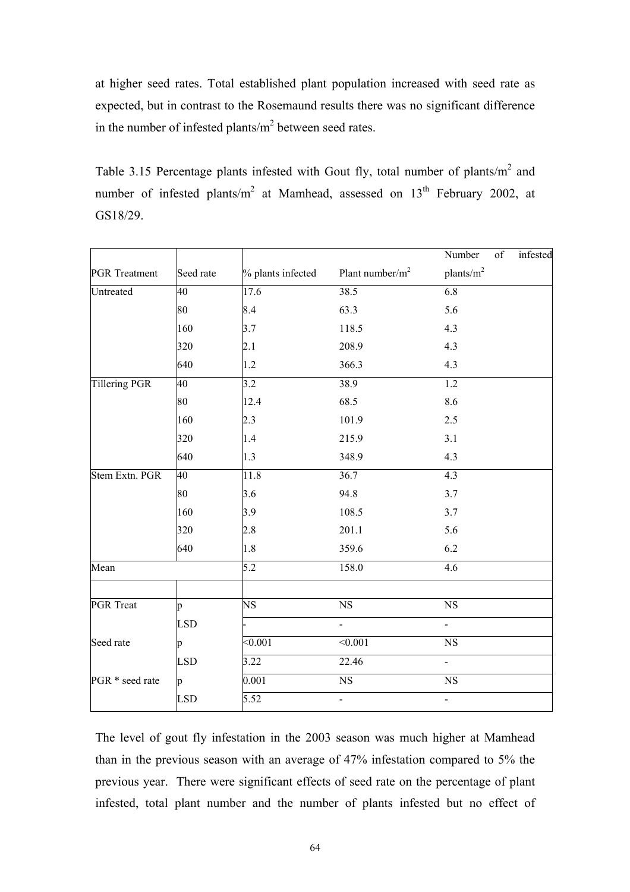at higher seed rates. Total established plant population increased with seed rate as expected, but in contrast to the Rosemaund results there was no significant difference in the number of infested plants/m$^2$ between seed rates.

Table 3.15 Percentage plants infested with Gout fly, total number of plants/m$^2$ and number of infested plants/m$^2$ at Mamhead, assessed on 13$^{th}$ February 2002, at GS18/29.

| PGR Treatment | Seed rate | % plants infected | Plant number/m$^2$ | Number of infested plants/m$^2$ |
|---|---|---|---|---|
| Untreated | 40 | 17.6 | 38.5 | 6.8 |
| | 80 | 8.4 | 63.3 | 5.6 |
| | 160 | 3.7 | 118.5 | 4.3 |
| | 320 | 2.1 | 208.9 | 4.3 |
| | 640 | 1.2 | 366.3 | 4.3 |
| Tillering PGR | 40 | 3.2 | 38.9 | 1.2 |
| | 80 | 12.4 | 68.5 | 8.6 |
| | 160 | 2.3 | 101.9 | 2.5 |
| | 320 | 1.4 | 215.9 | 3.1 |
| | 640 | 1.3 | 348.9 | 4.3 |
| Stem Extn. PGR | 40 | 11.8 | 36.7 | 4.3 |
| | 80 | 3.6 | 94.8 | 3.7 |
| | 160 | 3.9 | 108.5 | 3.7 |
| | 320 | 2.8 | 201.1 | 5.6 |
| | 640 | 1.8 | 359.6 | 6.2 |
| Mean | | 5.2 | 158.0 | 4.6 |
| | | | | |
| PGR Treat | p | NS | NS | NS |
| | LSD | - | - | - |
| Seed rate | p | <0.001 | <0.001 | NS |
| | LSD | 3.22 | 22.46 | - |
| PGR * seed rate | p | 0.001 | NS | NS |
| | LSD | 5.52 | - | - |

The level of gout fly infestation in the 2003 season was much higher at Mamhead than in the previous season with an average of 47% infestation compared to 5% the previous year. There were significant effects of seed rate on the percentage of plant infested, total plant number and the number of plants infested but no effect of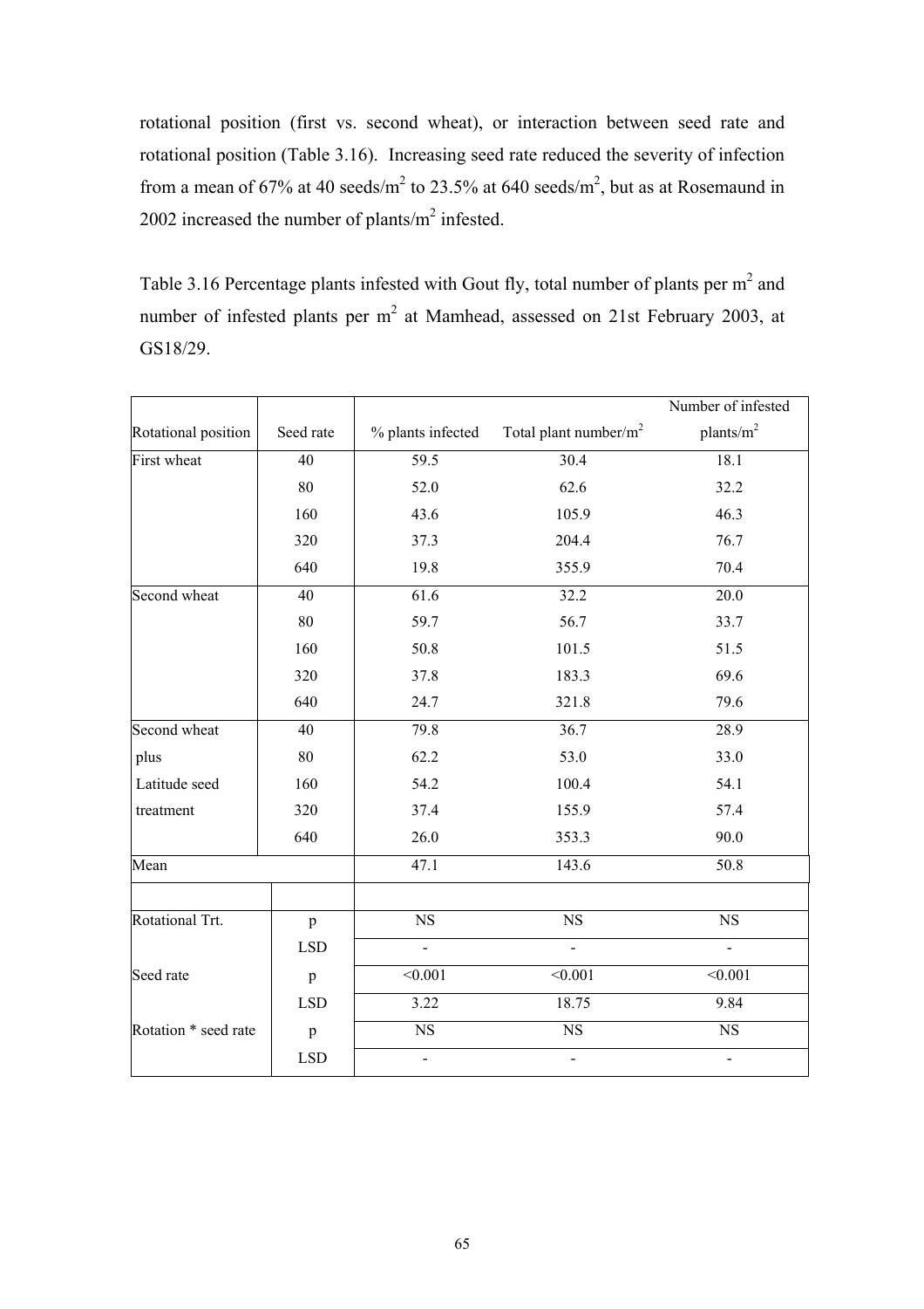rotational position (first vs. second wheat), or interaction between seed rate and rotational position (Table 3.16). Increasing seed rate reduced the severity of infection from a mean of 67% at 40 seeds/m$^2$ to 23.5% at 640 seeds/m$^2$, but as at Rosemaund in 2002 increased the number of plants/m$^2$ infested.

Table 3.16 Percentage plants infested with Gout fly, total number of plants per m$^2$ and number of infested plants per m$^2$ at Mamhead, assessed on 21st February 2003, at GS18/29.

| Rotational position | Seed rate | % plants infected | Total plant number/m$^2$ | Number of infested plants/m$^2$ |
|---|---|---|---|---|
| First wheat | 40 | 59.5 | 30.4 | 18.1 |
| | 80 | 52.0 | 62.6 | 32.2 |
| | 160 | 43.6 | 105.9 | 46.3 |
| | 320 | 37.3 | 204.4 | 76.7 |
| | 640 | 19.8 | 355.9 | 70.4 |
| Second wheat | 40 | 61.6 | 32.2 | 20.0 |
| | 80 | 59.7 | 56.7 | 33.7 |
| | 160 | 50.8 | 101.5 | 51.5 |
| | 320 | 37.8 | 183.3 | 69.6 |
| | 640 | 24.7 | 321.8 | 79.6 |
| Second wheat plus Latitude seed treatment | 40 | 79.8 | 36.7 | 28.9 |
| | 80 | 62.2 | 53.0 | 33.0 |
| | 160 | 54.2 | 100.4 | 54.1 |
| | 320 | 37.4 | 155.9 | 57.4 |
| | 640 | 26.0 | 353.3 | 90.0 |
| Mean | | 47.1 | 143.6 | 50.8 |
| | | | | |
| Rotational Trt. | p | NS | NS | NS |
| | LSD | - | - | - |
| Seed rate | p | <0.001 | <0.001 | <0.001 |
| | LSD | 3.22 | 18.75 | 9.84 |
| Rotation * seed rate | p | NS | NS | NS |
| | LSD | - | - | - |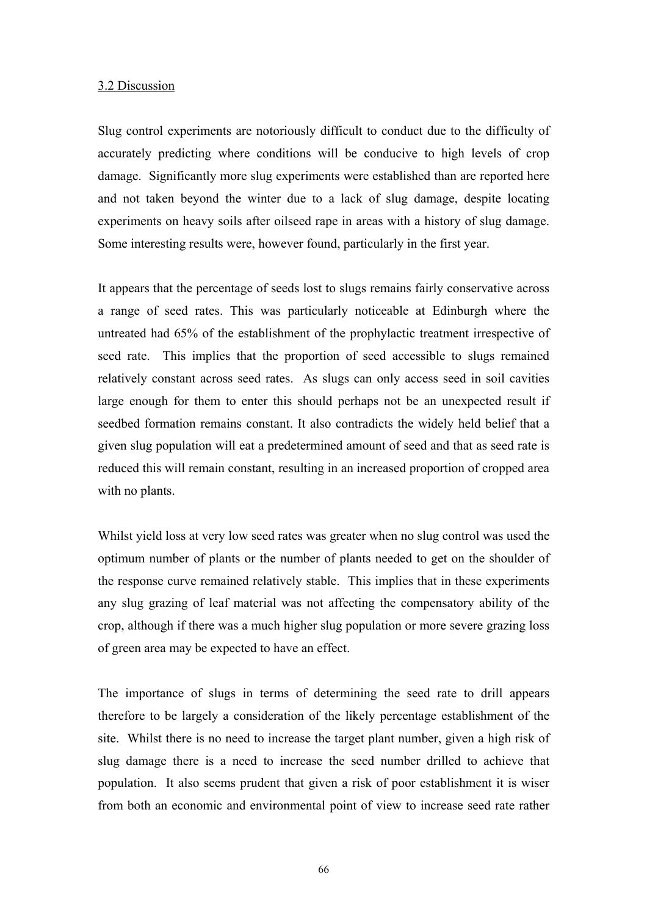### 3.2 Discussion

Slug control experiments are notoriously difficult to conduct due to the difficulty of accurately predicting where conditions will be conducive to high levels of crop damage. Significantly more slug experiments were established than are reported here and not taken beyond the winter due to a lack of slug damage, despite locating experiments on heavy soils after oilseed rape in areas with a history of slug damage. Some interesting results were, however found, particularly in the first year.

It appears that the percentage of seeds lost to slugs remains fairly conservative across a range of seed rates. This was particularly noticeable at Edinburgh where the untreated had 65% of the establishment of the prophylactic treatment irrespective of seed rate. This implies that the proportion of seed accessible to slugs remained relatively constant across seed rates. As slugs can only access seed in soil cavities large enough for them to enter this should perhaps not be an unexpected result if seedbed formation remains constant. It also contradicts the widely held belief that a given slug population will eat a predetermined amount of seed and that as seed rate is reduced this will remain constant, resulting in an increased proportion of cropped area with no plants.

Whilst yield loss at very low seed rates was greater when no slug control was used the optimum number of plants or the number of plants needed to get on the shoulder of the response curve remained relatively stable. This implies that in these experiments any slug grazing of leaf material was not affecting the compensatory ability of the crop, although if there was a much higher slug population or more severe grazing loss of green area may be expected to have an effect.

The importance of slugs in terms of determining the seed rate to drill appears therefore to be largely a consideration of the likely percentage establishment of the site. Whilst there is no need to increase the target plant number, given a high risk of slug damage there is a need to increase the seed number drilled to achieve that population. It also seems prudent that given a risk of poor establishment it is wiser from both an economic and environmental point of view to increase seed rate rather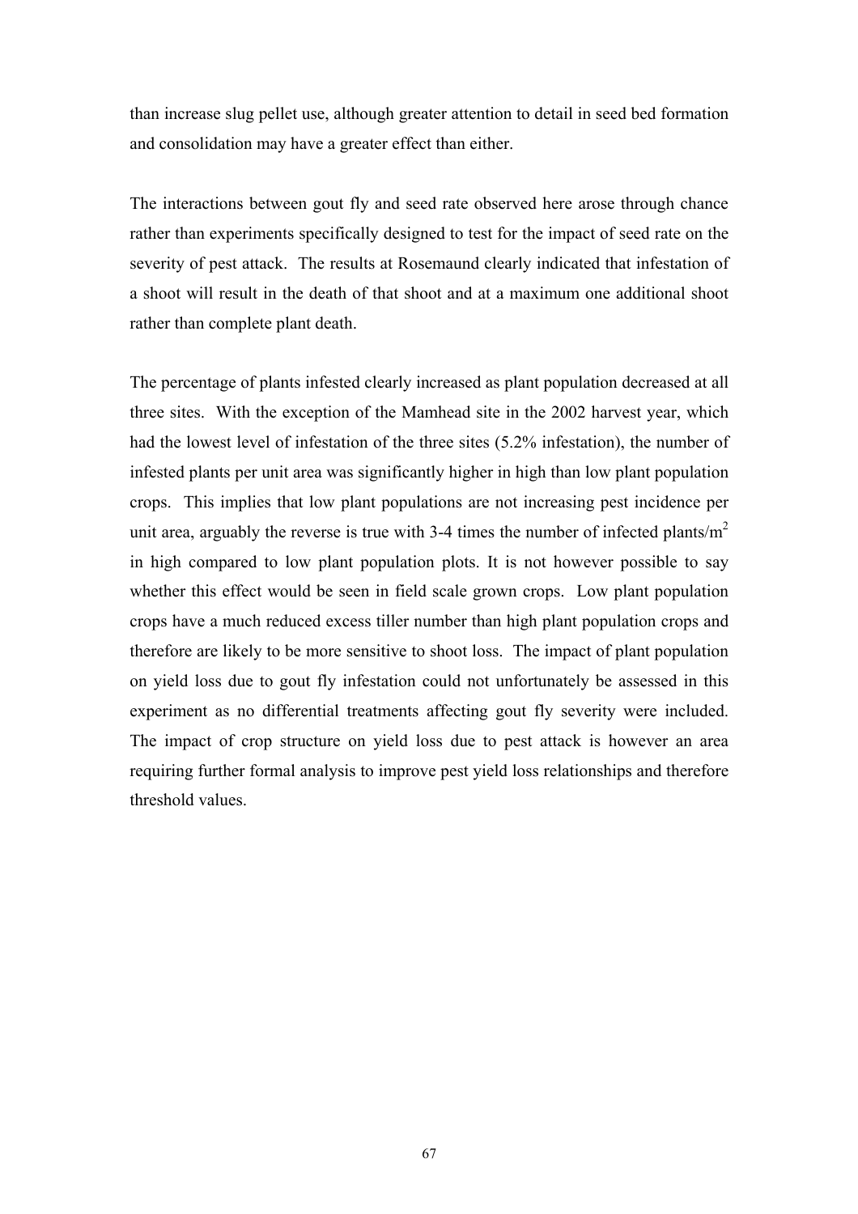than increase slug pellet use, although greater attention to detail in seed bed formation and consolidation may have a greater effect than either.

The interactions between gout fly and seed rate observed here arose through chance rather than experiments specifically designed to test for the impact of seed rate on the severity of pest attack. The results at Rosemaund clearly indicated that infestation of a shoot will result in the death of that shoot and at a maximum one additional shoot rather than complete plant death.

The percentage of plants infested clearly increased as plant population decreased at all three sites. With the exception of the Mamhead site in the 2002 harvest year, which had the lowest level of infestation of the three sites (5.2% infestation), the number of infested plants per unit area was significantly higher in high than low plant population crops. This implies that low plant populations are not increasing pest incidence per unit area, arguably the reverse is true with 3-4 times the number of infected plants/$m^2$ in high compared to low plant population plots. It is not however possible to say whether this effect would be seen in field scale grown crops. Low plant population crops have a much reduced excess tiller number than high plant population crops and therefore are likely to be more sensitive to shoot loss. The impact of plant population on yield loss due to gout fly infestation could not unfortunately be assessed in this experiment as no differential treatments affecting gout fly severity were included. The impact of crop structure on yield loss due to pest attack is however an area requiring further formal analysis to improve pest yield loss relationships and therefore threshold values.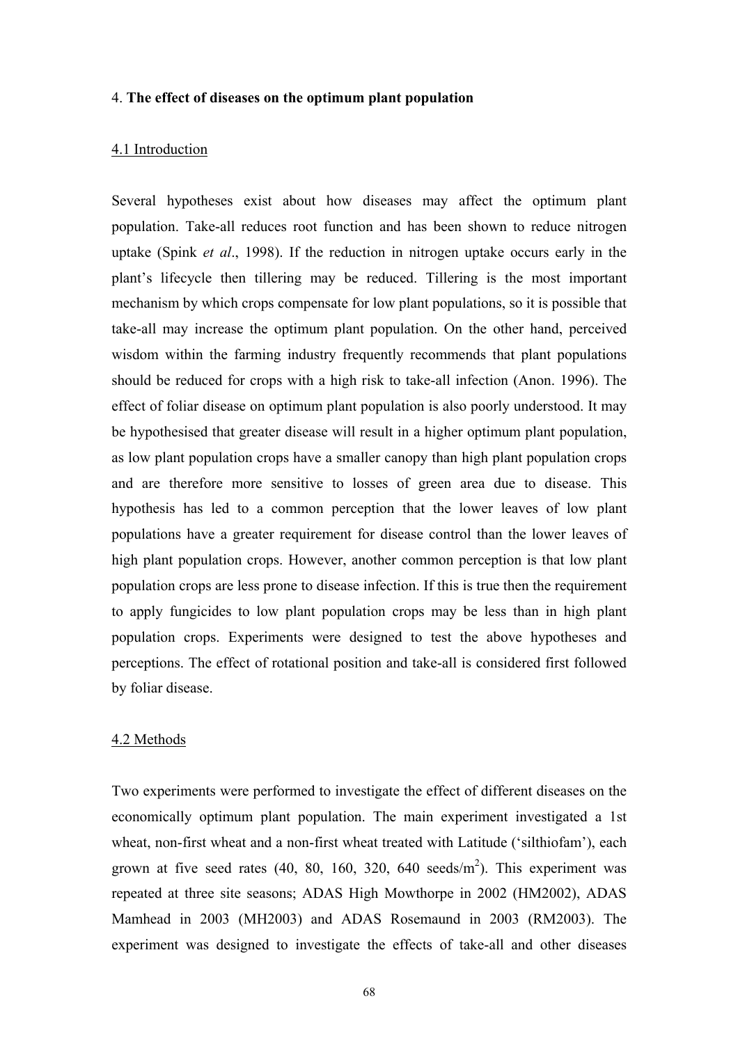## 4. **The effect of diseases on the optimum plant population**

### 4.1 Introduction

Several hypotheses exist about how diseases may affect the optimum plant population. Take-all reduces root function and has been shown to reduce nitrogen uptake (Spink *et al*., 1998). If the reduction in nitrogen uptake occurs early in the plant's lifecycle then tillering may be reduced. Tillering is the most important mechanism by which crops compensate for low plant populations, so it is possible that take-all may increase the optimum plant population. On the other hand, perceived wisdom within the farming industry frequently recommends that plant populations should be reduced for crops with a high risk to take-all infection (Anon. 1996). The effect of foliar disease on optimum plant population is also poorly understood. It may be hypothesised that greater disease will result in a higher optimum plant population, as low plant population crops have a smaller canopy than high plant population crops and are therefore more sensitive to losses of green area due to disease. This hypothesis has led to a common perception that the lower leaves of low plant populations have a greater requirement for disease control than the lower leaves of high plant population crops. However, another common perception is that low plant population crops are less prone to disease infection. If this is true then the requirement to apply fungicides to low plant population crops may be less than in high plant population crops. Experiments were designed to test the above hypotheses and perceptions. The effect of rotational position and take-all is considered first followed by foliar disease.

### 4.2 Methods

Two experiments were performed to investigate the effect of different diseases on the economically optimum plant population. The main experiment investigated a 1st wheat, non-first wheat and a non-first wheat treated with Latitude ('silthiofam'), each grown at five seed rates (40, 80, 160, 320, 640 seeds/m$^2$). This experiment was repeated at three site seasons; ADAS High Mowthorpe in 2002 (HM2002), ADAS Mamhead in 2003 (MH2003) and ADAS Rosemaund in 2003 (RM2003). The experiment was designed to investigate the effects of take-all and other diseases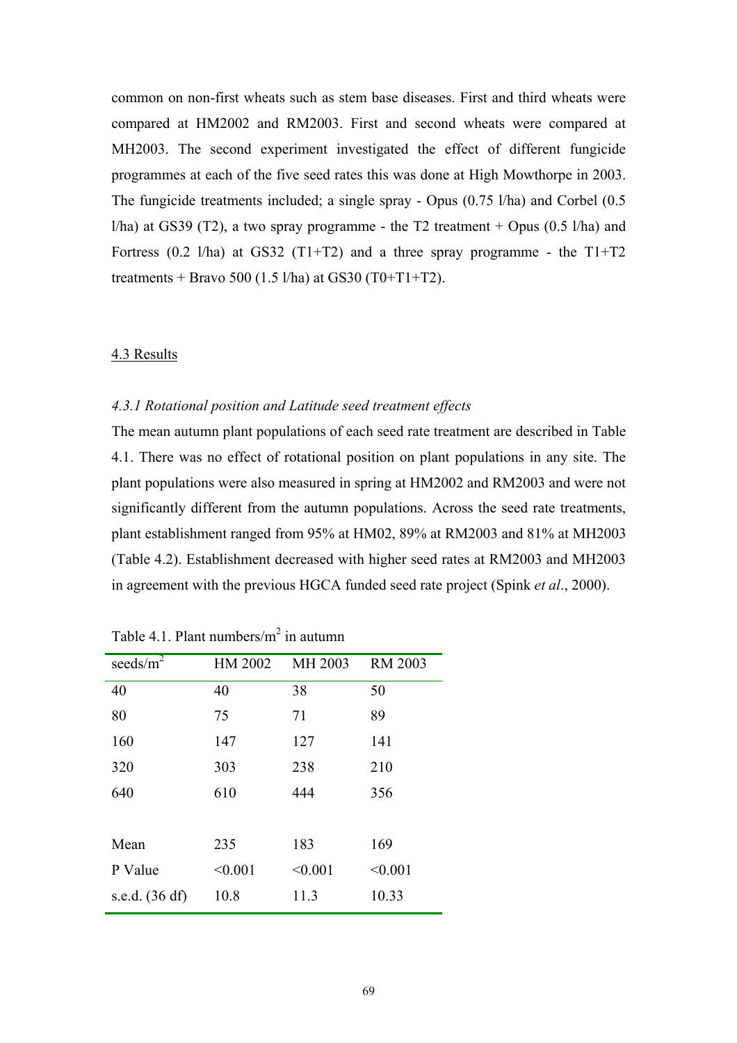common on non-first wheats such as stem base diseases. First and third wheats were compared at HM2002 and RM2003. First and second wheats were compared at MH2003. The second experiment investigated the effect of different fungicide programmes at each of the five seed rates this was done at High Mowthorpe in 2003. The fungicide treatments included; a single spray - Opus (0.75 l/ha) and Corbel (0.5 l/ha) at GS39 (T2), a two spray programme - the T2 treatment + Opus (0.5 l/ha) and Fortress (0.2 l/ha) at GS32 (T1+T2) and a three spray programme - the T1+T2 treatments + Bravo 500 (1.5 l/ha) at GS30 (T0+T1+T2).

## 4.3 Results

### *4.3.1 Rotational position and Latitude seed treatment effects*

The mean autumn plant populations of each seed rate treatment are described in Table 4.1. There was no effect of rotational position on plant populations in any site. The plant populations were also measured in spring at HM2002 and RM2003 and were not significantly different from the autumn populations. Across the seed rate treatments, plant establishment ranged from 95% at HM02, 89% at RM2003 and 81% at MH2003 (Table 4.2). Establishment decreased with higher seed rates at RM2003 and MH2003 in agreement with the previous HGCA funded seed rate project (Spink *et al*., 2000).

Table 4.1. Plant numbers/m$^2$ in autumn

| seeds/m$^2$ | HM 2002 | MH 2003 | RM 2003 |
|---|---|---|---|
| 40 | 40 | 38 | 50 |
| 80 | 75 | 71 | 89 |
| 160 | 147 | 127 | 141 |
| 320 | 303 | 238 | 210 |
| 640 | 610 | 444 | 356 |
| | | | |
| Mean | 235 | 183 | 169 |
| P Value | <0.001 | <0.001 | <0.001 |
| s.e.d. (36 df) | 10.8 | 11.3 | 10.33 |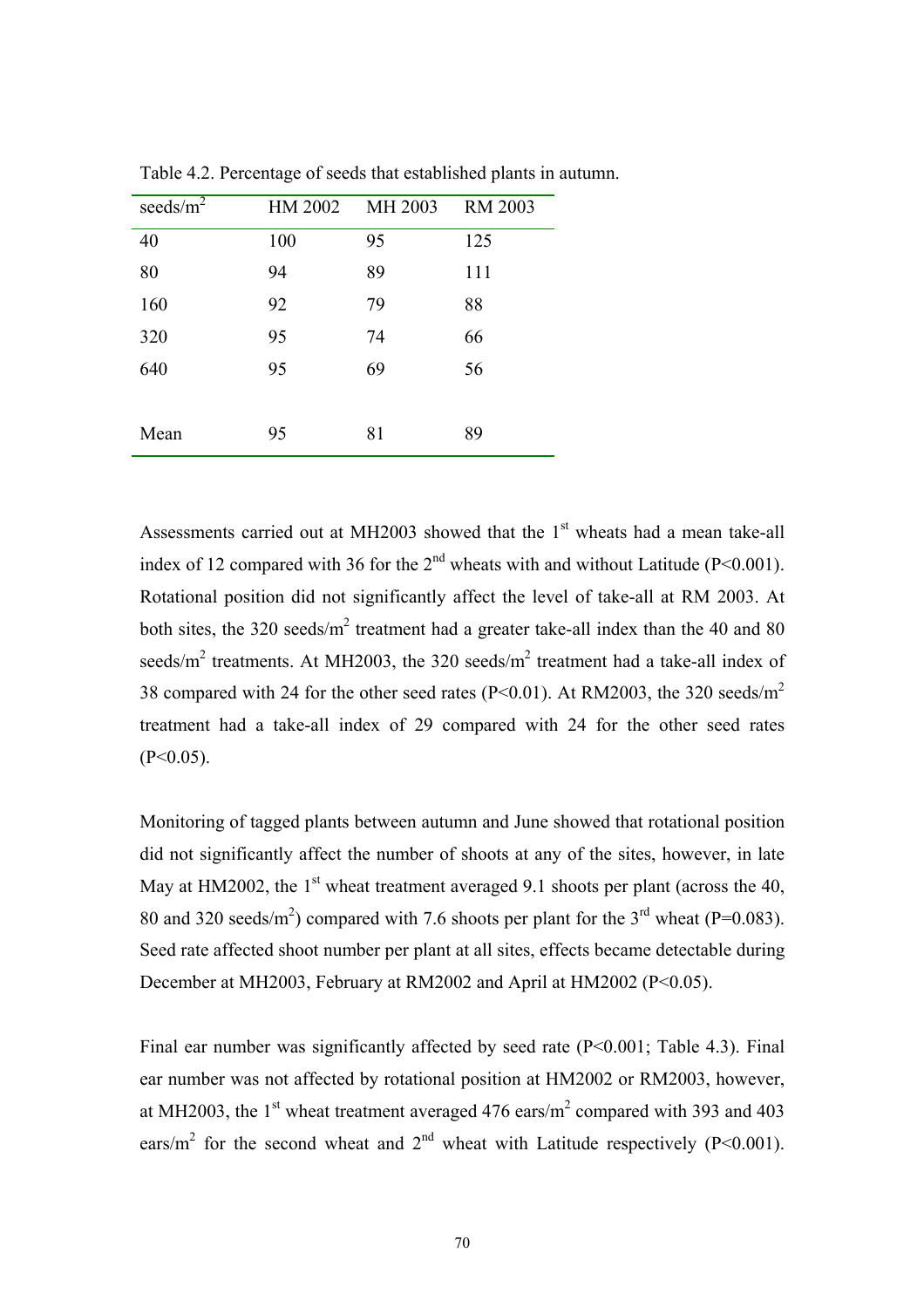Table 4.2. Percentage of seeds that established plants in autumn.

| seeds/m$^2$ | HM 2002 | MH 2003 | RM 2003 |
|---|---|---|---|
| 40 | 100 | 95 | 125 |
| 80 | 94 | 89 | 111 |
| 160 | 92 | 79 | 88 |
| 320 | 95 | 74 | 66 |
| 640 | 95 | 69 | 56 |
| | | | |
| Mean | 95 | 81 | 89 |

Assessments carried out at MH2003 showed that the 1$^{st}$ wheats had a mean take-all index of 12 compared with 36 for the 2$^{nd}$ wheats with and without Latitude ($P<0.001$). Rotational position did not significantly affect the level of take-all at RM 2003. At both sites, the 320 seeds/m$^2$ treatment had a greater take-all index than the 40 and 80 seeds/m$^2$ treatments. At MH2003, the 320 seeds/m$^2$ treatment had a take-all index of 38 compared with 24 for the other seed rates ($P<0.01$). At RM2003, the 320 seeds/m$^2$ treatment had a take-all index of 29 compared with 24 for the other seed rates ($P<0.05$).

Monitoring of tagged plants between autumn and June showed that rotational position did not significantly affect the number of shoots at any of the sites, however, in late May at HM2002, the 1$^{st}$ wheat treatment averaged 9.1 shoots per plant (across the 40, 80 and 320 seeds/m$^2$) compared with 7.6 shoots per plant for the 3$^{rd}$ wheat ($P=0.083$). Seed rate affected shoot number per plant at all sites, effects became detectable during December at MH2003, February at RM2002 and April at HM2002 ($P<0.05$).

Final ear number was significantly affected by seed rate ($P<0.001$; Table 4.3). Final ear number was not affected by rotational position at HM2002 or RM2003, however, at MH2003, the 1$^{st}$ wheat treatment averaged 476 ears/m$^2$ compared with 393 and 403 ears/m$^2$ for the second wheat and 2$^{nd}$ wheat with Latitude respectively ($P<0.001$).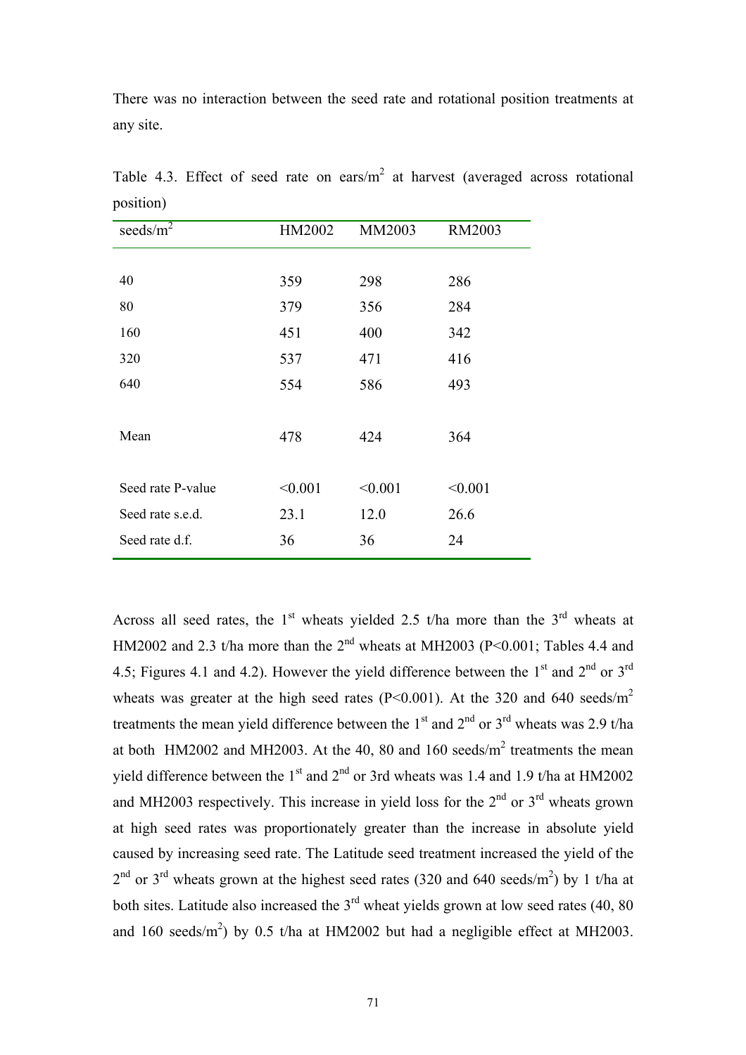There was no interaction between the seed rate and rotational position treatments at any site.

Table 4.3. Effect of seed rate on ears/m$^2$ at harvest (averaged across rotational position)

| seeds/m$^2$ | HM2002 | MM2003 | RM2003 |
|---|---|---|---|
| 40 | 359 | 298 | 286 |
| 80 | 379 | 356 | 284 |
| 160 | 451 | 400 | 342 |
| 320 | 537 | 471 | 416 |
| 640 | 554 | 586 | 493 |
| Mean | 478 | 424 | 364 |
| Seed rate P-value | <0.001 | <0.001 | <0.001 |
| Seed rate s.e.d. | 23.1 | 12.0 | 26.6 |
| Seed rate d.f. | 36 | 36 | 24 |

Across all seed rates, the 1$^{st}$ wheats yielded 2.5 t/ha more than the 3$^{rd}$ wheats at HM2002 and 2.3 t/ha more than the 2$^{nd}$ wheats at MH2003 ($P<0.001$; Tables 4.4 and 4.5; Figures 4.1 and 4.2). However the yield difference between the 1$^{st}$ and 2$^{nd}$ or 3$^{rd}$ wheats was greater at the high seed rates ($P<0.001$). At the 320 and 640 seeds/m$^2$ treatments the mean yield difference between the 1$^{st}$ and 2$^{nd}$ or 3$^{rd}$ wheats was 2.9 t/ha at both HM2002 and MH2003. At the 40, 80 and 160 seeds/m$^2$ treatments the mean yield difference between the 1$^{st}$ and 2$^{nd}$ or 3rd wheats was 1.4 and 1.9 t/ha at HM2002 and MH2003 respectively. This increase in yield loss for the 2$^{nd}$ or 3$^{rd}$ wheats grown at high seed rates was proportionately greater than the increase in absolute yield caused by increasing seed rate. The Latitude seed treatment increased the yield of the 2$^{nd}$ or 3$^{rd}$ wheats grown at the highest seed rates (320 and 640 seeds/m$^2$) by 1 t/ha at both sites. Latitude also increased the 3$^{rd}$ wheat yields grown at low seed rates (40, 80 and 160 seeds/m$^2$) by 0.5 t/ha at HM2002 but had a negligible effect at MH2003.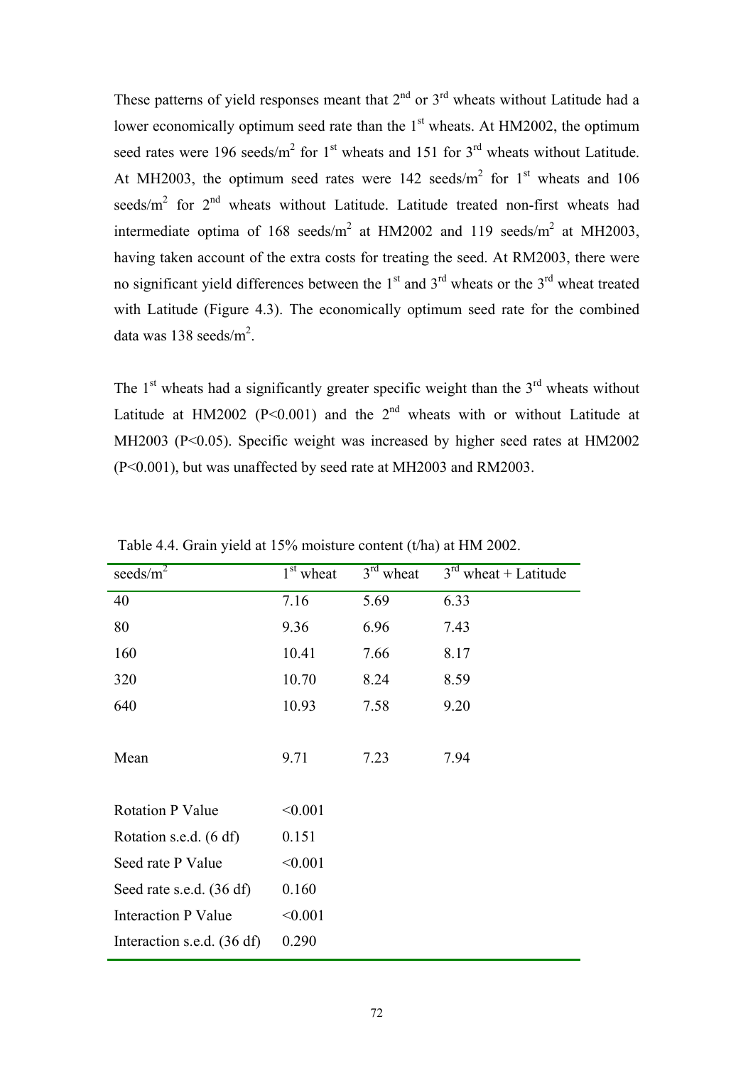These patterns of yield responses meant that 2nd or 3rd wheats without Latitude had a lower economically optimum seed rate than the 1st wheats. At HM2002, the optimum seed rates were 196 seeds/m$^2$ for 1st wheats and 151 for 3rd wheats without Latitude. At MH2003, the optimum seed rates were 142 seeds/m$^2$ for 1st wheats and 106 seeds/m$^2$ for 2nd wheats without Latitude. Latitude treated non-first wheats had intermediate optima of 168 seeds/m$^2$ at HM2002 and 119 seeds/m$^2$ at MH2003, having taken account of the extra costs for treating the seed. At RM2003, there were no significant yield differences between the 1st and 3rd wheats or the 3rd wheat treated with Latitude (Figure 4.3). The economically optimum seed rate for the combined data was 138 seeds/m$^2$.

The 1st wheats had a significantly greater specific weight than the 3rd wheats without Latitude at HM2002 ($P<0.001$) and the 2nd wheats with or without Latitude at MH2003 ($P<0.05$). Specific weight was increased by higher seed rates at HM2002 ($P<0.001$), but was unaffected by seed rate at MH2003 and RM2003.

Table 4.4. Grain yield at 15% moisture content (t/ha) at HM 2002.

| seeds/m$^2$ | 1st wheat | 3rd wheat | 3rd wheat + Latitude |
|---|---|---|---|
| 40 | 7.16 | 5.69 | 6.33 |
| 80 | 9.36 | 6.96 | 7.43 |
| 160 | 10.41 | 7.66 | 8.17 |
| 320 | 10.70 | 8.24 | 8.59 |
| 640 | 10.93 | 7.58 | 9.20 |
| | | | |
| Mean | 9.71 | 7.23 | 7.94 |
| | | | |
| Rotation P Value | <0.001 | | |
| Rotation s.e.d. (6 df) | 0.151 | | |
| Seed rate P Value | <0.001 | | |
| Seed rate s.e.d. (36 df) | 0.160 | | |
| Interaction P Value | <0.001 | | |
| Interaction s.e.d. (36 df) | 0.290 | | |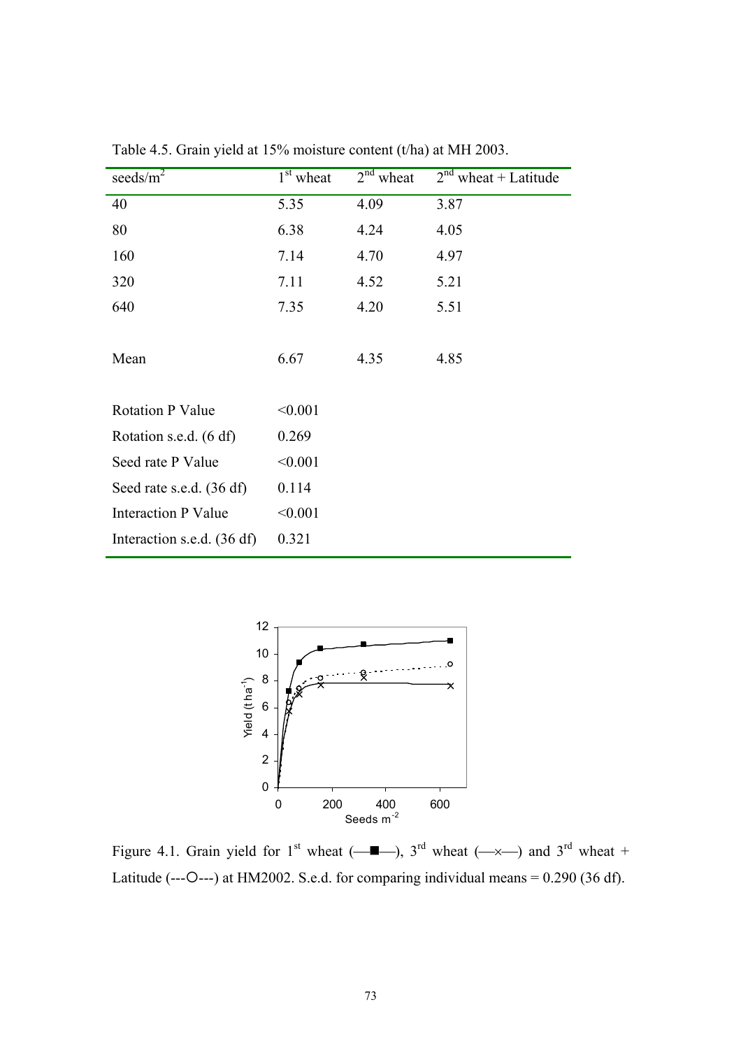Table 4.5. Grain yield at 15% moisture content (t/ha) at MH 2003.

| seeds/m[2] | 1[st] wheat | 2[nd] wheat | 2[nd] wheat + Latitude |
|---|---|---|---|
| 40 | 5.35 | 4.09 | 3.87 |
| 80 | 6.38 | 4.24 | 4.05 |
| 160 | 7.14 | 4.70 | 4.97 |
| 320 | 7.11 | 4.52 | 5.21 |
| 640 | 7.35 | 4.20 | 5.51 |
| | | | |
| Mean | 6.67 | 4.35 | 4.85 |
| | | | |
| Rotation P Value | <0.001 | | |
| Rotation s.e.d. (6 df) | 0.269 | | |
| Seed rate P Value | <0.001 | | |
| Seed rate s.e.d. (36 df) | 0.114 | | |
| Interaction P Value | <0.001 | | |
| Interaction s.e.d. (36 df) | 0.321 | | |

Figure 4.1. Grain yield for 1[st] wheat (—■—), 3[rd] wheat (—×—) and 3[rd] wheat + Latitude (---O---) at HM2002. S.e.d. for comparing individual means = 0.290 (36 df).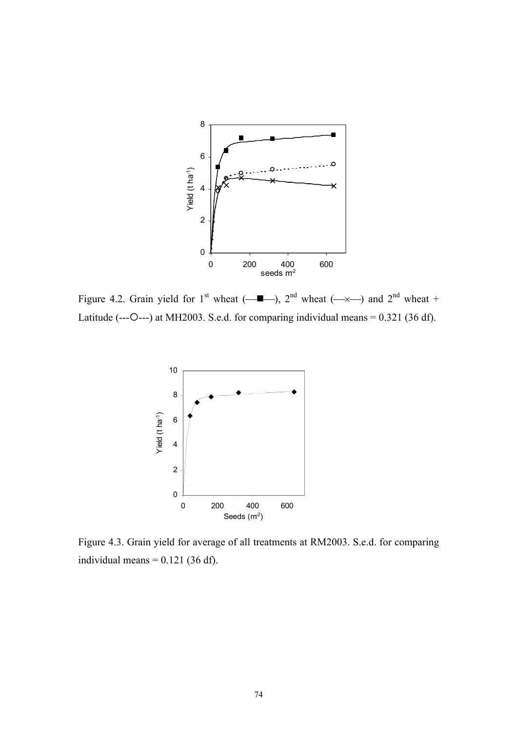Figure 4.2. Grain yield for 1st wheat (—■—), 2nd wheat (—×—) and 2nd wheat + Latitude (---O---) at MH2003. S.e.d. for comparing individual means = 0.321 (36 df).

Figure 4.3. Grain yield for average of all treatments at RM2003. S.e.d. for comparing individual means = 0.121 (36 df).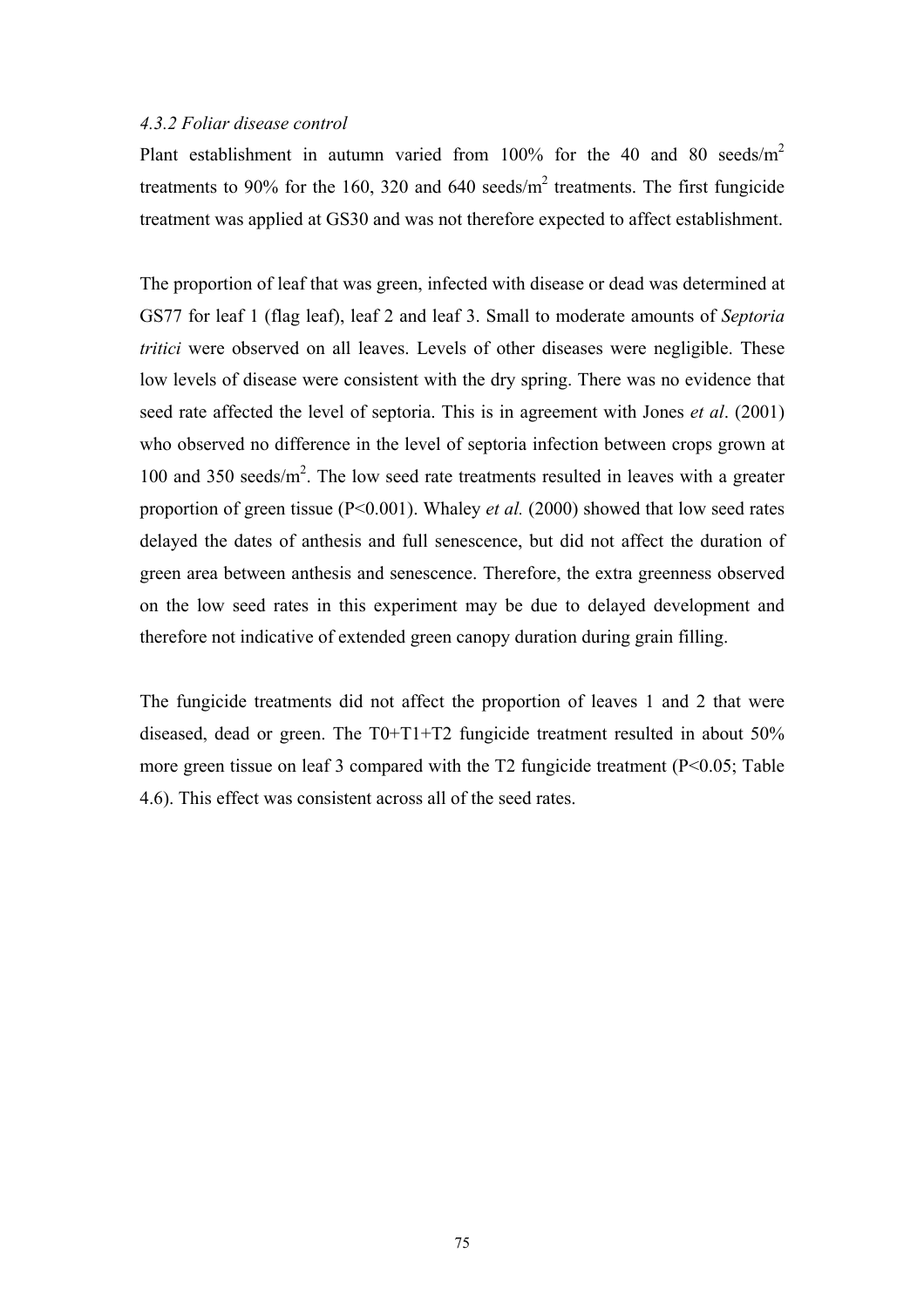*4.3.2 Foliar disease control*

Plant establishment in autumn varied from 100% for the 40 and 80 seeds/$m^2$ treatments to 90% for the 160, 320 and 640 seeds/$m^2$ treatments. The first fungicide treatment was applied at GS30 and was not therefore expected to affect establishment.

The proportion of leaf that was green, infected with disease or dead was determined at GS77 for leaf 1 (flag leaf), leaf 2 and leaf 3. Small to moderate amounts of *Septoria tritici* were observed on all leaves. Levels of other diseases were negligible. These low levels of disease were consistent with the dry spring. There was no evidence that seed rate affected the level of septoria. This is in agreement with Jones *et al*. (2001) who observed no difference in the level of septoria infection between crops grown at 100 and 350 seeds/$m^2$. The low seed rate treatments resulted in leaves with a greater proportion of green tissue ($P<0.001$). Whaley *et al.* (2000) showed that low seed rates delayed the dates of anthesis and full senescence, but did not affect the duration of green area between anthesis and senescence. Therefore, the extra greenness observed on the low seed rates in this experiment may be due to delayed development and therefore not indicative of extended green canopy duration during grain filling.

The fungicide treatments did not affect the proportion of leaves 1 and 2 that were diseased, dead or green. The T0+T1+T2 fungicide treatment resulted in about 50% more green tissue on leaf 3 compared with the T2 fungicide treatment ($P<0.05$; Table 4.6). This effect was consistent across all of the seed rates.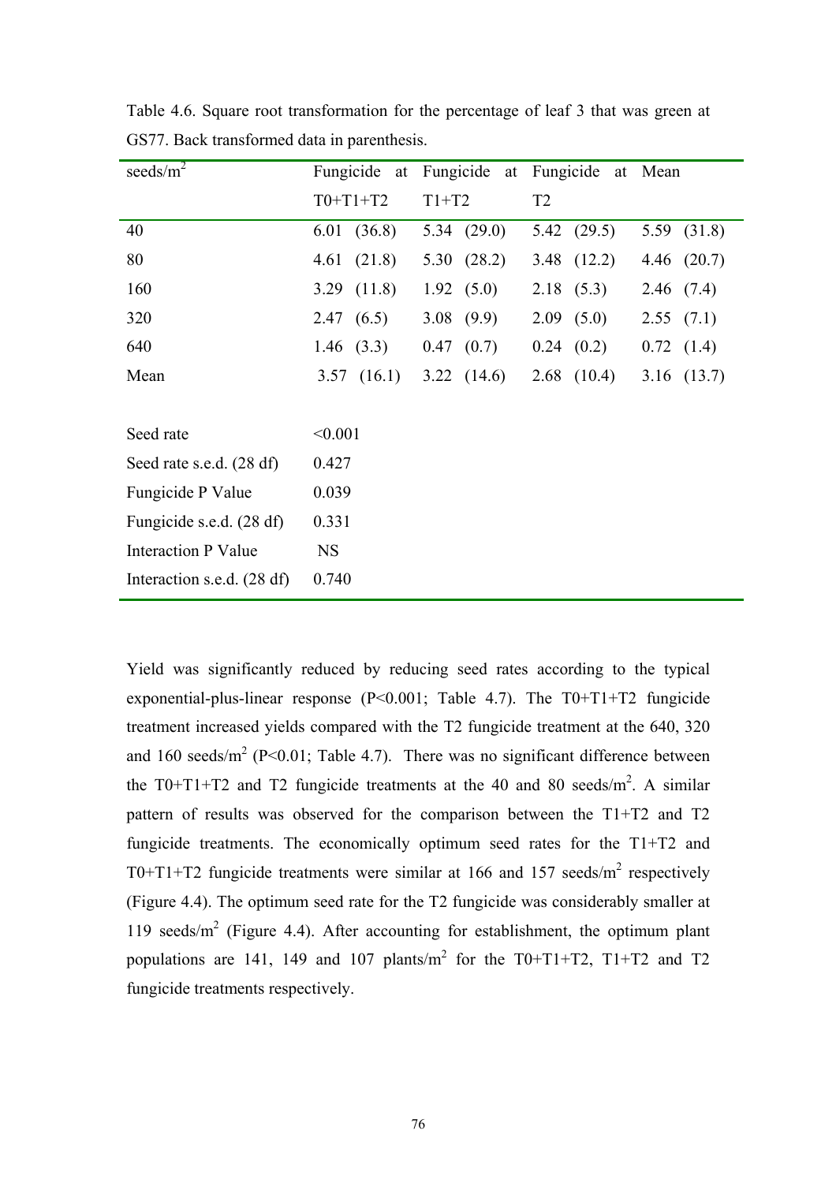Table 4.6. Square root transformation for the percentage of leaf 3 that was green at GS77. Back transformed data in parenthesis.

| seeds/m$^2$ | Fungicide at T0+T1+T2 | Fungicide at T1+T2 | Fungicide at T2 | Mean |
|---|---|---|---|---|
| 40 | 6.01 (36.8) | 5.34 (29.0) | 5.42 (29.5) | 5.59 (31.8) |
| 80 | 4.61 (21.8) | 5.30 (28.2) | 3.48 (12.2) | 4.46 (20.7) |
| 160 | 3.29 (11.8) | 1.92 (5.0) | 2.18 (5.3) | 2.46 (7.4) |
| 320 | 2.47 (6.5) | 3.08 (9.9) | 2.09 (5.0) | 2.55 (7.1) |
| 640 | 1.46 (3.3) | 0.47 (0.7) | 0.24 (0.2) | 0.72 (1.4) |
| Mean | 3.57 (16.1) | 3.22 (14.6) | 2.68 (10.4) | 3.16 (13.7) |
| | | | | |
| Seed rate | <0.001 | | | |
| Seed rate s.e.d. (28 df) | 0.427 | | | |
| Fungicide P Value | 0.039 | | | |
| Fungicide s.e.d. (28 df) | 0.331 | | | |
| Interaction P Value | NS | | | |
| Interaction s.e.d. (28 df) | 0.740 | | | |

Yield was significantly reduced by reducing seed rates according to the typical exponential-plus-linear response ($P<0.001$; Table 4.7). The T0+T1+T2 fungicide treatment increased yields compared with the T2 fungicide treatment at the 640, 320 and 160 seeds/m$^2$ ($P<0.01$; Table 4.7). There was no significant difference between the T0+T1+T2 and T2 fungicide treatments at the 40 and 80 seeds/m$^2$. A similar pattern of results was observed for the comparison between the T1+T2 and T2 fungicide treatments. The economically optimum seed rates for the T1+T2 and T0+T1+T2 fungicide treatments were similar at 166 and 157 seeds/m$^2$ respectively (Figure 4.4). The optimum seed rate for the T2 fungicide was considerably smaller at 119 seeds/m$^2$ (Figure 4.4). After accounting for establishment, the optimum plant populations are 141, 149 and 107 plants/m$^2$ for the T0+T1+T2, T1+T2 and T2 fungicide treatments respectively.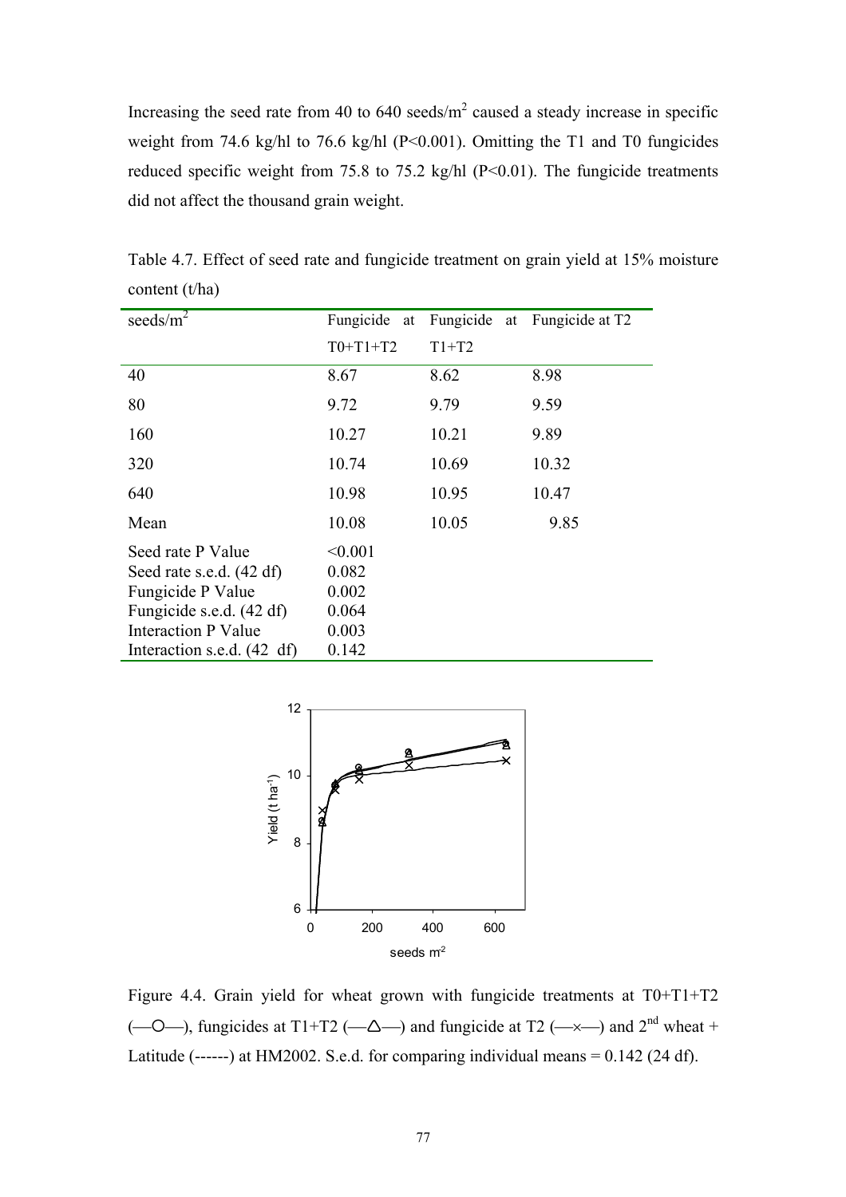Increasing the seed rate from 40 to 640 seeds/m$^2$ caused a steady increase in specific weight from 74.6 kg/hl to 76.6 kg/hl (P<0.001). Omitting the T1 and T0 fungicides reduced specific weight from 75.8 to 75.2 kg/hl (P<0.01). The fungicide treatments did not affect the thousand grain weight.

Table 4.7. Effect of seed rate and fungicide treatment on grain yield at 15% moisture content (t/ha)

| seeds/m$^2$ | Fungicide at T0+T1+T2 | Fungicide at T1+T2 | Fungicide at T2 |
|---|---|---|---|
| 40 | 8.67 | 8.62 | 8.98 |
| 80 | 9.72 | 9.79 | 9.59 |
| 160 | 10.27 | 10.21 | 9.89 |
| 320 | 10.74 | 10.69 | 10.32 |
| 640 | 10.98 | 10.95 | 10.47 |
| Mean | 10.08 | 10.05 | 9.85 |
| Seed rate P Value | <0.001 | | |
| Seed rate s.e.d. (42 df) | 0.082 | | |
| Fungicide P Value | 0.002 | | |
| Fungicide s.e.d. (42 df) | 0.064 | | |
| Interaction P Value | 0.003 | | |
| Interaction s.e.d. (42 df) | 0.142 | | |

Figure 4.4. Grain yield for wheat grown with fungicide treatments at T0+T1+T2 (—○—), fungicides at T1+T2 (—△—) and fungicide at T2 (—×—) and 2$^{nd}$ wheat + Latitude (------) at HM2002. S.e.d. for comparing individual means = 0.142 (24 df).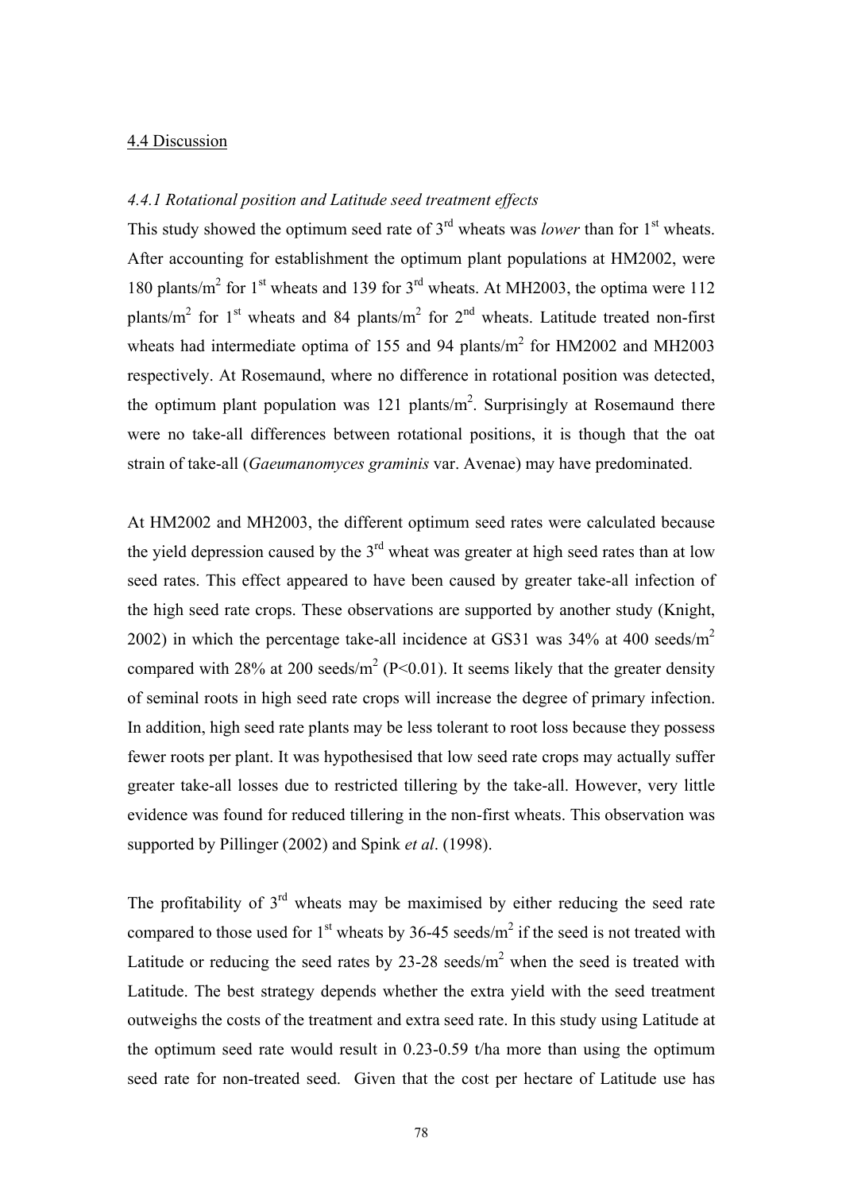## 4.4 Discussion

### *4.4.1 Rotational position and Latitude seed treatment effects*

This study showed the optimum seed rate of 3rd wheats was *lower* than for 1st wheats. After accounting for establishment the optimum plant populations at HM2002, were 180 plants/m$^2$ for 1st wheats and 139 for 3rd wheats. At MH2003, the optima were 112 plants/m$^2$ for 1st wheats and 84 plants/m$^2$ for 2nd wheats. Latitude treated non-first wheats had intermediate optima of 155 and 94 plants/m$^2$ for HM2002 and MH2003 respectively. At Rosemaund, where no difference in rotational position was detected, the optimum plant population was 121 plants/m$^2$. Surprisingly at Rosemaund there were no take-all differences between rotational positions, it is though that the oat strain of take-all (*Gaeumanomyces graminis* var. Avenae) may have predominated.

At HM2002 and MH2003, the different optimum seed rates were calculated because the yield depression caused by the 3rd wheat was greater at high seed rates than at low seed rates. This effect appeared to have been caused by greater take-all infection of the high seed rate crops. These observations are supported by another study (Knight, 2002) in which the percentage take-all incidence at GS31 was 34% at 400 seeds/m$^2$ compared with 28% at 200 seeds/m$^2$ ($P<0.01$). It seems likely that the greater density of seminal roots in high seed rate crops will increase the degree of primary infection. In addition, high seed rate plants may be less tolerant to root loss because they possess fewer roots per plant. It was hypothesised that low seed rate crops may actually suffer greater take-all losses due to restricted tillering by the take-all. However, very little evidence was found for reduced tillering in the non-first wheats. This observation was supported by Pillinger (2002) and Spink *et al*. (1998).

The profitability of 3rd wheats may be maximised by either reducing the seed rate compared to those used for 1st wheats by 36-45 seeds/m$^2$ if the seed is not treated with Latitude or reducing the seed rates by 23-28 seeds/m$^2$ when the seed is treated with Latitude. The best strategy depends whether the extra yield with the seed treatment outweighs the costs of the treatment and extra seed rate. In this study using Latitude at the optimum seed rate would result in 0.23-0.59 t/ha more than using the optimum seed rate for non-treated seed. Given that the cost per hectare of Latitude use has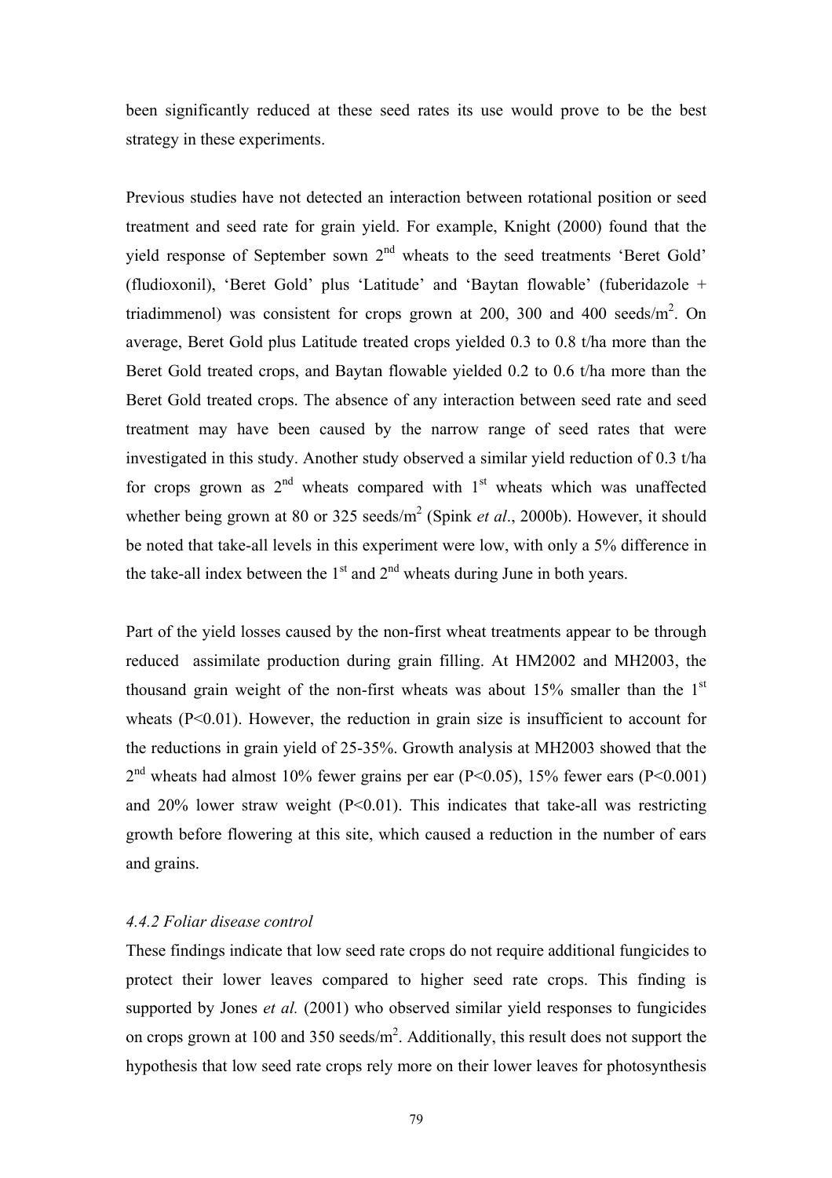been significantly reduced at these seed rates its use would prove to be the best strategy in these experiments.

Previous studies have not detected an interaction between rotational position or seed treatment and seed rate for grain yield. For example, Knight (2000) found that the yield response of September sown 2$^{nd}$ wheats to the seed treatments 'Beret Gold' (fludioxonil), 'Beret Gold' plus 'Latitude' and 'Baytan flowable' (fuberidazole + triadimmenol) was consistent for crops grown at 200, 300 and 400 seeds/m$^2$. On average, Beret Gold plus Latitude treated crops yielded 0.3 to 0.8 t/ha more than the Beret Gold treated crops, and Baytan flowable yielded 0.2 to 0.6 t/ha more than the Beret Gold treated crops. The absence of any interaction between seed rate and seed treatment may have been caused by the narrow range of seed rates that were investigated in this study. Another study observed a similar yield reduction of 0.3 t/ha for crops grown as 2$^{nd}$ wheats compared with 1$^{st}$ wheats which was unaffected whether being grown at 80 or 325 seeds/m$^2$ (Spink *et al*., 2000b). However, it should be noted that take-all levels in this experiment were low, with only a 5% difference in the take-all index between the 1$^{st}$ and 2$^{nd}$ wheats during June in both years.

Part of the yield losses caused by the non-first wheat treatments appear to be through reduced assimilate production during grain filling. At HM2002 and MH2003, the thousand grain weight of the non-first wheats was about 15% smaller than the 1$^{st}$ wheats ($P<0.01$). However, the reduction in grain size is insufficient to account for the reductions in grain yield of 25-35%. Growth analysis at MH2003 showed that the 2$^{nd}$ wheats had almost 10% fewer grains per ear ($P<0.05$), 15% fewer ears ($P<0.001$) and 20% lower straw weight ($P<0.01$). This indicates that take-all was restricting growth before flowering at this site, which caused a reduction in the number of ears and grains.

### *4.4.2 Foliar disease control*

These findings indicate that low seed rate crops do not require additional fungicides to protect their lower leaves compared to higher seed rate crops. This finding is supported by Jones *et al.* (2001) who observed similar yield responses to fungicides on crops grown at 100 and 350 seeds/m$^2$. Additionally, this result does not support the hypothesis that low seed rate crops rely more on their lower leaves for photosynthesis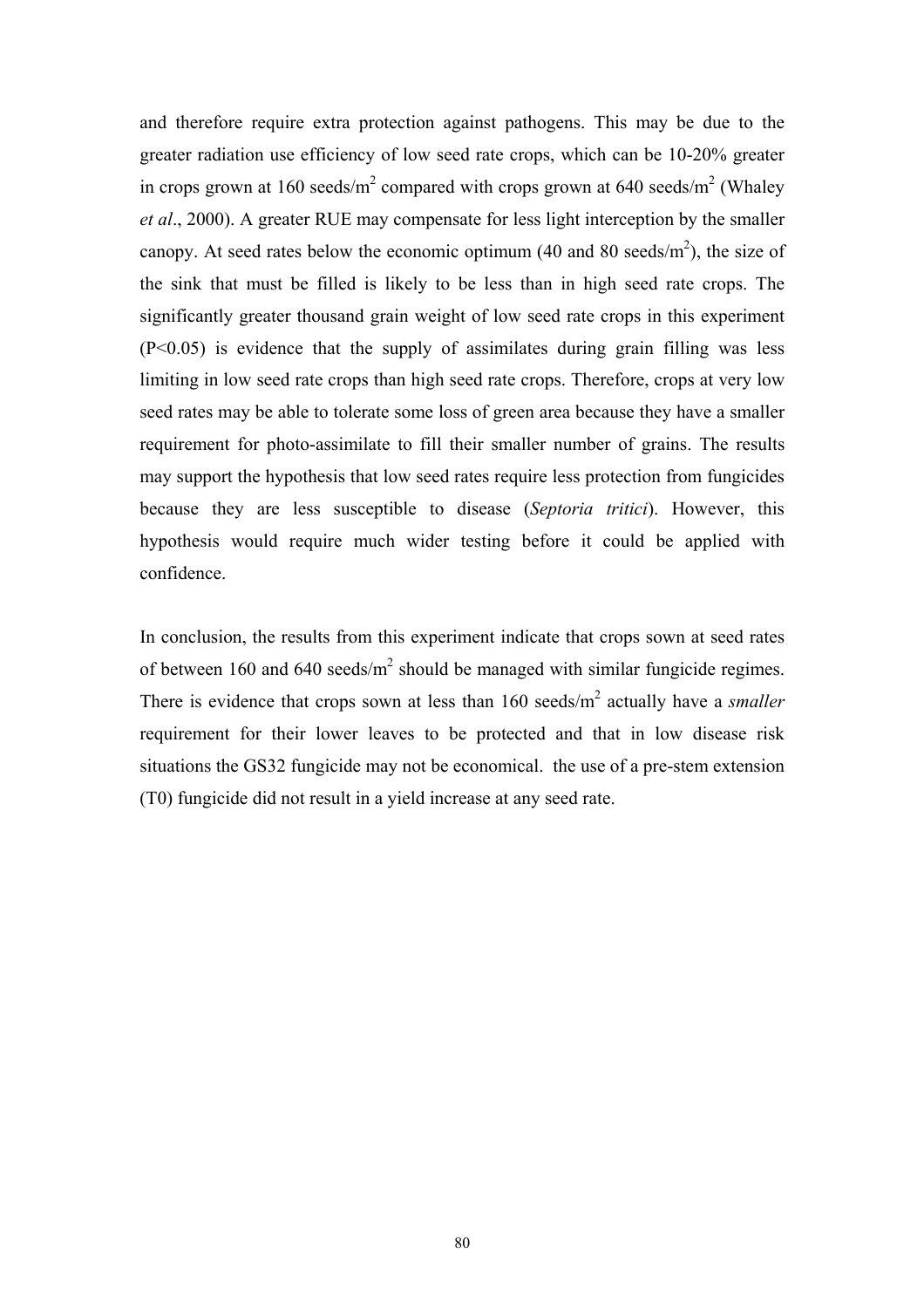and therefore require extra protection against pathogens. This may be due to the greater radiation use efficiency of low seed rate crops, which can be 10-20% greater in crops grown at 160 seeds/$m^2$ compared with crops grown at 640 seeds/$m^2$ (Whaley *et al*., 2000). A greater RUE may compensate for less light interception by the smaller canopy. At seed rates below the economic optimum (40 and 80 seeds/$m^2$), the size of the sink that must be filled is likely to be less than in high seed rate crops. The significantly greater thousand grain weight of low seed rate crops in this experiment ($P<0.05$) is evidence that the supply of assimilates during grain filling was less limiting in low seed rate crops than high seed rate crops. Therefore, crops at very low seed rates may be able to tolerate some loss of green area because they have a smaller requirement for photo-assimilate to fill their smaller number of grains. The results may support the hypothesis that low seed rates require less protection from fungicides because they are less susceptible to disease (*Septoria tritici*). However, this hypothesis would require much wider testing before it could be applied with confidence.

In conclusion, the results from this experiment indicate that crops sown at seed rates of between 160 and 640 seeds/$m^2$ should be managed with similar fungicide regimes. There is evidence that crops sown at less than 160 seeds/$m^2$ actually have a *smaller* requirement for their lower leaves to be protected and that in low disease risk situations the GS32 fungicide may not be economical. the use of a pre-stem extension (T0) fungicide did not result in a yield increase at any seed rate.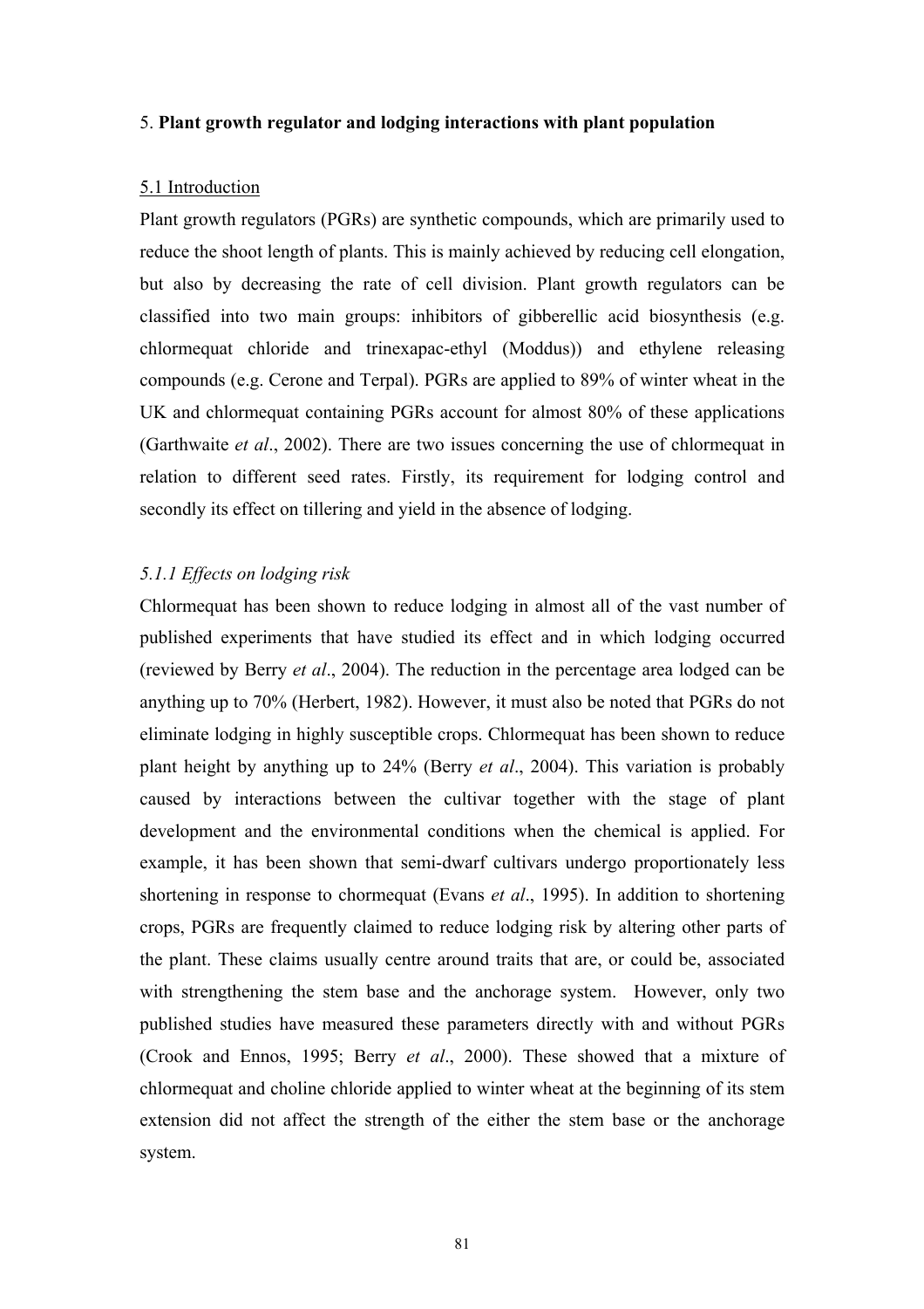## 5. **Plant growth regulator and lodging interactions with plant population**

### 5.1 Introduction

Plant growth regulators (PGRs) are synthetic compounds, which are primarily used to reduce the shoot length of plants. This is mainly achieved by reducing cell elongation, but also by decreasing the rate of cell division. Plant growth regulators can be classified into two main groups: inhibitors of gibberellic acid biosynthesis (e.g. chlormequat chloride and trinexapac-ethyl (Moddus)) and ethylene releasing compounds (e.g. Cerone and Terpal). PGRs are applied to 89% of winter wheat in the UK and chlormequat containing PGRs account for almost 80% of these applications (Garthwaite *et al*., 2002). There are two issues concerning the use of chlormequat in relation to different seed rates. Firstly, its requirement for lodging control and secondly its effect on tillering and yield in the absence of lodging.

#### *5.1.1 Effects on lodging risk*

Chlormequat has been shown to reduce lodging in almost all of the vast number of published experiments that have studied its effect and in which lodging occurred (reviewed by Berry *et al*., 2004). The reduction in the percentage area lodged can be anything up to 70% (Herbert, 1982). However, it must also be noted that PGRs do not eliminate lodging in highly susceptible crops. Chlormequat has been shown to reduce plant height by anything up to 24% (Berry *et al*., 2004). This variation is probably caused by interactions between the cultivar together with the stage of plant development and the environmental conditions when the chemical is applied. For example, it has been shown that semi-dwarf cultivars undergo proportionately less shortening in response to chormequat (Evans *et al*., 1995). In addition to shortening crops, PGRs are frequently claimed to reduce lodging risk by altering other parts of the plant. These claims usually centre around traits that are, or could be, associated with strengthening the stem base and the anchorage system. However, only two published studies have measured these parameters directly with and without PGRs (Crook and Ennos, 1995; Berry *et al*., 2000). These showed that a mixture of chlormequat and choline chloride applied to winter wheat at the beginning of its stem extension did not affect the strength of the either the stem base or the anchorage system.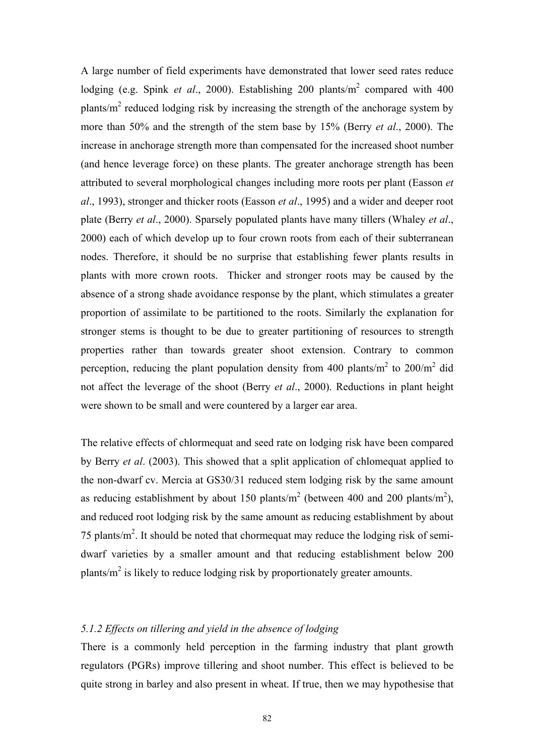A large number of field experiments have demonstrated that lower seed rates reduce lodging (e.g. Spink *et al*., 2000). Establishing 200 plants/m$^2$ compared with 400 plants/m$^2$ reduced lodging risk by increasing the strength of the anchorage system by more than 50% and the strength of the stem base by 15% (Berry *et al*., 2000). The increase in anchorage strength more than compensated for the increased shoot number (and hence leverage force) on these plants. The greater anchorage strength has been attributed to several morphological changes including more roots per plant (Easson *et al*., 1993), stronger and thicker roots (Easson *et al*., 1995) and a wider and deeper root plate (Berry *et al*., 2000). Sparsely populated plants have many tillers (Whaley *et al*., 2000) each of which develop up to four crown roots from each of their subterranean nodes. Therefore, it should be no surprise that establishing fewer plants results in plants with more crown roots. Thicker and stronger roots may be caused by the absence of a strong shade avoidance response by the plant, which stimulates a greater proportion of assimilate to be partitioned to the roots. Similarly the explanation for stronger stems is thought to be due to greater partitioning of resources to strength properties rather than towards greater shoot extension. Contrary to common perception, reducing the plant population density from 400 plants/m$^2$ to 200/m$^2$ did not affect the leverage of the shoot (Berry *et al*., 2000). Reductions in plant height were shown to be small and were countered by a larger ear area.

The relative effects of chlormequat and seed rate on lodging risk have been compared by Berry *et al*. (2003). This showed that a split application of chlomequat applied to the non-dwarf cv. Mercia at GS30/31 reduced stem lodging risk by the same amount as reducing establishment by about 150 plants/m$^2$ (between 400 and 200 plants/m$^2$), and reduced root lodging risk by the same amount as reducing establishment by about 75 plants/m$^2$. It should be noted that chormequat may reduce the lodging risk of semi-dwarf varieties by a smaller amount and that reducing establishment below 200 plants/m$^2$ is likely to reduce lodging risk by proportionately greater amounts.

### *5.1.2 Effects on tillering and yield in the absence of lodging*

There is a commonly held perception in the farming industry that plant growth regulators (PGRs) improve tillering and shoot number. This effect is believed to be quite strong in barley and also present in wheat. If true, then we may hypothesise that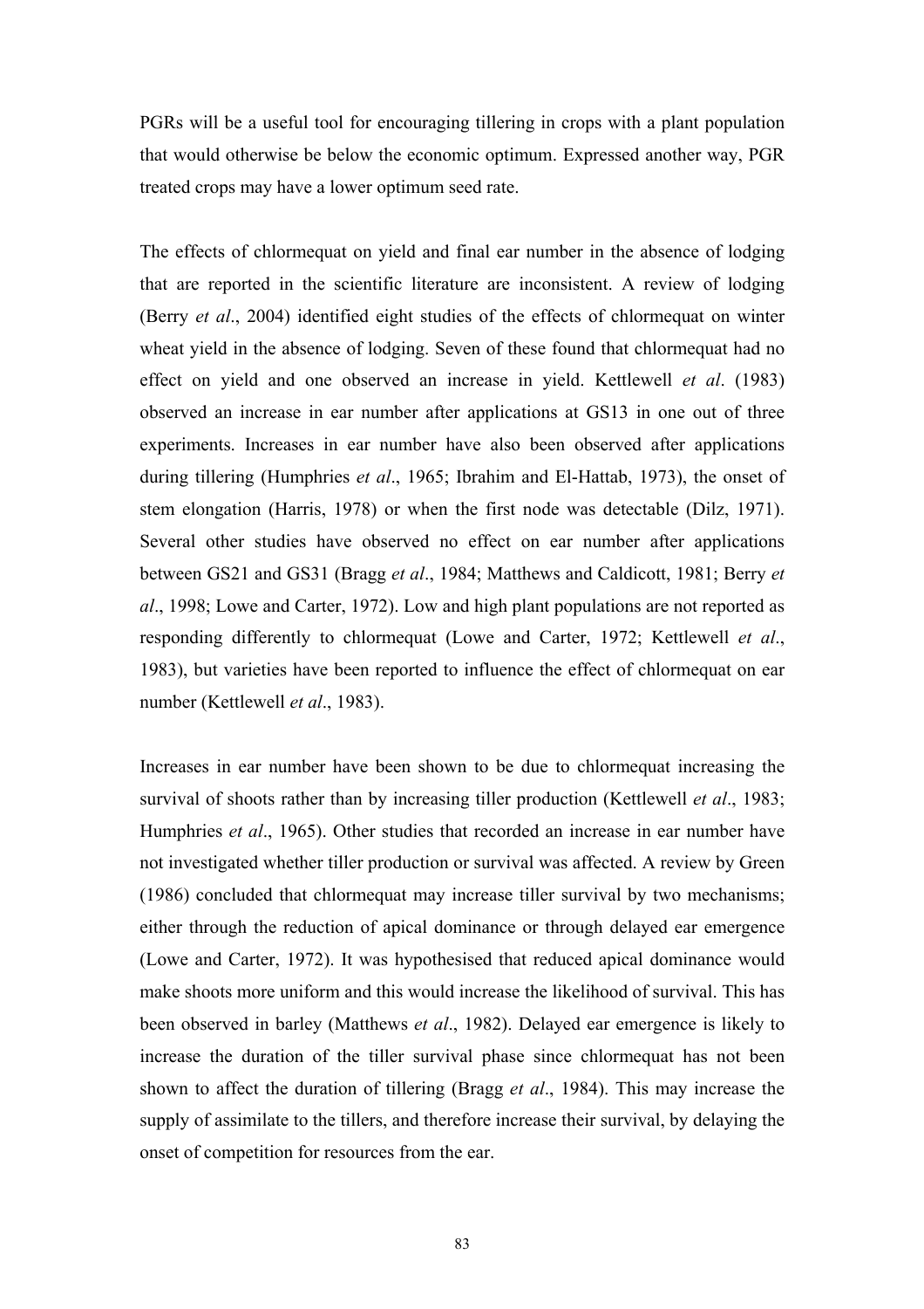PGRs will be a useful tool for encouraging tillering in crops with a plant population that would otherwise be below the economic optimum. Expressed another way, PGR treated crops may have a lower optimum seed rate.

The effects of chlormequat on yield and final ear number in the absence of lodging that are reported in the scientific literature are inconsistent. A review of lodging (Berry *et al*., 2004) identified eight studies of the effects of chlormequat on winter wheat yield in the absence of lodging. Seven of these found that chlormequat had no effect on yield and one observed an increase in yield. Kettlewell *et al*. (1983) observed an increase in ear number after applications at GS13 in one out of three experiments. Increases in ear number have also been observed after applications during tillering (Humphries *et al*., 1965; Ibrahim and El-Hattab, 1973), the onset of stem elongation (Harris, 1978) or when the first node was detectable (Dilz, 1971). Several other studies have observed no effect on ear number after applications between GS21 and GS31 (Bragg *et al*., 1984; Matthews and Caldicott, 1981; Berry *et al*., 1998; Lowe and Carter, 1972). Low and high plant populations are not reported as responding differently to chlormequat (Lowe and Carter, 1972; Kettlewell *et al*., 1983), but varieties have been reported to influence the effect of chlormequat on ear number (Kettlewell *et al*., 1983).

Increases in ear number have been shown to be due to chlormequat increasing the survival of shoots rather than by increasing tiller production (Kettlewell *et al*., 1983; Humphries *et al*., 1965). Other studies that recorded an increase in ear number have not investigated whether tiller production or survival was affected. A review by Green (1986) concluded that chlormequat may increase tiller survival by two mechanisms; either through the reduction of apical dominance or through delayed ear emergence (Lowe and Carter, 1972). It was hypothesised that reduced apical dominance would make shoots more uniform and this would increase the likelihood of survival. This has been observed in barley (Matthews *et al*., 1982). Delayed ear emergence is likely to increase the duration of the tiller survival phase since chlormequat has not been shown to affect the duration of tillering (Bragg *et al*., 1984). This may increase the supply of assimilate to the tillers, and therefore increase their survival, by delaying the onset of competition for resources from the ear.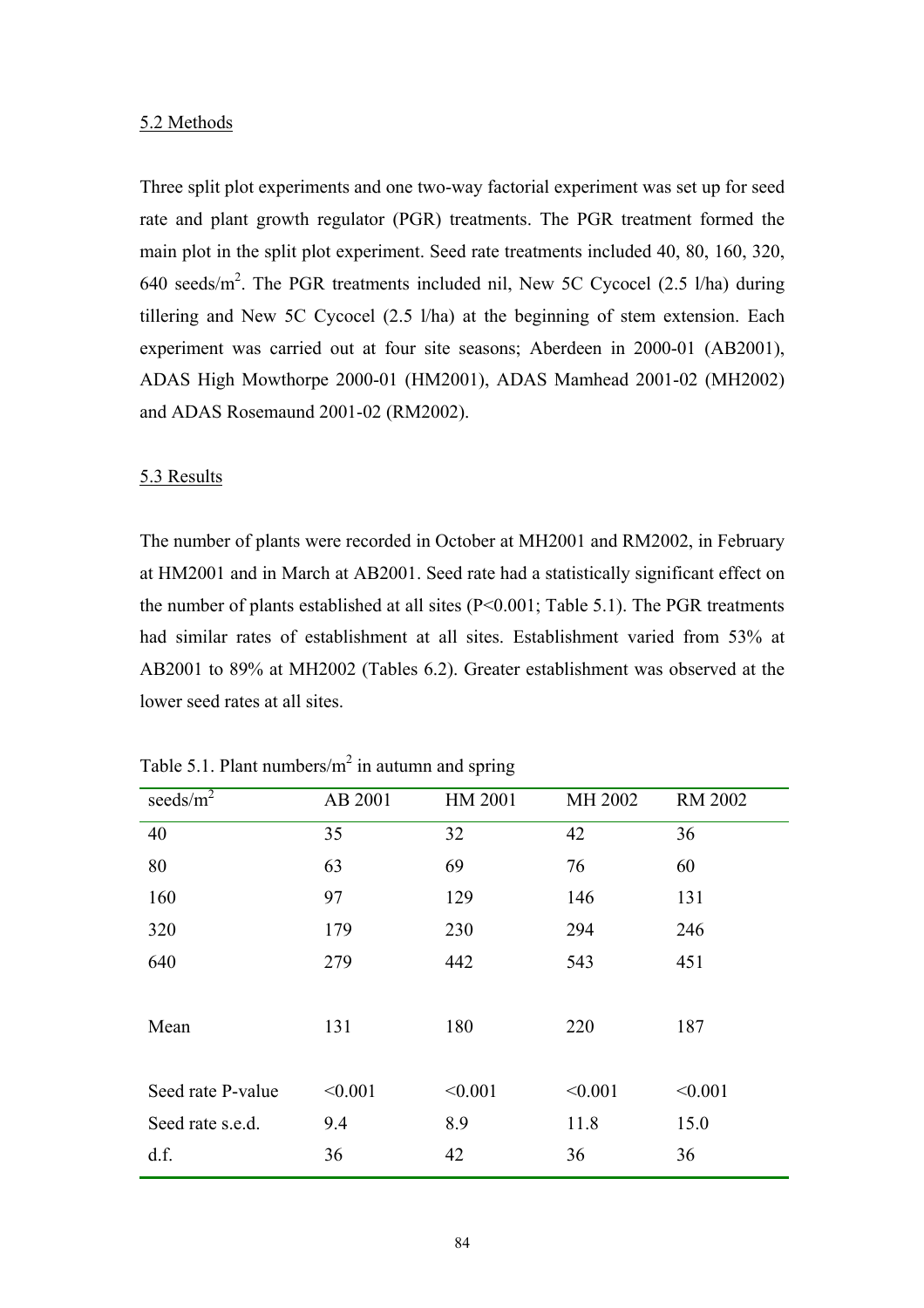5.2 Methods

Three split plot experiments and one two-way factorial experiment was set up for seed rate and plant growth regulator (PGR) treatments. The PGR treatment formed the main plot in the split plot experiment. Seed rate treatments included 40, 80, 160, 320, 640 seeds/m$^2$. The PGR treatments included nil, New 5C Cycocel (2.5 l/ha) during tillering and New 5C Cycocel (2.5 l/ha) at the beginning of stem extension. Each experiment was carried out at four site seasons; Aberdeen in 2000-01 (AB2001), ADAS High Mowthorpe 2000-01 (HM2001), ADAS Mamhead 2001-02 (MH2002) and ADAS Rosemaund 2001-02 (RM2002).

5.3 Results

The number of plants were recorded in October at MH2001 and RM2002, in February at HM2001 and in March at AB2001. Seed rate had a statistically significant effect on the number of plants established at all sites ($P<0.001$; Table 5.1). The PGR treatments had similar rates of establishment at all sites. Establishment varied from 53% at AB2001 to 89% at MH2002 (Tables 6.2). Greater establishment was observed at the lower seed rates at all sites.

Table 5.1. Plant numbers/m$^2$ in autumn and spring

| seeds/m$^2$ | AB 2001 | HM 2001 | MH 2002 | RM 2002 |
|---|---|---|---|---|
| 40 | 35 | 32 | 42 | 36 |
| 80 | 63 | 69 | 76 | 60 |
| 160 | 97 | 129 | 146 | 131 |
| 320 | 179 | 230 | 294 | 246 |
| 640 | 279 | 442 | 543 | 451 |
| | | | | |
| Mean | 131 | 180 | 220 | 187 |
| | | | | |
| Seed rate P-value | <0.001 | <0.001 | <0.001 | <0.001 |
| Seed rate s.e.d. | 9.4 | 8.9 | 11.8 | 15.0 |
| d.f. | 36 | 42 | 36 | 36 |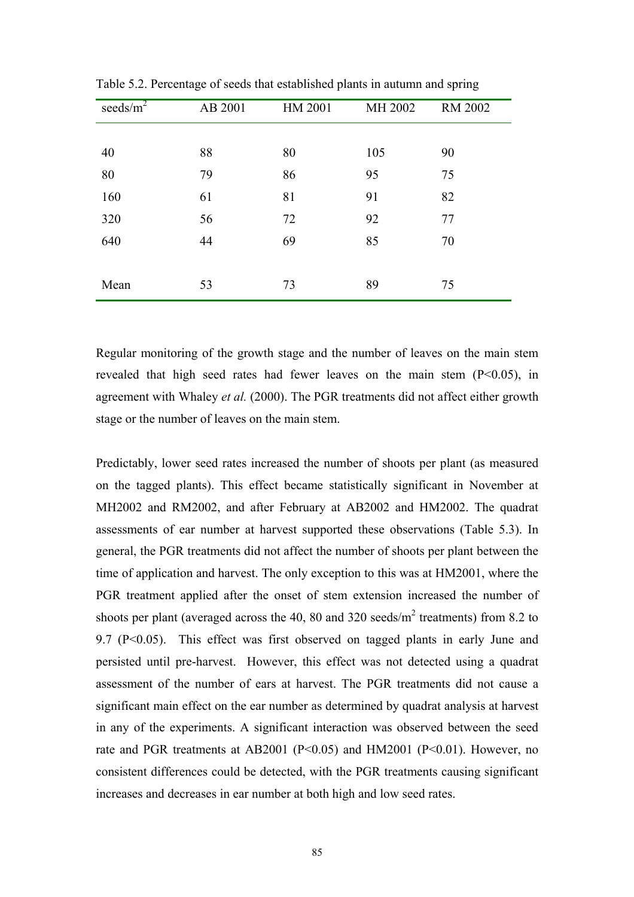Table 5.2. Percentage of seeds that established plants in autumn and spring

| seeds/m$^2$ | AB 2001 | HM 2001 | MH 2002 | RM 2002 |
|---|---|---|---|---|
| 40 | 88 | 80 | 105 | 90 |
| 80 | 79 | 86 | 95 | 75 |
| 160 | 61 | 81 | 91 | 82 |
| 320 | 56 | 72 | 92 | 77 |
| 640 | 44 | 69 | 85 | 70 |
| Mean | 53 | 73 | 89 | 75 |

Regular monitoring of the growth stage and the number of leaves on the main stem revealed that high seed rates had fewer leaves on the main stem ($P<0.05$), in agreement with Whaley *et al.* (2000). The PGR treatments did not affect either growth stage or the number of leaves on the main stem.

Predictably, lower seed rates increased the number of shoots per plant (as measured on the tagged plants). This effect became statistically significant in November at MH2002 and RM2002, and after February at AB2002 and HM2002. The quadrat assessments of ear number at harvest supported these observations (Table 5.3). In general, the PGR treatments did not affect the number of shoots per plant between the time of application and harvest. The only exception to this was at HM2001, where the PGR treatment applied after the onset of stem extension increased the number of shoots per plant (averaged across the 40, 80 and 320 seeds/m$^2$ treatments) from 8.2 to 9.7 ($P<0.05$). This effect was first observed on tagged plants in early June and persisted until pre-harvest. However, this effect was not detected using a quadrat assessment of the number of ears at harvest. The PGR treatments did not cause a significant main effect on the ear number as determined by quadrat analysis at harvest in any of the experiments. A significant interaction was observed between the seed rate and PGR treatments at AB2001 ($P<0.05$) and HM2001 ($P<0.01$). However, no consistent differences could be detected, with the PGR treatments causing significant increases and decreases in ear number at both high and low seed rates.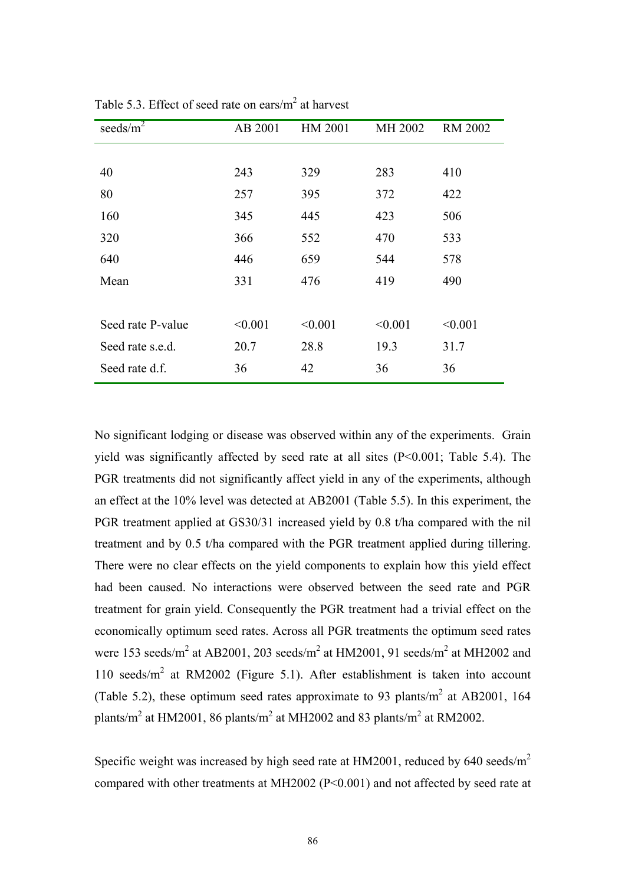Table 5.3. Effect of seed rate on ears/m$^2$ at harvest

| seeds/m$^2$ | AB 2001 | HM 2001 | MH 2002 | RM 2002 |
|---|---|---|---|---|
| 40 | 243 | 329 | 283 | 410 |
| 80 | 257 | 395 | 372 | 422 |
| 160 | 345 | 445 | 423 | 506 |
| 320 | 366 | 552 | 470 | 533 |
| 640 | 446 | 659 | 544 | 578 |
| Mean | 331 | 476 | 419 | 490 |
| | | | | |
| Seed rate P-value | <0.001 | <0.001 | <0.001 | <0.001 |
| Seed rate s.e.d. | 20.7 | 28.8 | 19.3 | 31.7 |
| Seed rate d.f. | 36 | 42 | 36 | 36 |

No significant lodging or disease was observed within any of the experiments. Grain yield was significantly affected by seed rate at all sites (P<0.001; Table 5.4). The PGR treatments did not significantly affect yield in any of the experiments, although an effect at the 10% level was detected at AB2001 (Table 5.5). In this experiment, the PGR treatment applied at GS30/31 increased yield by 0.8 t/ha compared with the nil treatment and by 0.5 t/ha compared with the PGR treatment applied during tillering. There were no clear effects on the yield components to explain how this yield effect had been caused. No interactions were observed between the seed rate and PGR treatment for grain yield. Consequently the PGR treatment had a trivial effect on the economically optimum seed rates. Across all PGR treatments the optimum seed rates were 153 seeds/m$^2$ at AB2001, 203 seeds/m$^2$ at HM2001, 91 seeds/m$^2$ at MH2002 and 110 seeds/m$^2$ at RM2002 (Figure 5.1). After establishment is taken into account (Table 5.2), these optimum seed rates approximate to 93 plants/m$^2$ at AB2001, 164 plants/m$^2$ at HM2001, 86 plants/m$^2$ at MH2002 and 83 plants/m$^2$ at RM2002.

Specific weight was increased by high seed rate at HM2001, reduced by 640 seeds/m$^2$ compared with other treatments at MH2002 (P<0.001) and not affected by seed rate at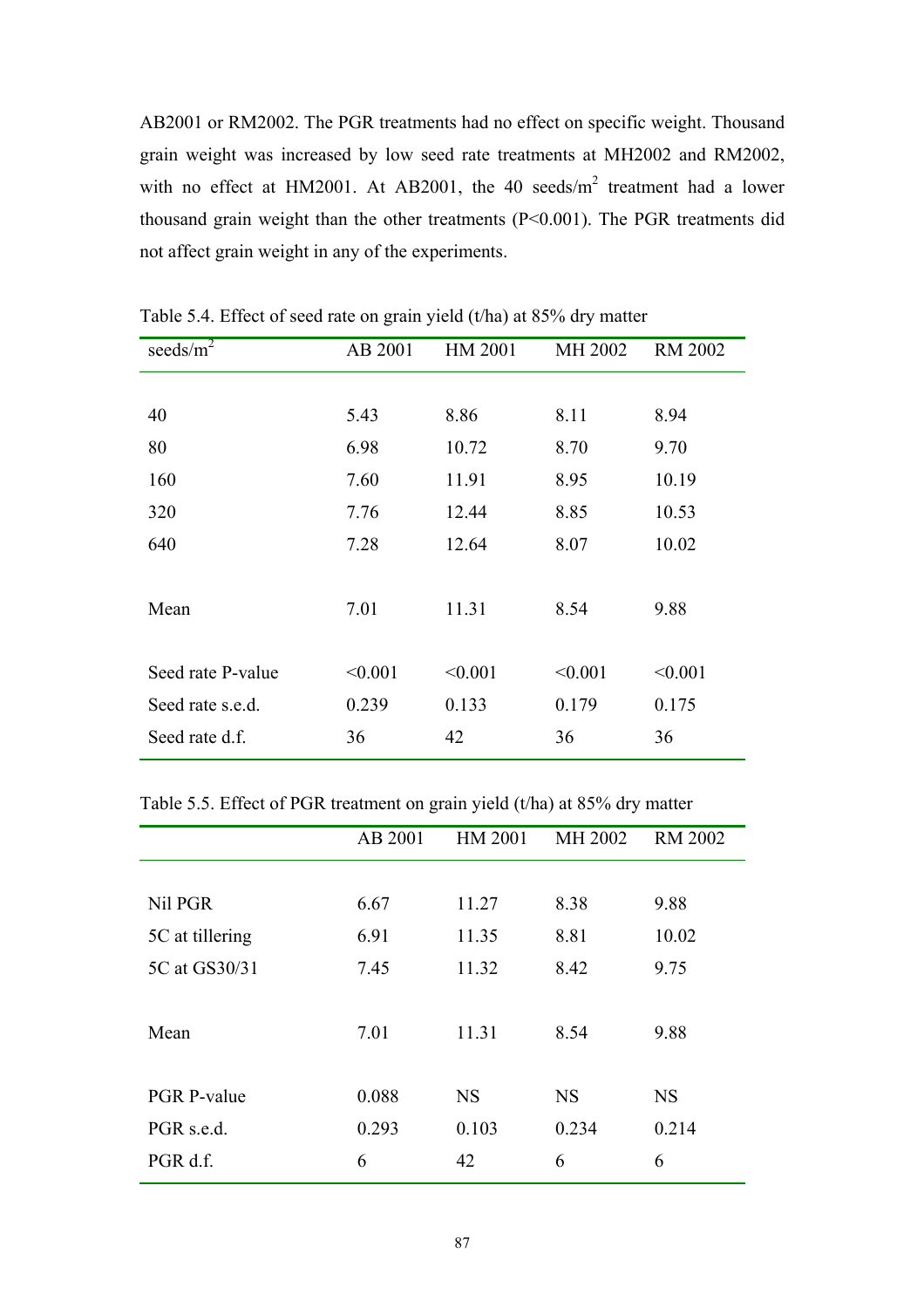AB2001 or RM2002. The PGR treatments had no effect on specific weight. Thousand grain weight was increased by low seed rate treatments at MH2002 and RM2002, with no effect at HM2001. At AB2001, the 40 seeds/m$^2$ treatment had a lower thousand grain weight than the other treatments ($P<0.001$). The PGR treatments did not affect grain weight in any of the experiments.

Table 5.4. Effect of seed rate on grain yield (t/ha) at 85% dry matter

| seeds/m$^2$ | AB 2001 | HM 2001 | MH 2002 | RM 2002 |
|---|---|---|---|---|
| 40 | 5.43 | 8.86 | 8.11 | 8.94 |
| 80 | 6.98 | 10.72 | 8.70 | 9.70 |
| 160 | 7.60 | 11.91 | 8.95 | 10.19 |
| 320 | 7.76 | 12.44 | 8.85 | 10.53 |
| 640 | 7.28 | 12.64 | 8.07 | 10.02 |
| Mean | 7.01 | 11.31 | 8.54 | 9.88 |
| Seed rate P-value | <0.001 | <0.001 | <0.001 | <0.001 |
| Seed rate s.e.d. | 0.239 | 0.133 | 0.179 | 0.175 |
| Seed rate d.f. | 36 | 42 | 36 | 36 |

Table 5.5. Effect of PGR treatment on grain yield (t/ha) at 85% dry matter

| | AB 2001 | HM 2001 | MH 2002 | RM 2002 |
|---|---|---|---|---|
| Nil PGR | 6.67 | 11.27 | 8.38 | 9.88 |
| 5C at tillering | 6.91 | 11.35 | 8.81 | 10.02 |
| 5C at GS30/31 | 7.45 | 11.32 | 8.42 | 9.75 |
| Mean | 7.01 | 11.31 | 8.54 | 9.88 |
| PGR P-value | 0.088 | NS | NS | NS |
| PGR s.e.d. | 0.293 | 0.103 | 0.234 | 0.214 |
| PGR d.f. | 6 | 42 | 6 | 6 |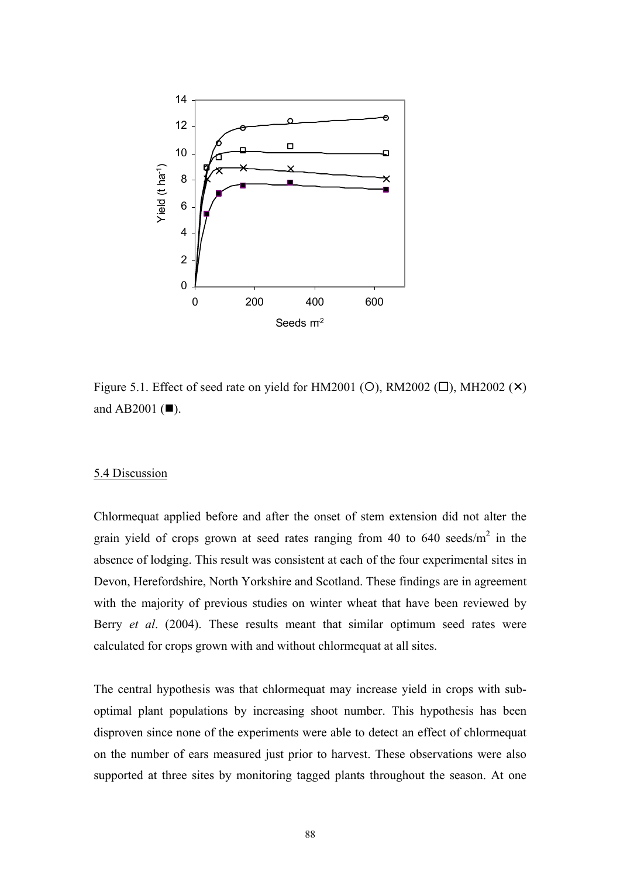Figure 5.1. Effect of seed rate on yield for HM2001 (○), RM2002 (□), MH2002 (✕) and AB2001 (■).

## 5.4 Discussion

Chlormequat applied before and after the onset of stem extension did not alter the grain yield of crops grown at seed rates ranging from 40 to 640 seeds/m$^2$ in the absence of lodging. This result was consistent at each of the four experimental sites in Devon, Herefordshire, North Yorkshire and Scotland. These findings are in agreement with the majority of previous studies on winter wheat that have been reviewed by Berry *et al*. (2004). These results meant that similar optimum seed rates were calculated for crops grown with and without chlormequat at all sites.

The central hypothesis was that chlormequat may increase yield in crops with sub-optimal plant populations by increasing shoot number. This hypothesis has been disproven since none of the experiments were able to detect an effect of chlormequat on the number of ears measured just prior to harvest. These observations were also supported at three sites by monitoring tagged plants throughout the season. At one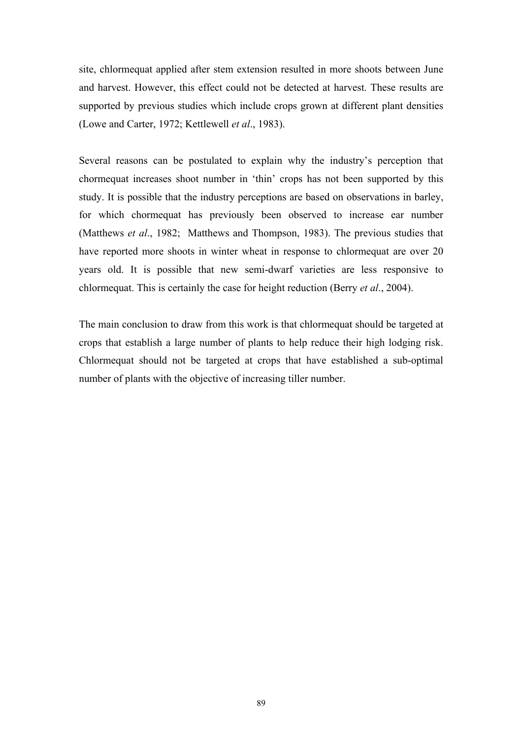site, chlormequat applied after stem extension resulted in more shoots between June and harvest. However, this effect could not be detected at harvest. These results are supported by previous studies which include crops grown at different plant densities (Lowe and Carter, 1972; Kettlewell *et al*., 1983).

Several reasons can be postulated to explain why the industry's perception that chormequat increases shoot number in 'thin' crops has not been supported by this study. It is possible that the industry perceptions are based on observations in barley, for which chormequat has previously been observed to increase ear number (Matthews *et al*., 1982; Matthews and Thompson, 1983). The previous studies that have reported more shoots in winter wheat in response to chlormequat are over 20 years old. It is possible that new semi-dwarf varieties are less responsive to chlormequat. This is certainly the case for height reduction (Berry *et al*., 2004).

The main conclusion to draw from this work is that chlormequat should be targeted at crops that establish a large number of plants to help reduce their high lodging risk. Chlormequat should not be targeted at crops that have established a sub-optimal number of plants with the objective of increasing tiller number.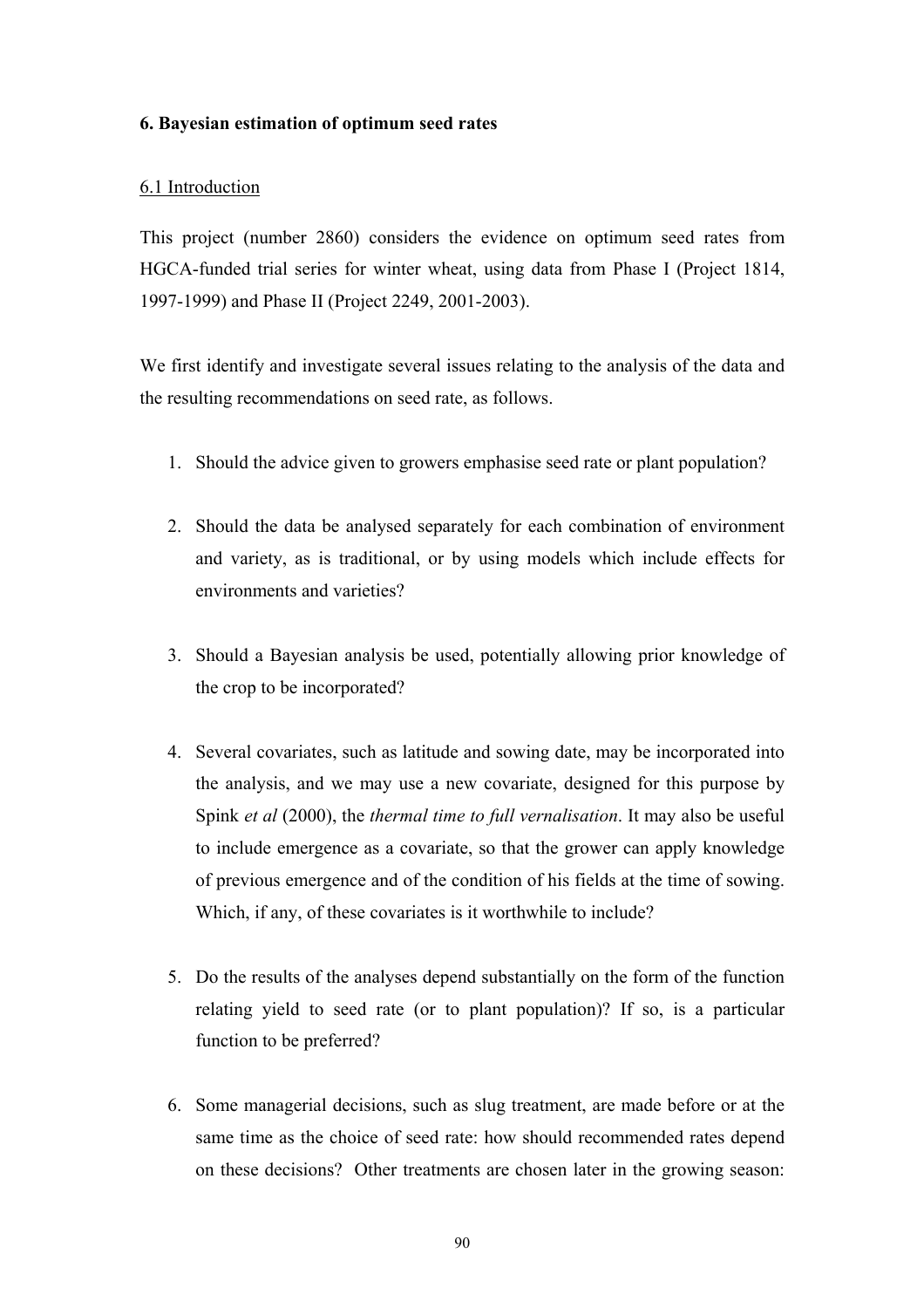### 6. Bayesian estimation of optimum seed rates

#### 6.1 Introduction

This project (number 2860) considers the evidence on optimum seed rates from HGCA-funded trial series for winter wheat, using data from Phase I (Project 1814, 1997-1999) and Phase II (Project 2249, 2001-2003).

We first identify and investigate several issues relating to the analysis of the data and the resulting recommendations on seed rate, as follows.

1. Should the advice given to growers emphasise seed rate or plant population?

2. Should the data be analysed separately for each combination of environment and variety, as is traditional, or by using models which include effects for environments and varieties?

3. Should a Bayesian analysis be used, potentially allowing prior knowledge of the crop to be incorporated?

4. Several covariates, such as latitude and sowing date, may be incorporated into the analysis, and we may use a new covariate, designed for this purpose by Spink *et al* (2000), the *thermal time to full vernalisation*. It may also be useful to include emergence as a covariate, so that the grower can apply knowledge of previous emergence and of the condition of his fields at the time of sowing. Which, if any, of these covariates is it worthwhile to include?

5. Do the results of the analyses depend substantially on the form of the function relating yield to seed rate (or to plant population)? If so, is a particular function to be preferred?

6. Some managerial decisions, such as slug treatment, are made before or at the same time as the choice of seed rate: how should recommended rates depend on these decisions? Other treatments are chosen later in the growing season: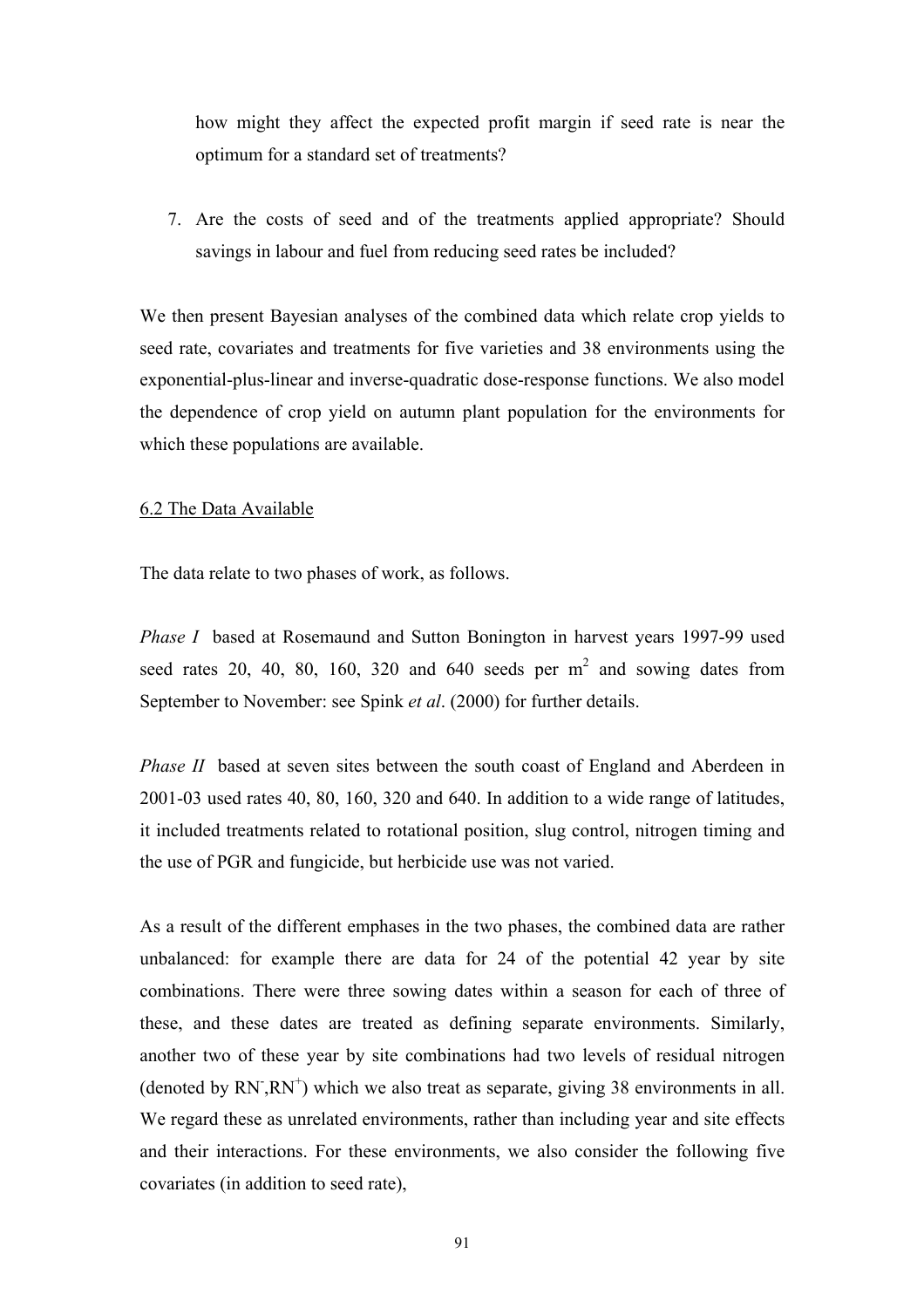how might they affect the expected profit margin if seed rate is near the optimum for a standard set of treatments?

7. Are the costs of seed and of the treatments applied appropriate? Should savings in labour and fuel from reducing seed rates be included?

We then present Bayesian analyses of the combined data which relate crop yields to seed rate, covariates and treatments for five varieties and 38 environments using the exponential-plus-linear and inverse-quadratic dose-response functions. We also model the dependence of crop yield on autumn plant population for the environments for which these populations are available.

## 6.2 The Data Available

The data relate to two phases of work, as follows.

*Phase I* based at Rosemaund and Sutton Bonington in harvest years 1997-99 used seed rates 20, 40, 80, 160, 320 and 640 seeds per $m^2$ and sowing dates from September to November: see Spink *et al*. (2000) for further details.

*Phase II* based at seven sites between the south coast of England and Aberdeen in 2001-03 used rates 40, 80, 160, 320 and 640. In addition to a wide range of latitudes, it included treatments related to rotational position, slug control, nitrogen timing and the use of PGR and fungicide, but herbicide use was not varied.

As a result of the different emphases in the two phases, the combined data are rather unbalanced: for example there are data for 24 of the potential 42 year by site combinations. There were three sowing dates within a season for each of three of these, and these dates are treated as defining separate environments. Similarly, another two of these year by site combinations had two levels of residual nitrogen (denoted by $RN^{-}$,$RN^{+}$) which we also treat as separate, giving 38 environments in all. We regard these as unrelated environments, rather than including year and site effects and their interactions. For these environments, we also consider the following five covariates (in addition to seed rate),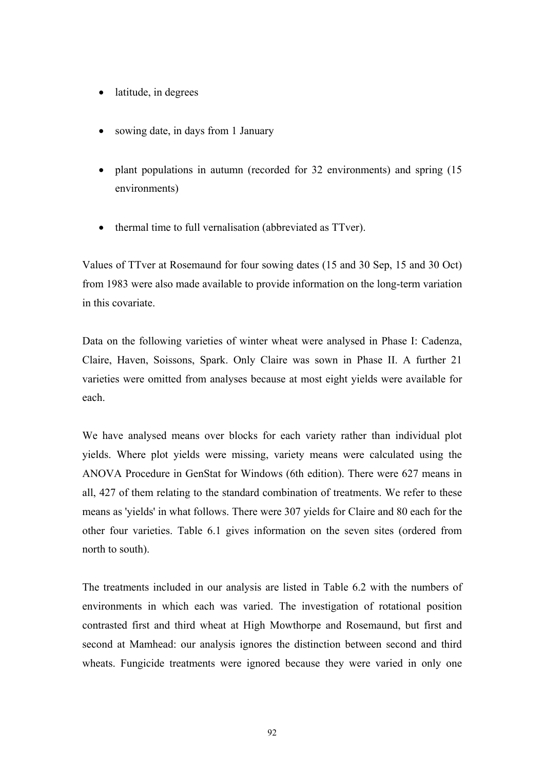- latitude, in degrees
- sowing date, in days from 1 January
- plant populations in autumn (recorded for 32 environments) and spring (15 environments)
- thermal time to full vernalisation (abbreviated as TTver).

Values of TTver at Rosemaund for four sowing dates (15 and 30 Sep, 15 and 30 Oct) from 1983 were also made available to provide information on the long-term variation in this covariate.

Data on the following varieties of winter wheat were analysed in Phase I: Cadenza, Claire, Haven, Soissons, Spark. Only Claire was sown in Phase II. A further 21 varieties were omitted from analyses because at most eight yields were available for each.

We have analysed means over blocks for each variety rather than individual plot yields. Where plot yields were missing, variety means were calculated using the ANOVA Procedure in GenStat for Windows (6th edition). There were 627 means in all, 427 of them relating to the standard combination of treatments. We refer to these means as 'yields' in what follows. There were 307 yields for Claire and 80 each for the other four varieties. Table 6.1 gives information on the seven sites (ordered from north to south).

The treatments included in our analysis are listed in Table 6.2 with the numbers of environments in which each was varied. The investigation of rotational position contrasted first and third wheat at High Mowthorpe and Rosemaund, but first and second at Mamhead: our analysis ignores the distinction between second and third wheats. Fungicide treatments were ignored because they were varied in only one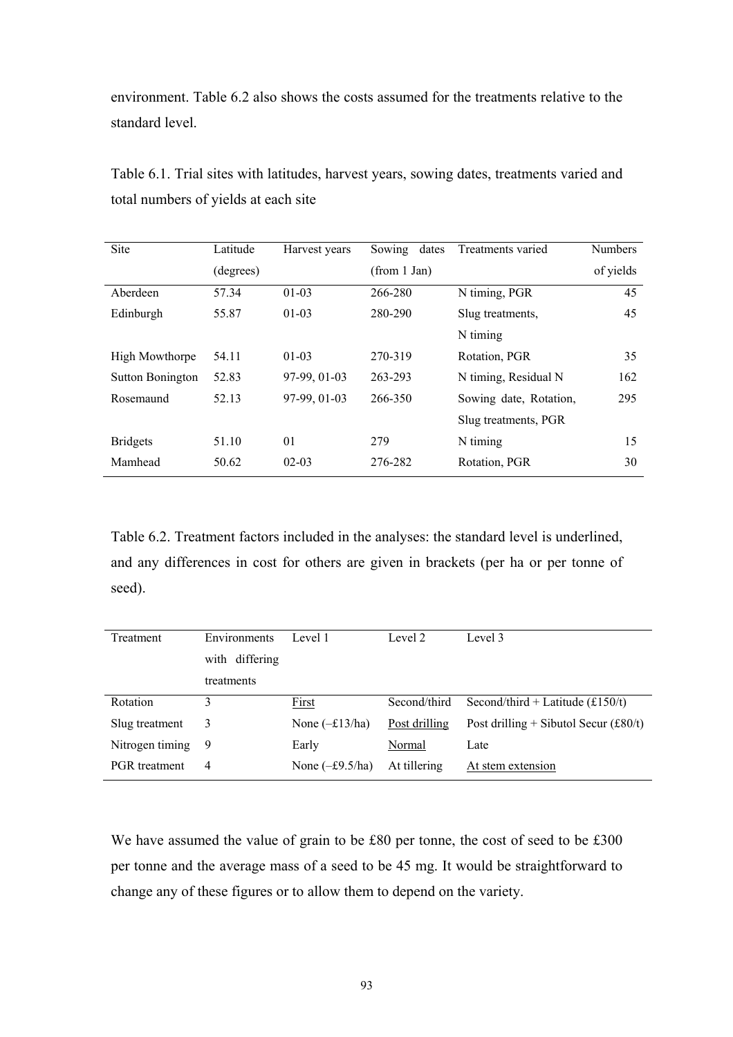environment. Table 6.2 also shows the costs assumed for the treatments relative to the standard level.

Table 6.1. Trial sites with latitudes, harvest years, sowing dates, treatments varied and total numbers of yields at each site

| Site | Latitude (degrees) | Harvest years | Sowing dates (from 1 Jan) | Treatments varied | Numbers of yields |
|---|---|---|---|---|---|
| Aberdeen | 57.34 | 01-03 | 266-280 | N timing, PGR | 45 |
| Edinburgh | 55.87 | 01-03 | 280-290 | Slug treatments, N timing | 45 |
| High Mowthorpe | 54.11 | 01-03 | 270-319 | Rotation, PGR | 35 |
| Sutton Bonington | 52.83 | 97-99, 01-03 | 263-293 | N timing, Residual N | 162 |
| Rosemaund | 52.13 | 97-99, 01-03 | 266-350 | Sowing date, Rotation, Slug treatments, PGR | 295 |
| Bridgets | 51.10 | 01 | 279 | N timing | 15 |
| Mamhead | 50.62 | 02-03 | 276-282 | Rotation, PGR | 30 |

Table 6.2. Treatment factors included in the analyses: the standard level is underlined, and any differences in cost for others are given in brackets (per ha or per tonne of seed).

| Treatment | Environments with differing treatments | Level 1 | Level 2 | Level 3 |
|---|---|---|---|---|
| Rotation | 3 | <u>First</u> | Second/third | Second/third + Latitude (£150/t) |
| Slug treatment | 3 | None (–£13/ha) | <u>Post drilling</u> | Post drilling + Sibutol Secur (£80/t) |
| Nitrogen timing | 9 | Early | <u>Normal</u> | Late |
| PGR treatment | 4 | None (–£9.5/ha) | At tillering | <u>At stem extension</u> |

We have assumed the value of grain to be £80 per tonne, the cost of seed to be £300 per tonne and the average mass of a seed to be 45 mg. It would be straightforward to change any of these figures or to allow them to depend on the variety.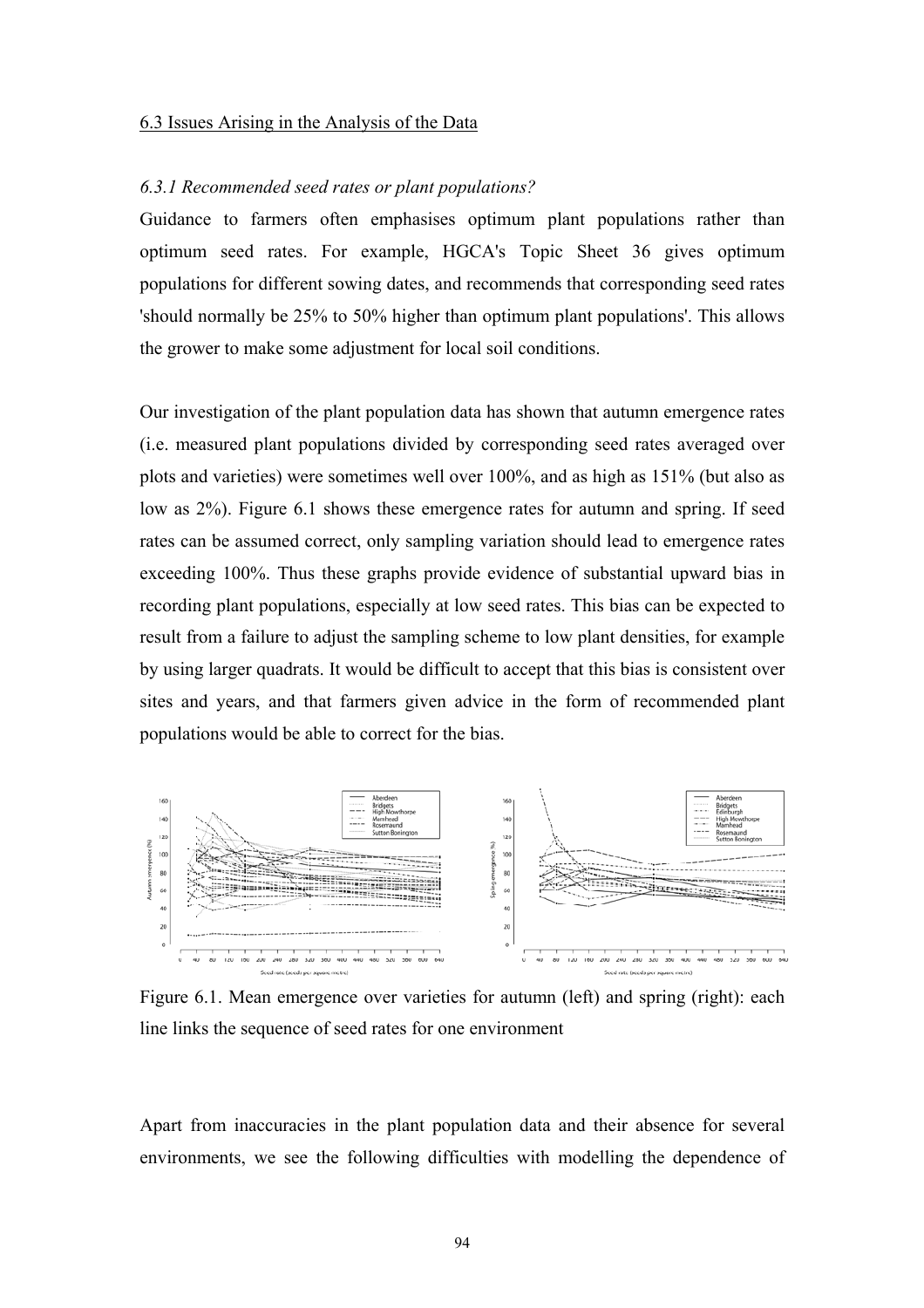6.3 Issues Arising in the Analysis of the Data

*6.3.1 Recommended seed rates or plant populations?*

Guidance to farmers often emphasises optimum plant populations rather than optimum seed rates. For example, HGCA's Topic Sheet 36 gives optimum populations for different sowing dates, and recommends that corresponding seed rates 'should normally be 25% to 50% higher than optimum plant populations'. This allows the grower to make some adjustment for local soil conditions.

Our investigation of the plant population data has shown that autumn emergence rates (i.e. measured plant populations divided by corresponding seed rates averaged over plots and varieties) were sometimes well over 100%, and as high as 151% (but also as low as 2%). Figure 6.1 shows these emergence rates for autumn and spring. If seed rates can be assumed correct, only sampling variation should lead to emergence rates exceeding 100%. Thus these graphs provide evidence of substantial upward bias in recording plant populations, especially at low seed rates. This bias can be expected to result from a failure to adjust the sampling scheme to low plant densities, for example by using larger quadrats. It would be difficult to accept that this bias is consistent over sites and years, and that farmers given advice in the form of recommended plant populations would be able to correct for the bias.

Figure 6.1. Mean emergence over varieties for autumn (left) and spring (right): each line links the sequence of seed rates for one environment

Apart from inaccuracies in the plant population data and their absence for several environments, we see the following difficulties with modelling the dependence of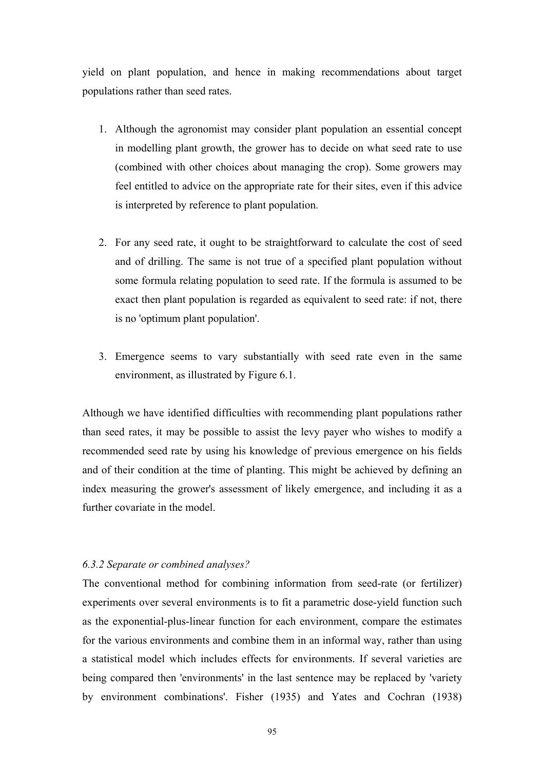yield on plant population, and hence in making recommendations about target populations rather than seed rates.

1. Although the agronomist may consider plant population an essential concept in modelling plant growth, the grower has to decide on what seed rate to use (combined with other choices about managing the crop). Some growers may feel entitled to advice on the appropriate rate for their sites, even if this advice is interpreted by reference to plant population.

2. For any seed rate, it ought to be straightforward to calculate the cost of seed and of drilling. The same is not true of a specified plant population without some formula relating population to seed rate. If the formula is assumed to be exact then plant population is regarded as equivalent to seed rate: if not, there is no 'optimum plant population'.

3. Emergence seems to vary substantially with seed rate even in the same environment, as illustrated by Figure 6.1.

Although we have identified difficulties with recommending plant populations rather than seed rates, it may be possible to assist the levy payer who wishes to modify a recommended seed rate by using his knowledge of previous emergence on his fields and of their condition at the time of planting. This might be achieved by defining an index measuring the grower's assessment of likely emergence, and including it as a further covariate in the model.

### *6.3.2 Separate or combined analyses?*

The conventional method for combining information from seed-rate (or fertilizer) experiments over several environments is to fit a parametric dose-yield function such as the exponential-plus-linear function for each environment, compare the estimates for the various environments and combine them in an informal way, rather than using a statistical model which includes effects for environments. If several varieties are being compared then 'environments' in the last sentence may be replaced by 'variety by environment combinations'. Fisher (1935) and Yates and Cochran (1938)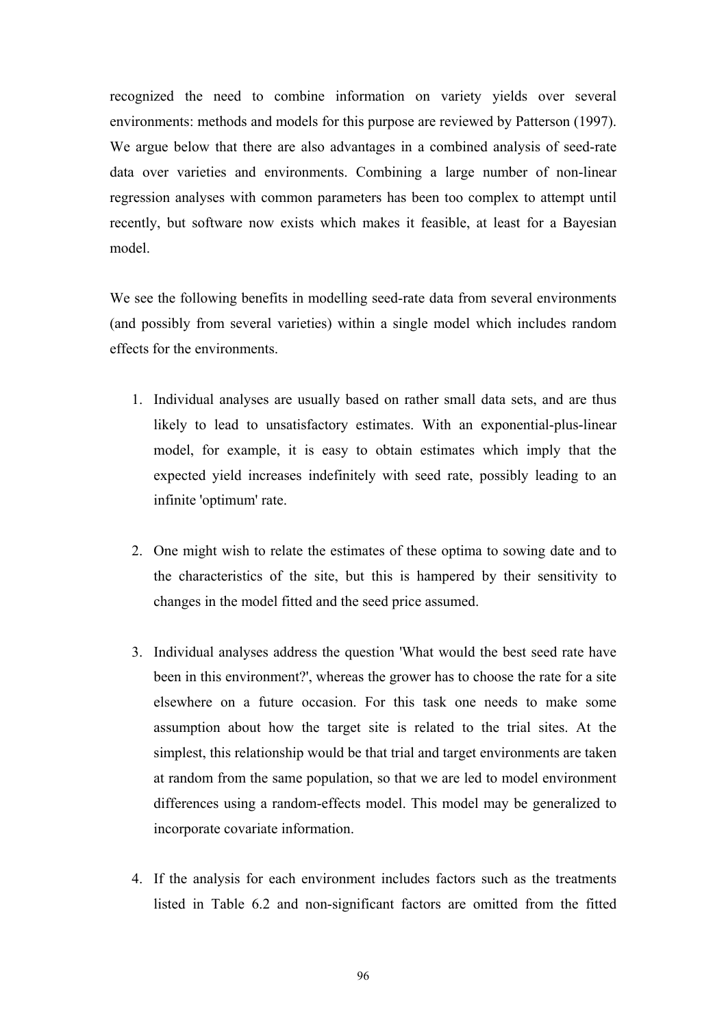recognized the need to combine information on variety yields over several environments: methods and models for this purpose are reviewed by Patterson (1997). We argue below that there are also advantages in a combined analysis of seed-rate data over varieties and environments. Combining a large number of non-linear regression analyses with common parameters has been too complex to attempt until recently, but software now exists which makes it feasible, at least for a Bayesian model.

We see the following benefits in modelling seed-rate data from several environments (and possibly from several varieties) within a single model which includes random effects for the environments.

1. Individual analyses are usually based on rather small data sets, and are thus likely to lead to unsatisfactory estimates. With an exponential-plus-linear model, for example, it is easy to obtain estimates which imply that the expected yield increases indefinitely with seed rate, possibly leading to an infinite 'optimum' rate.

2. One might wish to relate the estimates of these optima to sowing date and to the characteristics of the site, but this is hampered by their sensitivity to changes in the model fitted and the seed price assumed.

3. Individual analyses address the question 'What would the best seed rate have been in this environment?', whereas the grower has to choose the rate for a site elsewhere on a future occasion. For this task one needs to make some assumption about how the target site is related to the trial sites. At the simplest, this relationship would be that trial and target environments are taken at random from the same population, so that we are led to model environment differences using a random-effects model. This model may be generalized to incorporate covariate information.

4. If the analysis for each environment includes factors such as the treatments listed in Table 6.2 and non-significant factors are omitted from the fitted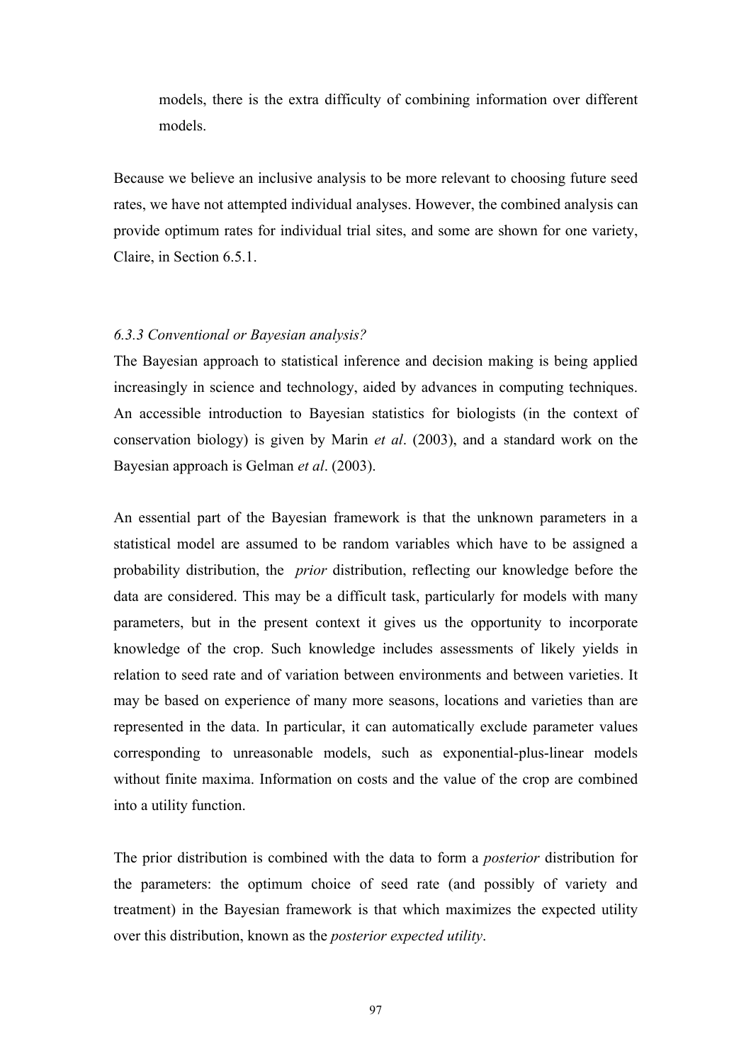models, there is the extra difficulty of combining information over different models.

Because we believe an inclusive analysis to be more relevant to choosing future seed rates, we have not attempted individual analyses. However, the combined analysis can provide optimum rates for individual trial sites, and some are shown for one variety, Claire, in Section 6.5.1.

### *6.3.3 Conventional or Bayesian analysis?*

The Bayesian approach to statistical inference and decision making is being applied increasingly in science and technology, aided by advances in computing techniques. An accessible introduction to Bayesian statistics for biologists (in the context of conservation biology) is given by Marin *et al*. (2003), and a standard work on the Bayesian approach is Gelman *et al*. (2003).

An essential part of the Bayesian framework is that the unknown parameters in a statistical model are assumed to be random variables which have to be assigned a probability distribution, the *prior* distribution, reflecting our knowledge before the data are considered. This may be a difficult task, particularly for models with many parameters, but in the present context it gives us the opportunity to incorporate knowledge of the crop. Such knowledge includes assessments of likely yields in relation to seed rate and of variation between environments and between varieties. It may be based on experience of many more seasons, locations and varieties than are represented in the data. In particular, it can automatically exclude parameter values corresponding to unreasonable models, such as exponential-plus-linear models without finite maxima. Information on costs and the value of the crop are combined into a utility function.

The prior distribution is combined with the data to form a *posterior* distribution for the parameters: the optimum choice of seed rate (and possibly of variety and treatment) in the Bayesian framework is that which maximizes the expected utility over this distribution, known as the *posterior expected utility*.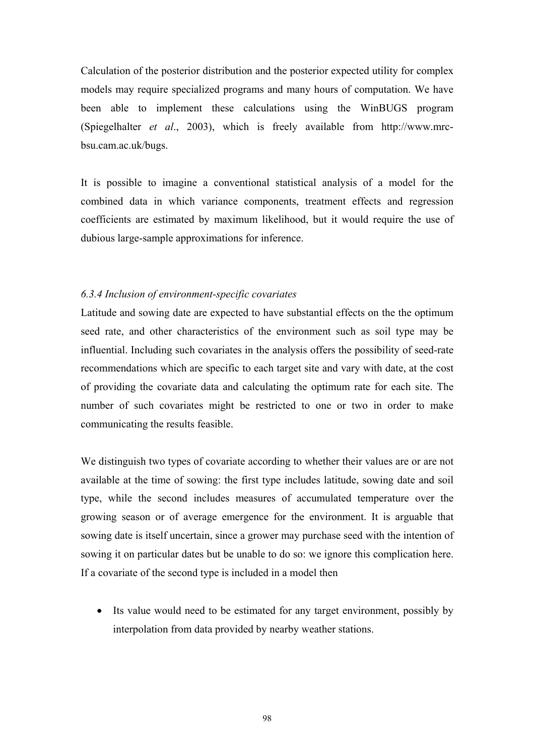Calculation of the posterior distribution and the posterior expected utility for complex models may require specialized programs and many hours of computation. We have been able to implement these calculations using the WinBUGS program (Spiegelhalter *et al*., 2003), which is freely available from http://www.mrc-bsu.cam.ac.uk/bugs.

It is possible to imagine a conventional statistical analysis of a model for the combined data in which variance components, treatment effects and regression coefficients are estimated by maximum likelihood, but it would require the use of dubious large-sample approximations for inference.

### *6.3.4 Inclusion of environment-specific covariates*

Latitude and sowing date are expected to have substantial effects on the the optimum seed rate, and other characteristics of the environment such as soil type may be influential. Including such covariates in the analysis offers the possibility of seed-rate recommendations which are specific to each target site and vary with date, at the cost of providing the covariate data and calculating the optimum rate for each site. The number of such covariates might be restricted to one or two in order to make communicating the results feasible.

We distinguish two types of covariate according to whether their values are or are not available at the time of sowing: the first type includes latitude, sowing date and soil type, while the second includes measures of accumulated temperature over the growing season or of average emergence for the environment. It is arguable that sowing date is itself uncertain, since a grower may purchase seed with the intention of sowing it on particular dates but be unable to do so: we ignore this complication here. If a covariate of the second type is included in a model then

- Its value would need to be estimated for any target environment, possibly by interpolation from data provided by nearby weather stations.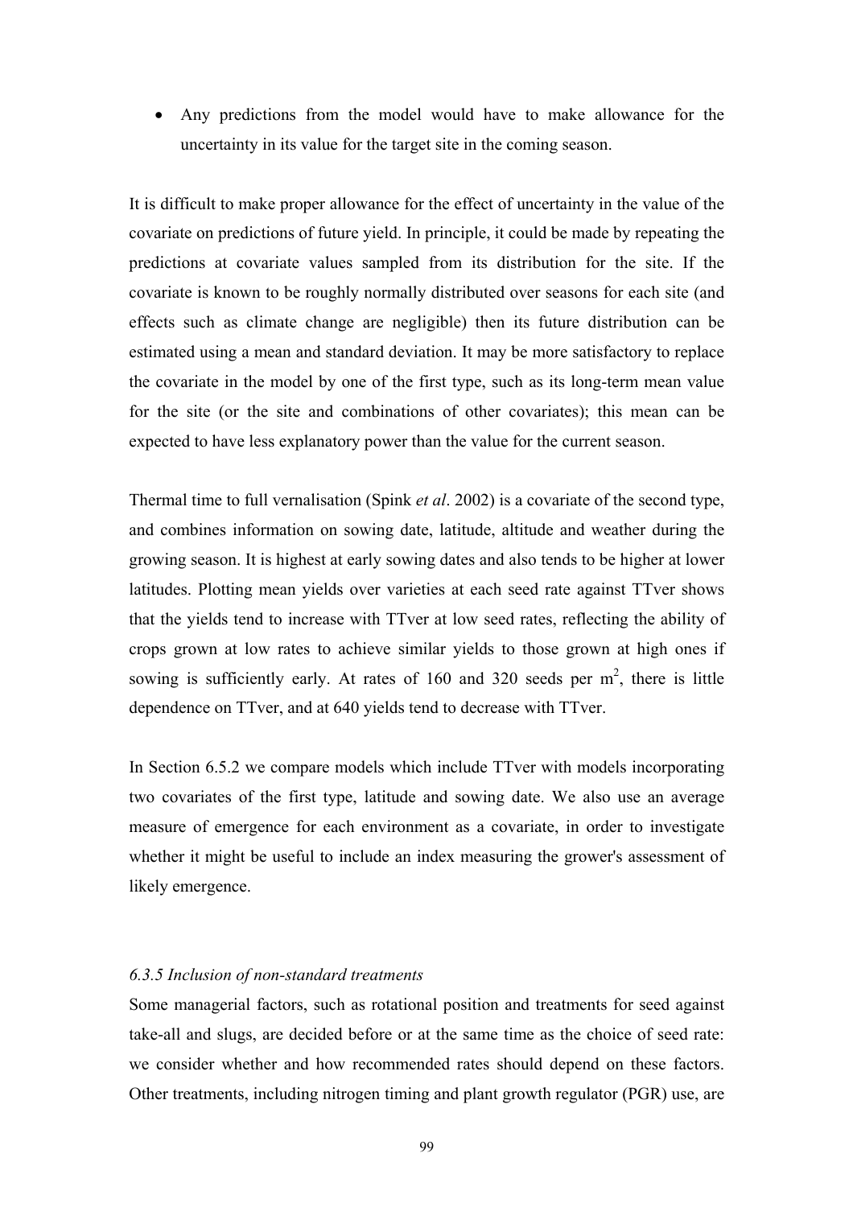- Any predictions from the model would have to make allowance for the uncertainty in its value for the target site in the coming season.

It is difficult to make proper allowance for the effect of uncertainty in the value of the covariate on predictions of future yield. In principle, it could be made by repeating the predictions at covariate values sampled from its distribution for the site. If the covariate is known to be roughly normally distributed over seasons for each site (and effects such as climate change are negligible) then its future distribution can be estimated using a mean and standard deviation. It may be more satisfactory to replace the covariate in the model by one of the first type, such as its long-term mean value for the site (or the site and combinations of other covariates); this mean can be expected to have less explanatory power than the value for the current season.

Thermal time to full vernalisation (Spink *et al*. 2002) is a covariate of the second type, and combines information on sowing date, latitude, altitude and weather during the growing season. It is highest at early sowing dates and also tends to be higher at lower latitudes. Plotting mean yields over varieties at each seed rate against TTver shows that the yields tend to increase with TTver at low seed rates, reflecting the ability of crops grown at low rates to achieve similar yields to those grown at high ones if sowing is sufficiently early. At rates of 160 and 320 seeds per $m^2$, there is little dependence on TTver, and at 640 yields tend to decrease with TTver.

In Section 6.5.2 we compare models which include TTver with models incorporating two covariates of the first type, latitude and sowing date. We also use an average measure of emergence for each environment as a covariate, in order to investigate whether it might be useful to include an index measuring the grower's assessment of likely emergence.

### *6.3.5 Inclusion of non-standard treatments*

Some managerial factors, such as rotational position and treatments for seed against take-all and slugs, are decided before or at the same time as the choice of seed rate: we consider whether and how recommended rates should depend on these factors. Other treatments, including nitrogen timing and plant growth regulator (PGR) use, are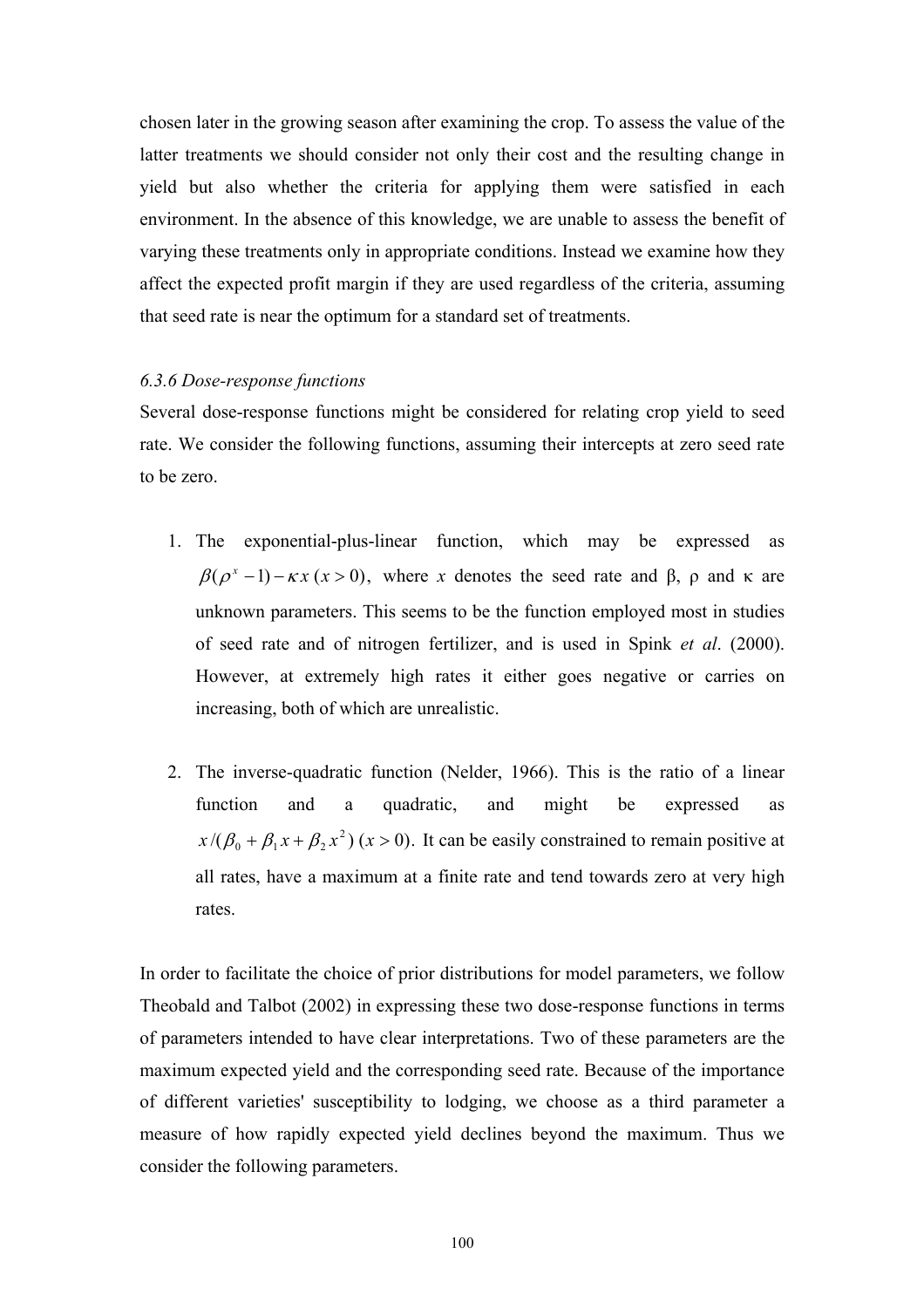chosen later in the growing season after examining the crop. To assess the value of the latter treatments we should consider not only their cost and the resulting change in yield but also whether the criteria for applying them were satisfied in each environment. In the absence of this knowledge, we are unable to assess the benefit of varying these treatments only in appropriate conditions. Instead we examine how they affect the expected profit margin if they are used regardless of the criteria, assuming that seed rate is near the optimum for a standard set of treatments.

*6.3.6 Dose-response functions*

Several dose-response functions might be considered for relating crop yield to seed rate. We consider the following functions, assuming their intercepts at zero seed rate to be zero.

1. The exponential-plus-linear function, which may be expressed as $\beta(\rho^x - 1) - \kappa x \; (x > 0)$, where $x$ denotes the seed rate and $\beta$, $\rho$ and $\kappa$ are unknown parameters. This seems to be the function employed most in studies of seed rate and of nitrogen fertilizer, and is used in Spink *et al*. (2000). However, at extremely high rates it either goes negative or carries on increasing, both of which are unrealistic.

2. The inverse-quadratic function (Nelder, 1966). This is the ratio of a linear function and a quadratic, and might be expressed as $x/(\beta_0 + \beta_1 x + \beta_2 x^2) \; (x > 0)$. It can be easily constrained to remain positive at all rates, have a maximum at a finite rate and tend towards zero at very high rates.

In order to facilitate the choice of prior distributions for model parameters, we follow Theobald and Talbot (2002) in expressing these two dose-response functions in terms of parameters intended to have clear interpretations. Two of these parameters are the maximum expected yield and the corresponding seed rate. Because of the importance of different varieties' susceptibility to lodging, we choose as a third parameter a measure of how rapidly expected yield declines beyond the maximum. Thus we consider the following parameters.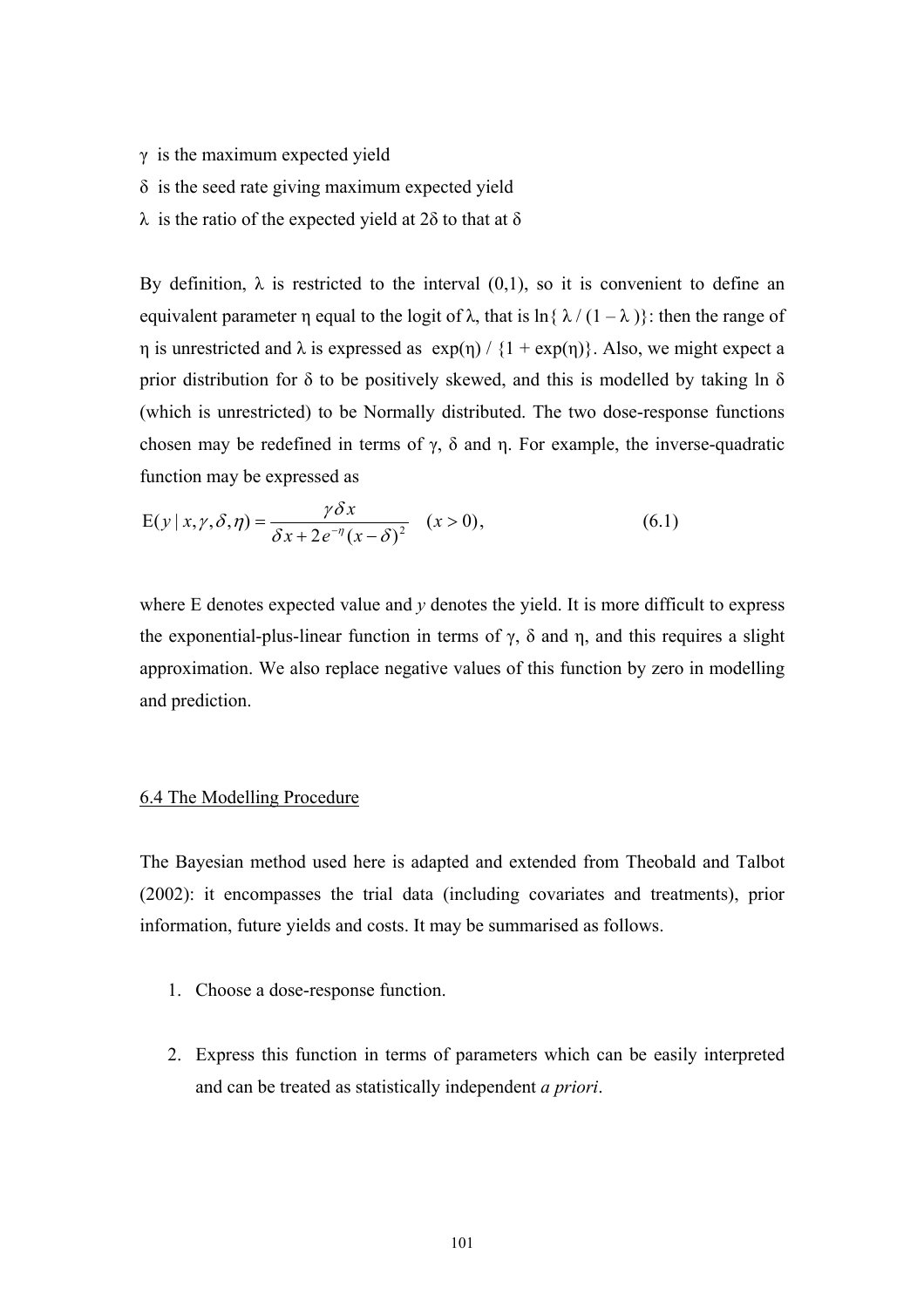$\gamma$ is the maximum expected yield

$\delta$ is the seed rate giving maximum expected yield

$\lambda$ is the ratio of the expected yield at $2\delta$ to that at $\delta$

By definition, $\lambda$ is restricted to the interval (0,1), so it is convenient to define an equivalent parameter $\eta$ equal to the logit of $\lambda$, that is $\ln\{ \lambda / (1 - \lambda )\}$: then the range of $\eta$ is unrestricted and $\lambda$ is expressed as $\exp(\eta) / \{1 + \exp(\eta)\}$. Also, we might expect a prior distribution for $\delta$ to be positively skewed, and this is modelled by taking $\ln \delta$ (which is unrestricted) to be Normally distributed. The two dose-response functions chosen may be redefined in terms of $\gamma$, $\delta$ and $\eta$. For example, the inverse-quadratic function may be expressed as

$$\mathrm{E}(y \mid x, \gamma, \delta, \eta) = \frac{\gamma \delta x}{\delta x + 2e^{-\eta}(x - \delta)^2} \quad (x > 0), \tag{6.1}$$

where E denotes expected value and $y$ denotes the yield. It is more difficult to express the exponential-plus-linear function in terms of $\gamma$, $\delta$ and $\eta$, and this requires a slight approximation. We also replace negative values of this function by zero in modelling and prediction.

## 6.4 The Modelling Procedure

The Bayesian method used here is adapted and extended from Theobald and Talbot (2002): it encompasses the trial data (including covariates and treatments), prior information, future yields and costs. It may be summarised as follows.

1. Choose a dose-response function.

2. Express this function in terms of parameters which can be easily interpreted and can be treated as statistically independent *a priori*.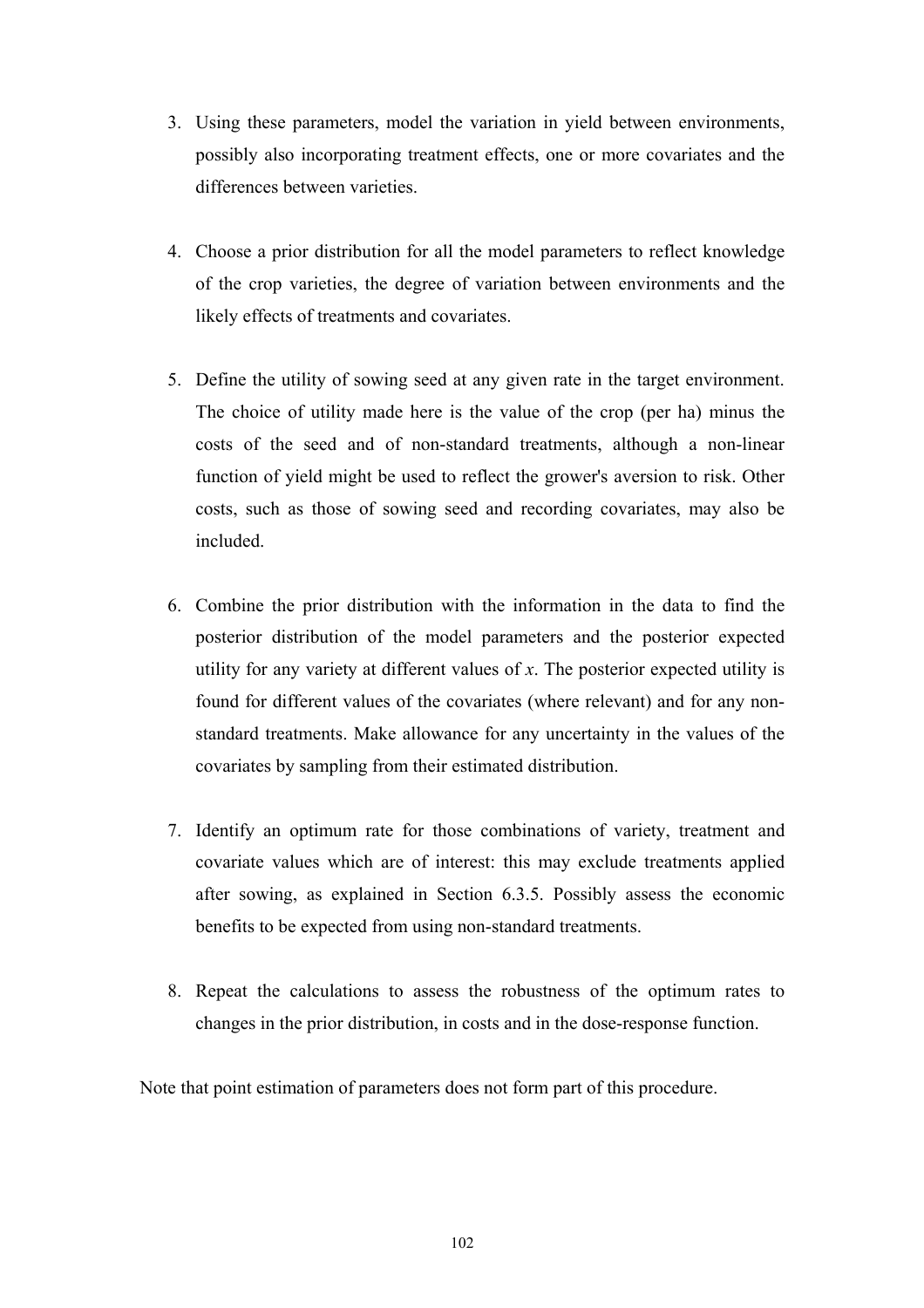3. Using these parameters, model the variation in yield between environments, possibly also incorporating treatment effects, one or more covariates and the differences between varieties.

4. Choose a prior distribution for all the model parameters to reflect knowledge of the crop varieties, the degree of variation between environments and the likely effects of treatments and covariates.

5. Define the utility of sowing seed at any given rate in the target environment. The choice of utility made here is the value of the crop (per ha) minus the costs of the seed and of non-standard treatments, although a non-linear function of yield might be used to reflect the grower's aversion to risk. Other costs, such as those of sowing seed and recording covariates, may also be included.

6. Combine the prior distribution with the information in the data to find the posterior distribution of the model parameters and the posterior expected utility for any variety at different values of $x$. The posterior expected utility is found for different values of the covariates (where relevant) and for any non-standard treatments. Make allowance for any uncertainty in the values of the covariates by sampling from their estimated distribution.

7. Identify an optimum rate for those combinations of variety, treatment and covariate values which are of interest: this may exclude treatments applied after sowing, as explained in Section 6.3.5. Possibly assess the economic benefits to be expected from using non-standard treatments.

8. Repeat the calculations to assess the robustness of the optimum rates to changes in the prior distribution, in costs and in the dose-response function.

Note that point estimation of parameters does not form part of this procedure.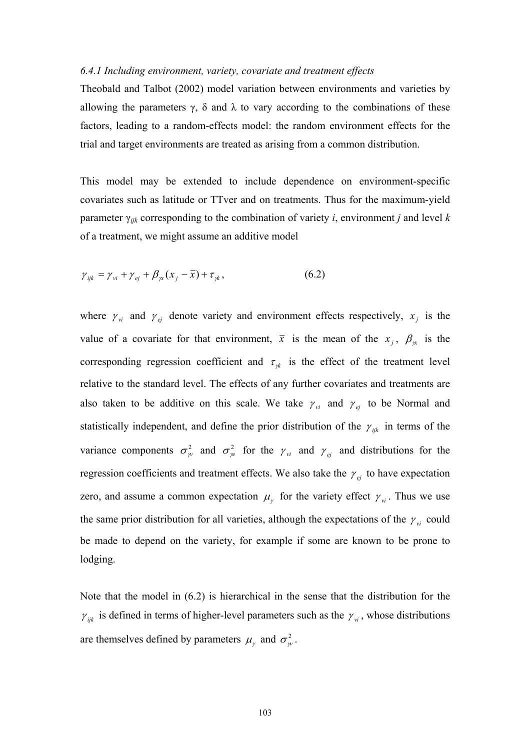*6.4.1 Including environment, variety, covariate and treatment effects*

Theobald and Talbot (2002) model variation between environments and varieties by allowing the parameters $\gamma$, $\delta$ and $\lambda$ to vary according to the combinations of these factors, leading to a random-effects model: the random environment effects for the trial and target environments are treated as arising from a common distribution.

This model may be extended to include dependence on environment-specific covariates such as latitude or TTver and on treatments. Thus for the maximum-yield parameter $\gamma_{ijk}$ corresponding to the combination of variety *i*, environment *j* and level *k* of a treatment, we might assume an additive model

$$\gamma_{ijk} = \gamma_{vi} + \gamma_{ej} + \beta_{\gamma x}(x_j - \bar{x}) + \tau_{\gamma k}, \qquad (6.2)$$

where $\gamma_{vi}$ and $\gamma_{ej}$ denote variety and environment effects respectively, $x_j$ is the value of a covariate for that environment, $\bar{x}$ is the mean of the $x_j$, $\beta_{\gamma x}$ is the corresponding regression coefficient and $\tau_{\gamma k}$ is the effect of the treatment level relative to the standard level. The effects of any further covariates and treatments are also taken to be additive on this scale. We take $\gamma_{vi}$ and $\gamma_{ej}$ to be Normal and statistically independent, and define the prior distribution of the $\gamma_{ijk}$ in terms of the variance components $\sigma^2_{\gamma v}$ and $\sigma^2_{\gamma e}$ for the $\gamma_{vi}$ and $\gamma_{ej}$ and distributions for the regression coefficients and treatment effects. We also take the $\gamma_{ej}$ to have expectation zero, and assume a common expectation $\mu_\gamma$ for the variety effect $\gamma_{vi}$. Thus we use the same prior distribution for all varieties, although the expectations of the $\gamma_{vi}$ could be made to depend on the variety, for example if some are known to be prone to lodging.

Note that the model in (6.2) is hierarchical in the sense that the distribution for the $\gamma_{ijk}$ is defined in terms of higher-level parameters such as the $\gamma_{vi}$, whose distributions are themselves defined by parameters $\mu_\gamma$ and $\sigma^2_{\gamma v}$.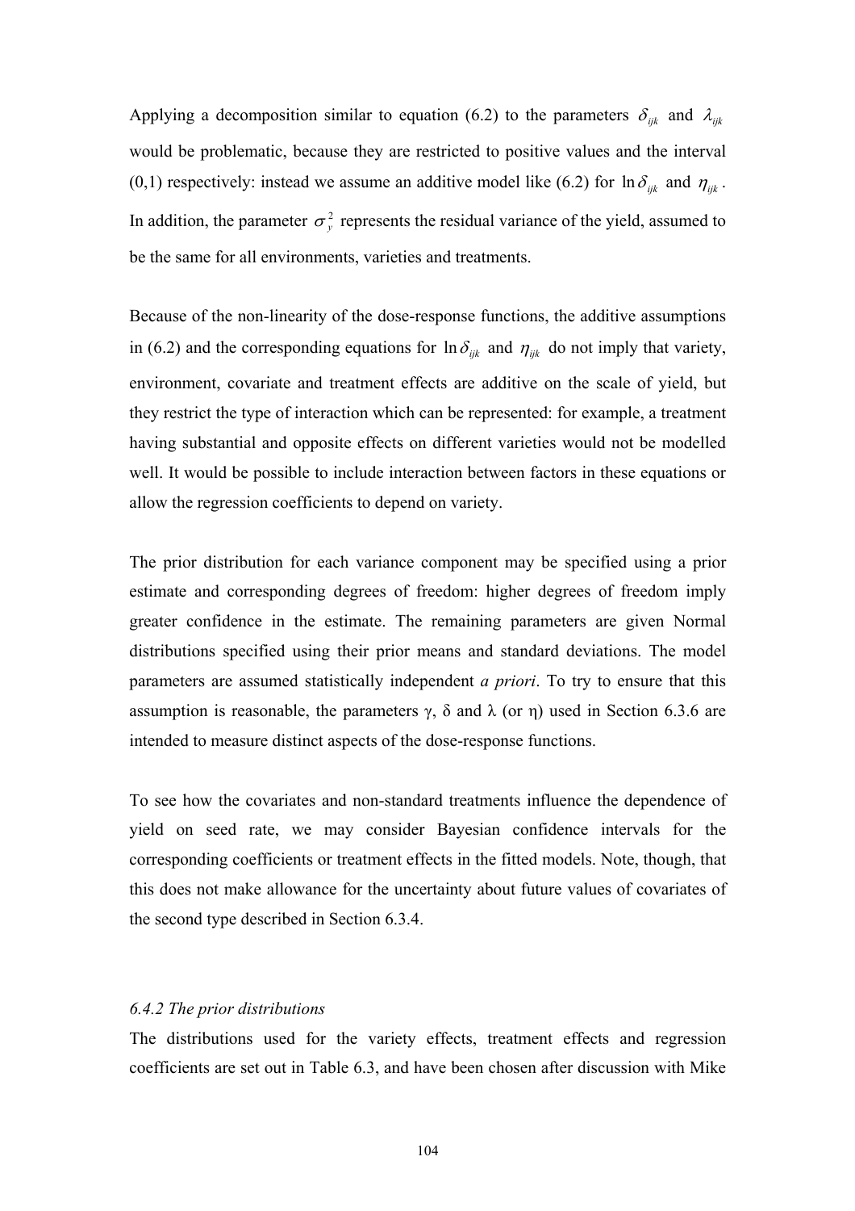Applying a decomposition similar to equation (6.2) to the parameters $\delta_{ijk}$ and $\lambda_{ijk}$ would be problematic, because they are restricted to positive values and the interval (0,1) respectively: instead we assume an additive model like (6.2) for $\ln \delta_{ijk}$ and $\eta_{ijk}$. In addition, the parameter $\sigma_y^2$ represents the residual variance of the yield, assumed to be the same for all environments, varieties and treatments.

Because of the non-linearity of the dose-response functions, the additive assumptions in (6.2) and the corresponding equations for $\ln \delta_{ijk}$ and $\eta_{ijk}$ do not imply that variety, environment, covariate and treatment effects are additive on the scale of yield, but they restrict the type of interaction which can be represented: for example, a treatment having substantial and opposite effects on different varieties would not be modelled well. It would be possible to include interaction between factors in these equations or allow the regression coefficients to depend on variety.

The prior distribution for each variance component may be specified using a prior estimate and corresponding degrees of freedom: higher degrees of freedom imply greater confidence in the estimate. The remaining parameters are given Normal distributions specified using their prior means and standard deviations. The model parameters are assumed statistically independent *a priori*. To try to ensure that this assumption is reasonable, the parameters $\gamma$, $\delta$ and $\lambda$ (or $\eta$) used in Section 6.3.6 are intended to measure distinct aspects of the dose-response functions.

To see how the covariates and non-standard treatments influence the dependence of yield on seed rate, we may consider Bayesian confidence intervals for the corresponding coefficients or treatment effects in the fitted models. Note, though, that this does not make allowance for the uncertainty about future values of covariates of the second type described in Section 6.3.4.

### *6.4.2 The prior distributions*

The distributions used for the variety effects, treatment effects and regression coefficients are set out in Table 6.3, and have been chosen after discussion with Mike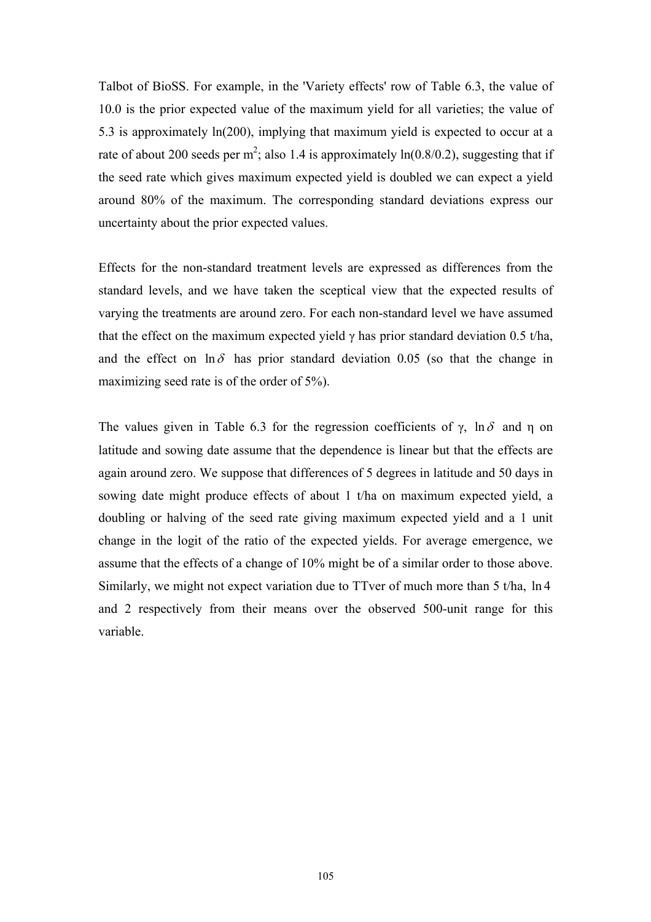Talbot of BioSS. For example, in the 'Variety effects' row of Table 6.3, the value of 10.0 is the prior expected value of the maximum yield for all varieties; the value of 5.3 is approximately ln(200), implying that maximum yield is expected to occur at a rate of about 200 seeds per $m^2$; also 1.4 is approximately ln(0.8/0.2), suggesting that if the seed rate which gives maximum expected yield is doubled we can expect a yield around 80% of the maximum. The corresponding standard deviations express our uncertainty about the prior expected values.

Effects for the non-standard treatment levels are expressed as differences from the standard levels, and we have taken the sceptical view that the expected results of varying the treatments are around zero. For each non-standard level we have assumed that the effect on the maximum expected yield $\gamma$ has prior standard deviation 0.5 t/ha, and the effect on $\ln\delta$ has prior standard deviation 0.05 (so that the change in maximizing seed rate is of the order of 5%).

The values given in Table 6.3 for the regression coefficients of $\gamma$, $\ln\delta$ and $\eta$ on latitude and sowing date assume that the dependence is linear but that the effects are again around zero. We suppose that differences of 5 degrees in latitude and 50 days in sowing date might produce effects of about 1 t/ha on maximum expected yield, a doubling or halving of the seed rate giving maximum expected yield and a 1 unit change in the logit of the ratio of the expected yields. For average emergence, we assume that the effects of a change of 10% might be of a similar order to those above. Similarly, we might not expect variation due to TTver of much more than 5 t/ha, $\ln 4$ and 2 respectively from their means over the observed 500-unit range for this variable.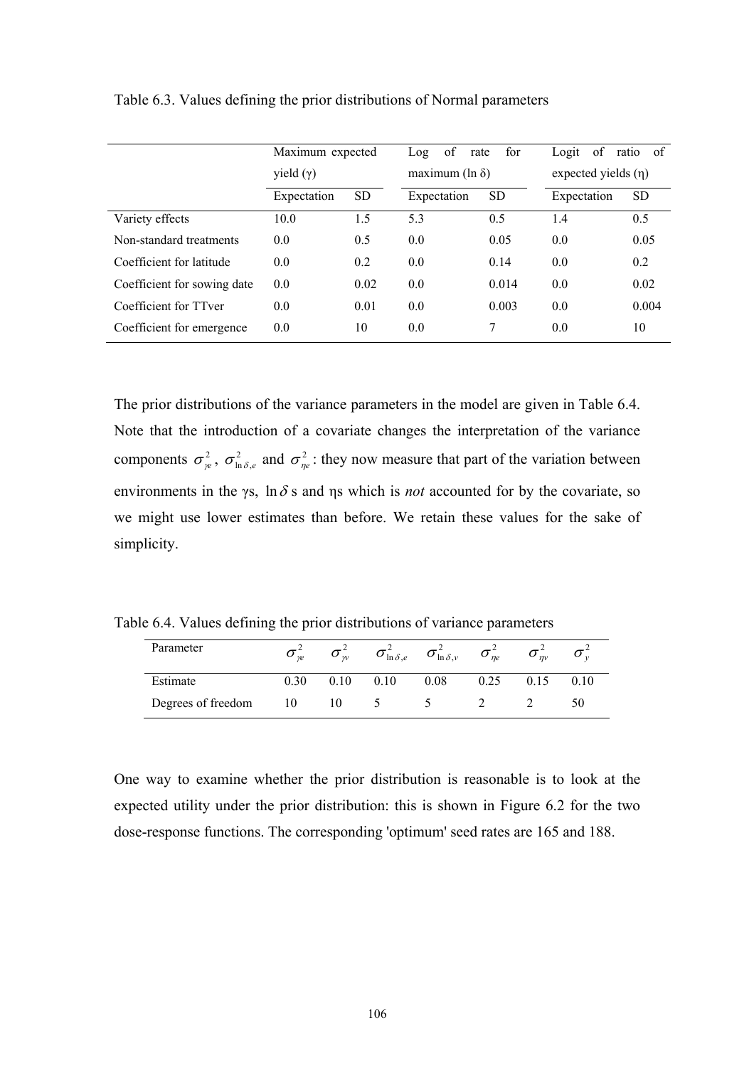Table 6.3. Values defining the prior distributions of Normal parameters

| | Maximum expected yield ($\gamma$) | | Log of rate for maximum ($\ln \delta$) | | Logit of ratio of expected yields ($\eta$) | |
|---|---|---|---|---|---|---|
| | Expectation | SD | Expectation | SD | Expectation | SD |
| Variety effects | 10.0 | 1.5 | 5.3 | 0.5 | 1.4 | 0.5 |
| Non-standard treatments | 0.0 | 0.5 | 0.0 | 0.05 | 0.0 | 0.05 |
| Coefficient for latitude | 0.0 | 0.2 | 0.0 | 0.14 | 0.0 | 0.2 |
| Coefficient for sowing date | 0.0 | 0.02 | 0.0 | 0.014 | 0.0 | 0.02 |
| Coefficient for TTver | 0.0 | 0.01 | 0.0 | 0.003 | 0.0 | 0.004 |
| Coefficient for emergence | 0.0 | 10 | 0.0 | 7 | 0.0 | 10 |

The prior distributions of the variance parameters in the model are given in Table 6.4. Note that the introduction of a covariate changes the interpretation of the variance components $\sigma^2_{\gamma e}$, $\sigma^2_{\ln\delta,e}$ and $\sigma^2_{\eta e}$: they now measure that part of the variation between environments in the $\gamma$s, $\ln\delta$ s and $\eta$s which is *not* accounted for by the covariate, so we might use lower estimates than before. We retain these values for the sake of simplicity.

Table 6.4. Values defining the prior distributions of variance parameters

| Parameter | $\sigma^2_{\gamma e}$ | $\sigma^2_{\gamma v}$ | $\sigma^2_{\ln\delta,e}$ | $\sigma^2_{\ln\delta,v}$ | $\sigma^2_{\eta e}$ | $\sigma^2_{\eta v}$ | $\sigma^2_{y}$ |
|---|---|---|---|---|---|---|---|
| Estimate | 0.30 | 0.10 | 0.10 | 0.08 | 0.25 | 0.15 | 0.10 |
| Degrees of freedom | 10 | 10 | 5 | 5 | 2 | 2 | 50 |

One way to examine whether the prior distribution is reasonable is to look at the expected utility under the prior distribution: this is shown in Figure 6.2 for the two dose-response functions. The corresponding 'optimum' seed rates are 165 and 188.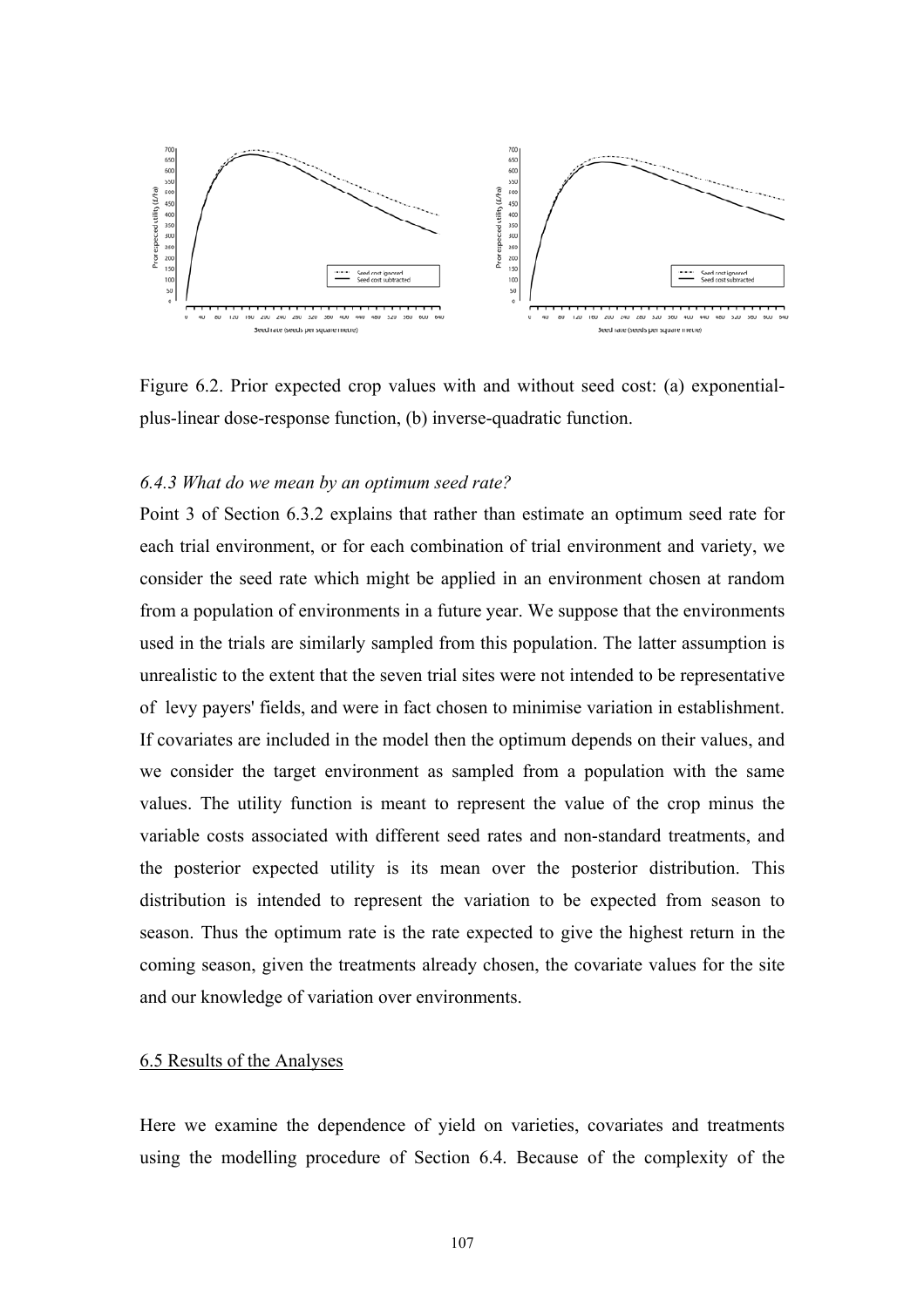Figure 6.2. Prior expected crop values with and without seed cost: (a) exponential-plus-linear dose-response function, (b) inverse-quadratic function.

### *6.4.3 What do we mean by an optimum seed rate?*

Point 3 of Section 6.3.2 explains that rather than estimate an optimum seed rate for each trial environment, or for each combination of trial environment and variety, we consider the seed rate which might be applied in an environment chosen at random from a population of environments in a future year. We suppose that the environments used in the trials are similarly sampled from this population. The latter assumption is unrealistic to the extent that the seven trial sites were not intended to be representative of levy payers' fields, and were in fact chosen to minimise variation in establishment. If covariates are included in the model then the optimum depends on their values, and we consider the target environment as sampled from a population with the same values. The utility function is meant to represent the value of the crop minus the variable costs associated with different seed rates and non-standard treatments, and the posterior expected utility is its mean over the posterior distribution. This distribution is intended to represent the variation to be expected from season to season. Thus the optimum rate is the rate expected to give the highest return in the coming season, given the treatments already chosen, the covariate values for the site and our knowledge of variation over environments.

## 6.5 Results of the Analyses

Here we examine the dependence of yield on varieties, covariates and treatments using the modelling procedure of Section 6.4. Because of the complexity of the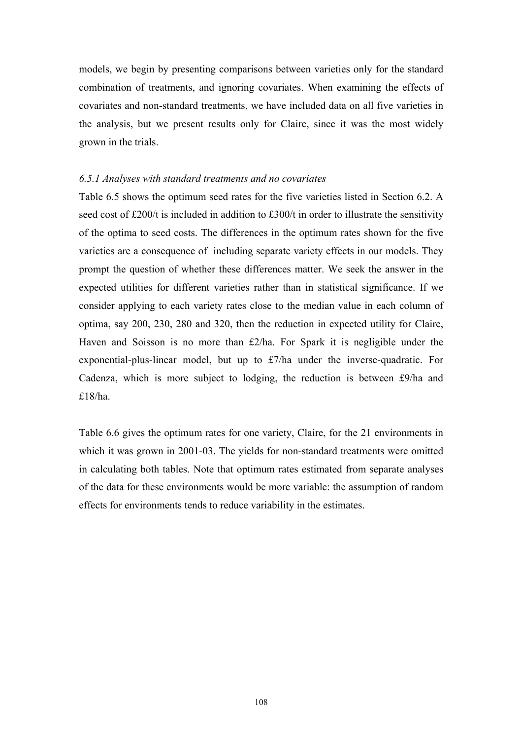models, we begin by presenting comparisons between varieties only for the standard combination of treatments, and ignoring covariates. When examining the effects of covariates and non-standard treatments, we have included data on all five varieties in the analysis, but we present results only for Claire, since it was the most widely grown in the trials.

### *6.5.1 Analyses with standard treatments and no covariates*

Table 6.5 shows the optimum seed rates for the five varieties listed in Section 6.2. A seed cost of £200/t is included in addition to £300/t in order to illustrate the sensitivity of the optima to seed costs. The differences in the optimum rates shown for the five varieties are a consequence of including separate variety effects in our models. They prompt the question of whether these differences matter. We seek the answer in the expected utilities for different varieties rather than in statistical significance. If we consider applying to each variety rates close to the median value in each column of optima, say 200, 230, 280 and 320, then the reduction in expected utility for Claire, Haven and Soisson is no more than £2/ha. For Spark it is negligible under the exponential-plus-linear model, but up to £7/ha under the inverse-quadratic. For Cadenza, which is more subject to lodging, the reduction is between £9/ha and £18/ha.

Table 6.6 gives the optimum rates for one variety, Claire, for the 21 environments in which it was grown in 2001-03. The yields for non-standard treatments were omitted in calculating both tables. Note that optimum rates estimated from separate analyses of the data for these environments would be more variable: the assumption of random effects for environments tends to reduce variability in the estimates.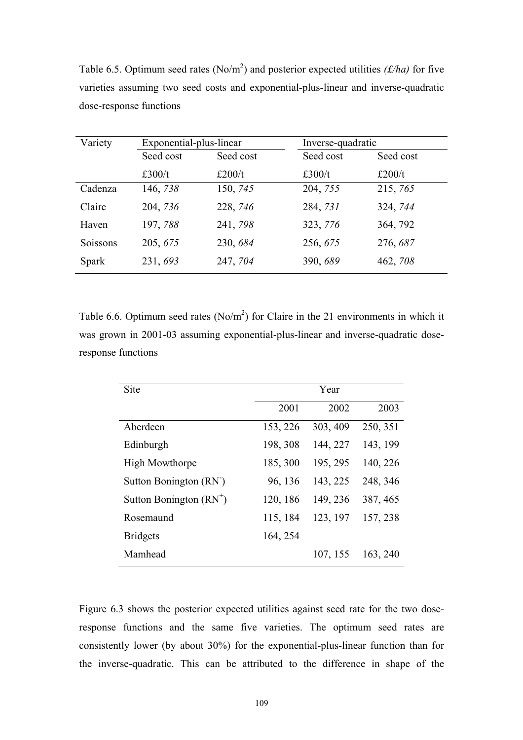Table 6.5. Optimum seed rates (No/m$^2$) and posterior expected utilities *(£/ha)* for five varieties assuming two seed costs and exponential-plus-linear and inverse-quadratic dose-response functions

| Variety | Exponential-plus-linear | | Inverse-quadratic | |
|---|---|---|---|---|
| | Seed cost £300/t | Seed cost £200/t | Seed cost £300/t | Seed cost £200/t |
| Cadenza | 146, *738* | 150, *745* | 204, *755* | 215, *765* |
| Claire | 204, *736* | 228, *746* | 284, *731* | 324, *744* |
| Haven | 197, *788* | 241, *798* | 323, *776* | 364, 792 |
| Soissons | 205, *675* | 230, *684* | 256, *675* | 276, *687* |
| Spark | 231, *693* | 247, *704* | 390, *689* | 462, *708* |

Table 6.6. Optimum seed rates (No/m$^2$) for Claire in the 21 environments in which it was grown in 2001-03 assuming exponential-plus-linear and inverse-quadratic dose-response functions

| Site | Year | | |
|---|---|---|---|
| | 2001 | 2002 | 2003 |
| Aberdeen | 153, 226 | 303, 409 | 250, 351 |
| Edinburgh | 198, 308 | 144, 227 | 143, 199 |
| High Mowthorpe | 185, 300 | 195, 295 | 140, 226 |
| Sutton Bonington (RN$^-$) | 96, 136 | 143, 225 | 248, 346 |
| Sutton Bonington (RN$^+$) | 120, 186 | 149, 236 | 387, 465 |
| Rosemaund | 115, 184 | 123, 197 | 157, 238 |
| Bridgets | 164, 254 | | |
| Mamhead | | 107, 155 | 163, 240 |

Figure 6.3 shows the posterior expected utilities against seed rate for the two dose-response functions and the same five varieties. The optimum seed rates are consistently lower (by about 30%) for the exponential-plus-linear function than for the inverse-quadratic. This can be attributed to the difference in shape of the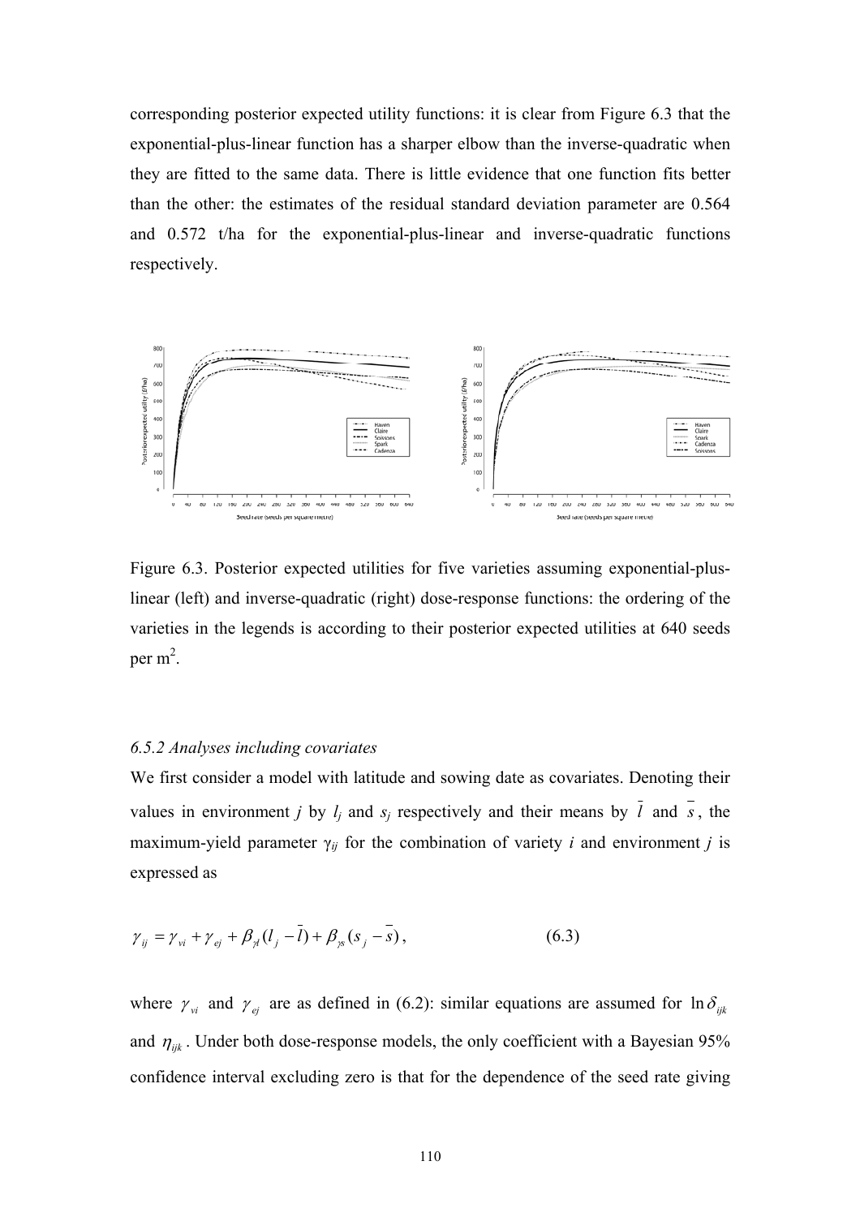corresponding posterior expected utility functions: it is clear from Figure 6.3 that the exponential-plus-linear function has a sharper elbow than the inverse-quadratic when they are fitted to the same data. There is little evidence that one function fits better than the other: the estimates of the residual standard deviation parameter are 0.564 and 0.572 t/ha for the exponential-plus-linear and inverse-quadratic functions respectively.

Figure 6.3. Posterior expected utilities for five varieties assuming exponential-plus-linear (left) and inverse-quadratic (right) dose-response functions: the ordering of the varieties in the legends is according to their posterior expected utilities at 640 seeds per m$^2$.

### *6.5.2 Analyses including covariates*

We first consider a model with latitude and sowing date as covariates. Denoting their values in environment $j$ by $l_j$ and $s_j$ respectively and their means by $\bar{l}$ and $\bar{s}$, the maximum-yield parameter $\gamma_{ij}$ for the combination of variety $i$ and environment $j$ is expressed as

$$\gamma_{ij} = \gamma_{vi} + \gamma_{ej} + \beta_{\gamma l}(l_j - \bar{l}) + \beta_{\gamma s}(s_j - \bar{s}), \tag{6.3}$$

where $\gamma_{vi}$ and $\gamma_{ej}$ are as defined in (6.2): similar equations are assumed for $\ln \delta_{ijk}$ and $\eta_{ijk}$. Under both dose-response models, the only coefficient with a Bayesian 95% confidence interval excluding zero is that for the dependence of the seed rate giving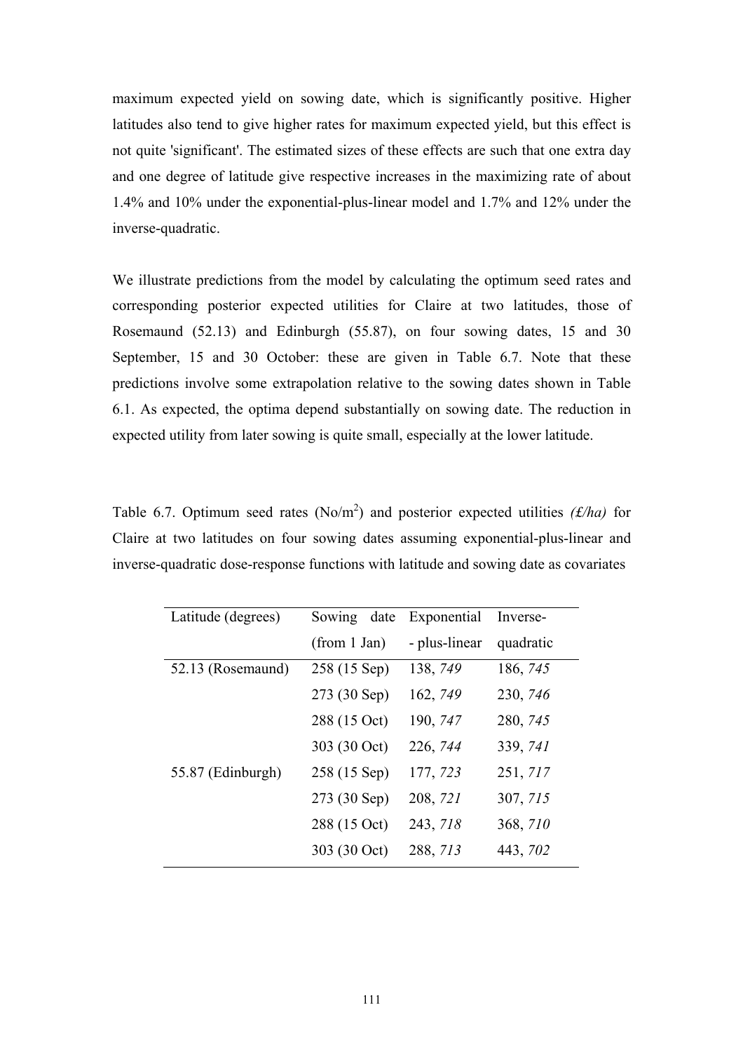maximum expected yield on sowing date, which is significantly positive. Higher latitudes also tend to give higher rates for maximum expected yield, but this effect is not quite 'significant'. The estimated sizes of these effects are such that one extra day and one degree of latitude give respective increases in the maximizing rate of about 1.4% and 10% under the exponential-plus-linear model and 1.7% and 12% under the inverse-quadratic.

We illustrate predictions from the model by calculating the optimum seed rates and corresponding posterior expected utilities for Claire at two latitudes, those of Rosemaund (52.13) and Edinburgh (55.87), on four sowing dates, 15 and 30 September, 15 and 30 October: these are given in Table 6.7. Note that these predictions involve some extrapolation relative to the sowing dates shown in Table 6.1. As expected, the optima depend substantially on sowing date. The reduction in expected utility from later sowing is quite small, especially at the lower latitude.

Table 6.7. Optimum seed rates (No/m$^2$) and posterior expected utilities *(£/ha)* for Claire at two latitudes on four sowing dates assuming exponential-plus-linear and inverse-quadratic dose-response functions with latitude and sowing date as covariates

| Latitude (degrees) | Sowing date (from 1 Jan) | Exponential - plus-linear | Inverse-quadratic |
|---|---|---|---|
| 52.13 (Rosemaund) | 258 (15 Sep) | 138, *749* | 186, *745* |
| | 273 (30 Sep) | 162, *749* | 230, *746* |
| | 288 (15 Oct) | 190, *747* | 280, *745* |
| | 303 (30 Oct) | 226, *744* | 339, *741* |
| 55.87 (Edinburgh) | 258 (15 Sep) | 177, *723* | 251, *717* |
| | 273 (30 Sep) | 208, *721* | 307, *715* |
| | 288 (15 Oct) | 243, *718* | 368, *710* |
| | 303 (30 Oct) | 288, *713* | 443, *702* |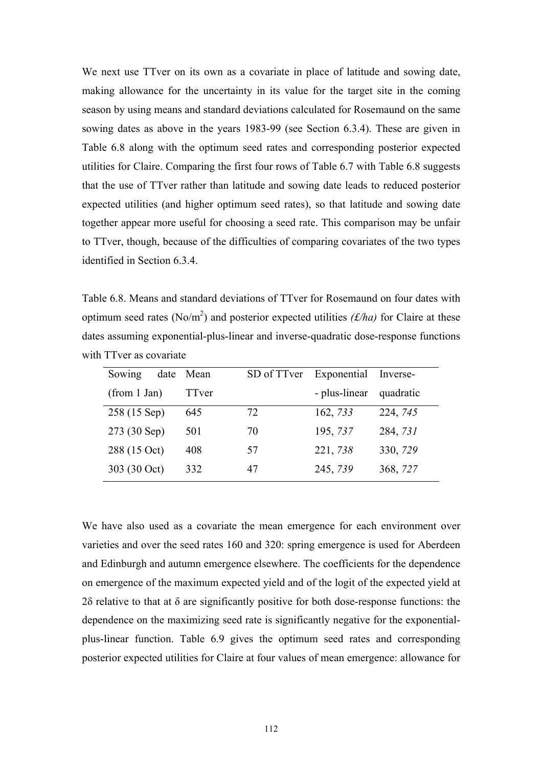We next use TTver on its own as a covariate in place of latitude and sowing date, making allowance for the uncertainty in its value for the target site in the coming season by using means and standard deviations calculated for Rosemaund on the same sowing dates as above in the years 1983-99 (see Section 6.3.4). These are given in Table 6.8 along with the optimum seed rates and corresponding posterior expected utilities for Claire. Comparing the first four rows of Table 6.7 with Table 6.8 suggests that the use of TTver rather than latitude and sowing date leads to reduced posterior expected utilities (and higher optimum seed rates), so that latitude and sowing date together appear more useful for choosing a seed rate. This comparison may be unfair to TTver, though, because of the difficulties of comparing covariates of the two types identified in Section 6.3.4.

Table 6.8. Means and standard deviations of TTver for Rosemaund on four dates with optimum seed rates (No/m$^2$) and posterior expected utilities *(£/ha)* for Claire at these dates assuming exponential-plus-linear and inverse-quadratic dose-response functions with TTver as covariate

| Sowing date (from 1 Jan) | Mean TTver | SD of TTver | Exponential - plus-linear | Inverse-quadratic |
|---|---|---|---|---|
| 258 (15 Sep) | 645 | 72 | 162, *733* | 224, *745* |
| 273 (30 Sep) | 501 | 70 | 195, *737* | 284, *731* |
| 288 (15 Oct) | 408 | 57 | 221, *738* | 330, *729* |
| 303 (30 Oct) | 332 | 47 | 245, *739* | 368, *727* |

We have also used as a covariate the mean emergence for each environment over varieties and over the seed rates 160 and 320: spring emergence is used for Aberdeen and Edinburgh and autumn emergence elsewhere. The coefficients for the dependence on emergence of the maximum expected yield and of the logit of the expected yield at $2\delta$ relative to that at $\delta$ are significantly positive for both dose-response functions: the dependence on the maximizing seed rate is significantly negative for the exponential-plus-linear function. Table 6.9 gives the optimum seed rates and corresponding posterior expected utilities for Claire at four values of mean emergence: allowance for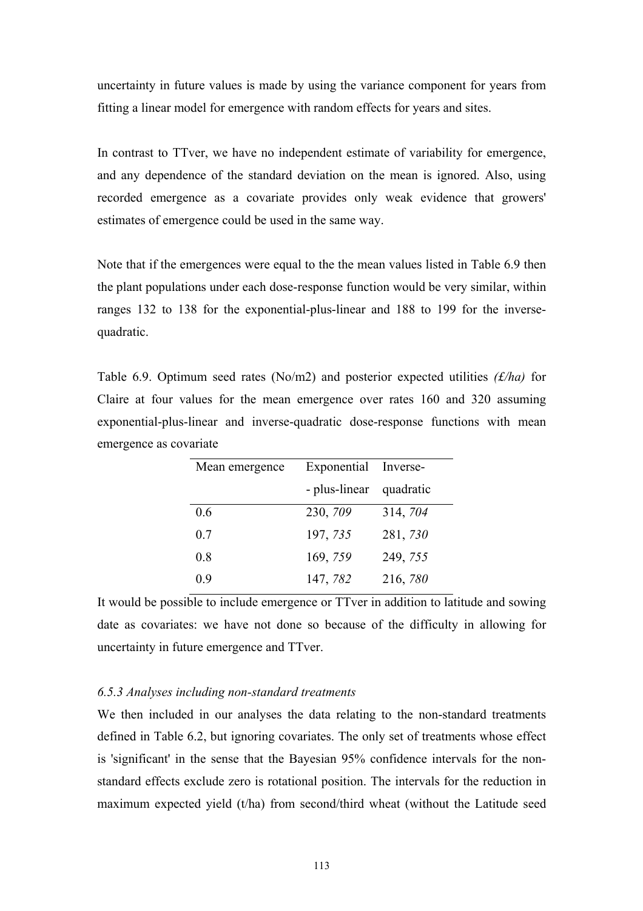uncertainty in future values is made by using the variance component for years from fitting a linear model for emergence with random effects for years and sites.

In contrast to TTver, we have no independent estimate of variability for emergence, and any dependence of the standard deviation on the mean is ignored. Also, using recorded emergence as a covariate provides only weak evidence that growers' estimates of emergence could be used in the same way.

Note that if the emergences were equal to the the mean values listed in Table 6.9 then the plant populations under each dose-response function would be very similar, within ranges 132 to 138 for the exponential-plus-linear and 188 to 199 for the inverse-quadratic.

Table 6.9. Optimum seed rates (No/m2) and posterior expected utilities *(£/ha)* for Claire at four values for the mean emergence over rates 160 and 320 assuming exponential-plus-linear and inverse-quadratic dose-response functions with mean emergence as covariate

| Mean emergence | Exponential - plus-linear | Inverse- quadratic |
|---|---|---|
| 0.6 | 230, *709* | 314, *704* |
| 0.7 | 197, *735* | 281, *730* |
| 0.8 | 169, *759* | 249, *755* |
| 0.9 | 147, *782* | 216, *780* |

It would be possible to include emergence or TTver in addition to latitude and sowing date as covariates: we have not done so because of the difficulty in allowing for uncertainty in future emergence and TTver.

### *6.5.3 Analyses including non-standard treatments*

We then included in our analyses the data relating to the non-standard treatments defined in Table 6.2, but ignoring covariates. The only set of treatments whose effect is 'significant' in the sense that the Bayesian 95% confidence intervals for the non-standard effects exclude zero is rotational position. The intervals for the reduction in maximum expected yield (t/ha) from second/third wheat (without the Latitude seed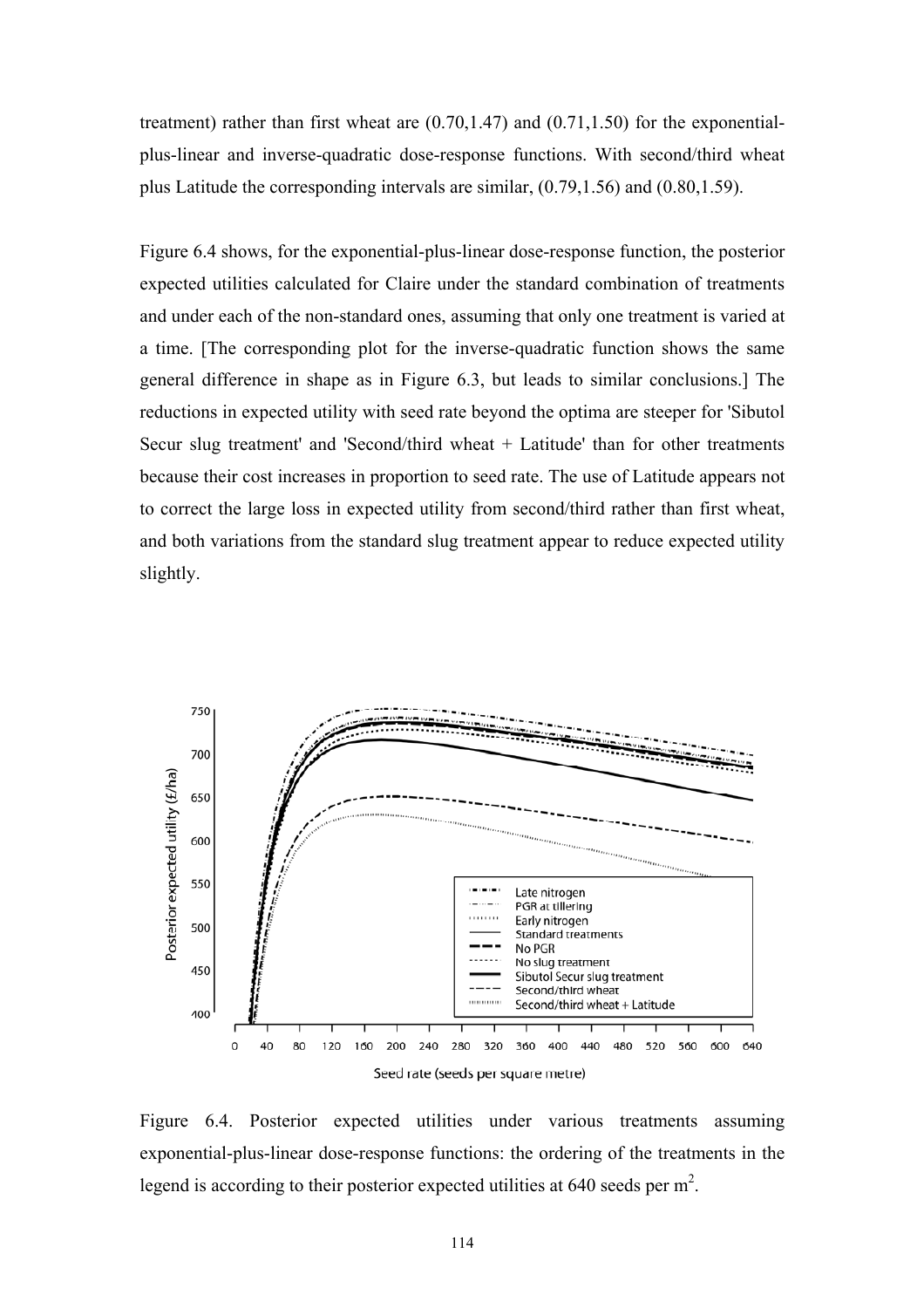treatment) rather than first wheat are (0.70,1.47) and (0.71,1.50) for the exponential-plus-linear and inverse-quadratic dose-response functions. With second/third wheat plus Latitude the corresponding intervals are similar, (0.79,1.56) and (0.80,1.59).

Figure 6.4 shows, for the exponential-plus-linear dose-response function, the posterior expected utilities calculated for Claire under the standard combination of treatments and under each of the non-standard ones, assuming that only one treatment is varied at a time. [The corresponding plot for the inverse-quadratic function shows the same general difference in shape as in Figure 6.3, but leads to similar conclusions.] The reductions in expected utility with seed rate beyond the optima are steeper for 'Sibutol Secur slug treatment' and 'Second/third wheat + Latitude' than for other treatments because their cost increases in proportion to seed rate. The use of Latitude appears not to correct the large loss in expected utility from second/third rather than first wheat, and both variations from the standard slug treatment appear to reduce expected utility slightly.

Figure 6.4. Posterior expected utilities under various treatments assuming exponential-plus-linear dose-response functions: the ordering of the treatments in the legend is according to their posterior expected utilities at 640 seeds per m$^2$.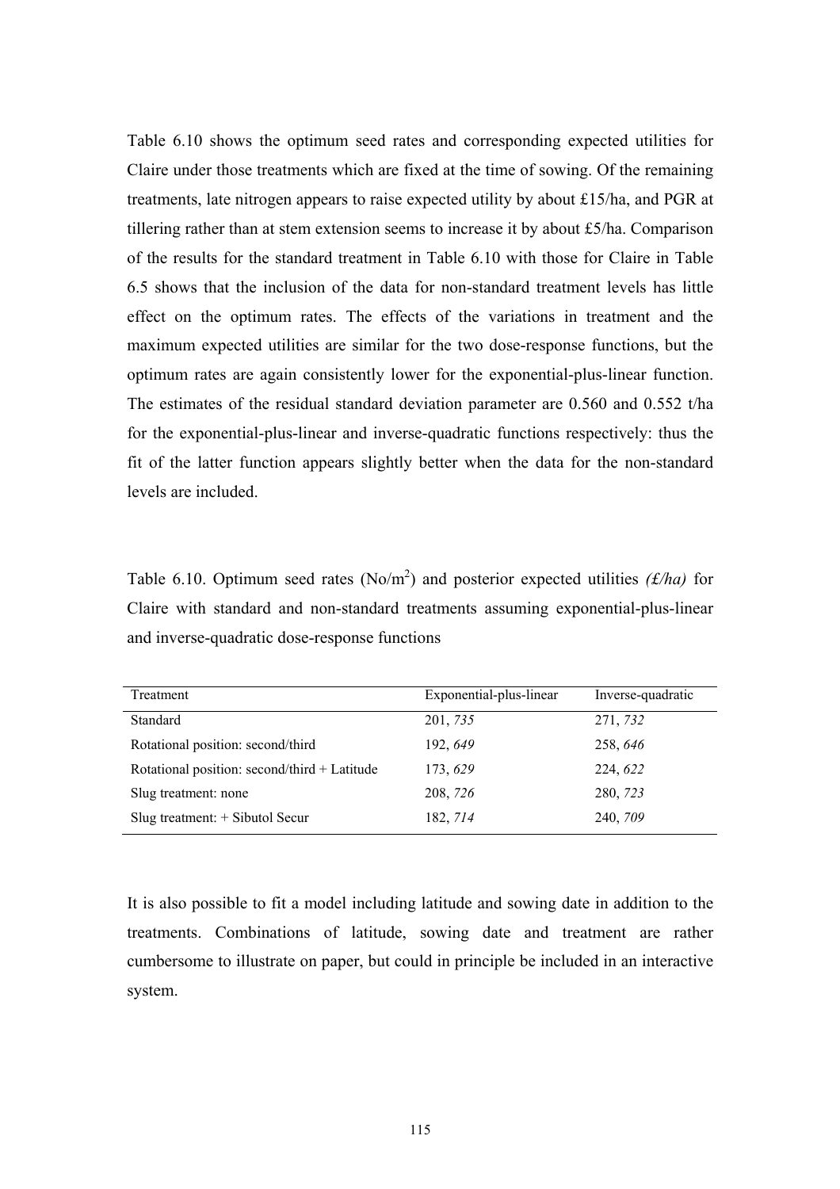Table 6.10 shows the optimum seed rates and corresponding expected utilities for Claire under those treatments which are fixed at the time of sowing. Of the remaining treatments, late nitrogen appears to raise expected utility by about £15/ha, and PGR at tillering rather than at stem extension seems to increase it by about £5/ha. Comparison of the results for the standard treatment in Table 6.10 with those for Claire in Table 6.5 shows that the inclusion of the data for non-standard treatment levels has little effect on the optimum rates. The effects of the variations in treatment and the maximum expected utilities are similar for the two dose-response functions, but the optimum rates are again consistently lower for the exponential-plus-linear function. The estimates of the residual standard deviation parameter are 0.560 and 0.552 t/ha for the exponential-plus-linear and inverse-quadratic functions respectively: thus the fit of the latter function appears slightly better when the data for the non-standard levels are included.

Table 6.10. Optimum seed rates (No/m$^2$) and posterior expected utilities *(£/ha)* for Claire with standard and non-standard treatments assuming exponential-plus-linear and inverse-quadratic dose-response functions

| Treatment | Exponential-plus-linear | Inverse-quadratic |
|---|---|---|
| Standard | 201, *735* | 271, *732* |
| Rotational position: second/third | 192, *649* | 258, *646* |
| Rotational position: second/third + Latitude | 173, *629* | 224, *622* |
| Slug treatment: none | 208, *726* | 280, *723* |
| Slug treatment: + Sibutol Secur | 182, *714* | 240, *709* |

It is also possible to fit a model including latitude and sowing date in addition to the treatments. Combinations of latitude, sowing date and treatment are rather cumbersome to illustrate on paper, but could in principle be included in an interactive system.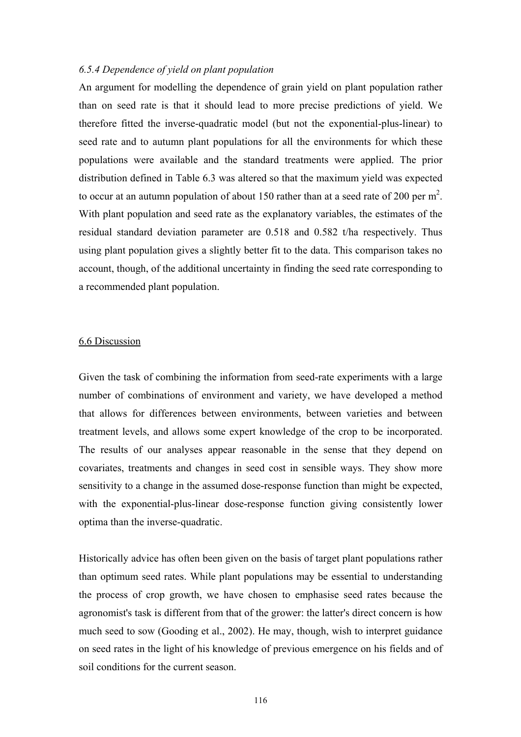### *6.5.4 Dependence of yield on plant population*

An argument for modelling the dependence of grain yield on plant population rather than on seed rate is that it should lead to more precise predictions of yield. We therefore fitted the inverse-quadratic model (but not the exponential-plus-linear) to seed rate and to autumn plant populations for all the environments for which these populations were available and the standard treatments were applied. The prior distribution defined in Table 6.3 was altered so that the maximum yield was expected to occur at an autumn population of about 150 rather than at a seed rate of 200 per $m^2$. With plant population and seed rate as the explanatory variables, the estimates of the residual standard deviation parameter are 0.518 and 0.582 t/ha respectively. Thus using plant population gives a slightly better fit to the data. This comparison takes no account, though, of the additional uncertainty in finding the seed rate corresponding to a recommended plant population.

## 6.6 Discussion

Given the task of combining the information from seed-rate experiments with a large number of combinations of environment and variety, we have developed a method that allows for differences between environments, between varieties and between treatment levels, and allows some expert knowledge of the crop to be incorporated. The results of our analyses appear reasonable in the sense that they depend on covariates, treatments and changes in seed cost in sensible ways. They show more sensitivity to a change in the assumed dose-response function than might be expected, with the exponential-plus-linear dose-response function giving consistently lower optima than the inverse-quadratic.

Historically advice has often been given on the basis of target plant populations rather than optimum seed rates. While plant populations may be essential to understanding the process of crop growth, we have chosen to emphasise seed rates because the agronomist's task is different from that of the grower: the latter's direct concern is how much seed to sow (Gooding et al., 2002). He may, though, wish to interpret guidance on seed rates in the light of his knowledge of previous emergence on his fields and of soil conditions for the current season.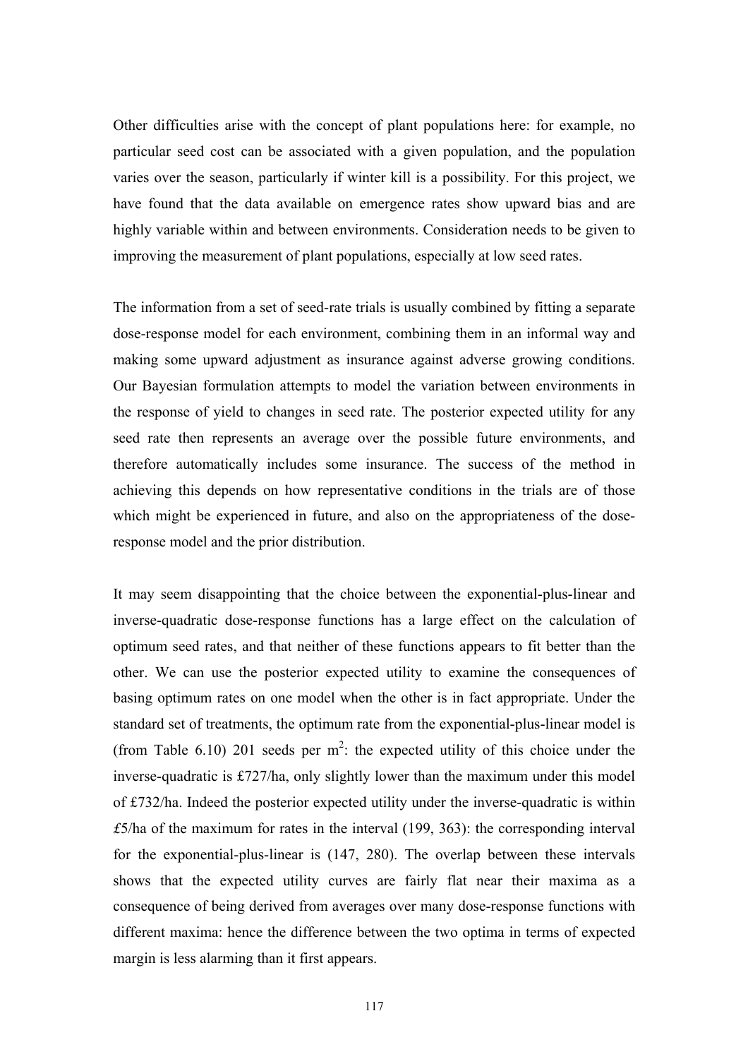Other difficulties arise with the concept of plant populations here: for example, no particular seed cost can be associated with a given population, and the population varies over the season, particularly if winter kill is a possibility. For this project, we have found that the data available on emergence rates show upward bias and are highly variable within and between environments. Consideration needs to be given to improving the measurement of plant populations, especially at low seed rates.

The information from a set of seed-rate trials is usually combined by fitting a separate dose-response model for each environment, combining them in an informal way and making some upward adjustment as insurance against adverse growing conditions. Our Bayesian formulation attempts to model the variation between environments in the response of yield to changes in seed rate. The posterior expected utility for any seed rate then represents an average over the possible future environments, and therefore automatically includes some insurance. The success of the method in achieving this depends on how representative conditions in the trials are of those which might be experienced in future, and also on the appropriateness of the dose-response model and the prior distribution.

It may seem disappointing that the choice between the exponential-plus-linear and inverse-quadratic dose-response functions has a large effect on the calculation of optimum seed rates, and that neither of these functions appears to fit better than the other. We can use the posterior expected utility to examine the consequences of basing optimum rates on one model when the other is in fact appropriate. Under the standard set of treatments, the optimum rate from the exponential-plus-linear model is (from Table 6.10) 201 seeds per $m^2$: the expected utility of this choice under the inverse-quadratic is £727/ha, only slightly lower than the maximum under this model of £732/ha. Indeed the posterior expected utility under the inverse-quadratic is within £5/ha of the maximum for rates in the interval (199, 363): the corresponding interval for the exponential-plus-linear is (147, 280). The overlap between these intervals shows that the expected utility curves are fairly flat near their maxima as a consequence of being derived from averages over many dose-response functions with different maxima: hence the difference between the two optima in terms of expected margin is less alarming than it first appears.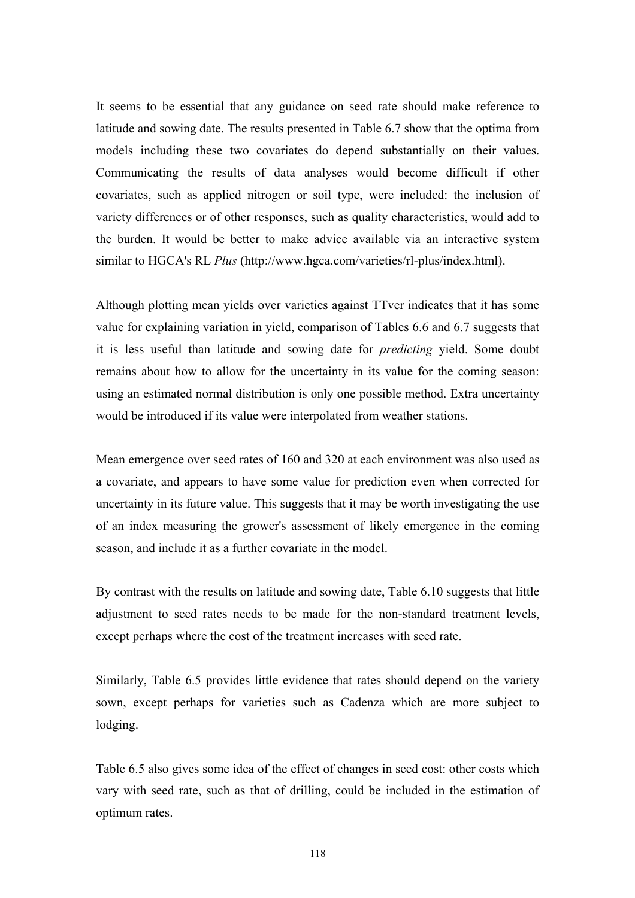It seems to be essential that any guidance on seed rate should make reference to latitude and sowing date. The results presented in Table 6.7 show that the optima from models including these two covariates do depend substantially on their values. Communicating the results of data analyses would become difficult if other covariates, such as applied nitrogen or soil type, were included: the inclusion of variety differences or of other responses, such as quality characteristics, would add to the burden. It would be better to make advice available via an interactive system similar to HGCA's RL *Plus* (http://www.hgca.com/varieties/rl-plus/index.html).

Although plotting mean yields over varieties against TTver indicates that it has some value for explaining variation in yield, comparison of Tables 6.6 and 6.7 suggests that it is less useful than latitude and sowing date for *predicting* yield. Some doubt remains about how to allow for the uncertainty in its value for the coming season: using an estimated normal distribution is only one possible method. Extra uncertainty would be introduced if its value were interpolated from weather stations.

Mean emergence over seed rates of 160 and 320 at each environment was also used as a covariate, and appears to have some value for prediction even when corrected for uncertainty in its future value. This suggests that it may be worth investigating the use of an index measuring the grower's assessment of likely emergence in the coming season, and include it as a further covariate in the model.

By contrast with the results on latitude and sowing date, Table 6.10 suggests that little adjustment to seed rates needs to be made for the non-standard treatment levels, except perhaps where the cost of the treatment increases with seed rate.

Similarly, Table 6.5 provides little evidence that rates should depend on the variety sown, except perhaps for varieties such as Cadenza which are more subject to lodging.

Table 6.5 also gives some idea of the effect of changes in seed cost: other costs which vary with seed rate, such as that of drilling, could be included in the estimation of optimum rates.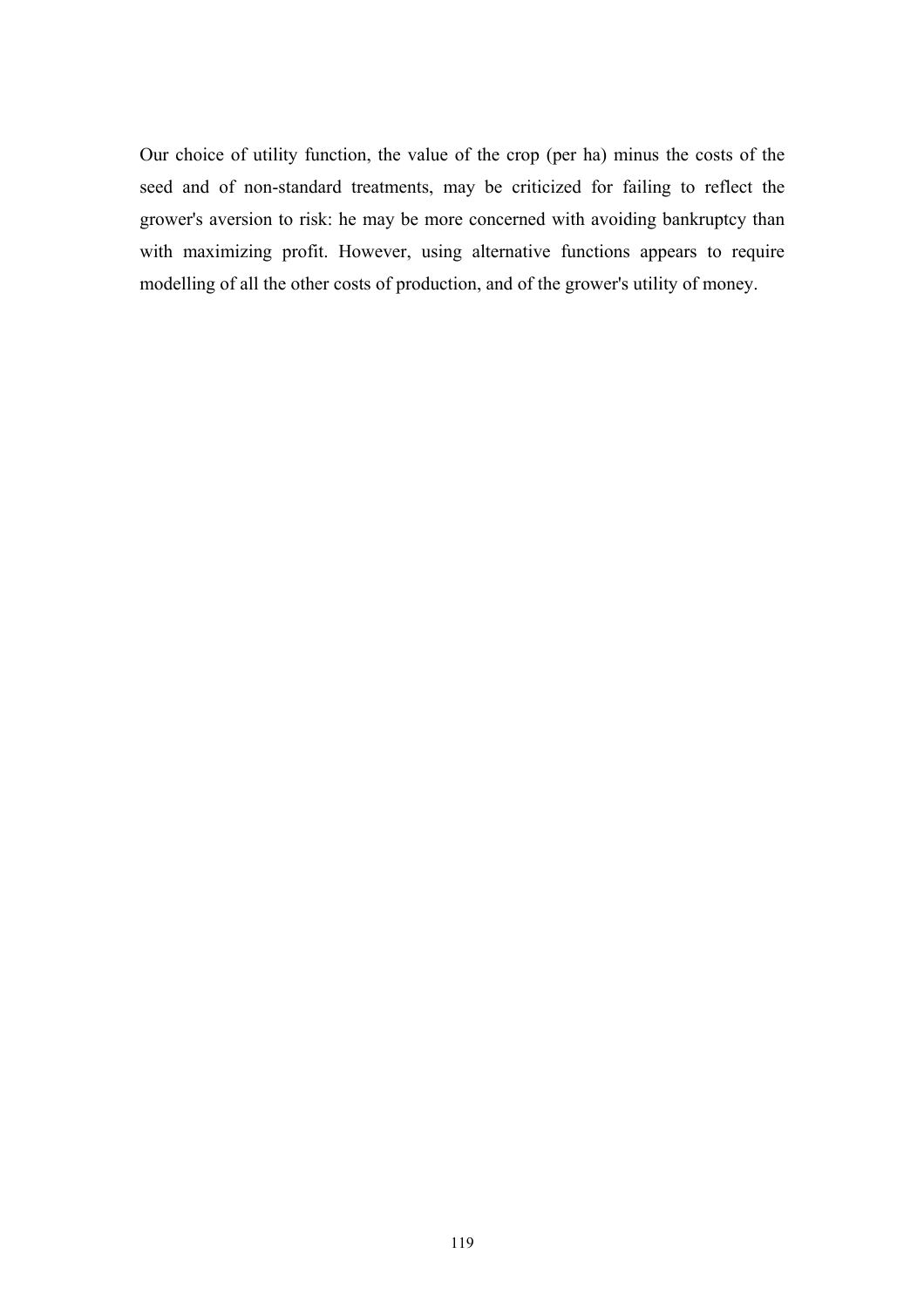Our choice of utility function, the value of the crop (per ha) minus the costs of the seed and of non-standard treatments, may be criticized for failing to reflect the grower's aversion to risk: he may be more concerned with avoiding bankruptcy than with maximizing profit. However, using alternative functions appears to require modelling of all the other costs of production, and of the grower's utility of money.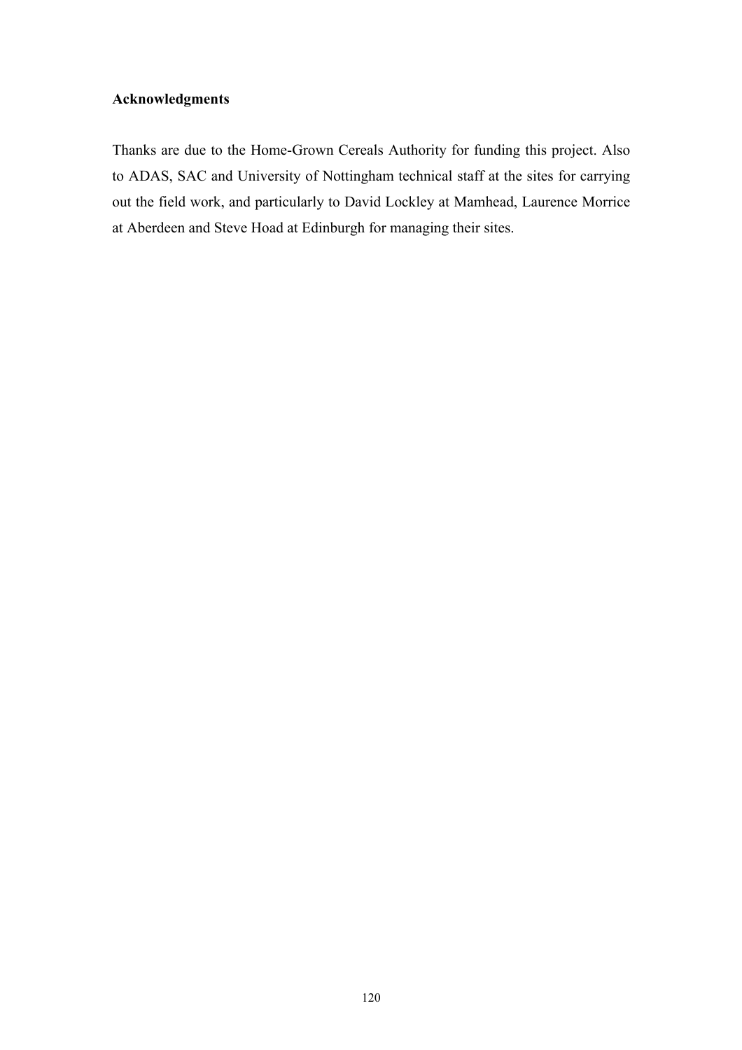## Acknowledgments

Thanks are due to the Home-Grown Cereals Authority for funding this project. Also to ADAS, SAC and University of Nottingham technical staff at the sites for carrying out the field work, and particularly to David Lockley at Mamhead, Laurence Morrice at Aberdeen and Steve Hoad at Edinburgh for managing their sites.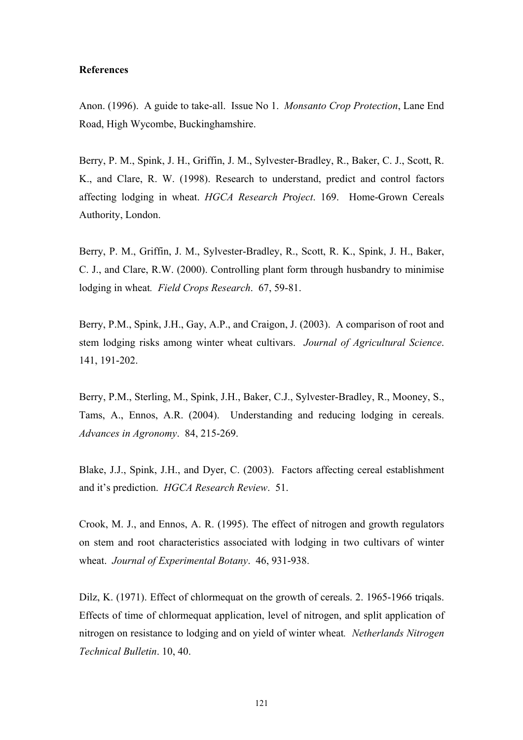**References**

Anon. (1996). A guide to take-all. Issue No 1. *Monsanto Crop Protection*, Lane End Road, High Wycombe, Buckinghamshire.

Berry, P. M., Spink, J. H., Griffin, J. M., Sylvester-Bradley, R., Baker, C. J., Scott, R. K., and Clare, R. W. (1998). Research to understand, predict and control factors affecting lodging in wheat. *HGCA Research Project*. 169. Home-Grown Cereals Authority, London.

Berry, P. M., Griffin, J. M., Sylvester-Bradley, R., Scott, R. K., Spink, J. H., Baker, C. J., and Clare, R.W. (2000). Controlling plant form through husbandry to minimise lodging in wheat*. Field Crops Research*. 67, 59-81.

Berry, P.M., Spink, J.H., Gay, A.P., and Craigon, J. (2003). A comparison of root and stem lodging risks among winter wheat cultivars. *Journal of Agricultural Science*. 141, 191-202.

Berry, P.M., Sterling, M., Spink, J.H., Baker, C.J., Sylvester-Bradley, R., Mooney, S., Tams, A., Ennos, A.R. (2004). Understanding and reducing lodging in cereals. *Advances in Agronomy*. 84, 215-269.

Blake, J.J., Spink, J.H., and Dyer, C. (2003). Factors affecting cereal establishment and it's prediction. *HGCA Research Review*. 51.

Crook, M. J., and Ennos, A. R. (1995). The effect of nitrogen and growth regulators on stem and root characteristics associated with lodging in two cultivars of winter wheat. *Journal of Experimental Botany*. 46, 931-938.

Dilz, K. (1971). Effect of chlormequat on the growth of cereals. 2. 1965-1966 triqals. Effects of time of chlormequat application, level of nitrogen, and split application of nitrogen on resistance to lodging and on yield of winter wheat*. Netherlands Nitrogen Technical Bulletin*. 10, 40.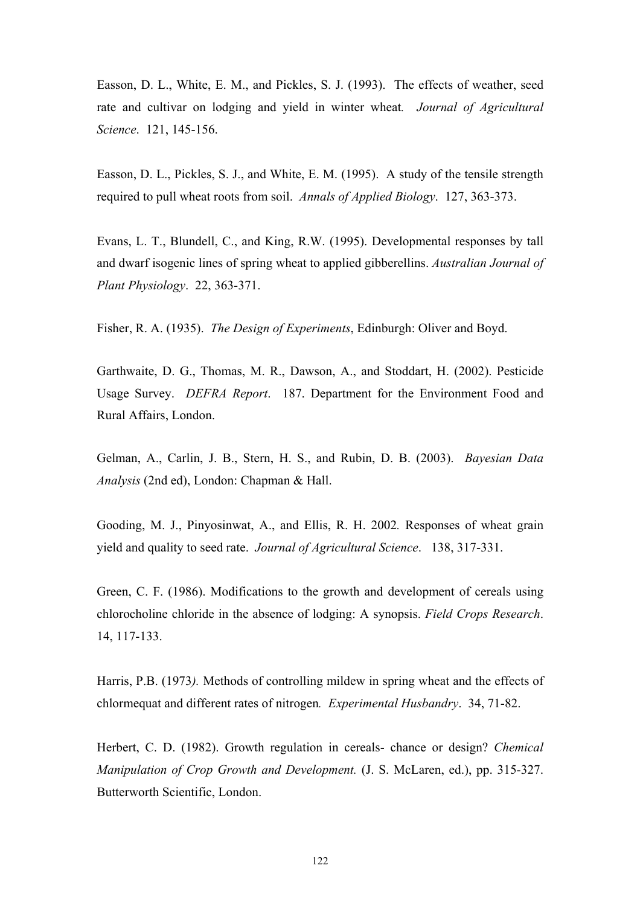Easson, D. L., White, E. M., and Pickles, S. J. (1993). The effects of weather, seed rate and cultivar on lodging and yield in winter wheat*.* *Journal of Agricultural Science*. 121, 145-156.

Easson, D. L., Pickles, S. J., and White, E. M. (1995). A study of the tensile strength required to pull wheat roots from soil. *Annals of Applied Biology*. 127, 363-373.

Evans, L. T., Blundell, C., and King, R.W. (1995). Developmental responses by tall and dwarf isogenic lines of spring wheat to applied gibberellins. *Australian Journal of Plant Physiology*. 22, 363-371.

Fisher, R. A. (1935). *The Design of Experiments*, Edinburgh: Oliver and Boyd.

Garthwaite, D. G., Thomas, M. R., Dawson, A., and Stoddart, H. (2002). Pesticide Usage Survey. *DEFRA Report*. 187. Department for the Environment Food and Rural Affairs, London.

Gelman, A., Carlin, J. B., Stern, H. S., and Rubin, D. B. (2003). *Bayesian Data Analysis* (2nd ed), London: Chapman & Hall.

Gooding, M. J., Pinyosinwat, A., and Ellis, R. H. 2002*.* Responses of wheat grain yield and quality to seed rate. *Journal of Agricultural Science*. 138, 317-331.

Green, C. F. (1986). Modifications to the growth and development of cereals using chlorocholine chloride in the absence of lodging: A synopsis. *Field Crops Research*. 14, 117-133.

Harris, P.B. (1973*).* Methods of controlling mildew in spring wheat and the effects of chlormequat and different rates of nitrogen*.* *Experimental Husbandry*. 34, 71-82.

Herbert, C. D. (1982). Growth regulation in cereals- chance or design? *Chemical Manipulation of Crop Growth and Development.* (J. S. McLaren, ed.), pp. 315-327. Butterworth Scientific, London.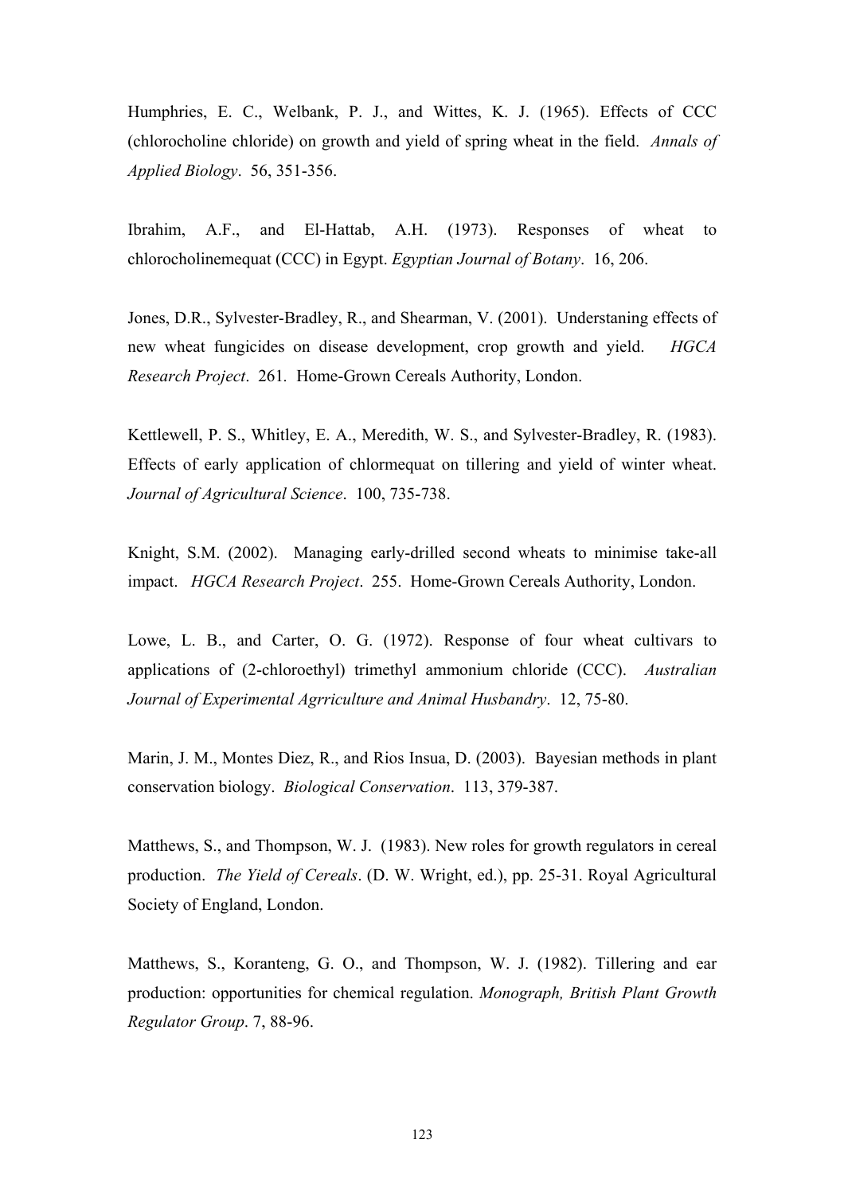Humphries, E. C., Welbank, P. J., and Wittes, K. J. (1965). Effects of CCC (chlorocholine chloride) on growth and yield of spring wheat in the field. *Annals of Applied Biology*. 56, 351-356.

Ibrahim, A.F., and El-Hattab, A.H. (1973). Responses of wheat to chlorocholinemequat (CCC) in Egypt. *Egyptian Journal of Botany*. 16, 206.

Jones, D.R., Sylvester-Bradley, R., and Shearman, V. (2001). Understaning effects of new wheat fungicides on disease development, crop growth and yield. *HGCA Research Project*. 261. Home-Grown Cereals Authority, London.

Kettlewell, P. S., Whitley, E. A., Meredith, W. S., and Sylvester-Bradley, R. (1983). Effects of early application of chlormequat on tillering and yield of winter wheat. *Journal of Agricultural Science*. 100, 735-738.

Knight, S.M. (2002). Managing early-drilled second wheats to minimise take-all impact. *HGCA Research Project*. 255. Home-Grown Cereals Authority, London.

Lowe, L. B., and Carter, O. G. (1972). Response of four wheat cultivars to applications of (2-chloroethyl) trimethyl ammonium chloride (CCC). *Australian Journal of Experimental Agrriculture and Animal Husbandry*. 12, 75-80.

Marin, J. M., Montes Diez, R., and Rios Insua, D. (2003). Bayesian methods in plant conservation biology. *Biological Conservation*. 113, 379-387.

Matthews, S., and Thompson, W. J. (1983). New roles for growth regulators in cereal production. *The Yield of Cereals*. (D. W. Wright, ed.), pp. 25-31. Royal Agricultural Society of England, London.

Matthews, S., Koranteng, G. O., and Thompson, W. J. (1982). Tillering and ear production: opportunities for chemical regulation. *Monograph, British Plant Growth Regulator Group*. 7, 88-96.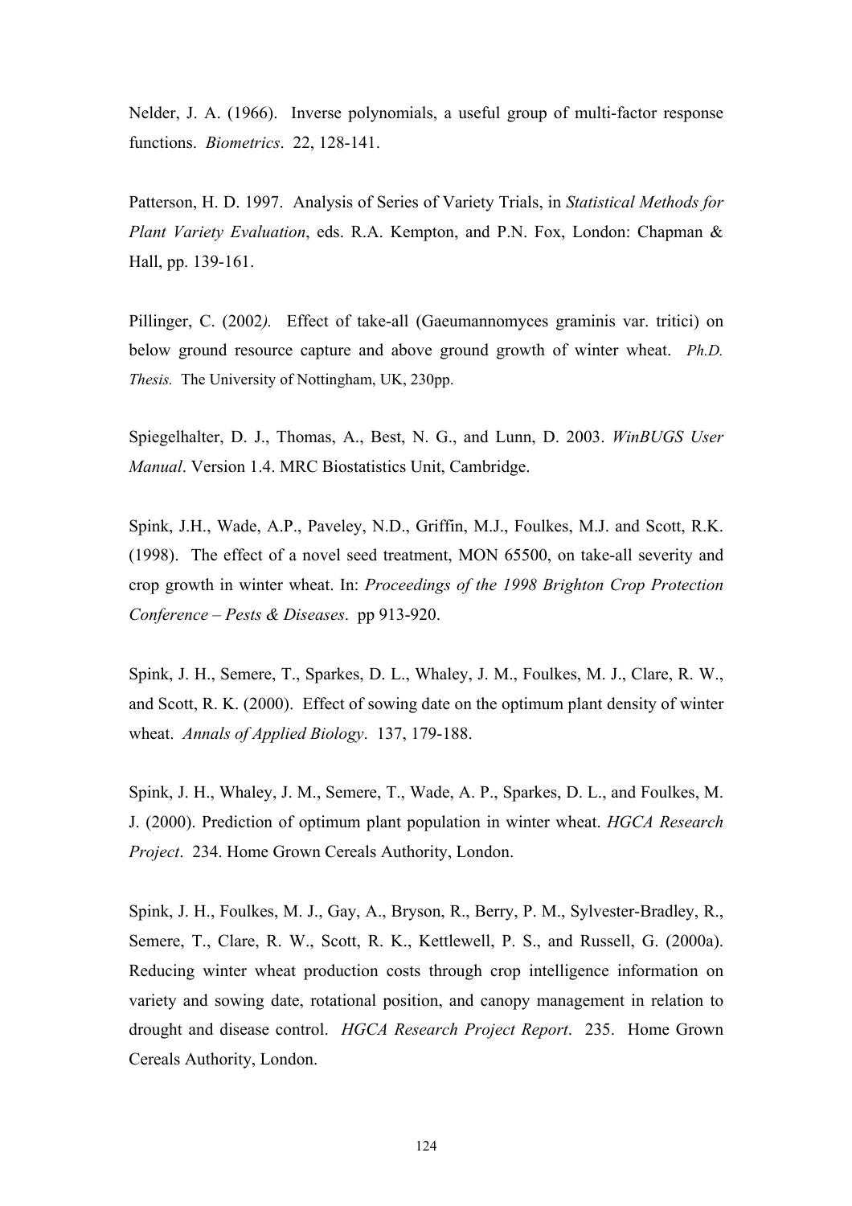Nelder, J. A. (1966). Inverse polynomials, a useful group of multi-factor response functions. *Biometrics*. 22, 128-141.

Patterson, H. D. 1997. Analysis of Series of Variety Trials, in *Statistical Methods for Plant Variety Evaluation*, eds. R.A. Kempton, and P.N. Fox, London: Chapman & Hall, pp. 139-161.

Pillinger, C. (2002*).* Effect of take-all (Gaeumannomyces graminis var. tritici) on below ground resource capture and above ground growth of winter wheat. *Ph.D. Thesis.* The University of Nottingham, UK, 230pp.

Spiegelhalter, D. J., Thomas, A., Best, N. G., and Lunn, D. 2003. *WinBUGS User Manual*. Version 1.4. MRC Biostatistics Unit, Cambridge.

Spink, J.H., Wade, A.P., Paveley, N.D., Griffin, M.J., Foulkes, M.J. and Scott, R.K. (1998). The effect of a novel seed treatment, MON 65500, on take-all severity and crop growth in winter wheat. In: *Proceedings of the 1998 Brighton Crop Protection Conference – Pests & Diseases*. pp 913-920.

Spink, J. H., Semere, T., Sparkes, D. L., Whaley, J. M., Foulkes, M. J., Clare, R. W., and Scott, R. K. (2000). Effect of sowing date on the optimum plant density of winter wheat. *Annals of Applied Biology*. 137, 179-188.

Spink, J. H., Whaley, J. M., Semere, T., Wade, A. P., Sparkes, D. L., and Foulkes, M. J. (2000). Prediction of optimum plant population in winter wheat. *HGCA Research Project*. 234. Home Grown Cereals Authority, London.

Spink, J. H., Foulkes, M. J., Gay, A., Bryson, R., Berry, P. M., Sylvester-Bradley, R., Semere, T., Clare, R. W., Scott, R. K., Kettlewell, P. S., and Russell, G. (2000a). Reducing winter wheat production costs through crop intelligence information on variety and sowing date, rotational position, and canopy management in relation to drought and disease control. *HGCA Research Project Report*. 235. Home Grown Cereals Authority, London.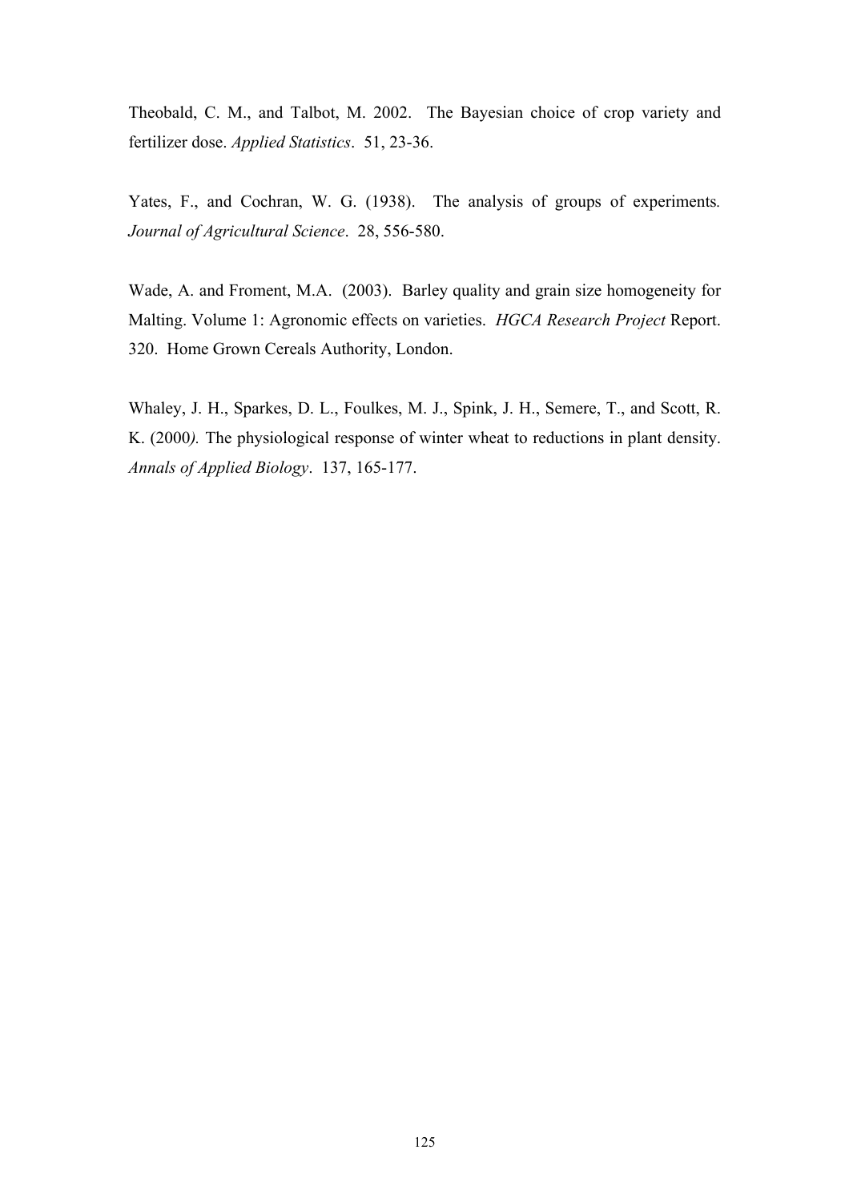Theobald, C. M., and Talbot, M. 2002. The Bayesian choice of crop variety and fertilizer dose. *Applied Statistics*. 51, 23-36.

Yates, F., and Cochran, W. G. (1938). The analysis of groups of experiments*.* *Journal of Agricultural Science*. 28, 556-580.

Wade, A. and Froment, M.A. (2003). Barley quality and grain size homogeneity for Malting. Volume 1: Agronomic effects on varieties. *HGCA Research Project* Report. 320. Home Grown Cereals Authority, London.

Whaley, J. H., Sparkes, D. L., Foulkes, M. J., Spink, J. H., Semere, T., and Scott, R. K. (2000*).* The physiological response of winter wheat to reductions in plant density. *Annals of Applied Biology*. 137, 165-177.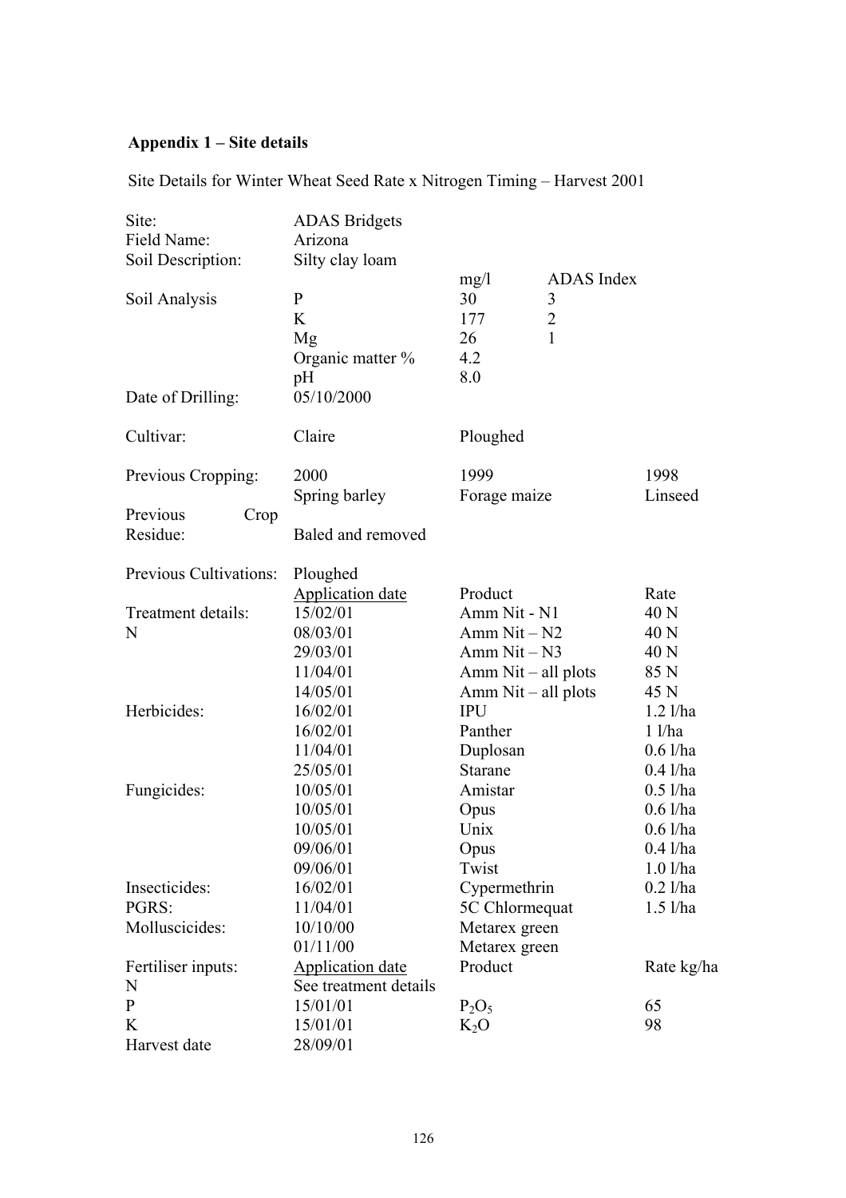## Appendix 1 – Site details

Site Details for Winter Wheat Seed Rate x Nitrogen Timing – Harvest 2001

| | | | | |
|---|---|---|---|---|
| Site: | ADAS Bridgets | | | |
| Field Name: | Arizona | | | |
| Soil Description: | Silty clay loam | | | |
| | | mg/l | ADAS Index | |
| Soil Analysis | P | 30 | 3 | |
| | K | 177 | 2 | |
| | Mg | 26 | 1 | |
| | Organic matter % | 4.2 | | |
| | pH | 8.0 | | |
| Date of Drilling: | 05/10/2000 | | | |
| Cultivar: | Claire | Ploughed | | |
| Previous Cropping: | 2000 | 1999 | | 1998 |
| | Spring barley | Forage maize | | Linseed |
| Previous Crop Residue: | Baled and removed | | | |
| Previous Cultivations: | Ploughed | | | |
| | Application date | Product | | Rate |
| Treatment details: | 15/02/01 | Amm Nit - N1 | | 40 N |
| N | 08/03/01 | Amm Nit – N2 | | 40 N |
| | 29/03/01 | Amm Nit – N3 | | 40 N |
| | 11/04/01 | Amm Nit – all plots | | 85 N |
| | 14/05/01 | Amm Nit – all plots | | 45 N |
| Herbicides: | 16/02/01 | IPU | | 1.2 l/ha |
| | 16/02/01 | Panther | | 1 l/ha |
| | 11/04/01 | Duplosan | | 0.6 l/ha |
| | 25/05/01 | Starane | | 0.4 l/ha |
| Fungicides: | 10/05/01 | Amistar | | 0.5 l/ha |
| | 10/05/01 | Opus | | 0.6 l/ha |
| | 10/05/01 | Unix | | 0.6 l/ha |
| | 09/06/01 | Opus | | 0.4 l/ha |
| | 09/06/01 | Twist | | 1.0 l/ha |
| Insecticides: | 16/02/01 | Cypermethrin | | 0.2 l/ha |
| PGRS: | 11/04/01 | 5C Chlormequat | | 1.5 l/ha |
| Molluscicides: | 10/10/00 | Metarex green | | |
| | 01/11/00 | Metarex green | | |
| Fertiliser inputs: | Application date | Product | | Rate kg/ha |
| N | See treatment details | | | |
| P | 15/01/01 | $P_2O_5$ | | 65 |
| K | 15/01/01 | $K_2O$ | | 98 |
| Harvest date | 28/09/01 | | | |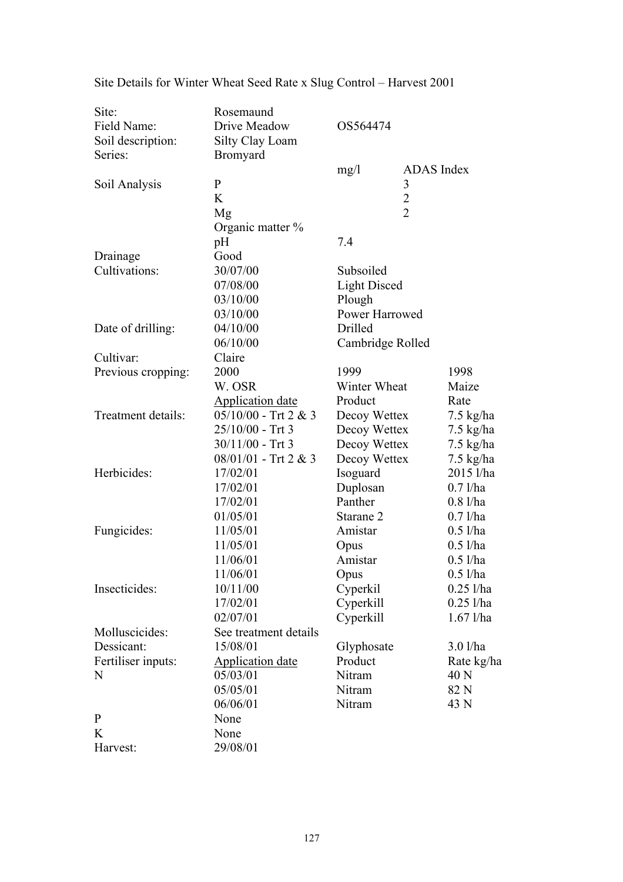Site Details for Winter Wheat Seed Rate x Slug Control – Harvest 2001

| | | | |
|---|---|---|---|
| Site: | Rosemaund | | |
| Field Name: | Drive Meadow | OS564474 | |
| Soil description: | Silty Clay Loam | | |
| Series: | Bromyard | | |
| | | mg/l | ADAS Index |
| Soil Analysis | P | | 3 |
| | K | | 2 |
| | Mg | | 2 |
| | Organic matter % | | |
| | pH | 7.4 | |
| Drainage | Good | | |
| Cultivations: | 30/07/00 | Subsoiled | |
| | 07/08/00 | Light Disced | |
| | 03/10/00 | Plough | |
| | 03/10/00 | Power Harrowed | |
| Date of drilling: | 04/10/00 | Drilled | |
| | 06/10/00 | Cambridge Rolled | |
| Cultivar: | Claire | | |
| Previous cropping: | 2000 | 1999 | 1998 |
| | W. OSR | Winter Wheat | Maize |
| | Application date | Product | Rate |
| Treatment details: | 05/10/00 - Trt 2 & 3 | Decoy Wettex | 7.5 kg/ha |
| | 25/10/00 - Trt 3 | Decoy Wettex | 7.5 kg/ha |
| | 30/11/00 - Trt 3 | Decoy Wettex | 7.5 kg/ha |
| | 08/01/01 - Trt 2 & 3 | Decoy Wettex | 7.5 kg/ha |
| Herbicides: | 17/02/01 | Isoguard | 2015 l/ha |
| | 17/02/01 | Duplosan | 0.7 l/ha |
| | 17/02/01 | Panther | 0.8 l/ha |
| | 01/05/01 | Starane 2 | 0.7 l/ha |
| Fungicides: | 11/05/01 | Amistar | 0.5 l/ha |
| | 11/05/01 | Opus | 0.5 l/ha |
| | 11/06/01 | Amistar | 0.5 l/ha |
| | 11/06/01 | Opus | 0.5 l/ha |
| Insecticides: | 10/11/00 | Cyperkil | 0.25 l/ha |
| | 17/02/01 | Cyperkill | 0.25 l/ha |
| | 02/07/01 | Cyperkill | 1.67 l/ha |
| Molluscicides: | See treatment details | | |
| Dessicant: | 15/08/01 | Glyphosate | 3.0 l/ha |
| Fertiliser inputs: | Application date | Product | Rate kg/ha |
| N | 05/03/01 | Nitram | 40 N |
| | 05/05/01 | Nitram | 82 N |
| | 06/06/01 | Nitram | 43 N |
| P | None | | |
| K | None | | |
| Harvest: | 29/08/01 | | |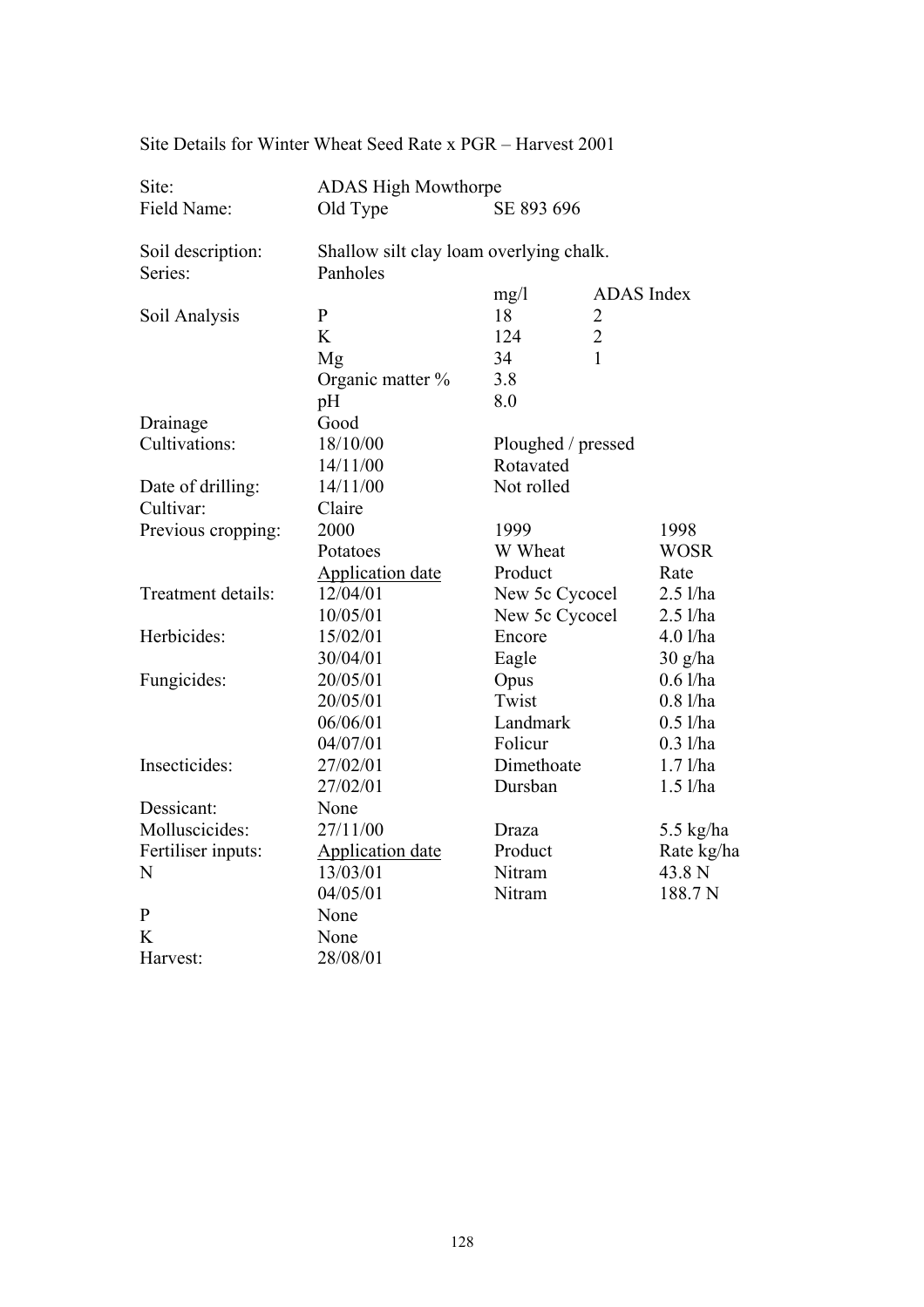Site Details for Winter Wheat Seed Rate x PGR – Harvest 2001

| | | | | |
|---|---|---|---|---|
| Site: | ADAS High Mowthorpe | | | |
| Field Name: | Old Type | SE 893 696 | | |
| Soil description: | Shallow silt clay loam overlying chalk. | | | |
| Series: | Panholes | | | |
| | | mg/l | ADAS Index | |
| Soil Analysis | P | 18 | 2 | |
| | K | 124 | 2 | |
| | Mg | 34 | 1 | |
| | Organic matter % | 3.8 | | |
| | pH | 8.0 | | |
| Drainage | Good | | | |
| Cultivations: | 18/10/00 | Ploughed / pressed | | |
| | 14/11/00 | Rotavated | | |
| Date of drilling: | 14/11/00 | Not rolled | | |
| Cultivar: | Claire | | | |
| Previous cropping: | 2000 | 1999 | | 1998 |
| | Potatoes | W Wheat | | WOSR |
| | Application date | Product | | Rate |
| Treatment details: | 12/04/01 | New 5c Cycocel | | 2.5 l/ha |
| | 10/05/01 | New 5c Cycocel | | 2.5 l/ha |
| Herbicides: | 15/02/01 | Encore | | 4.0 l/ha |
| | 30/04/01 | Eagle | | 30 g/ha |
| Fungicides: | 20/05/01 | Opus | | 0.6 l/ha |
| | 20/05/01 | Twist | | 0.8 l/ha |
| | 06/06/01 | Landmark | | 0.5 l/ha |
| | 04/07/01 | Folicur | | 0.3 l/ha |
| Insecticides: | 27/02/01 | Dimethoate | | 1.7 l/ha |
| | 27/02/01 | Dursban | | 1.5 l/ha |
| Dessicant: | None | | | |
| Molluscicides: | 27/11/00 | Draza | | 5.5 kg/ha |
| Fertiliser inputs: | Application date | Product | | Rate kg/ha |
| N | 13/03/01 | Nitram | | 43.8 N |
| | 04/05/01 | Nitram | | 188.7 N |
| P | None | | | |
| K | None | | | |
| Harvest: | 28/08/01 | | | |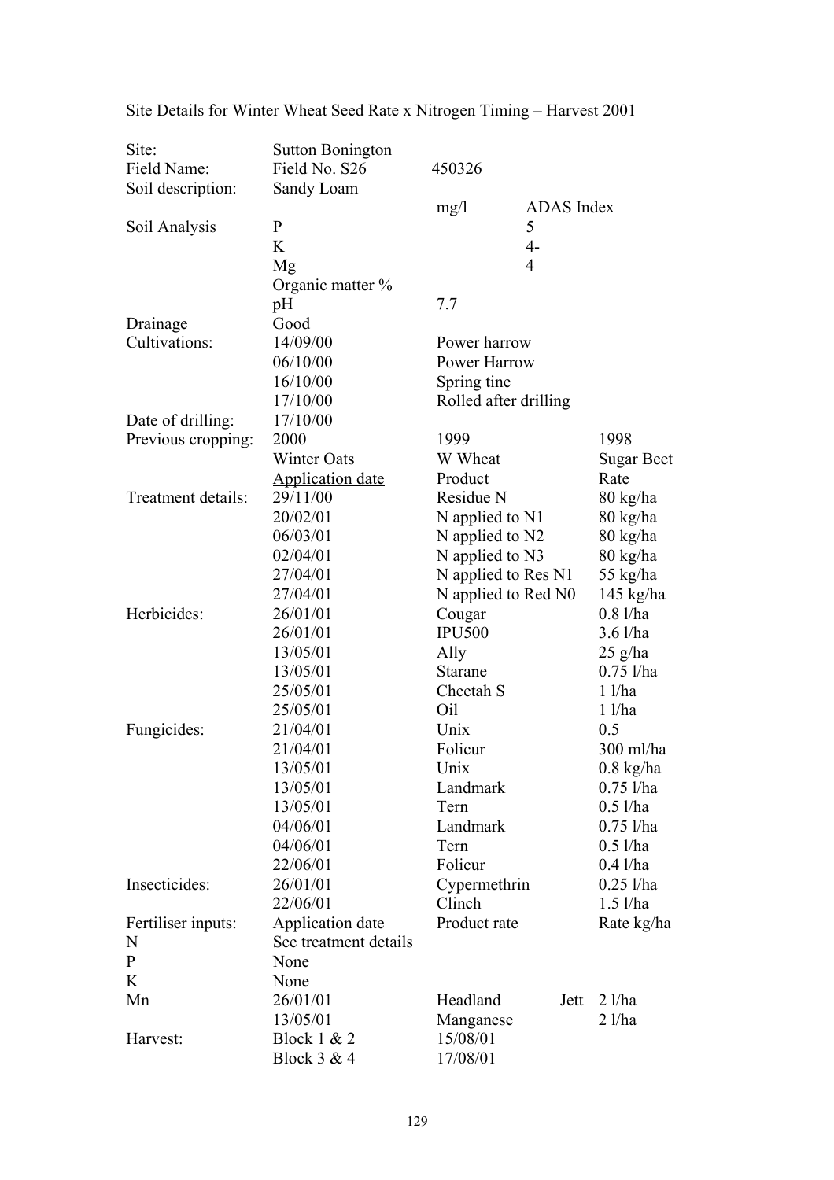Site Details for Winter Wheat Seed Rate x Nitrogen Timing – Harvest 2001

| | | | | |
|---|---|---|---|---|
| Site: | Sutton Bonington | | | |
| Field Name: | Field No. S26 | 450326 | | |
| Soil description: | Sandy Loam | | | |
| | | mg/l | ADAS Index | |
| Soil Analysis | P | | 5 | |
| | K | | 4- | |
| | Mg | | 4 | |
| | Organic matter % | | | |
| | pH | 7.7 | | |
| Drainage | Good | | | |
| Cultivations: | 14/09/00 | Power harrow | | |
| | 06/10/00 | Power Harrow | | |
| | 16/10/00 | Spring tine | | |
| | 17/10/00 | Rolled after drilling | | |
| Date of drilling: | 17/10/00 | | | |
| Previous cropping: | 2000 | 1999 | | 1998 |
| | Winter Oats | W Wheat | | Sugar Beet |
| | Application date | Product | | Rate |
| Treatment details: | 29/11/00 | Residue N | | 80 kg/ha |
| | 20/02/01 | N applied to N1 | | 80 kg/ha |
| | 06/03/01 | N applied to N2 | | 80 kg/ha |
| | 02/04/01 | N applied to N3 | | 80 kg/ha |
| | 27/04/01 | N applied to Res N1 | | 55 kg/ha |
| | 27/04/01 | N applied to Red N0 | | 145 kg/ha |
| Herbicides: | 26/01/01 | Cougar | | 0.8 l/ha |
| | 26/01/01 | IPU500 | | 3.6 l/ha |
| | 13/05/01 | Ally | | 25 g/ha |
| | 13/05/01 | Starane | | 0.75 l/ha |
| | 25/05/01 | Cheetah S | | 1 l/ha |
| | 25/05/01 | Oil | | 1 l/ha |
| Fungicides: | 21/04/01 | Unix | | 0.5 |
| | 21/04/01 | Folicur | | 300 ml/ha |
| | 13/05/01 | Unix | | 0.8 kg/ha |
| | 13/05/01 | Landmark | | 0.75 l/ha |
| | 13/05/01 | Tern | | 0.5 l/ha |
| | 04/06/01 | Landmark | | 0.75 l/ha |
| | 04/06/01 | Tern | | 0.5 l/ha |
| | 22/06/01 | Folicur | | 0.4 l/ha |
| Insecticides: | 26/01/01 | Cypermethrin | | 0.25 l/ha |
| | 22/06/01 | Clinch | | 1.5 l/ha |
| Fertiliser inputs: | Application date | Product rate | | Rate kg/ha |
| N | See treatment details | | | |
| P | None | | | |
| K | None | | | |
| Mn | 26/01/01 | Headland | Jett | 2 l/ha |
| | 13/05/01 | Manganese | | 2 l/ha |
| Harvest: | Block 1 & 2 | 15/08/01 | | |
| | Block 3 & 4 | 17/08/01 | | |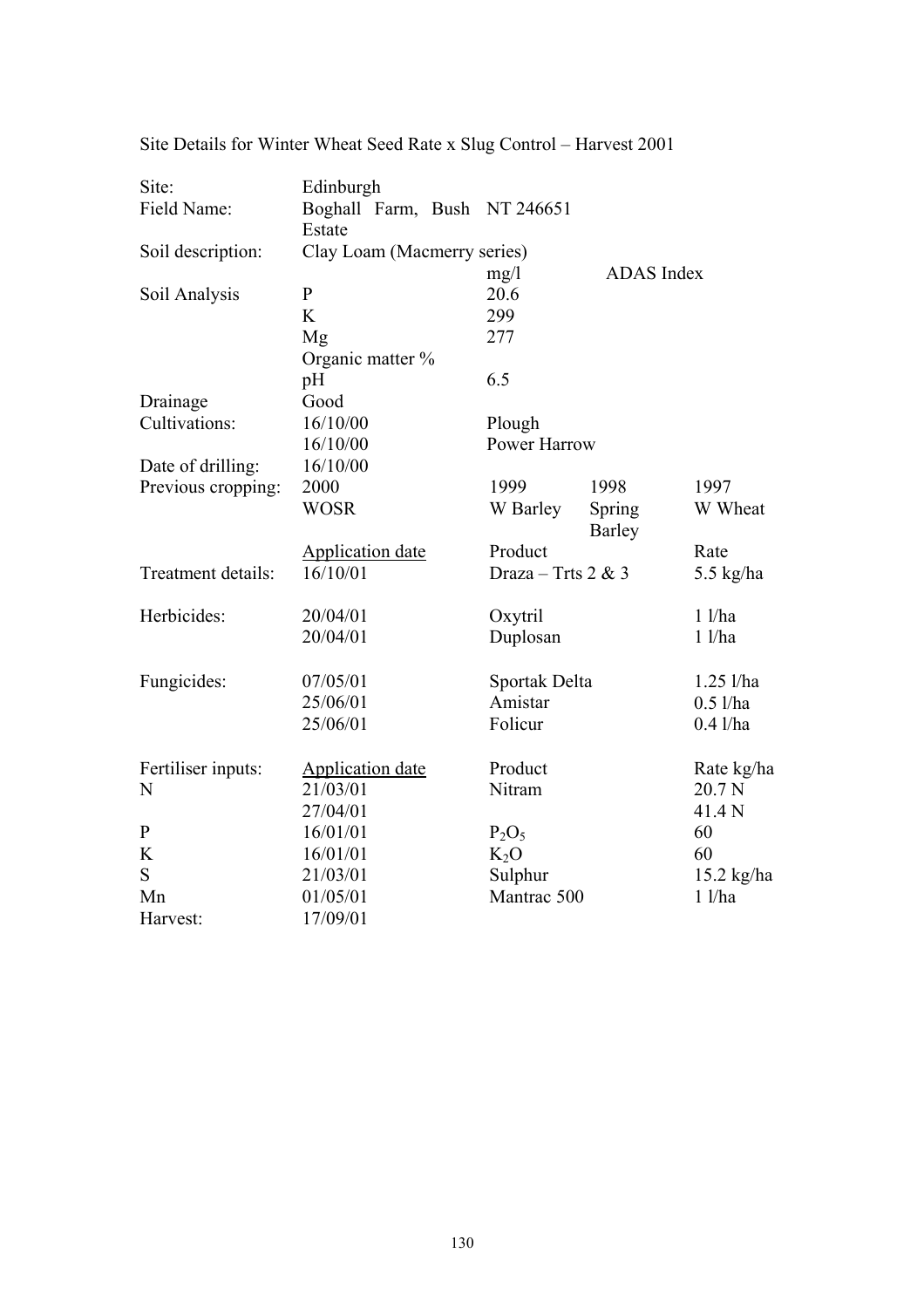Site Details for Winter Wheat Seed Rate x Slug Control – Harvest 2001

| | | | | |
|---|---|---|---|---|
| Site: | Edinburgh | | | |
| Field Name: | Boghall Farm, Bush Estate | NT 246651 | | |
| Soil description: | Clay Loam (Macmerry series) | | | |
| | | mg/l | ADAS Index | |
| Soil Analysis | P | 20.6 | | |
| | K | 299 | | |
| | Mg | 277 | | |
| | Organic matter % | | | |
| | pH | 6.5 | | |
| Drainage | Good | | | |
| Cultivations: | 16/10/00 | Plough | | |
| | 16/10/00 | Power Harrow | | |
| Date of drilling: | 16/10/00 | | | |
| Previous cropping: | 2000 | 1999 | 1998 | 1997 |
| | WOSR | W Barley | Spring Barley | W Wheat |
| | Application date | Product | | Rate |
| Treatment details: | 16/10/01 | Draza – Trts 2 & 3 | | 5.5 kg/ha |
| Herbicides: | 20/04/01 | Oxytril | | 1 l/ha |
| | 20/04/01 | Duplosan | | 1 l/ha |
| Fungicides: | 07/05/01 | Sportak Delta | | 1.25 l/ha |
| | 25/06/01 | Amistar | | 0.5 l/ha |
| | 25/06/01 | Folicur | | 0.4 l/ha |
| Fertiliser inputs: | Application date | Product | | Rate kg/ha |
| N | 21/03/01 | Nitram | | 20.7 N |
| | 27/04/01 | | | 41.4 N |
| P | 16/01/01 | $P_2O_5$ | | 60 |
| K | 16/01/01 | $K_2O$ | | 60 |
| S | 21/03/01 | Sulphur | | 15.2 kg/ha |
| Mn | 01/05/01 | Mantrac 500 | | 1 l/ha |
| Harvest: | 17/09/01 | | | |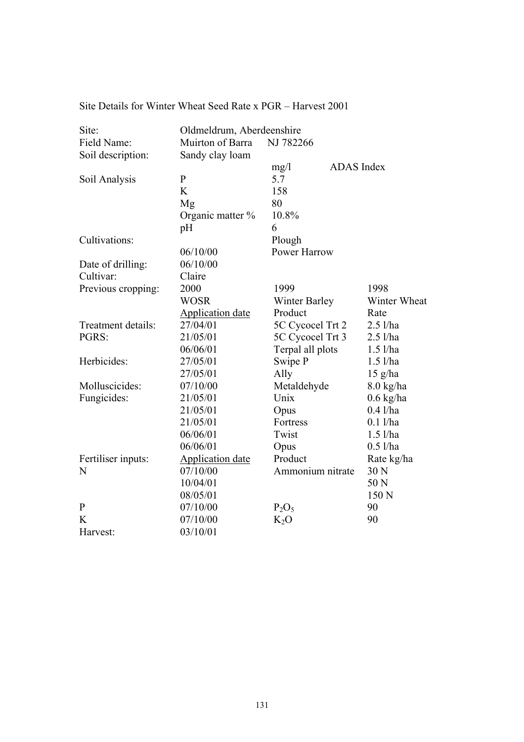Site Details for Winter Wheat Seed Rate x PGR – Harvest 2001

| | | | |
|---|---|---|---|
| Site: | Oldmeldrum, Aberdeenshire | | |
| Field Name: | Muirton of Barra | NJ 782266 | |
| Soil description: | Sandy clay loam | | |
| | | mg/l | ADAS Index |
| Soil Analysis | P | 5.7 | |
| | K | 158 | |
| | Mg | 80 | |
| | Organic matter % | 10.8% | |
| | pH | 6 | |
| Cultivations: | | Plough | |
| | 06/10/00 | Power Harrow | |
| Date of drilling: | 06/10/00 | | |
| Cultivar: | Claire | | |
| Previous cropping: | 2000 | 1999 | 1998 |
| | WOSR | Winter Barley | Winter Wheat |
| | Application date | Product | Rate |
| Treatment details: | 27/04/01 | 5C Cycocel Trt 2 | 2.5 l/ha |
| PGRS: | 21/05/01 | 5C Cycocel Trt 3 | 2.5 l/ha |
| | 06/06/01 | Terpal all plots | 1.5 l/ha |
| Herbicides: | 27/05/01 | Swipe P | 1.5 l/ha |
| | 27/05/01 | Ally | 15 g/ha |
| Molluscicides: | 07/10/00 | Metaldehyde | 8.0 kg/ha |
| Fungicides: | 21/05/01 | Unix | 0.6 kg/ha |
| | 21/05/01 | Opus | 0.4 l/ha |
| | 21/05/01 | Fortress | 0.1 l/ha |
| | 06/06/01 | Twist | 1.5 l/ha |
| | 06/06/01 | Opus | 0.5 l/ha |
| Fertiliser inputs: | Application date | Product | Rate kg/ha |
| N | 07/10/00 | Ammonium nitrate | 30 N |
| | 10/04/01 | | 50 N |
| | 08/05/01 | | 150 N |
| P | 07/10/00 | $P_2O_5$ | 90 |
| K | 07/10/00 | $K_2O$ | 90 |
| Harvest: | 03/10/01 | | |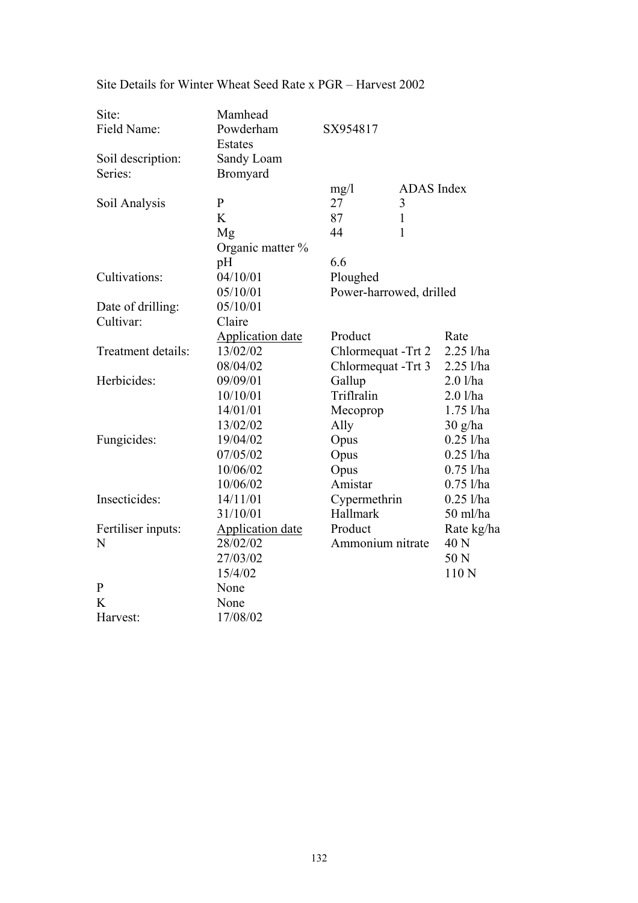Site Details for Winter Wheat Seed Rate x PGR – Harvest 2002

| | | | | |
|---|---|---|---|---|
| Site: | Mamhead | | | |
| Field Name: | Powderham Estates | SX954817 | | |
| Soil description: | Sandy Loam | | | |
| Series: | Bromyard | | | |
| | | mg/l | ADAS Index | |
| Soil Analysis | P | 27 | 3 | |
| | K | 87 | 1 | |
| | Mg | 44 | 1 | |
| | Organic matter % | | | |
| | pH | 6.6 | | |
| Cultivations: | 04/10/01 | Ploughed | | |
| | 05/10/01 | Power-harrowed, drilled | | |
| Date of drilling: | 05/10/01 | | | |
| Cultivar: | Claire | | | |
| | Application date | Product | | Rate |
| Treatment details: | 13/02/02 | Chlormequat -Trt 2 | | 2.25 l/ha |
| | 08/04/02 | Chlormequat -Trt 3 | | 2.25 l/ha |
| Herbicides: | 09/09/01 | Gallup | | 2.0 l/ha |
| | 10/10/01 | Triflralin | | 2.0 l/ha |
| | 14/01/01 | Mecoprop | | 1.75 l/ha |
| | 13/02/02 | Ally | | 30 g/ha |
| Fungicides: | 19/04/02 | Opus | | 0.25 l/ha |
| | 07/05/02 | Opus | | 0.25 l/ha |
| | 10/06/02 | Opus | | 0.75 l/ha |
| | 10/06/02 | Amistar | | 0.75 l/ha |
| Insecticides: | 14/11/01 | Cypermethrin | | 0.25 l/ha |
| | 31/10/01 | Hallmark | | 50 ml/ha |
| Fertiliser inputs: | Application date | Product | | Rate kg/ha |
| N | 28/02/02 | Ammonium nitrate | | 40 N |
| | 27/03/02 | | | 50 N |
| | 15/4/02 | | | 110 N |
| P | None | | | |
| K | None | | | |
| Harvest: | 17/08/02 | | | |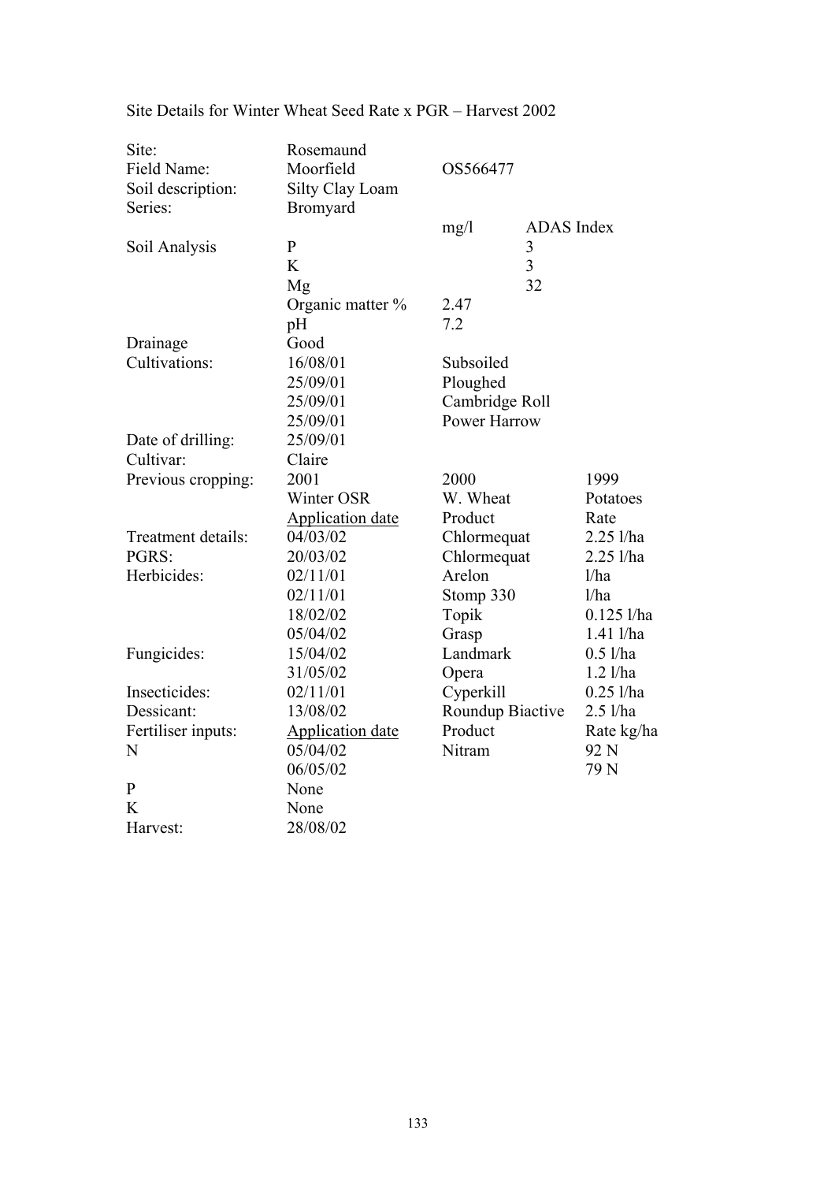Site Details for Winter Wheat Seed Rate x PGR – Harvest 2002

| | | | | |
|---|---|---|---|---|
| Site: | Rosemaund | | | |
| Field Name: | Moorfield | OS566477 | | |
| Soil description: | Silty Clay Loam | | | |
| Series: | Bromyard | | | |
| | | mg/l | ADAS Index | |
| Soil Analysis | P | | 3 | |
| | K | | 3 | |
| | Mg | | 32 | |
| | Organic matter % | 2.47 | | |
| | pH | 7.2 | | |
| Drainage | Good | | | |
| Cultivations: | 16/08/01 | Subsoiled | | |
| | 25/09/01 | Ploughed | | |
| | 25/09/01 | Cambridge Roll | | |
| | 25/09/01 | Power Harrow | | |
| Date of drilling: | 25/09/01 | | | |
| Cultivar: | Claire | | | |
| Previous cropping: | 2001 | 2000 | | 1999 |
| | Winter OSR | W. Wheat | | Potatoes |
| | <u>Application date</u> | Product | | Rate |
| Treatment details: | 04/03/02 | Chlormequat | | 2.25 l/ha |
| PGRS: | 20/03/02 | Chlormequat | | 2.25 l/ha |
| Herbicides: | 02/11/01 | Arelon | | l/ha |
| | 02/11/01 | Stomp 330 | | l/ha |
| | 18/02/02 | Topik | | 0.125 l/ha |
| | 05/04/02 | Grasp | | 1.41 l/ha |
| Fungicides: | 15/04/02 | Landmark | | 0.5 l/ha |
| | 31/05/02 | Opera | | 1.2 l/ha |
| Insecticides: | 02/11/01 | Cyperkill | | 0.25 l/ha |
| Dessicant: | 13/08/02 | Roundup Biactive | | 2.5 l/ha |
| Fertiliser inputs: | <u>Application date</u> | Product | | Rate kg/ha |
| N | 05/04/02 | Nitram | | 92 N |
| | 06/05/02 | | | 79 N |
| P | None | | | |
| K | None | | | |
| Harvest: | 28/08/02 | | | |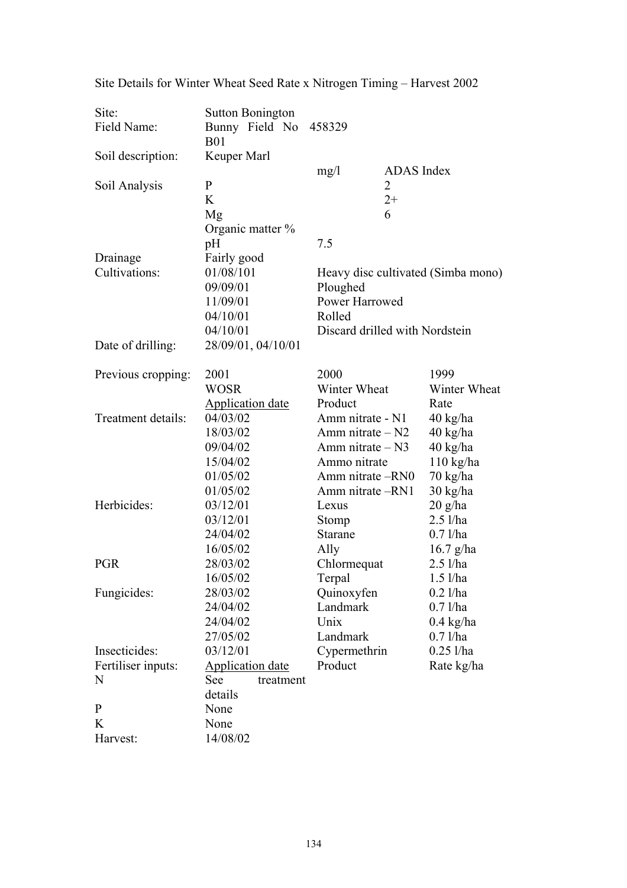Site Details for Winter Wheat Seed Rate x Nitrogen Timing – Harvest 2002

| | | | |
|---|---|---|---|
| Site: | Sutton Bonington | | |
| Field Name: | Bunny Field No B01 | 458329 | |
| Soil description: | Keuper Marl | | |
| | | mg/l | ADAS Index |
| Soil Analysis | P | | 2 |
| | K | | 2+ |
| | Mg | | 6 |
| | Organic matter % | | |
| | pH | 7.5 | |
| Drainage | Fairly good | | |
| Cultivations: | 01/08/101 | Heavy disc cultivated (Simba mono) | |
| | 09/09/01 | Ploughed | |
| | 11/09/01 | Power Harrowed | |
| | 04/10/01 | Rolled | |
| | 04/10/01 | Discard drilled with Nordstein | |
| Date of drilling: | 28/09/01, 04/10/01 | | |
| | | | |
| Previous cropping: | 2001 | 2000 | 1999 |
| | WOSR | Winter Wheat | Winter Wheat |
| | Application date | Product | Rate |
| Treatment details: | 04/03/02 | Amm nitrate - N1 | 40 kg/ha |
| | 18/03/02 | Amm nitrate – N2 | 40 kg/ha |
| | 09/04/02 | Amm nitrate – N3 | 40 kg/ha |
| | 15/04/02 | Ammo nitrate | 110 kg/ha |
| | 01/05/02 | Amm nitrate –RN0 | 70 kg/ha |
| | 01/05/02 | Amm nitrate –RN1 | 30 kg/ha |
| Herbicides: | 03/12/01 | Lexus | 20 g/ha |
| | 03/12/01 | Stomp | 2.5 l/ha |
| | 24/04/02 | Starane | 0.7 l/ha |
| | 16/05/02 | Ally | 16.7 g/ha |
| PGR | 28/03/02 | Chlormequat | 2.5 l/ha |
| | 16/05/02 | Terpal | 1.5 l/ha |
| Fungicides: | 28/03/02 | Quinoxyfen | 0.2 l/ha |
| | 24/04/02 | Landmark | 0.7 l/ha |
| | 24/04/02 | Unix | 0.4 kg/ha |
| | 27/05/02 | Landmark | 0.7 l/ha |
| Insecticides: | 03/12/01 | Cypermethrin | 0.25 l/ha |
| Fertiliser inputs: | Application date | Product | Rate kg/ha |
| N | See treatment details | | |
| P | None | | |
| K | None | | |
| Harvest: | 14/08/02 | | |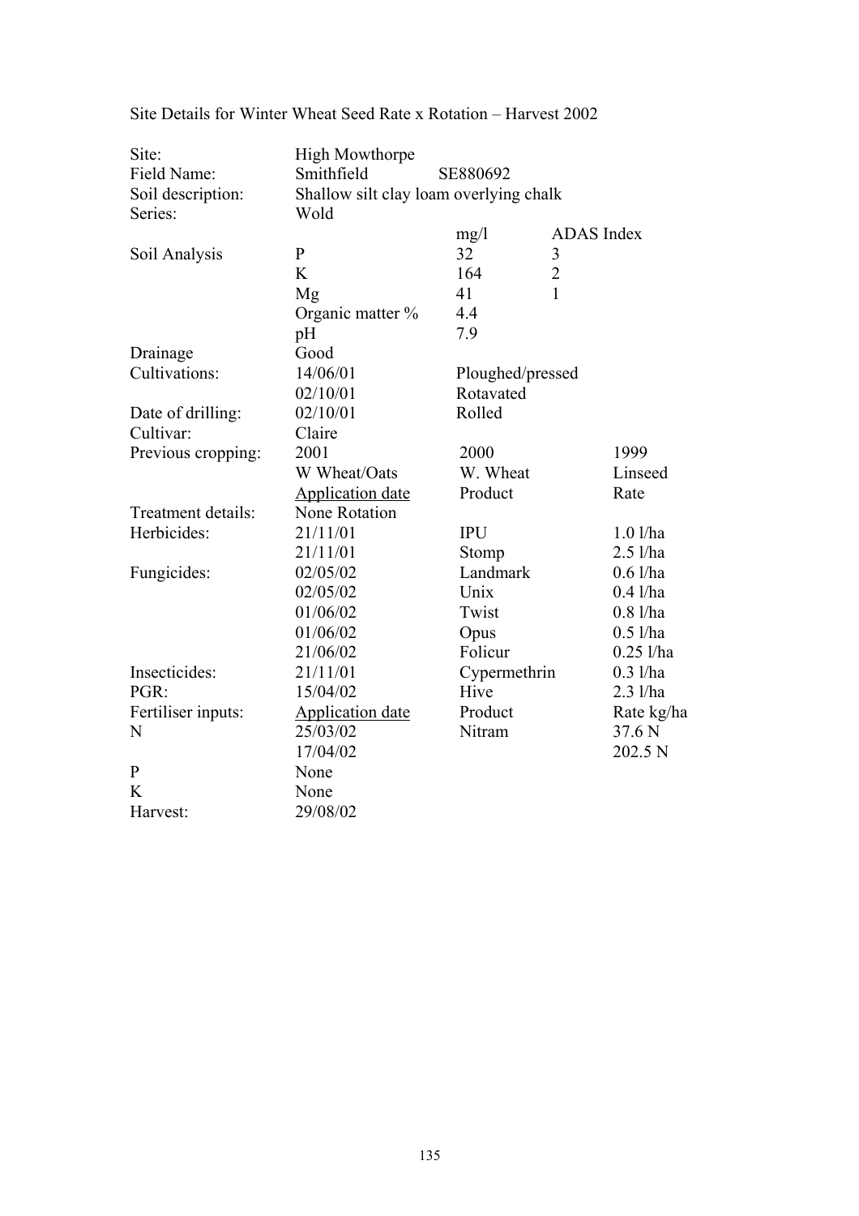Site Details for Winter Wheat Seed Rate x Rotation – Harvest 2002

| | | | | |
|---|---|---|---|---|
| Site: | High Mowthorpe | | | |
| Field Name: | Smithfield | SE880692 | | |
| Soil description: | Shallow silt clay loam overlying chalk | | | |
| Series: | Wold | | | |
| | | mg/l | ADAS Index | |
| Soil Analysis | P | 32 | 3 | |
| | K | 164 | 2 | |
| | Mg | 41 | 1 | |
| | Organic matter % | 4.4 | | |
| | pH | 7.9 | | |
| Drainage | Good | | | |
| Cultivations: | 14/06/01 | Ploughed/pressed | | |
| | 02/10/01 | Rotavated | | |
| Date of drilling: | 02/10/01 | Rolled | | |
| Cultivar: | Claire | | | |
| Previous cropping: | 2001 | 2000 | | 1999 |
| | W Wheat/Oats | W. Wheat | | Linseed |
| | Application date | Product | | Rate |
| Treatment details: | None Rotation | | | |
| Herbicides: | 21/11/01 | IPU | | 1.0 l/ha |
| | 21/11/01 | Stomp | | 2.5 l/ha |
| Fungicides: | 02/05/02 | Landmark | | 0.6 l/ha |
| | 02/05/02 | Unix | | 0.4 l/ha |
| | 01/06/02 | Twist | | 0.8 l/ha |
| | 01/06/02 | Opus | | 0.5 l/ha |
| | 21/06/02 | Folicur | | 0.25 l/ha |
| Insecticides: | 21/11/01 | Cypermethrin | | 0.3 l/ha |
| PGR: | 15/04/02 | Hive | | 2.3 l/ha |
| Fertiliser inputs: | Application date | Product | | Rate kg/ha |
| N | 25/03/02 | Nitram | | 37.6 N |
| | 17/04/02 | | | 202.5 N |
| P | None | | | |
| K | None | | | |
| Harvest: | 29/08/02 | | | |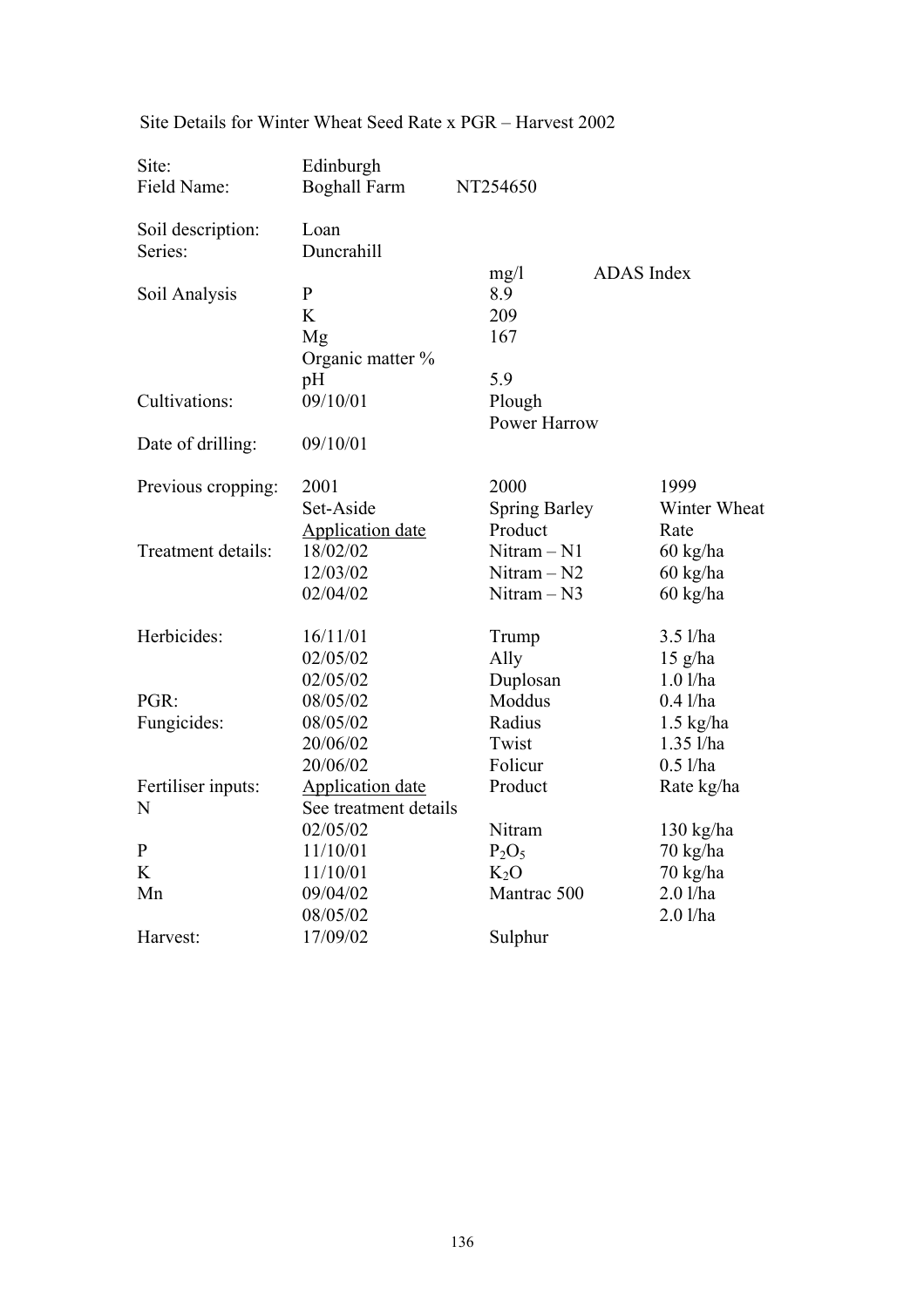Site Details for Winter Wheat Seed Rate x PGR – Harvest 2002

| | | | |
|---|---|---|---|
| Site: | Edinburgh | | |
| Field Name: | Boghall Farm | NT254650 | |
| | | | |
| Soil description: | Loan | | |
| Series: | Duncrahill | | |
| | | mg/l | ADAS Index |
| Soil Analysis | P | 8.9 | |
| | K | 209 | |
| | Mg | 167 | |
| | Organic matter % | | |
| | pH | 5.9 | |
| Cultivations: | 09/10/01 | Plough | |
| | | Power Harrow | |
| Date of drilling: | 09/10/01 | | |
| | | | |
| Previous cropping: | 2001 | 2000 | 1999 |
| | Set-Aside | Spring Barley | Winter Wheat |
| | Application date | Product | Rate |
| Treatment details: | 18/02/02 | Nitram – N1 | 60 kg/ha |
| | 12/03/02 | Nitram – N2 | 60 kg/ha |
| | 02/04/02 | Nitram – N3 | 60 kg/ha |
| | | | |
| Herbicides: | 16/11/01 | Trump | 3.5 l/ha |
| | 02/05/02 | Ally | 15 g/ha |
| | 02/05/02 | Duplosan | 1.0 l/ha |
| PGR: | 08/05/02 | Moddus | 0.4 l/ha |
| Fungicides: | 08/05/02 | Radius | 1.5 kg/ha |
| | 20/06/02 | Twist | 1.35 l/ha |
| | 20/06/02 | Folicur | 0.5 l/ha |
| Fertiliser inputs: | Application date | Product | Rate kg/ha |
| N | See treatment details | | |
| | 02/05/02 | Nitram | 130 kg/ha |
| P | 11/10/01 | $P_2O_5$ | 70 kg/ha |
| K | 11/10/01 | $K_2O$ | 70 kg/ha |
| Mn | 09/04/02 | Mantrac 500 | 2.0 l/ha |
| | 08/05/02 | | 2.0 l/ha |
| Harvest: | 17/09/02 | Sulphur | |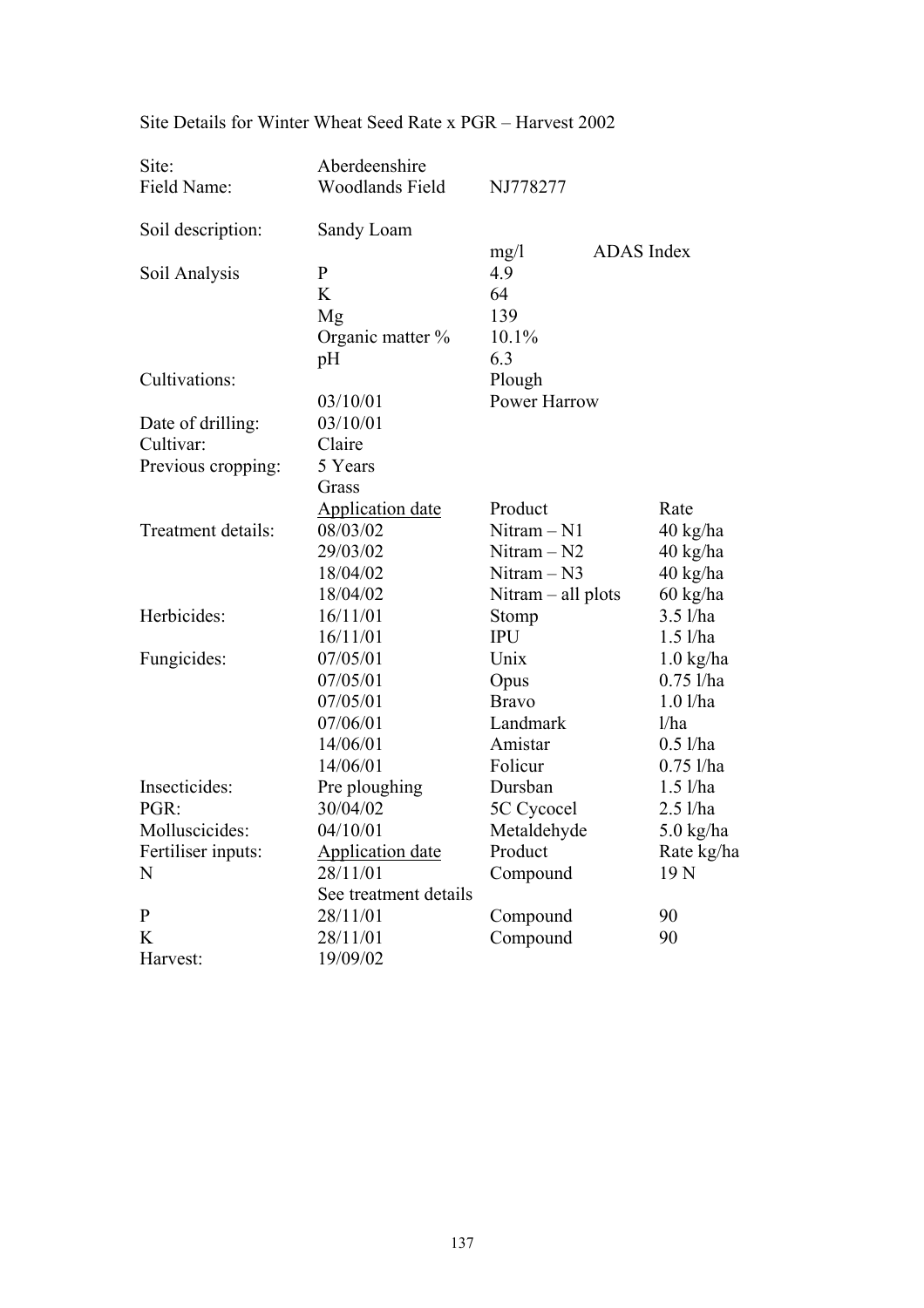Site Details for Winter Wheat Seed Rate x PGR – Harvest 2002

| | | | |
|---|---|---|---|
| Site: | Aberdeenshire | | |
| Field Name: | Woodlands Field | NJ778277 | |
| | | | |
| Soil description: | Sandy Loam | | |
| | | mg/l | ADAS Index |
| Soil Analysis | P | 4.9 | |
| | K | 64 | |
| | Mg | 139 | |
| | Organic matter % | 10.1% | |
| | pH | 6.3 | |
| Cultivations: | | Plough | |
| | 03/10/01 | Power Harrow | |
| Date of drilling: | 03/10/01 | | |
| Cultivar: | Claire | | |
| Previous cropping: | 5 Years | | |
| | Grass | | |
| | Application date | Product | Rate |
| Treatment details: | 08/03/02 | Nitram – N1 | 40 kg/ha |
| | 29/03/02 | Nitram – N2 | 40 kg/ha |
| | 18/04/02 | Nitram – N3 | 40 kg/ha |
| | 18/04/02 | Nitram – all plots | 60 kg/ha |
| Herbicides: | 16/11/01 | Stomp | 3.5 l/ha |
| | 16/11/01 | IPU | 1.5 l/ha |
| Fungicides: | 07/05/01 | Unix | 1.0 kg/ha |
| | 07/05/01 | Opus | 0.75 l/ha |
| | 07/05/01 | Bravo | 1.0 l/ha |
| | 07/06/01 | Landmark | l/ha |
| | 14/06/01 | Amistar | 0.5 l/ha |
| | 14/06/01 | Folicur | 0.75 l/ha |
| Insecticides: | Pre ploughing | Dursban | 1.5 l/ha |
| PGR: | 30/04/02 | 5C Cycocel | 2.5 l/ha |
| Molluscicides: | 04/10/01 | Metaldehyde | 5.0 kg/ha |
| Fertiliser inputs: | Application date | Product | Rate kg/ha |
| N | 28/11/01 | Compound | 19 N |
| | See treatment details | | |
| P | 28/11/01 | Compound | 90 |
| K | 28/11/01 | Compound | 90 |
| Harvest: | 19/09/02 | | |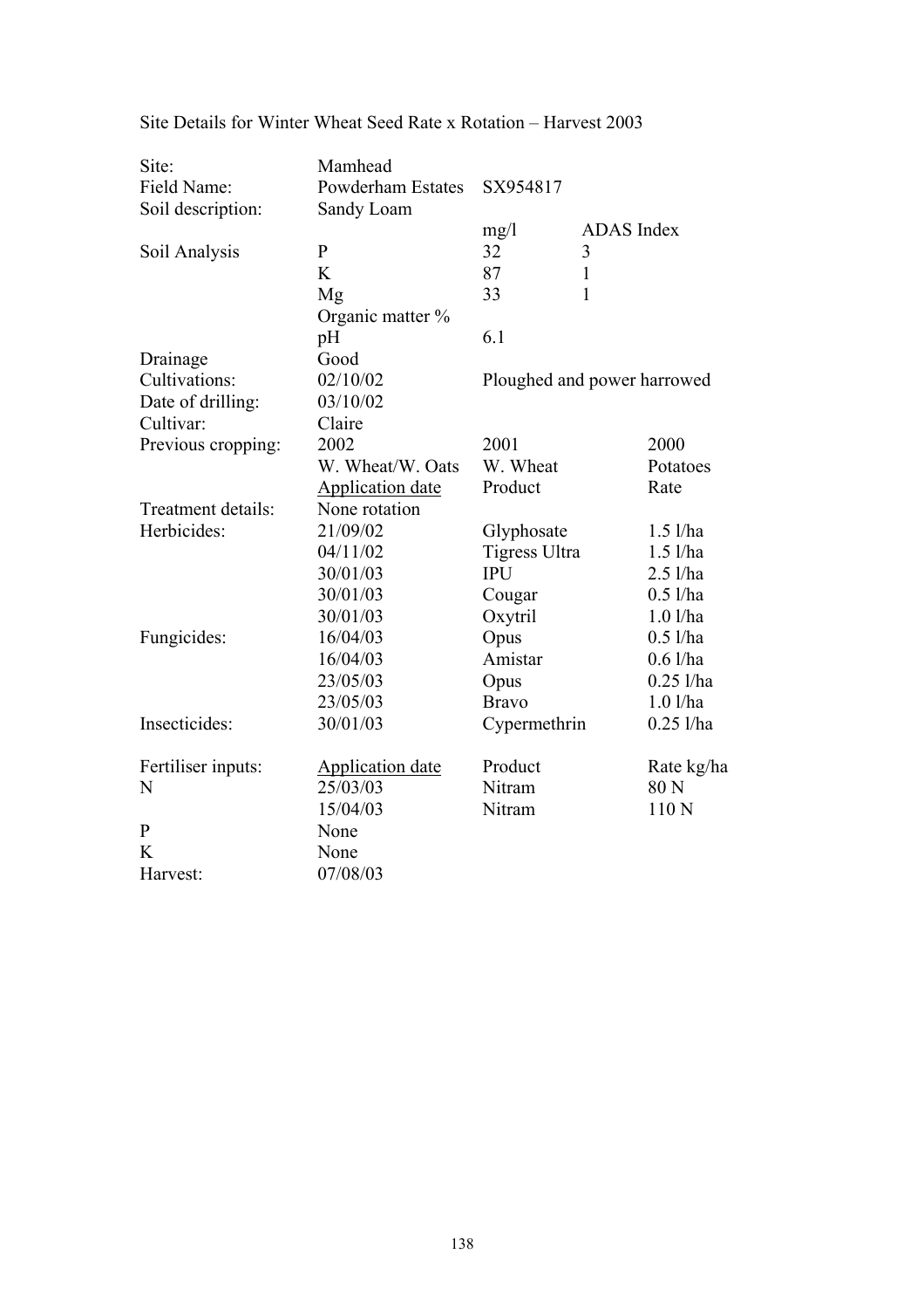Site Details for Winter Wheat Seed Rate x Rotation – Harvest 2003

| | | | | |
|---|---|---|---|---|
| Site: | Mamhead | | | |
| Field Name: | Powderham Estates | SX954817 | | |
| Soil description: | Sandy Loam | | | |
| | | mg/l | ADAS Index | |
| Soil Analysis | P | 32 | 3 | |
| | K | 87 | 1 | |
| | Mg | 33 | 1 | |
| | Organic matter % | | | |
| | pH | 6.1 | | |
| Drainage | Good | | | |
| Cultivations: | 02/10/02 | Ploughed and power harrowed | | |
| Date of drilling: | 03/10/02 | | | |
| Cultivar: | Claire | | | |
| Previous cropping: | 2002 | 2001 | | 2000 |
| | W. Wheat/W. Oats | W. Wheat | | Potatoes |
| | Application date | Product | | Rate |
| Treatment details: | None rotation | | | |
| Herbicides: | 21/09/02 | Glyphosate | | 1.5 l/ha |
| | 04/11/02 | Tigress Ultra | | 1.5 l/ha |
| | 30/01/03 | IPU | | 2.5 l/ha |
| | 30/01/03 | Cougar | | 0.5 l/ha |
| | 30/01/03 | Oxytril | | 1.0 l/ha |
| Fungicides: | 16/04/03 | Opus | | 0.5 l/ha |
| | 16/04/03 | Amistar | | 0.6 l/ha |
| | 23/05/03 | Opus | | 0.25 l/ha |
| | 23/05/03 | Bravo | | 1.0 l/ha |
| Insecticides: | 30/01/03 | Cypermethrin | | 0.25 l/ha |
| | | | | |
| Fertiliser inputs: | Application date | Product | | Rate kg/ha |
| N | 25/03/03 | Nitram | | 80 N |
| | 15/04/03 | Nitram | | 110 N |
| P | None | | | |
| K | None | | | |
| Harvest: | 07/08/03 | | | |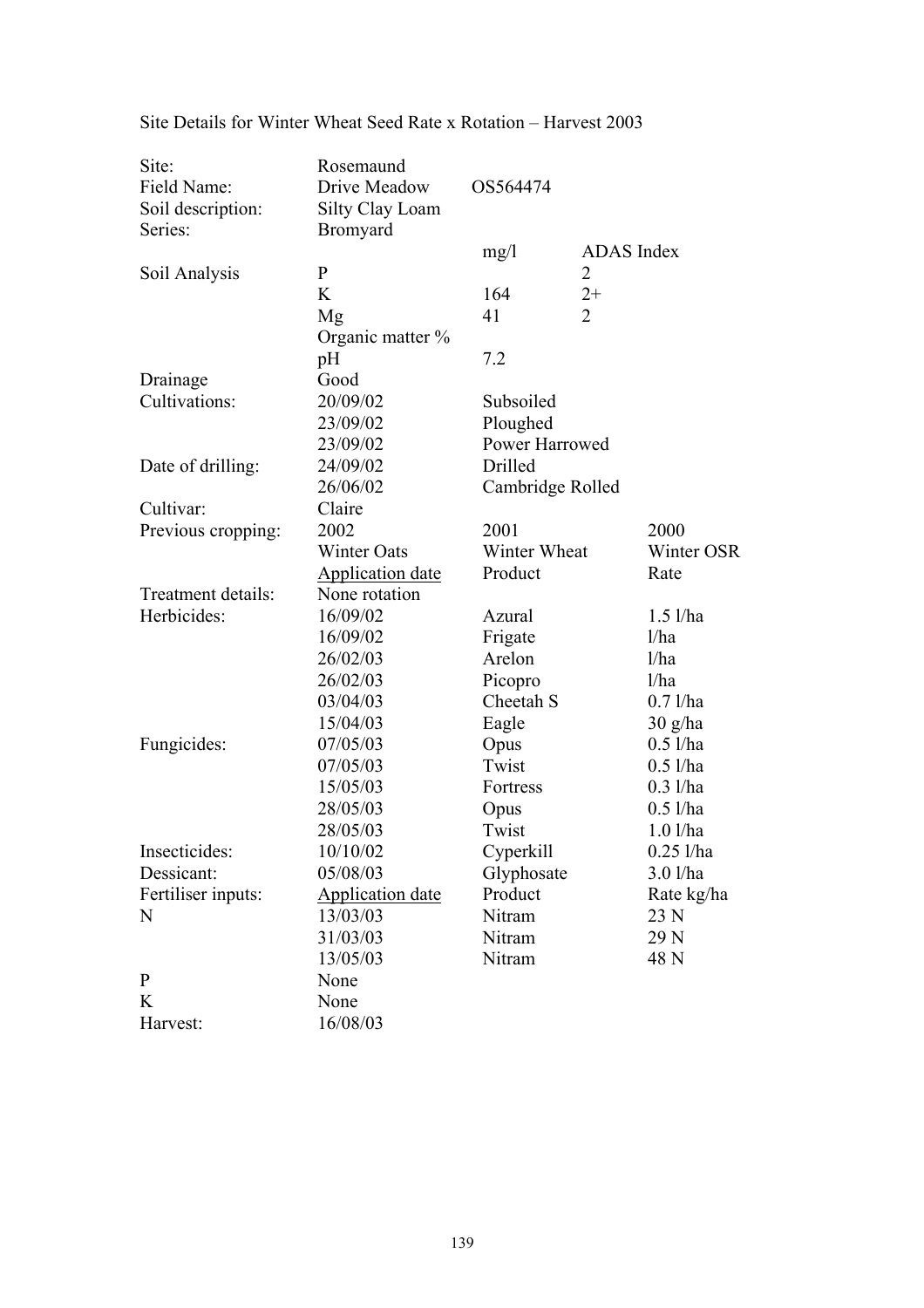Site Details for Winter Wheat Seed Rate x Rotation – Harvest 2003

| | | | | |
|---|---|---|---|---|
| Site: | Rosemaund | | | |
| Field Name: | Drive Meadow | OS564474 | | |
| Soil description: | Silty Clay Loam | | | |
| Series: | Bromyard | | | |
| | | mg/l | ADAS Index | |
| Soil Analysis | P | | 2 | |
| | K | 164 | 2+ | |
| | Mg | 41 | 2 | |
| | Organic matter % | | | |
| | pH | 7.2 | | |
| Drainage | Good | | | |
| Cultivations: | 20/09/02 | Subsoiled | | |
| | 23/09/02 | Ploughed | | |
| | 23/09/02 | Power Harrowed | | |
| Date of drilling: | 24/09/02 | Drilled | | |
| | 26/06/02 | Cambridge Rolled | | |
| Cultivar: | Claire | | | |
| Previous cropping: | 2002 | 2001 | | 2000 |
| | Winter Oats | Winter Wheat | | Winter OSR |
| | Application date | Product | | Rate |
| Treatment details: | None rotation | | | |
| Herbicides: | 16/09/02 | Azural | | 1.5 l/ha |
| | 16/09/02 | Frigate | | l/ha |
| | 26/02/03 | Arelon | | l/ha |
| | 26/02/03 | Picopro | | l/ha |
| | 03/04/03 | Cheetah S | | 0.7 l/ha |
| | 15/04/03 | Eagle | | 30 g/ha |
| Fungicides: | 07/05/03 | Opus | | 0.5 l/ha |
| | 07/05/03 | Twist | | 0.5 l/ha |
| | 15/05/03 | Fortress | | 0.3 l/ha |
| | 28/05/03 | Opus | | 0.5 l/ha |
| | 28/05/03 | Twist | | 1.0 l/ha |
| Insecticides: | 10/10/02 | Cyperkill | | 0.25 l/ha |
| Dessicant: | 05/08/03 | Glyphosate | | 3.0 l/ha |
| Fertiliser inputs: | Application date | Product | | Rate kg/ha |
| N | 13/03/03 | Nitram | | 23 N |
| | 31/03/03 | Nitram | | 29 N |
| | 13/05/03 | Nitram | | 48 N |
| P | None | | | |
| K | None | | | |
| Harvest: | 16/08/03 | | | |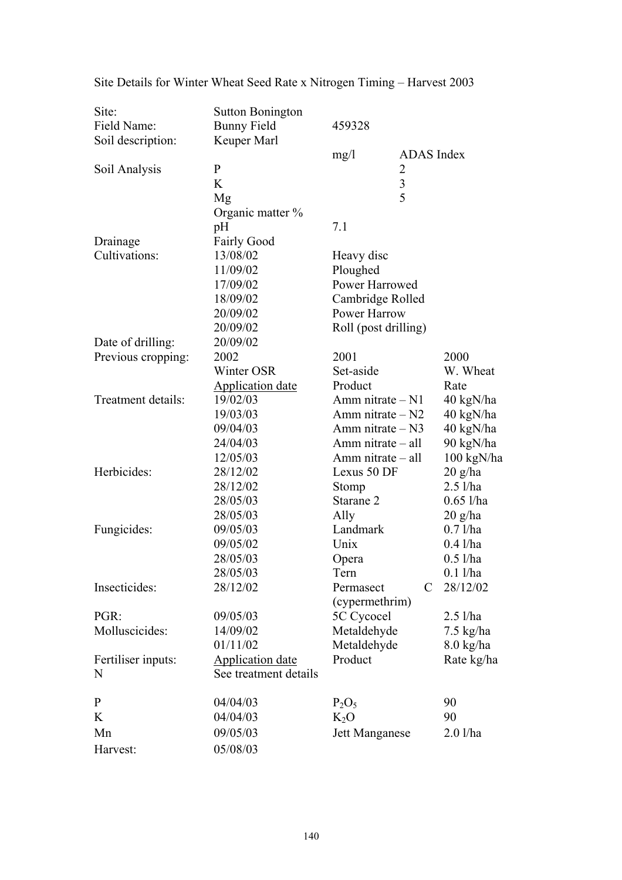Site Details for Winter Wheat Seed Rate x Nitrogen Timing – Harvest 2003

| | | | | |
|---|---|---|---|---|
| Site: | Sutton Bonington | | | |
| Field Name: | Bunny Field | 459328 | | |
| Soil description: | Keuper Marl | | | |
| | | mg/l | ADAS Index | |
| Soil Analysis | P | | 2 | |
| | K | | 3 | |
| | Mg | | 5 | |
| | Organic matter % | | | |
| | pH | 7.1 | | |
| Drainage | Fairly Good | | | |
| Cultivations: | 13/08/02 | Heavy disc | | |
| | 11/09/02 | Ploughed | | |
| | 17/09/02 | Power Harrowed | | |
| | 18/09/02 | Cambridge Rolled | | |
| | 20/09/02 | Power Harrow | | |
| | 20/09/02 | Roll (post drilling) | | |
| Date of drilling: | 20/09/02 | | | |
| Previous cropping: | 2002 | 2001 | | 2000 |
| | Winter OSR | Set-aside | | W. Wheat |
| | <u>Application date</u> | Product | | Rate |
| Treatment details: | 19/02/03 | Amm nitrate – N1 | | 40 kgN/ha |
| | 19/03/03 | Amm nitrate – N2 | | 40 kgN/ha |
| | 09/04/03 | Amm nitrate – N3 | | 40 kgN/ha |
| | 24/04/03 | Amm nitrate – all | | 90 kgN/ha |
| | 12/05/03 | Amm nitrate – all | | 100 kgN/ha |
| Herbicides: | 28/12/02 | Lexus 50 DF | | 20 g/ha |
| | 28/12/02 | Stomp | | 2.5 l/ha |
| | 28/05/03 | Starane 2 | | 0.65 l/ha |
| | 28/05/03 | Ally | | 20 g/ha |
| Fungicides: | 09/05/03 | Landmark | | 0.7 l/ha |
| | 09/05/02 | Unix | | 0.4 l/ha |
| | 28/05/03 | Opera | | 0.5 l/ha |
| | 28/05/03 | Tern | | 0.1 l/ha |
| Insecticides: | 28/12/02 | Permasect (cypermethrim) | C | 28/12/02 |
| PGR: | 09/05/03 | 5C Cycocel | | 2.5 l/ha |
| Molluscicides: | 14/09/02 | Metaldehyde | | 7.5 kg/ha |
| | 01/11/02 | Metaldehyde | | 8.0 kg/ha |
| Fertiliser inputs: | <u>Application date</u> | Product | | Rate kg/ha |
| N | See treatment details | | | |
| P | 04/04/03 | $P_2O_5$ | | 90 |
| K | 04/04/03 | $K_2O$ | | 90 |
| Mn | 09/05/03 | Jett Manganese | | 2.0 l/ha |
| Harvest: | 05/08/03 | | | |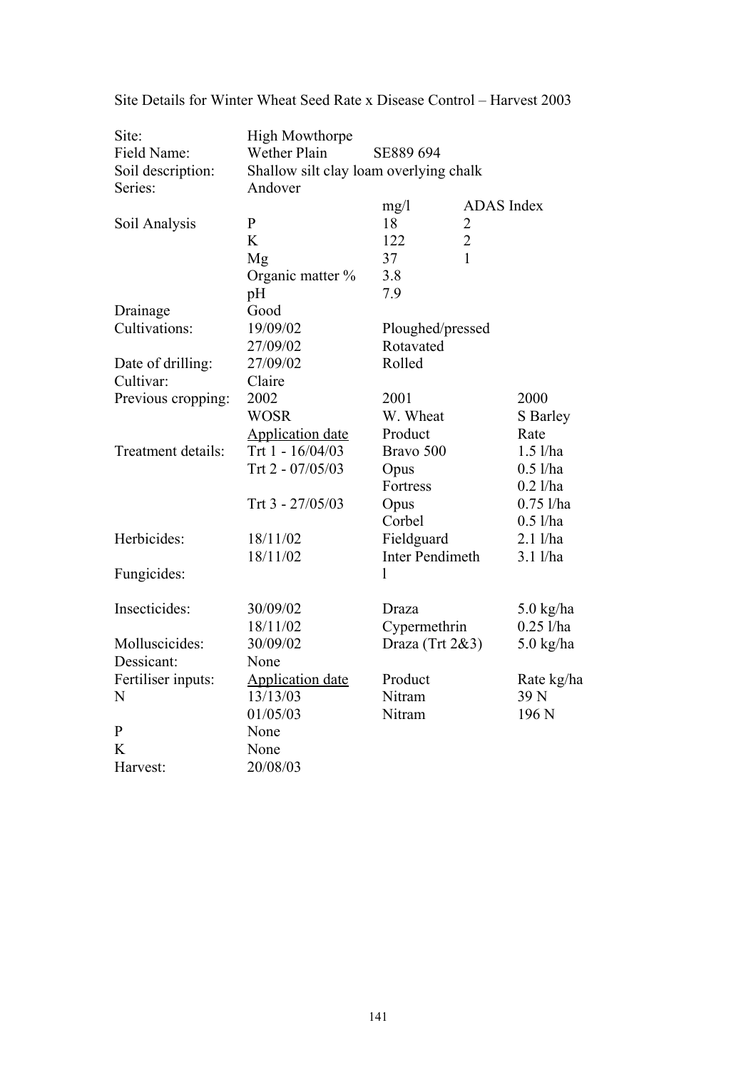Site Details for Winter Wheat Seed Rate x Disease Control – Harvest 2003

| | | | | |
|---|---|---|---|---|
| Site: | High Mowthorpe | | | |
| Field Name: | Wether Plain | SE889 694 | | |
| Soil description: | Shallow silt clay loam overlying chalk | | | |
| Series: | Andover | | | |
| | | mg/l | ADAS Index | |
| Soil Analysis | P | 18 | 2 | |
| | K | 122 | 2 | |
| | Mg | 37 | 1 | |
| | Organic matter % | 3.8 | | |
| | pH | 7.9 | | |
| Drainage | Good | | | |
| Cultivations: | 19/09/02 | Ploughed/pressed | | |
| | 27/09/02 | Rotavated | | |
| Date of drilling: | 27/09/02 | Rolled | | |
| Cultivar: | Claire | | | |
| Previous cropping: | 2002 | 2001 | | 2000 |
| | WOSR | W. Wheat | | S Barley |
| | Application date | Product | | Rate |
| Treatment details: | Trt 1 - 16/04/03 | Bravo 500 | | 1.5 l/ha |
| | Trt 2 - 07/05/03 | Opus | | 0.5 l/ha |
| | | Fortress | | 0.2 l/ha |
| | Trt 3 - 27/05/03 | Opus | | 0.75 l/ha |
| | | Corbel | | 0.5 l/ha |
| Herbicides: | 18/11/02 | Fieldguard | | 2.1 l/ha |
| | 18/11/02 | Inter Pendimeth l | | 3.1 l/ha |
| Fungicides: | | | | |
| Insecticides: | 30/09/02 | Draza | | 5.0 kg/ha |
| | 18/11/02 | Cypermethrin | | 0.25 l/ha |
| Molluscicides: | 30/09/02 | Draza (Trt 2&3) | | 5.0 kg/ha |
| Dessicant: | None | | | |
| Fertiliser inputs: | Application date | Product | | Rate kg/ha |
| N | 13/13/03 | Nitram | | 39 N |
| | 01/05/03 | Nitram | | 196 N |
| P | None | | | |
| K | None | | | |
| Harvest: | 20/08/03 | | | |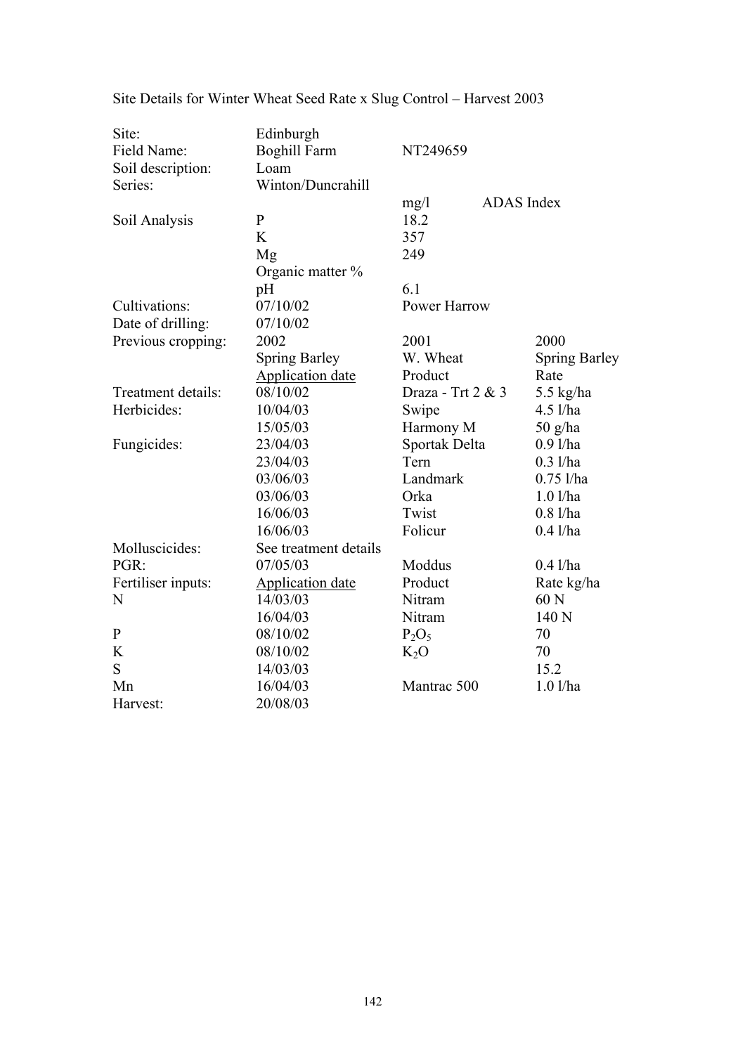Site Details for Winter Wheat Seed Rate x Slug Control – Harvest 2003

| | | | |
|---|---|---|---|
| Site: | Edinburgh | | |
| Field Name: | Boghill Farm | NT249659 | |
| Soil description: | Loam | | |
| Series: | Winton/Duncrahill | | |
| | | mg/l | ADAS Index |
| Soil Analysis | P | 18.2 | |
| | K | 357 | |
| | Mg | 249 | |
| | Organic matter % | | |
| | pH | 6.1 | |
| Cultivations: | 07/10/02 | Power Harrow | |
| Date of drilling: | 07/10/02 | | |
| Previous cropping: | 2002 | 2001 | 2000 |
| | Spring Barley | W. Wheat | Spring Barley |
| | Application date | Product | Rate |
| Treatment details: | 08/10/02 | Draza - Trt 2 & 3 | 5.5 kg/ha |
| Herbicides: | 10/04/03 | Swipe | 4.5 l/ha |
| | 15/05/03 | Harmony M | 50 g/ha |
| Fungicides: | 23/04/03 | Sportak Delta | 0.9 l/ha |
| | 23/04/03 | Tern | 0.3 l/ha |
| | 03/06/03 | Landmark | 0.75 l/ha |
| | 03/06/03 | Orka | 1.0 l/ha |
| | 16/06/03 | Twist | 0.8 l/ha |
| | 16/06/03 | Folicur | 0.4 l/ha |
| Molluscicides: | See treatment details | | |
| PGR: | 07/05/03 | Moddus | 0.4 l/ha |
| Fertiliser inputs: | Application date | Product | Rate kg/ha |
| N | 14/03/03 | Nitram | 60 N |
| | 16/04/03 | Nitram | 140 N |
| P | 08/10/02 | $P_2O_5$ | 70 |
| K | 08/10/02 | $K_2O$ | 70 |
| S | 14/03/03 | | 15.2 |
| Mn | 16/04/03 | Mantrac 500 | 1.0 l/ha |
| Harvest: | 20/08/03 | | |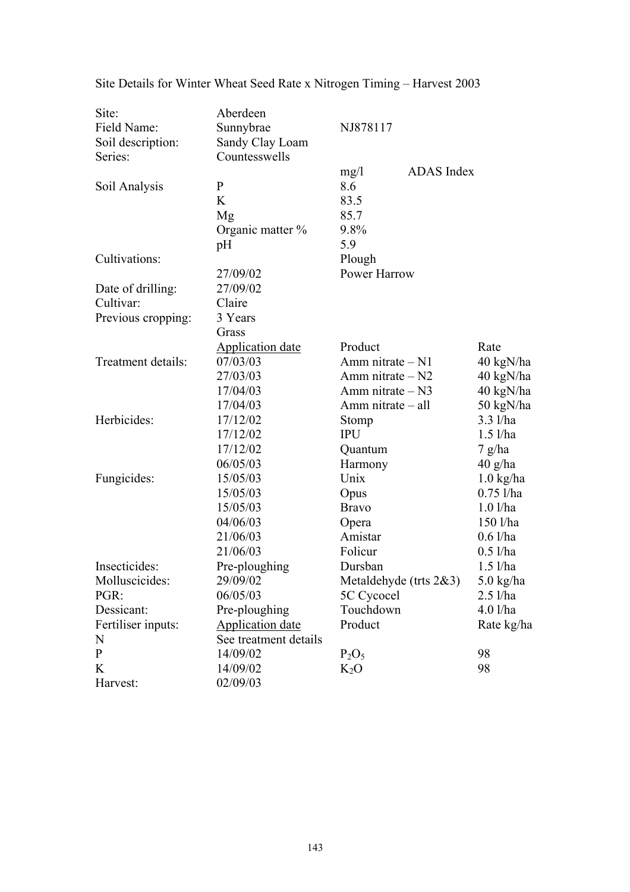Site Details for Winter Wheat Seed Rate x Nitrogen Timing – Harvest 2003

| | | | |
|---|---|---|---|
| Site: | Aberdeen | | |
| Field Name: | Sunnybrae | NJ878117 | |
| Soil description: | Sandy Clay Loam | | |
| Series: | Countesswells | | |
| | | mg/l | ADAS Index |
| Soil Analysis | P | 8.6 | |
| | K | 83.5 | |
| | Mg | 85.7 | |
| | Organic matter % | 9.8% | |
| | pH | 5.9 | |
| Cultivations: | | Plough | |
| | 27/09/02 | Power Harrow | |
| Date of drilling: | 27/09/02 | | |
| Cultivar: | Claire | | |
| Previous cropping: | 3 Years | | |
| | Grass | | |
| | Application date | Product | Rate |
| Treatment details: | 07/03/03 | Amm nitrate – N1 | 40 kgN/ha |
| | 27/03/03 | Amm nitrate – N2 | 40 kgN/ha |
| | 17/04/03 | Amm nitrate – N3 | 40 kgN/ha |
| | 17/04/03 | Amm nitrate – all | 50 kgN/ha |
| Herbicides: | 17/12/02 | Stomp | 3.3 l/ha |
| | 17/12/02 | IPU | 1.5 l/ha |
| | 17/12/02 | Quantum | 7 g/ha |
| | 06/05/03 | Harmony | 40 g/ha |
| Fungicides: | 15/05/03 | Unix | 1.0 kg/ha |
| | 15/05/03 | Opus | 0.75 l/ha |
| | 15/05/03 | Bravo | 1.0 l/ha |
| | 04/06/03 | Opera | 150 l/ha |
| | 21/06/03 | Amistar | 0.6 l/ha |
| | 21/06/03 | Folicur | 0.5 l/ha |
| Insecticides: | Pre-ploughing | Dursban | 1.5 l/ha |
| Molluscicides: | 29/09/02 | Metaldehyde (trts 2&3) | 5.0 kg/ha |
| PGR: | 06/05/03 | 5C Cycocel | 2.5 l/ha |
| Dessicant: | Pre-ploughing | Touchdown | 4.0 l/ha |
| Fertiliser inputs: | Application date | Product | Rate kg/ha |
| N | See treatment details | | |
| P | 14/09/02 | $P_2O_5$ | 98 |
| K | 14/09/02 | $K_2O$ | 98 |
| Harvest: | 02/09/03 | | |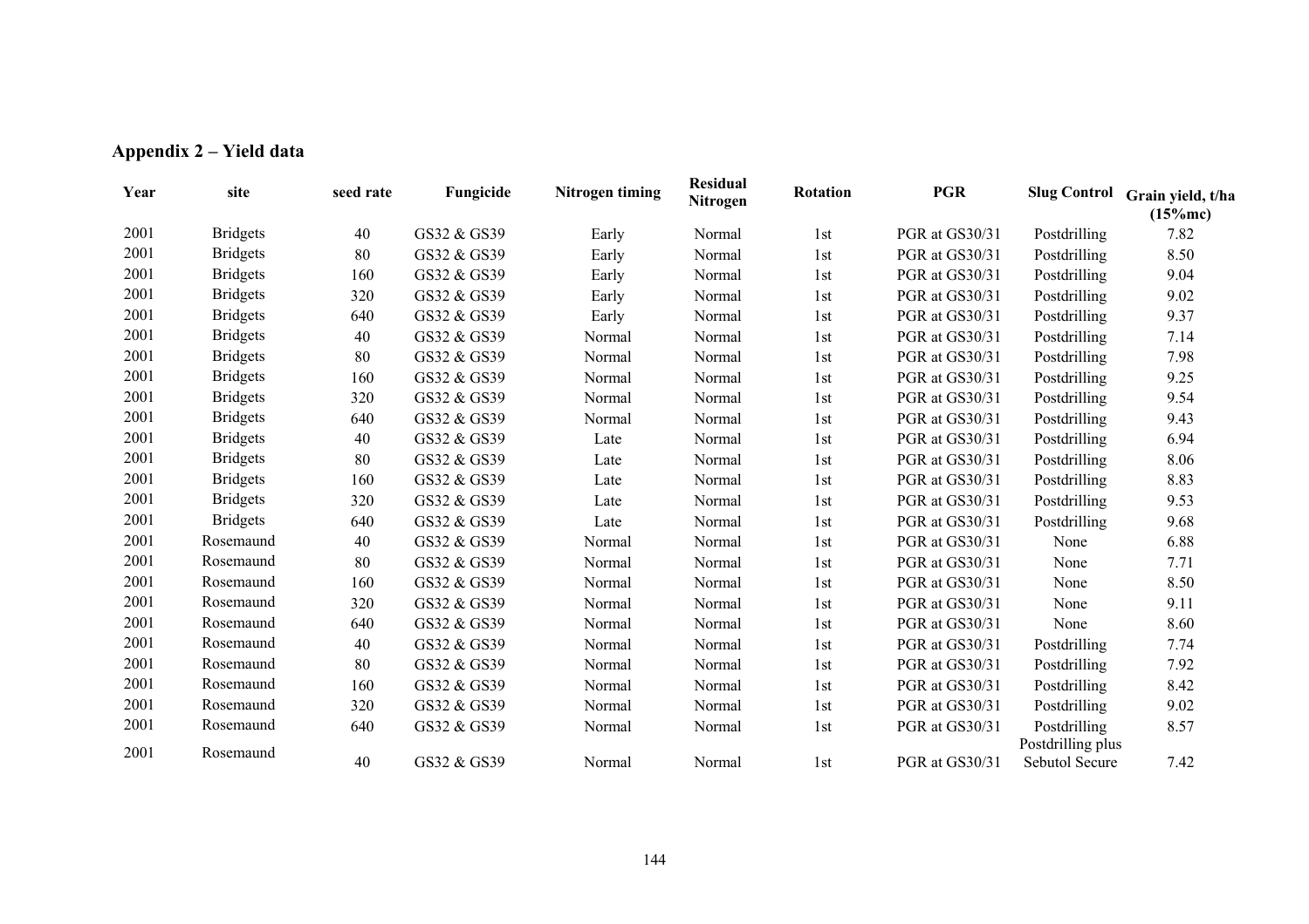## Appendix 2 – Yield data

| Year | site | seed rate | Fungicide | Nitrogen timing | Residual Nitrogen | Rotation | PGR | Slug Control | Grain yield, t/ha (15%mc) |
|---|---|---|---|---|---|---|---|---|---|
| 2001 | Bridgets | 40 | GS32 & GS39 | Early | Normal | 1st | PGR at GS30/31 | Postdrilling | 7.82 |
| 2001 | Bridgets | 80 | GS32 & GS39 | Early | Normal | 1st | PGR at GS30/31 | Postdrilling | 8.50 |
| 2001 | Bridgets | 160 | GS32 & GS39 | Early | Normal | 1st | PGR at GS30/31 | Postdrilling | 9.04 |
| 2001 | Bridgets | 320 | GS32 & GS39 | Early | Normal | 1st | PGR at GS30/31 | Postdrilling | 9.02 |
| 2001 | Bridgets | 640 | GS32 & GS39 | Early | Normal | 1st | PGR at GS30/31 | Postdrilling | 9.37 |
| 2001 | Bridgets | 40 | GS32 & GS39 | Normal | Normal | 1st | PGR at GS30/31 | Postdrilling | 7.14 |
| 2001 | Bridgets | 80 | GS32 & GS39 | Normal | Normal | 1st | PGR at GS30/31 | Postdrilling | 7.98 |
| 2001 | Bridgets | 160 | GS32 & GS39 | Normal | Normal | 1st | PGR at GS30/31 | Postdrilling | 9.25 |
| 2001 | Bridgets | 320 | GS32 & GS39 | Normal | Normal | 1st | PGR at GS30/31 | Postdrilling | 9.54 |
| 2001 | Bridgets | 640 | GS32 & GS39 | Normal | Normal | 1st | PGR at GS30/31 | Postdrilling | 9.43 |
| 2001 | Bridgets | 40 | GS32 & GS39 | Late | Normal | 1st | PGR at GS30/31 | Postdrilling | 6.94 |
| 2001 | Bridgets | 80 | GS32 & GS39 | Late | Normal | 1st | PGR at GS30/31 | Postdrilling | 8.06 |
| 2001 | Bridgets | 160 | GS32 & GS39 | Late | Normal | 1st | PGR at GS30/31 | Postdrilling | 8.83 |
| 2001 | Bridgets | 320 | GS32 & GS39 | Late | Normal | 1st | PGR at GS30/31 | Postdrilling | 9.53 |
| 2001 | Bridgets | 640 | GS32 & GS39 | Late | Normal | 1st | PGR at GS30/31 | Postdrilling | 9.68 |
| 2001 | Rosemaund | 40 | GS32 & GS39 | Normal | Normal | 1st | PGR at GS30/31 | None | 6.88 |
| 2001 | Rosemaund | 80 | GS32 & GS39 | Normal | Normal | 1st | PGR at GS30/31 | None | 7.71 |
| 2001 | Rosemaund | 160 | GS32 & GS39 | Normal | Normal | 1st | PGR at GS30/31 | None | 8.50 |
| 2001 | Rosemaund | 320 | GS32 & GS39 | Normal | Normal | 1st | PGR at GS30/31 | None | 9.11 |
| 2001 | Rosemaund | 640 | GS32 & GS39 | Normal | Normal | 1st | PGR at GS30/31 | None | 8.60 |
| 2001 | Rosemaund | 40 | GS32 & GS39 | Normal | Normal | 1st | PGR at GS30/31 | Postdrilling | 7.74 |
| 2001 | Rosemaund | 80 | GS32 & GS39 | Normal | Normal | 1st | PGR at GS30/31 | Postdrilling | 7.92 |
| 2001 | Rosemaund | 160 | GS32 & GS39 | Normal | Normal | 1st | PGR at GS30/31 | Postdrilling | 8.42 |
| 2001 | Rosemaund | 320 | GS32 & GS39 | Normal | Normal | 1st | PGR at GS30/31 | Postdrilling | 9.02 |
| 2001 | Rosemaund | 640 | GS32 & GS39 | Normal | Normal | 1st | PGR at GS30/31 | Postdrilling | 8.57 |
| 2001 | Rosemaund | 40 | GS32 & GS39 | Normal | Normal | 1st | PGR at GS30/31 | Postdrilling plus Sebutol Secure | 7.42 |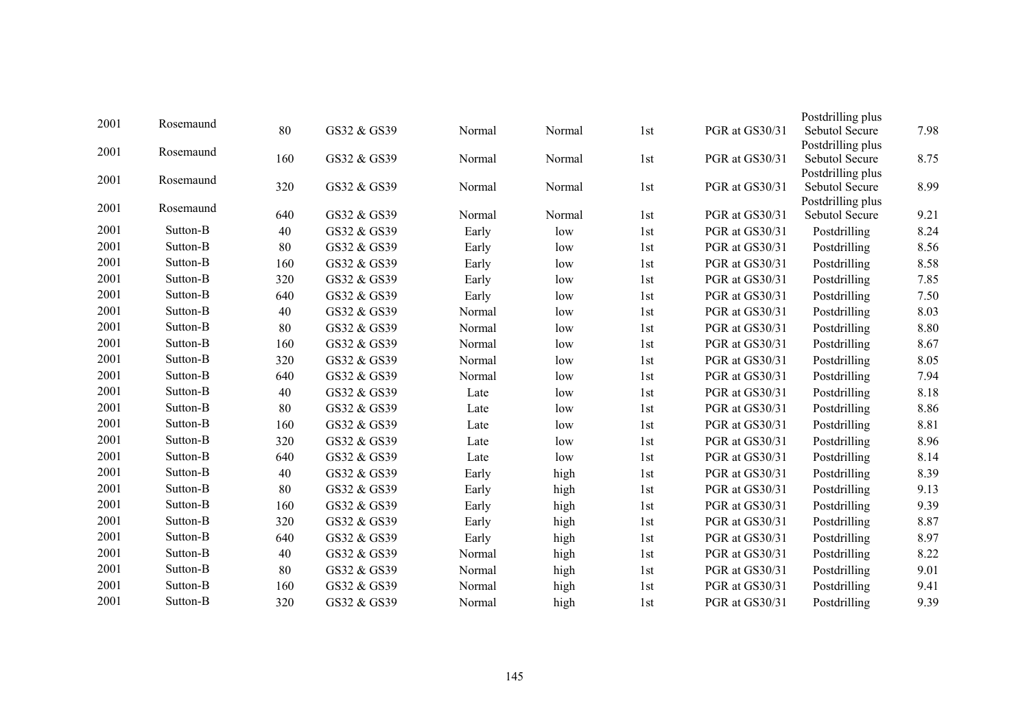| | | | | | | | | | |
|---|---|---|---|---|---|---|---|---|---|
| 2001 | Rosemaund | 80 | GS32 & GS39 | Normal | Normal | 1st | PGR at GS30/31 | Postdrilling plus Sebutol Secure | 7.98 |
| 2001 | Rosemaund | 160 | GS32 & GS39 | Normal | Normal | 1st | PGR at GS30/31 | Postdrilling plus Sebutol Secure | 8.75 |
| 2001 | Rosemaund | 320 | GS32 & GS39 | Normal | Normal | 1st | PGR at GS30/31 | Postdrilling plus Sebutol Secure | 8.99 |
| 2001 | Rosemaund | 640 | GS32 & GS39 | Normal | Normal | 1st | PGR at GS30/31 | Postdrilling plus Sebutol Secure | 9.21 |
| 2001 | Sutton-B | 40 | GS32 & GS39 | Early | low | 1st | PGR at GS30/31 | Postdrilling | 8.24 |
| 2001 | Sutton-B | 80 | GS32 & GS39 | Early | low | 1st | PGR at GS30/31 | Postdrilling | 8.56 |
| 2001 | Sutton-B | 160 | GS32 & GS39 | Early | low | 1st | PGR at GS30/31 | Postdrilling | 8.58 |
| 2001 | Sutton-B | 320 | GS32 & GS39 | Early | low | 1st | PGR at GS30/31 | Postdrilling | 7.85 |
| 2001 | Sutton-B | 640 | GS32 & GS39 | Early | low | 1st | PGR at GS30/31 | Postdrilling | 7.50 |
| 2001 | Sutton-B | 40 | GS32 & GS39 | Normal | low | 1st | PGR at GS30/31 | Postdrilling | 8.03 |
| 2001 | Sutton-B | 80 | GS32 & GS39 | Normal | low | 1st | PGR at GS30/31 | Postdrilling | 8.80 |
| 2001 | Sutton-B | 160 | GS32 & GS39 | Normal | low | 1st | PGR at GS30/31 | Postdrilling | 8.67 |
| 2001 | Sutton-B | 320 | GS32 & GS39 | Normal | low | 1st | PGR at GS30/31 | Postdrilling | 8.05 |
| 2001 | Sutton-B | 640 | GS32 & GS39 | Normal | low | 1st | PGR at GS30/31 | Postdrilling | 7.94 |
| 2001 | Sutton-B | 40 | GS32 & GS39 | Late | low | 1st | PGR at GS30/31 | Postdrilling | 8.18 |
| 2001 | Sutton-B | 80 | GS32 & GS39 | Late | low | 1st | PGR at GS30/31 | Postdrilling | 8.86 |
| 2001 | Sutton-B | 160 | GS32 & GS39 | Late | low | 1st | PGR at GS30/31 | Postdrilling | 8.81 |
| 2001 | Sutton-B | 320 | GS32 & GS39 | Late | low | 1st | PGR at GS30/31 | Postdrilling | 8.96 |
| 2001 | Sutton-B | 640 | GS32 & GS39 | Late | low | 1st | PGR at GS30/31 | Postdrilling | 8.14 |
| 2001 | Sutton-B | 40 | GS32 & GS39 | Early | high | 1st | PGR at GS30/31 | Postdrilling | 8.39 |
| 2001 | Sutton-B | 80 | GS32 & GS39 | Early | high | 1st | PGR at GS30/31 | Postdrilling | 9.13 |
| 2001 | Sutton-B | 160 | GS32 & GS39 | Early | high | 1st | PGR at GS30/31 | Postdrilling | 9.39 |
| 2001 | Sutton-B | 320 | GS32 & GS39 | Early | high | 1st | PGR at GS30/31 | Postdrilling | 8.87 |
| 2001 | Sutton-B | 640 | GS32 & GS39 | Early | high | 1st | PGR at GS30/31 | Postdrilling | 8.97 |
| 2001 | Sutton-B | 40 | GS32 & GS39 | Normal | high | 1st | PGR at GS30/31 | Postdrilling | 8.22 |
| 2001 | Sutton-B | 80 | GS32 & GS39 | Normal | high | 1st | PGR at GS30/31 | Postdrilling | 9.01 |
| 2001 | Sutton-B | 160 | GS32 & GS39 | Normal | high | 1st | PGR at GS30/31 | Postdrilling | 9.41 |
| 2001 | Sutton-B | 320 | GS32 & GS39 | Normal | high | 1st | PGR at GS30/31 | Postdrilling | 9.39 |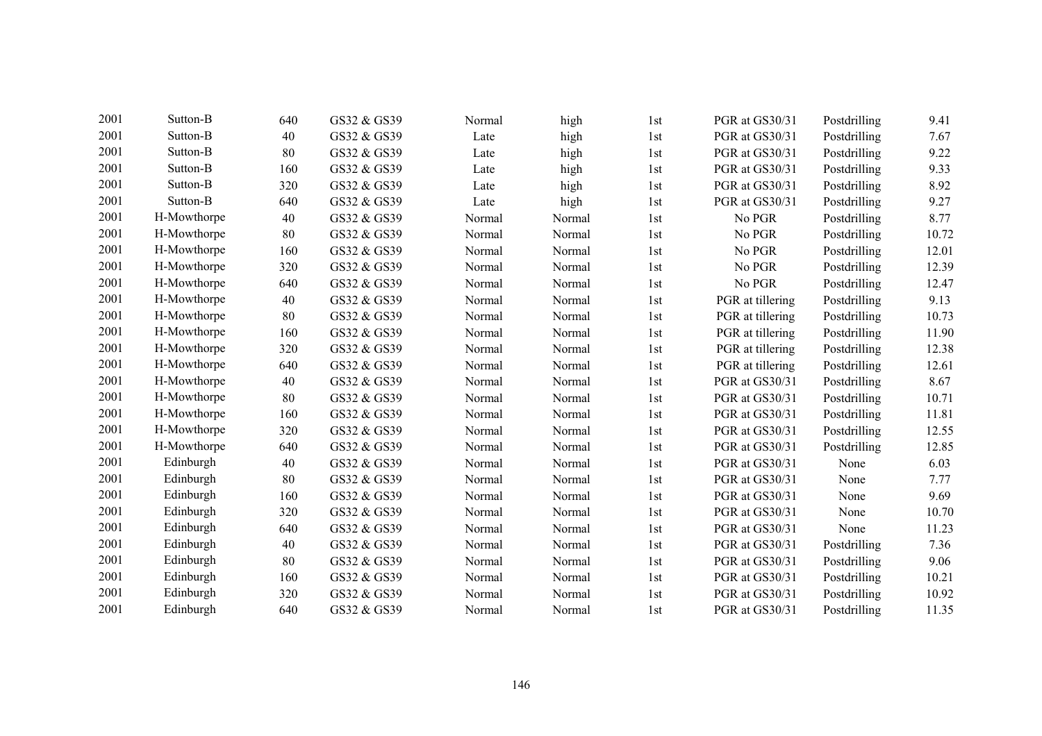| | | | | | | | | | |
|---|---|---|---|---|---|---|---|---|---|
| 2001 | Sutton-B | 640 | GS32 & GS39 | Normal | high | 1st | PGR at GS30/31 | Postdrilling | 9.41 |
| 2001 | Sutton-B | 40 | GS32 & GS39 | Late | high | 1st | PGR at GS30/31 | Postdrilling | 7.67 |
| 2001 | Sutton-B | 80 | GS32 & GS39 | Late | high | 1st | PGR at GS30/31 | Postdrilling | 9.22 |
| 2001 | Sutton-B | 160 | GS32 & GS39 | Late | high | 1st | PGR at GS30/31 | Postdrilling | 9.33 |
| 2001 | Sutton-B | 320 | GS32 & GS39 | Late | high | 1st | PGR at GS30/31 | Postdrilling | 8.92 |
| 2001 | Sutton-B | 640 | GS32 & GS39 | Late | high | 1st | PGR at GS30/31 | Postdrilling | 9.27 |
| 2001 | H-Mowthorpe | 40 | GS32 & GS39 | Normal | Normal | 1st | No PGR | Postdrilling | 8.77 |
| 2001 | H-Mowthorpe | 80 | GS32 & GS39 | Normal | Normal | 1st | No PGR | Postdrilling | 10.72 |
| 2001 | H-Mowthorpe | 160 | GS32 & GS39 | Normal | Normal | 1st | No PGR | Postdrilling | 12.01 |
| 2001 | H-Mowthorpe | 320 | GS32 & GS39 | Normal | Normal | 1st | No PGR | Postdrilling | 12.39 |
| 2001 | H-Mowthorpe | 640 | GS32 & GS39 | Normal | Normal | 1st | No PGR | Postdrilling | 12.47 |
| 2001 | H-Mowthorpe | 40 | GS32 & GS39 | Normal | Normal | 1st | PGR at tillering | Postdrilling | 9.13 |
| 2001 | H-Mowthorpe | 80 | GS32 & GS39 | Normal | Normal | 1st | PGR at tillering | Postdrilling | 10.73 |
| 2001 | H-Mowthorpe | 160 | GS32 & GS39 | Normal | Normal | 1st | PGR at tillering | Postdrilling | 11.90 |
| 2001 | H-Mowthorpe | 320 | GS32 & GS39 | Normal | Normal | 1st | PGR at tillering | Postdrilling | 12.38 |
| 2001 | H-Mowthorpe | 640 | GS32 & GS39 | Normal | Normal | 1st | PGR at tillering | Postdrilling | 12.61 |
| 2001 | H-Mowthorpe | 40 | GS32 & GS39 | Normal | Normal | 1st | PGR at GS30/31 | Postdrilling | 8.67 |
| 2001 | H-Mowthorpe | 80 | GS32 & GS39 | Normal | Normal | 1st | PGR at GS30/31 | Postdrilling | 10.71 |
| 2001 | H-Mowthorpe | 160 | GS32 & GS39 | Normal | Normal | 1st | PGR at GS30/31 | Postdrilling | 11.81 |
| 2001 | H-Mowthorpe | 320 | GS32 & GS39 | Normal | Normal | 1st | PGR at GS30/31 | Postdrilling | 12.55 |
| 2001 | H-Mowthorpe | 640 | GS32 & GS39 | Normal | Normal | 1st | PGR at GS30/31 | Postdrilling | 12.85 |
| 2001 | Edinburgh | 40 | GS32 & GS39 | Normal | Normal | 1st | PGR at GS30/31 | None | 6.03 |
| 2001 | Edinburgh | 80 | GS32 & GS39 | Normal | Normal | 1st | PGR at GS30/31 | None | 7.77 |
| 2001 | Edinburgh | 160 | GS32 & GS39 | Normal | Normal | 1st | PGR at GS30/31 | None | 9.69 |
| 2001 | Edinburgh | 320 | GS32 & GS39 | Normal | Normal | 1st | PGR at GS30/31 | None | 10.70 |
| 2001 | Edinburgh | 640 | GS32 & GS39 | Normal | Normal | 1st | PGR at GS30/31 | None | 11.23 |
| 2001 | Edinburgh | 40 | GS32 & GS39 | Normal | Normal | 1st | PGR at GS30/31 | Postdrilling | 7.36 |
| 2001 | Edinburgh | 80 | GS32 & GS39 | Normal | Normal | 1st | PGR at GS30/31 | Postdrilling | 9.06 |
| 2001 | Edinburgh | 160 | GS32 & GS39 | Normal | Normal | 1st | PGR at GS30/31 | Postdrilling | 10.21 |
| 2001 | Edinburgh | 320 | GS32 & GS39 | Normal | Normal | 1st | PGR at GS30/31 | Postdrilling | 10.92 |
| 2001 | Edinburgh | 640 | GS32 & GS39 | Normal | Normal | 1st | PGR at GS30/31 | Postdrilling | 11.35 |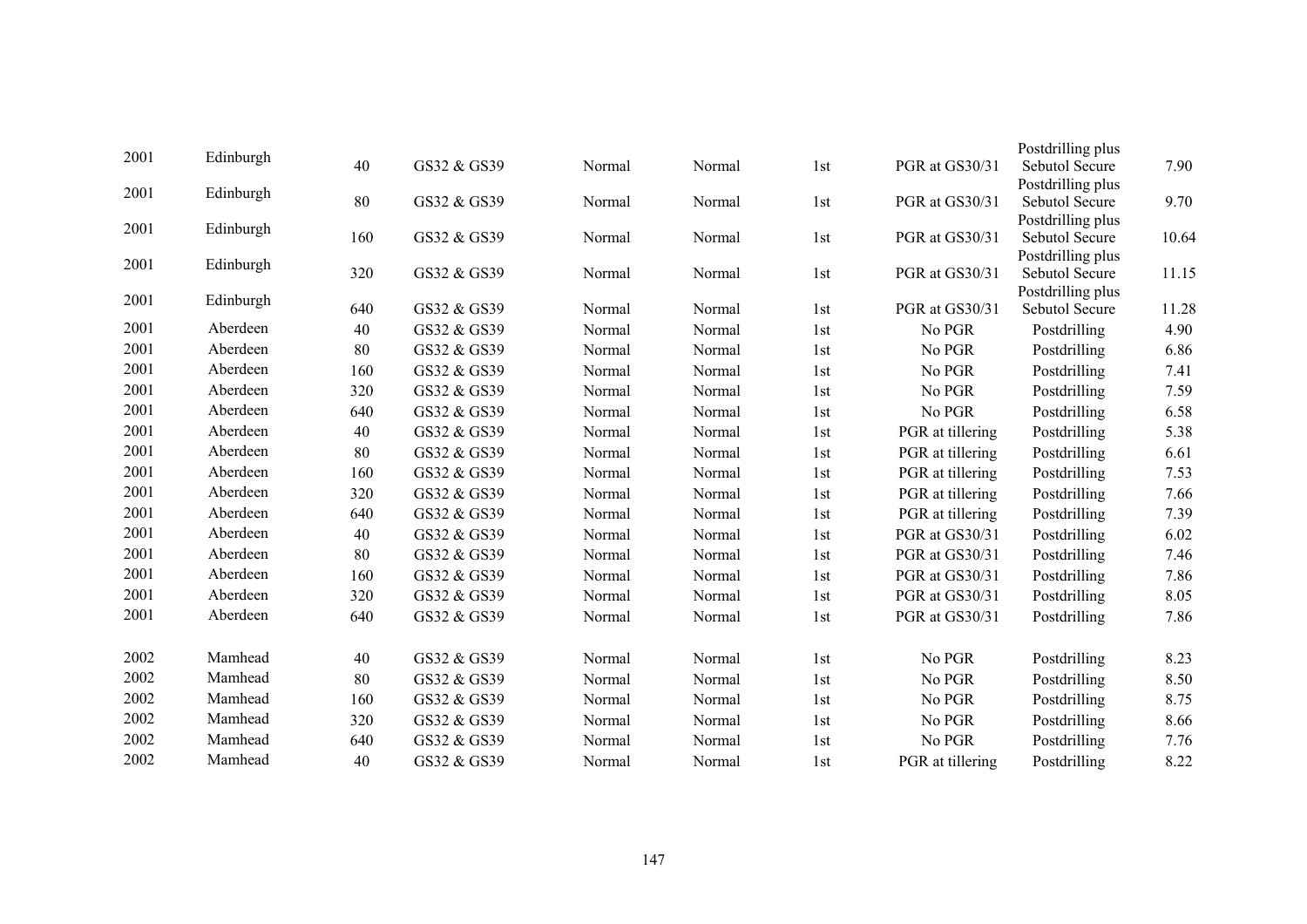| | | | | | | | | | |
|---|---|---|---|---|---|---|---|---|---|
| 2001 | Edinburgh | 40 | GS32 & GS39 | Normal | Normal | 1st | PGR at GS30/31 | Postdrilling plus Sebutol Secure | 7.90 |
| 2001 | Edinburgh | 80 | GS32 & GS39 | Normal | Normal | 1st | PGR at GS30/31 | Postdrilling plus Sebutol Secure | 9.70 |
| 2001 | Edinburgh | 160 | GS32 & GS39 | Normal | Normal | 1st | PGR at GS30/31 | Postdrilling plus Sebutol Secure | 10.64 |
| 2001 | Edinburgh | 320 | GS32 & GS39 | Normal | Normal | 1st | PGR at GS30/31 | Postdrilling plus Sebutol Secure | 11.15 |
| 2001 | Edinburgh | 640 | GS32 & GS39 | Normal | Normal | 1st | PGR at GS30/31 | Postdrilling plus Sebutol Secure | 11.28 |
| 2001 | Aberdeen | 40 | GS32 & GS39 | Normal | Normal | 1st | No PGR | Postdrilling | 4.90 |
| 2001 | Aberdeen | 80 | GS32 & GS39 | Normal | Normal | 1st | No PGR | Postdrilling | 6.86 |
| 2001 | Aberdeen | 160 | GS32 & GS39 | Normal | Normal | 1st | No PGR | Postdrilling | 7.41 |
| 2001 | Aberdeen | 320 | GS32 & GS39 | Normal | Normal | 1st | No PGR | Postdrilling | 7.59 |
| 2001 | Aberdeen | 640 | GS32 & GS39 | Normal | Normal | 1st | No PGR | Postdrilling | 6.58 |
| 2001 | Aberdeen | 40 | GS32 & GS39 | Normal | Normal | 1st | PGR at tillering | Postdrilling | 5.38 |
| 2001 | Aberdeen | 80 | GS32 & GS39 | Normal | Normal | 1st | PGR at tillering | Postdrilling | 6.61 |
| 2001 | Aberdeen | 160 | GS32 & GS39 | Normal | Normal | 1st | PGR at tillering | Postdrilling | 7.53 |
| 2001 | Aberdeen | 320 | GS32 & GS39 | Normal | Normal | 1st | PGR at tillering | Postdrilling | 7.66 |
| 2001 | Aberdeen | 640 | GS32 & GS39 | Normal | Normal | 1st | PGR at tillering | Postdrilling | 7.39 |
| 2001 | Aberdeen | 40 | GS32 & GS39 | Normal | Normal | 1st | PGR at GS30/31 | Postdrilling | 6.02 |
| 2001 | Aberdeen | 80 | GS32 & GS39 | Normal | Normal | 1st | PGR at GS30/31 | Postdrilling | 7.46 |
| 2001 | Aberdeen | 160 | GS32 & GS39 | Normal | Normal | 1st | PGR at GS30/31 | Postdrilling | 7.86 |
| 2001 | Aberdeen | 320 | GS32 & GS39 | Normal | Normal | 1st | PGR at GS30/31 | Postdrilling | 8.05 |
| 2001 | Aberdeen | 640 | GS32 & GS39 | Normal | Normal | 1st | PGR at GS30/31 | Postdrilling | 7.86 |
| 2002 | Mamhead | 40 | GS32 & GS39 | Normal | Normal | 1st | No PGR | Postdrilling | 8.23 |
| 2002 | Mamhead | 80 | GS32 & GS39 | Normal | Normal | 1st | No PGR | Postdrilling | 8.50 |
| 2002 | Mamhead | 160 | GS32 & GS39 | Normal | Normal | 1st | No PGR | Postdrilling | 8.75 |
| 2002 | Mamhead | 320 | GS32 & GS39 | Normal | Normal | 1st | No PGR | Postdrilling | 8.66 |
| 2002 | Mamhead | 640 | GS32 & GS39 | Normal | Normal | 1st | No PGR | Postdrilling | 7.76 |
| 2002 | Mamhead | 40 | GS32 & GS39 | Normal | Normal | 1st | PGR at tillering | Postdrilling | 8.22 |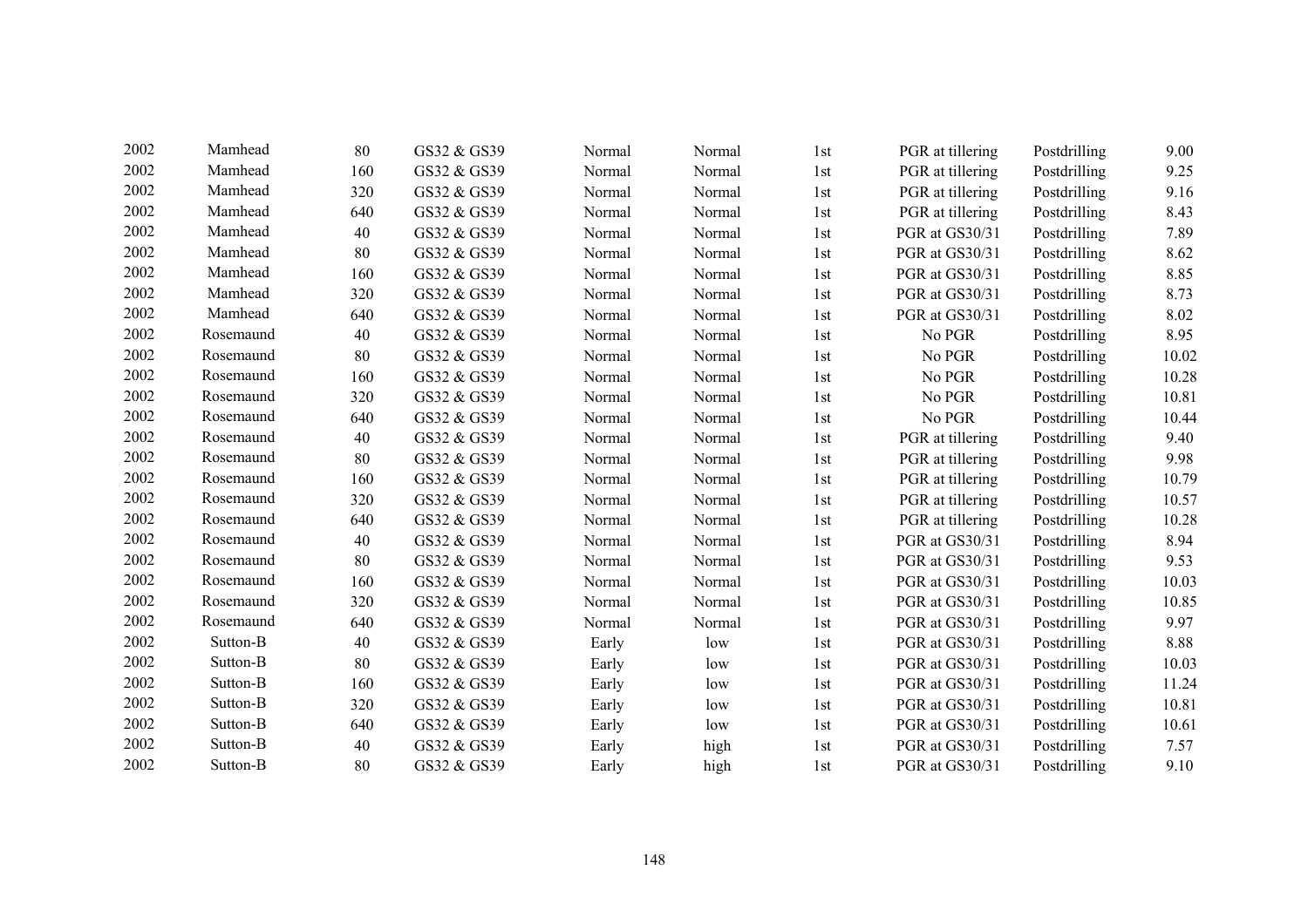| | | | | | | | | | |
|---|---|---|---|---|---|---|---|---|---|
| 2002 | Mamhead | 80 | GS32 & GS39 | Normal | Normal | 1st | PGR at tillering | Postdrilling | 9.00 |
| 2002 | Mamhead | 160 | GS32 & GS39 | Normal | Normal | 1st | PGR at tillering | Postdrilling | 9.25 |
| 2002 | Mamhead | 320 | GS32 & GS39 | Normal | Normal | 1st | PGR at tillering | Postdrilling | 9.16 |
| 2002 | Mamhead | 640 | GS32 & GS39 | Normal | Normal | 1st | PGR at tillering | Postdrilling | 8.43 |
| 2002 | Mamhead | 40 | GS32 & GS39 | Normal | Normal | 1st | PGR at GS30/31 | Postdrilling | 7.89 |
| 2002 | Mamhead | 80 | GS32 & GS39 | Normal | Normal | 1st | PGR at GS30/31 | Postdrilling | 8.62 |
| 2002 | Mamhead | 160 | GS32 & GS39 | Normal | Normal | 1st | PGR at GS30/31 | Postdrilling | 8.85 |
| 2002 | Mamhead | 320 | GS32 & GS39 | Normal | Normal | 1st | PGR at GS30/31 | Postdrilling | 8.73 |
| 2002 | Mamhead | 640 | GS32 & GS39 | Normal | Normal | 1st | PGR at GS30/31 | Postdrilling | 8.02 |
| 2002 | Rosemaund | 40 | GS32 & GS39 | Normal | Normal | 1st | No PGR | Postdrilling | 8.95 |
| 2002 | Rosemaund | 80 | GS32 & GS39 | Normal | Normal | 1st | No PGR | Postdrilling | 10.02 |
| 2002 | Rosemaund | 160 | GS32 & GS39 | Normal | Normal | 1st | No PGR | Postdrilling | 10.28 |
| 2002 | Rosemaund | 320 | GS32 & GS39 | Normal | Normal | 1st | No PGR | Postdrilling | 10.81 |
| 2002 | Rosemaund | 640 | GS32 & GS39 | Normal | Normal | 1st | No PGR | Postdrilling | 10.44 |
| 2002 | Rosemaund | 40 | GS32 & GS39 | Normal | Normal | 1st | PGR at tillering | Postdrilling | 9.40 |
| 2002 | Rosemaund | 80 | GS32 & GS39 | Normal | Normal | 1st | PGR at tillering | Postdrilling | 9.98 |
| 2002 | Rosemaund | 160 | GS32 & GS39 | Normal | Normal | 1st | PGR at tillering | Postdrilling | 10.79 |
| 2002 | Rosemaund | 320 | GS32 & GS39 | Normal | Normal | 1st | PGR at tillering | Postdrilling | 10.57 |
| 2002 | Rosemaund | 640 | GS32 & GS39 | Normal | Normal | 1st | PGR at tillering | Postdrilling | 10.28 |
| 2002 | Rosemaund | 40 | GS32 & GS39 | Normal | Normal | 1st | PGR at GS30/31 | Postdrilling | 8.94 |
| 2002 | Rosemaund | 80 | GS32 & GS39 | Normal | Normal | 1st | PGR at GS30/31 | Postdrilling | 9.53 |
| 2002 | Rosemaund | 160 | GS32 & GS39 | Normal | Normal | 1st | PGR at GS30/31 | Postdrilling | 10.03 |
| 2002 | Rosemaund | 320 | GS32 & GS39 | Normal | Normal | 1st | PGR at GS30/31 | Postdrilling | 10.85 |
| 2002 | Rosemaund | 640 | GS32 & GS39 | Normal | Normal | 1st | PGR at GS30/31 | Postdrilling | 9.97 |
| 2002 | Sutton-B | 40 | GS32 & GS39 | Early | low | 1st | PGR at GS30/31 | Postdrilling | 8.88 |
| 2002 | Sutton-B | 80 | GS32 & GS39 | Early | low | 1st | PGR at GS30/31 | Postdrilling | 10.03 |
| 2002 | Sutton-B | 160 | GS32 & GS39 | Early | low | 1st | PGR at GS30/31 | Postdrilling | 11.24 |
| 2002 | Sutton-B | 320 | GS32 & GS39 | Early | low | 1st | PGR at GS30/31 | Postdrilling | 10.81 |
| 2002 | Sutton-B | 640 | GS32 & GS39 | Early | low | 1st | PGR at GS30/31 | Postdrilling | 10.61 |
| 2002 | Sutton-B | 40 | GS32 & GS39 | Early | high | 1st | PGR at GS30/31 | Postdrilling | 7.57 |
| 2002 | Sutton-B | 80 | GS32 & GS39 | Early | high | 1st | PGR at GS30/31 | Postdrilling | 9.10 |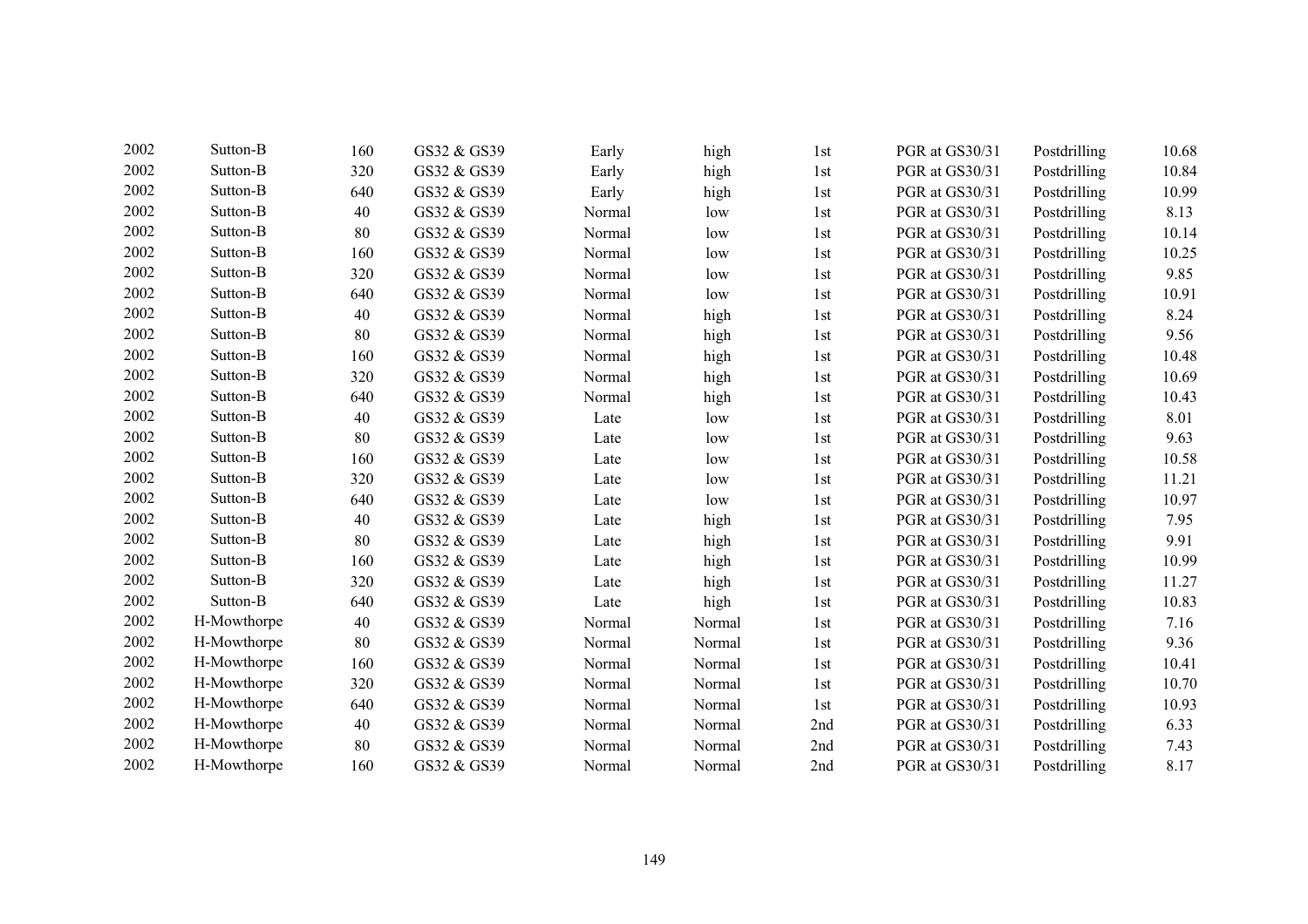| | | | | | | | | | |
|---|---|---|---|---|---|---|---|---|---|
| 2002 | Sutton-B | 160 | GS32 & GS39 | Early | high | 1st | PGR at GS30/31 | Postdrilling | 10.68 |
| 2002 | Sutton-B | 320 | GS32 & GS39 | Early | high | 1st | PGR at GS30/31 | Postdrilling | 10.84 |
| 2002 | Sutton-B | 640 | GS32 & GS39 | Early | high | 1st | PGR at GS30/31 | Postdrilling | 10.99 |
| 2002 | Sutton-B | 40 | GS32 & GS39 | Normal | low | 1st | PGR at GS30/31 | Postdrilling | 8.13 |
| 2002 | Sutton-B | 80 | GS32 & GS39 | Normal | low | 1st | PGR at GS30/31 | Postdrilling | 10.14 |
| 2002 | Sutton-B | 160 | GS32 & GS39 | Normal | low | 1st | PGR at GS30/31 | Postdrilling | 10.25 |
| 2002 | Sutton-B | 320 | GS32 & GS39 | Normal | low | 1st | PGR at GS30/31 | Postdrilling | 9.85 |
| 2002 | Sutton-B | 640 | GS32 & GS39 | Normal | low | 1st | PGR at GS30/31 | Postdrilling | 10.91 |
| 2002 | Sutton-B | 40 | GS32 & GS39 | Normal | high | 1st | PGR at GS30/31 | Postdrilling | 8.24 |
| 2002 | Sutton-B | 80 | GS32 & GS39 | Normal | high | 1st | PGR at GS30/31 | Postdrilling | 9.56 |
| 2002 | Sutton-B | 160 | GS32 & GS39 | Normal | high | 1st | PGR at GS30/31 | Postdrilling | 10.48 |
| 2002 | Sutton-B | 320 | GS32 & GS39 | Normal | high | 1st | PGR at GS30/31 | Postdrilling | 10.69 |
| 2002 | Sutton-B | 640 | GS32 & GS39 | Normal | high | 1st | PGR at GS30/31 | Postdrilling | 10.43 |
| 2002 | Sutton-B | 40 | GS32 & GS39 | Late | low | 1st | PGR at GS30/31 | Postdrilling | 8.01 |
| 2002 | Sutton-B | 80 | GS32 & GS39 | Late | low | 1st | PGR at GS30/31 | Postdrilling | 9.63 |
| 2002 | Sutton-B | 160 | GS32 & GS39 | Late | low | 1st | PGR at GS30/31 | Postdrilling | 10.58 |
| 2002 | Sutton-B | 320 | GS32 & GS39 | Late | low | 1st | PGR at GS30/31 | Postdrilling | 11.21 |
| 2002 | Sutton-B | 640 | GS32 & GS39 | Late | low | 1st | PGR at GS30/31 | Postdrilling | 10.97 |
| 2002 | Sutton-B | 40 | GS32 & GS39 | Late | high | 1st | PGR at GS30/31 | Postdrilling | 7.95 |
| 2002 | Sutton-B | 80 | GS32 & GS39 | Late | high | 1st | PGR at GS30/31 | Postdrilling | 9.91 |
| 2002 | Sutton-B | 160 | GS32 & GS39 | Late | high | 1st | PGR at GS30/31 | Postdrilling | 10.99 |
| 2002 | Sutton-B | 320 | GS32 & GS39 | Late | high | 1st | PGR at GS30/31 | Postdrilling | 11.27 |
| 2002 | Sutton-B | 640 | GS32 & GS39 | Late | high | 1st | PGR at GS30/31 | Postdrilling | 10.83 |
| 2002 | H-Mowthorpe | 40 | GS32 & GS39 | Normal | Normal | 1st | PGR at GS30/31 | Postdrilling | 7.16 |
| 2002 | H-Mowthorpe | 80 | GS32 & GS39 | Normal | Normal | 1st | PGR at GS30/31 | Postdrilling | 9.36 |
| 2002 | H-Mowthorpe | 160 | GS32 & GS39 | Normal | Normal | 1st | PGR at GS30/31 | Postdrilling | 10.41 |
| 2002 | H-Mowthorpe | 320 | GS32 & GS39 | Normal | Normal | 1st | PGR at GS30/31 | Postdrilling | 10.70 |
| 2002 | H-Mowthorpe | 640 | GS32 & GS39 | Normal | Normal | 1st | PGR at GS30/31 | Postdrilling | 10.93 |
| 2002 | H-Mowthorpe | 40 | GS32 & GS39 | Normal | Normal | 2nd | PGR at GS30/31 | Postdrilling | 6.33 |
| 2002 | H-Mowthorpe | 80 | GS32 & GS39 | Normal | Normal | 2nd | PGR at GS30/31 | Postdrilling | 7.43 |
| 2002 | H-Mowthorpe | 160 | GS32 & GS39 | Normal | Normal | 2nd | PGR at GS30/31 | Postdrilling | 8.17 |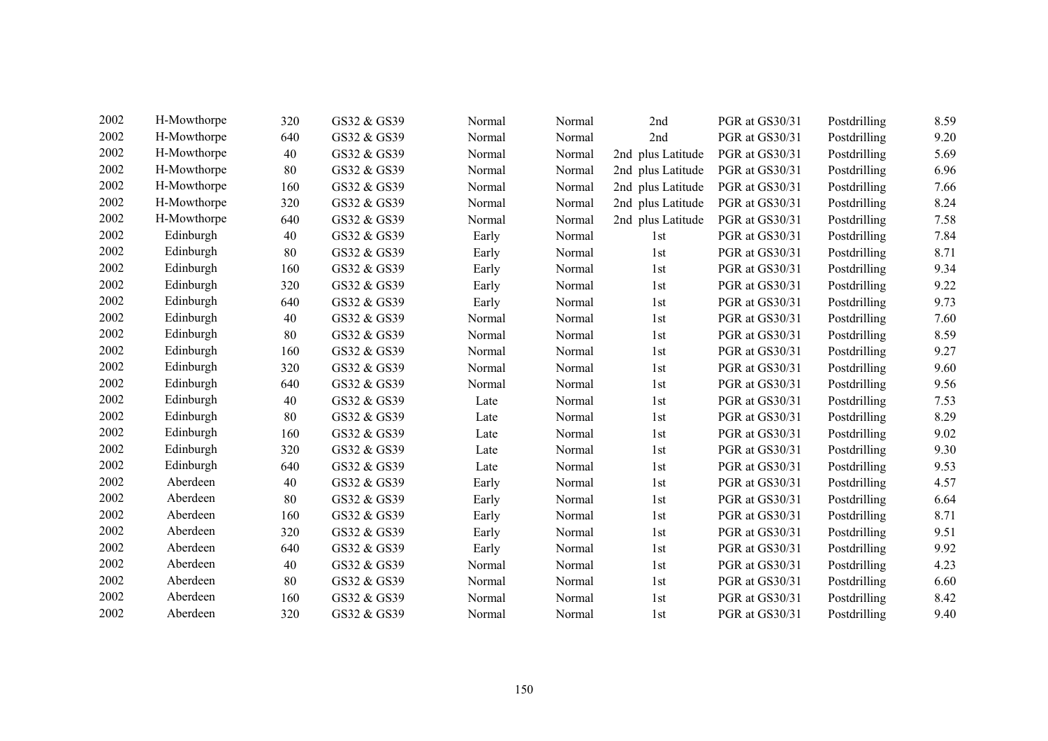| | | | | | | | | | |
|---|---|---|---|---|---|---|---|---|---|
| 2002 | H-Mowthorpe | 320 | GS32 & GS39 | Normal | Normal | 2nd | PGR at GS30/31 | Postdrilling | 8.59 |
| 2002 | H-Mowthorpe | 640 | GS32 & GS39 | Normal | Normal | 2nd | PGR at GS30/31 | Postdrilling | 9.20 |
| 2002 | H-Mowthorpe | 40 | GS32 & GS39 | Normal | Normal | 2nd plus Latitude | PGR at GS30/31 | Postdrilling | 5.69 |
| 2002 | H-Mowthorpe | 80 | GS32 & GS39 | Normal | Normal | 2nd plus Latitude | PGR at GS30/31 | Postdrilling | 6.96 |
| 2002 | H-Mowthorpe | 160 | GS32 & GS39 | Normal | Normal | 2nd plus Latitude | PGR at GS30/31 | Postdrilling | 7.66 |
| 2002 | H-Mowthorpe | 320 | GS32 & GS39 | Normal | Normal | 2nd plus Latitude | PGR at GS30/31 | Postdrilling | 8.24 |
| 2002 | H-Mowthorpe | 640 | GS32 & GS39 | Normal | Normal | 2nd plus Latitude | PGR at GS30/31 | Postdrilling | 7.58 |
| 2002 | Edinburgh | 40 | GS32 & GS39 | Early | Normal | 1st | PGR at GS30/31 | Postdrilling | 7.84 |
| 2002 | Edinburgh | 80 | GS32 & GS39 | Early | Normal | 1st | PGR at GS30/31 | Postdrilling | 8.71 |
| 2002 | Edinburgh | 160 | GS32 & GS39 | Early | Normal | 1st | PGR at GS30/31 | Postdrilling | 9.34 |
| 2002 | Edinburgh | 320 | GS32 & GS39 | Early | Normal | 1st | PGR at GS30/31 | Postdrilling | 9.22 |
| 2002 | Edinburgh | 640 | GS32 & GS39 | Early | Normal | 1st | PGR at GS30/31 | Postdrilling | 9.73 |
| 2002 | Edinburgh | 40 | GS32 & GS39 | Normal | Normal | 1st | PGR at GS30/31 | Postdrilling | 7.60 |
| 2002 | Edinburgh | 80 | GS32 & GS39 | Normal | Normal | 1st | PGR at GS30/31 | Postdrilling | 8.59 |
| 2002 | Edinburgh | 160 | GS32 & GS39 | Normal | Normal | 1st | PGR at GS30/31 | Postdrilling | 9.27 |
| 2002 | Edinburgh | 320 | GS32 & GS39 | Normal | Normal | 1st | PGR at GS30/31 | Postdrilling | 9.60 |
| 2002 | Edinburgh | 640 | GS32 & GS39 | Normal | Normal | 1st | PGR at GS30/31 | Postdrilling | 9.56 |
| 2002 | Edinburgh | 40 | GS32 & GS39 | Late | Normal | 1st | PGR at GS30/31 | Postdrilling | 7.53 |
| 2002 | Edinburgh | 80 | GS32 & GS39 | Late | Normal | 1st | PGR at GS30/31 | Postdrilling | 8.29 |
| 2002 | Edinburgh | 160 | GS32 & GS39 | Late | Normal | 1st | PGR at GS30/31 | Postdrilling | 9.02 |
| 2002 | Edinburgh | 320 | GS32 & GS39 | Late | Normal | 1st | PGR at GS30/31 | Postdrilling | 9.30 |
| 2002 | Edinburgh | 640 | GS32 & GS39 | Late | Normal | 1st | PGR at GS30/31 | Postdrilling | 9.53 |
| 2002 | Aberdeen | 40 | GS32 & GS39 | Early | Normal | 1st | PGR at GS30/31 | Postdrilling | 4.57 |
| 2002 | Aberdeen | 80 | GS32 & GS39 | Early | Normal | 1st | PGR at GS30/31 | Postdrilling | 6.64 |
| 2002 | Aberdeen | 160 | GS32 & GS39 | Early | Normal | 1st | PGR at GS30/31 | Postdrilling | 8.71 |
| 2002 | Aberdeen | 320 | GS32 & GS39 | Early | Normal | 1st | PGR at GS30/31 | Postdrilling | 9.51 |
| 2002 | Aberdeen | 640 | GS32 & GS39 | Early | Normal | 1st | PGR at GS30/31 | Postdrilling | 9.92 |
| 2002 | Aberdeen | 40 | GS32 & GS39 | Normal | Normal | 1st | PGR at GS30/31 | Postdrilling | 4.23 |
| 2002 | Aberdeen | 80 | GS32 & GS39 | Normal | Normal | 1st | PGR at GS30/31 | Postdrilling | 6.60 |
| 2002 | Aberdeen | 160 | GS32 & GS39 | Normal | Normal | 1st | PGR at GS30/31 | Postdrilling | 8.42 |
| 2002 | Aberdeen | 320 | GS32 & GS39 | Normal | Normal | 1st | PGR at GS30/31 | Postdrilling | 9.40 |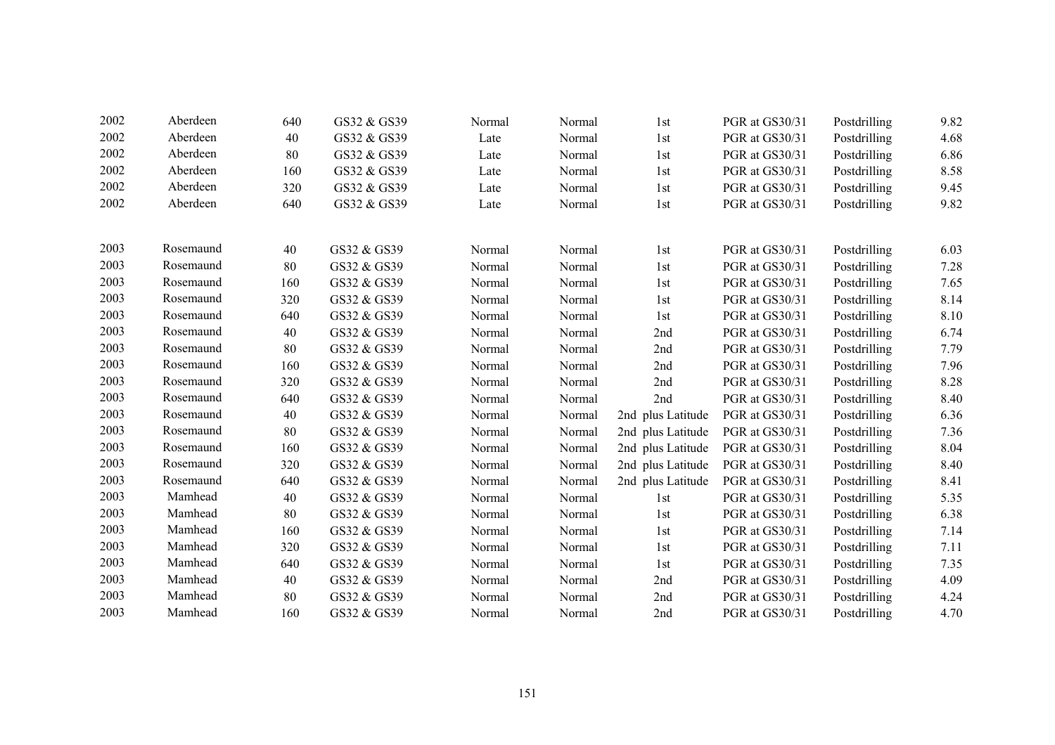| | | | | | | | | | |
|---|---|---|---|---|---|---|---|---|---|
| 2002 | Aberdeen | 640 | GS32 & GS39 | Normal | Normal | 1st | PGR at GS30/31 | Postdrilling | 9.82 |
| 2002 | Aberdeen | 40 | GS32 & GS39 | Late | Normal | 1st | PGR at GS30/31 | Postdrilling | 4.68 |
| 2002 | Aberdeen | 80 | GS32 & GS39 | Late | Normal | 1st | PGR at GS30/31 | Postdrilling | 6.86 |
| 2002 | Aberdeen | 160 | GS32 & GS39 | Late | Normal | 1st | PGR at GS30/31 | Postdrilling | 8.58 |
| 2002 | Aberdeen | 320 | GS32 & GS39 | Late | Normal | 1st | PGR at GS30/31 | Postdrilling | 9.45 |
| 2002 | Aberdeen | 640 | GS32 & GS39 | Late | Normal | 1st | PGR at GS30/31 | Postdrilling | 9.82 |
| | | | | | | | | | |
| 2003 | Rosemaund | 40 | GS32 & GS39 | Normal | Normal | 1st | PGR at GS30/31 | Postdrilling | 6.03 |
| 2003 | Rosemaund | 80 | GS32 & GS39 | Normal | Normal | 1st | PGR at GS30/31 | Postdrilling | 7.28 |
| 2003 | Rosemaund | 160 | GS32 & GS39 | Normal | Normal | 1st | PGR at GS30/31 | Postdrilling | 7.65 |
| 2003 | Rosemaund | 320 | GS32 & GS39 | Normal | Normal | 1st | PGR at GS30/31 | Postdrilling | 8.14 |
| 2003 | Rosemaund | 640 | GS32 & GS39 | Normal | Normal | 1st | PGR at GS30/31 | Postdrilling | 8.10 |
| 2003 | Rosemaund | 40 | GS32 & GS39 | Normal | Normal | 2nd | PGR at GS30/31 | Postdrilling | 6.74 |
| 2003 | Rosemaund | 80 | GS32 & GS39 | Normal | Normal | 2nd | PGR at GS30/31 | Postdrilling | 7.79 |
| 2003 | Rosemaund | 160 | GS32 & GS39 | Normal | Normal | 2nd | PGR at GS30/31 | Postdrilling | 7.96 |
| 2003 | Rosemaund | 320 | GS32 & GS39 | Normal | Normal | 2nd | PGR at GS30/31 | Postdrilling | 8.28 |
| 2003 | Rosemaund | 640 | GS32 & GS39 | Normal | Normal | 2nd | PGR at GS30/31 | Postdrilling | 8.40 |
| 2003 | Rosemaund | 40 | GS32 & GS39 | Normal | Normal | 2nd plus Latitude | PGR at GS30/31 | Postdrilling | 6.36 |
| 2003 | Rosemaund | 80 | GS32 & GS39 | Normal | Normal | 2nd plus Latitude | PGR at GS30/31 | Postdrilling | 7.36 |
| 2003 | Rosemaund | 160 | GS32 & GS39 | Normal | Normal | 2nd plus Latitude | PGR at GS30/31 | Postdrilling | 8.04 |
| 2003 | Rosemaund | 320 | GS32 & GS39 | Normal | Normal | 2nd plus Latitude | PGR at GS30/31 | Postdrilling | 8.40 |
| 2003 | Rosemaund | 640 | GS32 & GS39 | Normal | Normal | 2nd plus Latitude | PGR at GS30/31 | Postdrilling | 8.41 |
| 2003 | Mamhead | 40 | GS32 & GS39 | Normal | Normal | 1st | PGR at GS30/31 | Postdrilling | 5.35 |
| 2003 | Mamhead | 80 | GS32 & GS39 | Normal | Normal | 1st | PGR at GS30/31 | Postdrilling | 6.38 |
| 2003 | Mamhead | 160 | GS32 & GS39 | Normal | Normal | 1st | PGR at GS30/31 | Postdrilling | 7.14 |
| 2003 | Mamhead | 320 | GS32 & GS39 | Normal | Normal | 1st | PGR at GS30/31 | Postdrilling | 7.11 |
| 2003 | Mamhead | 640 | GS32 & GS39 | Normal | Normal | 1st | PGR at GS30/31 | Postdrilling | 7.35 |
| 2003 | Mamhead | 40 | GS32 & GS39 | Normal | Normal | 2nd | PGR at GS30/31 | Postdrilling | 4.09 |
| 2003 | Mamhead | 80 | GS32 & GS39 | Normal | Normal | 2nd | PGR at GS30/31 | Postdrilling | 4.24 |
| 2003 | Mamhead | 160 | GS32 & GS39 | Normal | Normal | 2nd | PGR at GS30/31 | Postdrilling | 4.70 |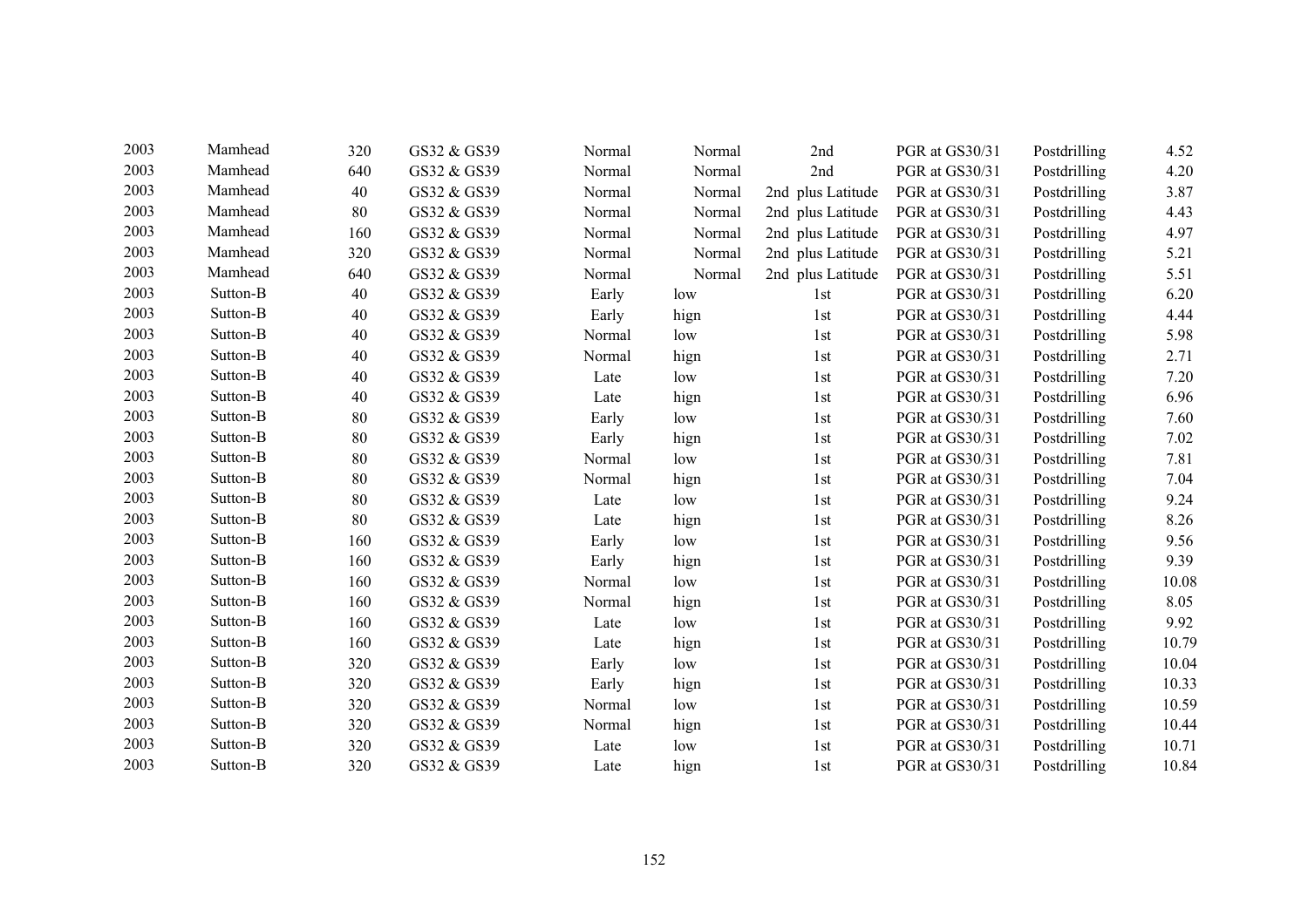| | | | | | | | | | |
|---|---|---|---|---|---|---|---|---|---|
| 2003 | Mamhead | 320 | GS32 & GS39 | Normal | Normal | 2nd | PGR at GS30/31 | Postdrilling | 4.52 |
| 2003 | Mamhead | 640 | GS32 & GS39 | Normal | Normal | 2nd | PGR at GS30/31 | Postdrilling | 4.20 |
| 2003 | Mamhead | 40 | GS32 & GS39 | Normal | Normal | 2nd plus Latitude | PGR at GS30/31 | Postdrilling | 3.87 |
| 2003 | Mamhead | 80 | GS32 & GS39 | Normal | Normal | 2nd plus Latitude | PGR at GS30/31 | Postdrilling | 4.43 |
| 2003 | Mamhead | 160 | GS32 & GS39 | Normal | Normal | 2nd plus Latitude | PGR at GS30/31 | Postdrilling | 4.97 |
| 2003 | Mamhead | 320 | GS32 & GS39 | Normal | Normal | 2nd plus Latitude | PGR at GS30/31 | Postdrilling | 5.21 |
| 2003 | Mamhead | 640 | GS32 & GS39 | Normal | Normal | 2nd plus Latitude | PGR at GS30/31 | Postdrilling | 5.51 |
| 2003 | Sutton-B | 40 | GS32 & GS39 | Early | low | 1st | PGR at GS30/31 | Postdrilling | 6.20 |
| 2003 | Sutton-B | 40 | GS32 & GS39 | Early | hign | 1st | PGR at GS30/31 | Postdrilling | 4.44 |
| 2003 | Sutton-B | 40 | GS32 & GS39 | Normal | low | 1st | PGR at GS30/31 | Postdrilling | 5.98 |
| 2003 | Sutton-B | 40 | GS32 & GS39 | Normal | hign | 1st | PGR at GS30/31 | Postdrilling | 2.71 |
| 2003 | Sutton-B | 40 | GS32 & GS39 | Late | low | 1st | PGR at GS30/31 | Postdrilling | 7.20 |
| 2003 | Sutton-B | 40 | GS32 & GS39 | Late | hign | 1st | PGR at GS30/31 | Postdrilling | 6.96 |
| 2003 | Sutton-B | 80 | GS32 & GS39 | Early | low | 1st | PGR at GS30/31 | Postdrilling | 7.60 |
| 2003 | Sutton-B | 80 | GS32 & GS39 | Early | hign | 1st | PGR at GS30/31 | Postdrilling | 7.02 |
| 2003 | Sutton-B | 80 | GS32 & GS39 | Normal | low | 1st | PGR at GS30/31 | Postdrilling | 7.81 |
| 2003 | Sutton-B | 80 | GS32 & GS39 | Normal | hign | 1st | PGR at GS30/31 | Postdrilling | 7.04 |
| 2003 | Sutton-B | 80 | GS32 & GS39 | Late | low | 1st | PGR at GS30/31 | Postdrilling | 9.24 |
| 2003 | Sutton-B | 80 | GS32 & GS39 | Late | hign | 1st | PGR at GS30/31 | Postdrilling | 8.26 |
| 2003 | Sutton-B | 160 | GS32 & GS39 | Early | low | 1st | PGR at GS30/31 | Postdrilling | 9.56 |
| 2003 | Sutton-B | 160 | GS32 & GS39 | Early | hign | 1st | PGR at GS30/31 | Postdrilling | 9.39 |
| 2003 | Sutton-B | 160 | GS32 & GS39 | Normal | low | 1st | PGR at GS30/31 | Postdrilling | 10.08 |
| 2003 | Sutton-B | 160 | GS32 & GS39 | Normal | hign | 1st | PGR at GS30/31 | Postdrilling | 8.05 |
| 2003 | Sutton-B | 160 | GS32 & GS39 | Late | low | 1st | PGR at GS30/31 | Postdrilling | 9.92 |
| 2003 | Sutton-B | 160 | GS32 & GS39 | Late | hign | 1st | PGR at GS30/31 | Postdrilling | 10.79 |
| 2003 | Sutton-B | 320 | GS32 & GS39 | Early | low | 1st | PGR at GS30/31 | Postdrilling | 10.04 |
| 2003 | Sutton-B | 320 | GS32 & GS39 | Early | hign | 1st | PGR at GS30/31 | Postdrilling | 10.33 |
| 2003 | Sutton-B | 320 | GS32 & GS39 | Normal | low | 1st | PGR at GS30/31 | Postdrilling | 10.59 |
| 2003 | Sutton-B | 320 | GS32 & GS39 | Normal | hign | 1st | PGR at GS30/31 | Postdrilling | 10.44 |
| 2003 | Sutton-B | 320 | GS32 & GS39 | Late | low | 1st | PGR at GS30/31 | Postdrilling | 10.71 |
| 2003 | Sutton-B | 320 | GS32 & GS39 | Late | hign | 1st | PGR at GS30/31 | Postdrilling | 10.84 |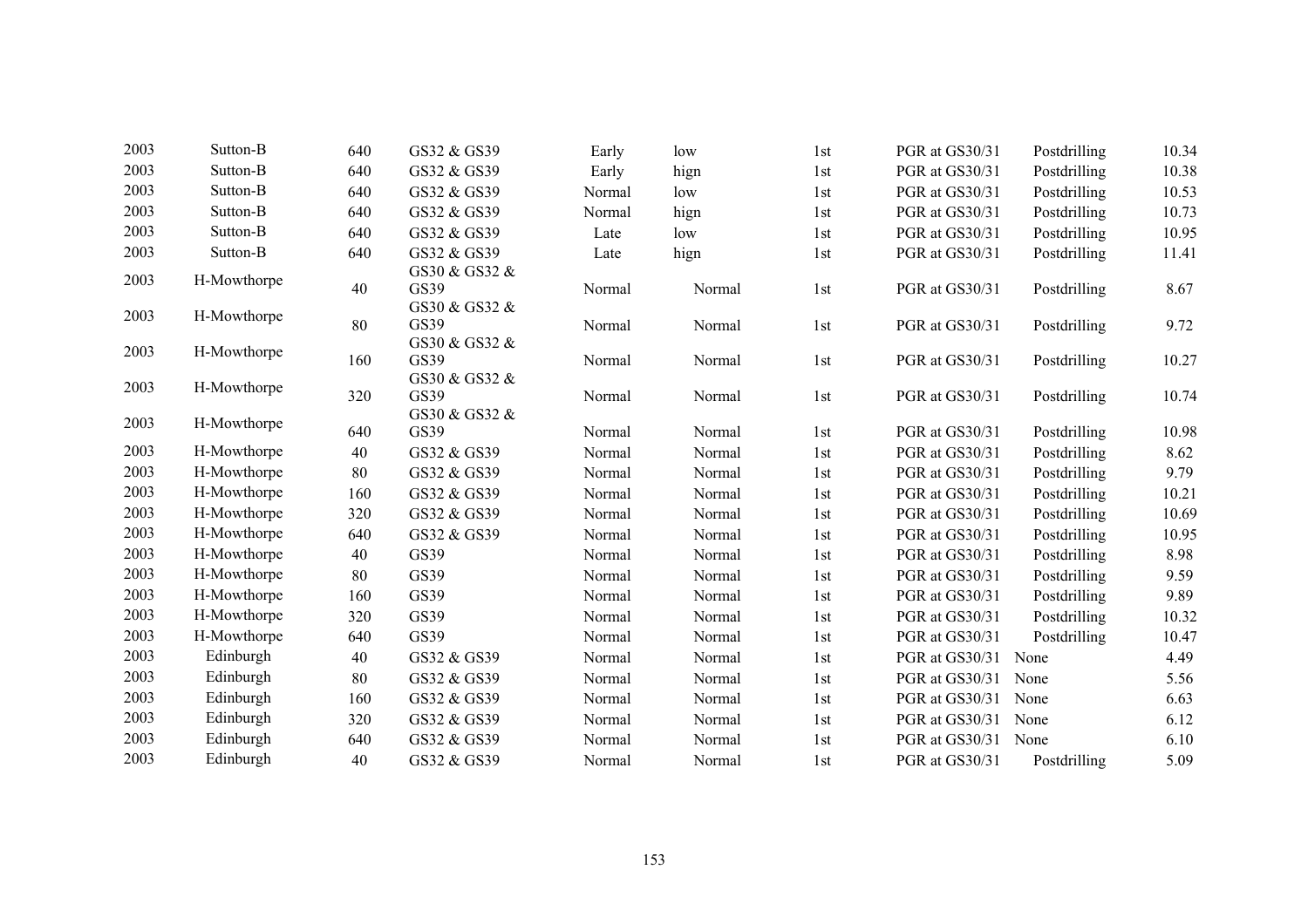| | | | | | | | | | |
|---|---|---|---|---|---|---|---|---|---|
| 2003 | Sutton-B | 640 | GS32 & GS39 | Early | low | 1st | PGR at GS30/31 | Postdrilling | 10.34 |
| 2003 | Sutton-B | 640 | GS32 & GS39 | Early | hign | 1st | PGR at GS30/31 | Postdrilling | 10.38 |
| 2003 | Sutton-B | 640 | GS32 & GS39 | Normal | low | 1st | PGR at GS30/31 | Postdrilling | 10.53 |
| 2003 | Sutton-B | 640 | GS32 & GS39 | Normal | hign | 1st | PGR at GS30/31 | Postdrilling | 10.73 |
| 2003 | Sutton-B | 640 | GS32 & GS39 | Late | low | 1st | PGR at GS30/31 | Postdrilling | 10.95 |
| 2003 | Sutton-B | 640 | GS32 & GS39 | Late | hign | 1st | PGR at GS30/31 | Postdrilling | 11.41 |
| 2003 | H-Mowthorpe | 40 | GS30 & GS32 & GS39 | Normal | Normal | 1st | PGR at GS30/31 | Postdrilling | 8.67 |
| 2003 | H-Mowthorpe | 80 | GS30 & GS32 & GS39 | Normal | Normal | 1st | PGR at GS30/31 | Postdrilling | 9.72 |
| 2003 | H-Mowthorpe | 160 | GS30 & GS32 & GS39 | Normal | Normal | 1st | PGR at GS30/31 | Postdrilling | 10.27 |
| 2003 | H-Mowthorpe | 320 | GS30 & GS32 & GS39 | Normal | Normal | 1st | PGR at GS30/31 | Postdrilling | 10.74 |
| 2003 | H-Mowthorpe | 640 | GS30 & GS32 & GS39 | Normal | Normal | 1st | PGR at GS30/31 | Postdrilling | 10.98 |
| 2003 | H-Mowthorpe | 40 | GS32 & GS39 | Normal | Normal | 1st | PGR at GS30/31 | Postdrilling | 8.62 |
| 2003 | H-Mowthorpe | 80 | GS32 & GS39 | Normal | Normal | 1st | PGR at GS30/31 | Postdrilling | 9.79 |
| 2003 | H-Mowthorpe | 160 | GS32 & GS39 | Normal | Normal | 1st | PGR at GS30/31 | Postdrilling | 10.21 |
| 2003 | H-Mowthorpe | 320 | GS32 & GS39 | Normal | Normal | 1st | PGR at GS30/31 | Postdrilling | 10.69 |
| 2003 | H-Mowthorpe | 640 | GS32 & GS39 | Normal | Normal | 1st | PGR at GS30/31 | Postdrilling | 10.95 |
| 2003 | H-Mowthorpe | 40 | GS39 | Normal | Normal | 1st | PGR at GS30/31 | Postdrilling | 8.98 |
| 2003 | H-Mowthorpe | 80 | GS39 | Normal | Normal | 1st | PGR at GS30/31 | Postdrilling | 9.59 |
| 2003 | H-Mowthorpe | 160 | GS39 | Normal | Normal | 1st | PGR at GS30/31 | Postdrilling | 9.89 |
| 2003 | H-Mowthorpe | 320 | GS39 | Normal | Normal | 1st | PGR at GS30/31 | Postdrilling | 10.32 |
| 2003 | H-Mowthorpe | 640 | GS39 | Normal | Normal | 1st | PGR at GS30/31 | Postdrilling | 10.47 |
| 2003 | Edinburgh | 40 | GS32 & GS39 | Normal | Normal | 1st | PGR at GS30/31 | None | 4.49 |
| 2003 | Edinburgh | 80 | GS32 & GS39 | Normal | Normal | 1st | PGR at GS30/31 | None | 5.56 |
| 2003 | Edinburgh | 160 | GS32 & GS39 | Normal | Normal | 1st | PGR at GS30/31 | None | 6.63 |
| 2003 | Edinburgh | 320 | GS32 & GS39 | Normal | Normal | 1st | PGR at GS30/31 | None | 6.12 |
| 2003 | Edinburgh | 640 | GS32 & GS39 | Normal | Normal | 1st | PGR at GS30/31 | None | 6.10 |
| 2003 | Edinburgh | 40 | GS32 & GS39 | Normal | Normal | 1st | PGR at GS30/31 | Postdrilling | 5.09 |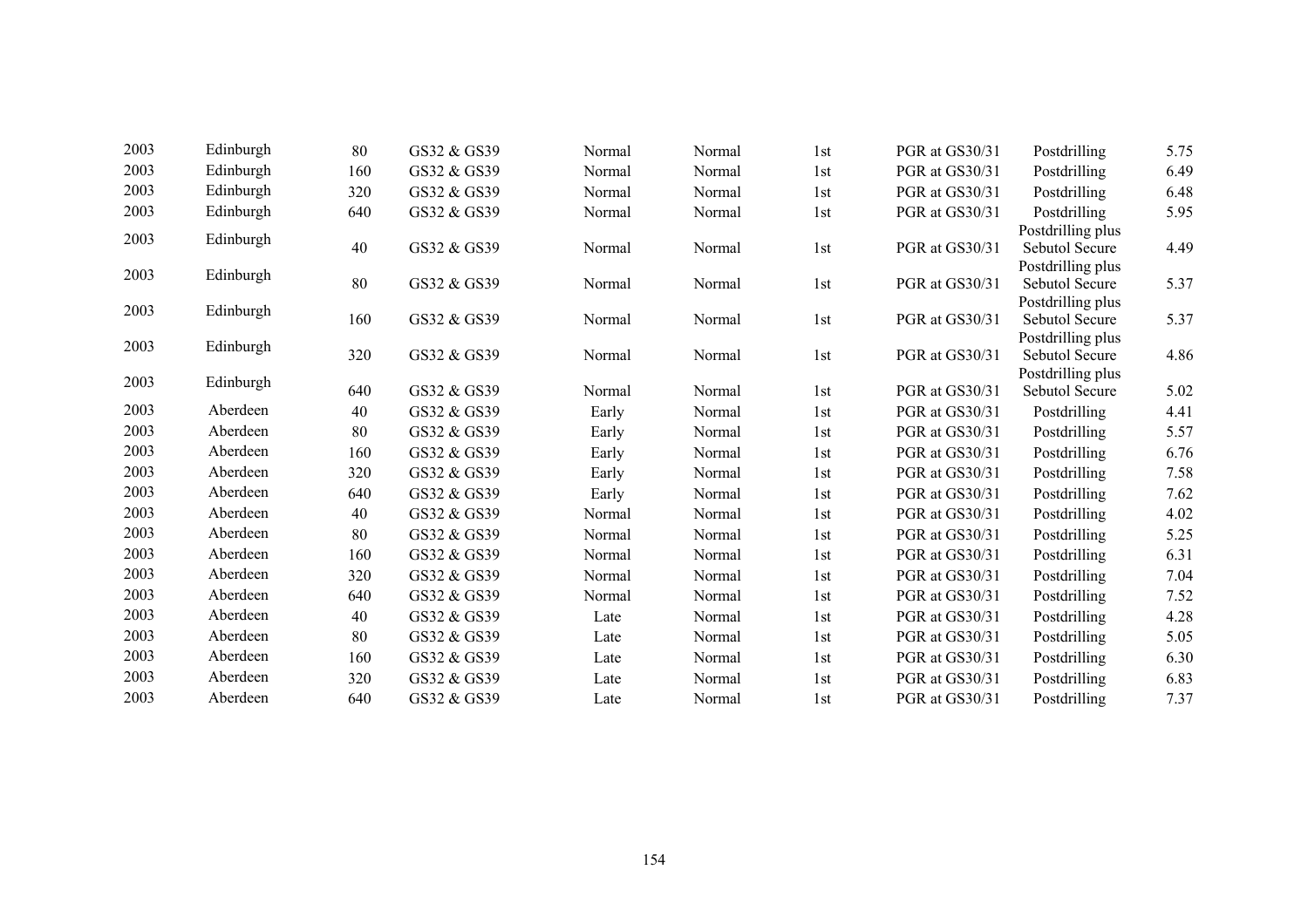| | | | | | | | | | |
|---|---|---|---|---|---|---|---|---|---|
| 2003 | Edinburgh | 80 | GS32 & GS39 | Normal | Normal | 1st | PGR at GS30/31 | Postdrilling | 5.75 |
| 2003 | Edinburgh | 160 | GS32 & GS39 | Normal | Normal | 1st | PGR at GS30/31 | Postdrilling | 6.49 |
| 2003 | Edinburgh | 320 | GS32 & GS39 | Normal | Normal | 1st | PGR at GS30/31 | Postdrilling | 6.48 |
| 2003 | Edinburgh | 640 | GS32 & GS39 | Normal | Normal | 1st | PGR at GS30/31 | Postdrilling | 5.95 |
| 2003 | Edinburgh | 40 | GS32 & GS39 | Normal | Normal | 1st | PGR at GS30/31 | Postdrilling plus Sebutol Secure | 4.49 |
| 2003 | Edinburgh | 80 | GS32 & GS39 | Normal | Normal | 1st | PGR at GS30/31 | Postdrilling plus Sebutol Secure | 5.37 |
| 2003 | Edinburgh | 160 | GS32 & GS39 | Normal | Normal | 1st | PGR at GS30/31 | Postdrilling plus Sebutol Secure | 5.37 |
| 2003 | Edinburgh | 320 | GS32 & GS39 | Normal | Normal | 1st | PGR at GS30/31 | Postdrilling plus Sebutol Secure | 4.86 |
| 2003 | Edinburgh | 640 | GS32 & GS39 | Normal | Normal | 1st | PGR at GS30/31 | Postdrilling plus Sebutol Secure | 5.02 |
| 2003 | Aberdeen | 40 | GS32 & GS39 | Early | Normal | 1st | PGR at GS30/31 | Postdrilling | 4.41 |
| 2003 | Aberdeen | 80 | GS32 & GS39 | Early | Normal | 1st | PGR at GS30/31 | Postdrilling | 5.57 |
| 2003 | Aberdeen | 160 | GS32 & GS39 | Early | Normal | 1st | PGR at GS30/31 | Postdrilling | 6.76 |
| 2003 | Aberdeen | 320 | GS32 & GS39 | Early | Normal | 1st | PGR at GS30/31 | Postdrilling | 7.58 |
| 2003 | Aberdeen | 640 | GS32 & GS39 | Early | Normal | 1st | PGR at GS30/31 | Postdrilling | 7.62 |
| 2003 | Aberdeen | 40 | GS32 & GS39 | Normal | Normal | 1st | PGR at GS30/31 | Postdrilling | 4.02 |
| 2003 | Aberdeen | 80 | GS32 & GS39 | Normal | Normal | 1st | PGR at GS30/31 | Postdrilling | 5.25 |
| 2003 | Aberdeen | 160 | GS32 & GS39 | Normal | Normal | 1st | PGR at GS30/31 | Postdrilling | 6.31 |
| 2003 | Aberdeen | 320 | GS32 & GS39 | Normal | Normal | 1st | PGR at GS30/31 | Postdrilling | 7.04 |
| 2003 | Aberdeen | 640 | GS32 & GS39 | Normal | Normal | 1st | PGR at GS30/31 | Postdrilling | 7.52 |
| 2003 | Aberdeen | 40 | GS32 & GS39 | Late | Normal | 1st | PGR at GS30/31 | Postdrilling | 4.28 |
| 2003 | Aberdeen | 80 | GS32 & GS39 | Late | Normal | 1st | PGR at GS30/31 | Postdrilling | 5.05 |
| 2003 | Aberdeen | 160 | GS32 & GS39 | Late | Normal | 1st | PGR at GS30/31 | Postdrilling | 6.30 |
| 2003 | Aberdeen | 320 | GS32 & GS39 | Late | Normal | 1st | PGR at GS30/31 | Postdrilling | 6.83 |
| 2003 | Aberdeen | 640 | GS32 & GS39 | Late | Normal | 1st | PGR at GS30/31 | Postdrilling | 7.37 |